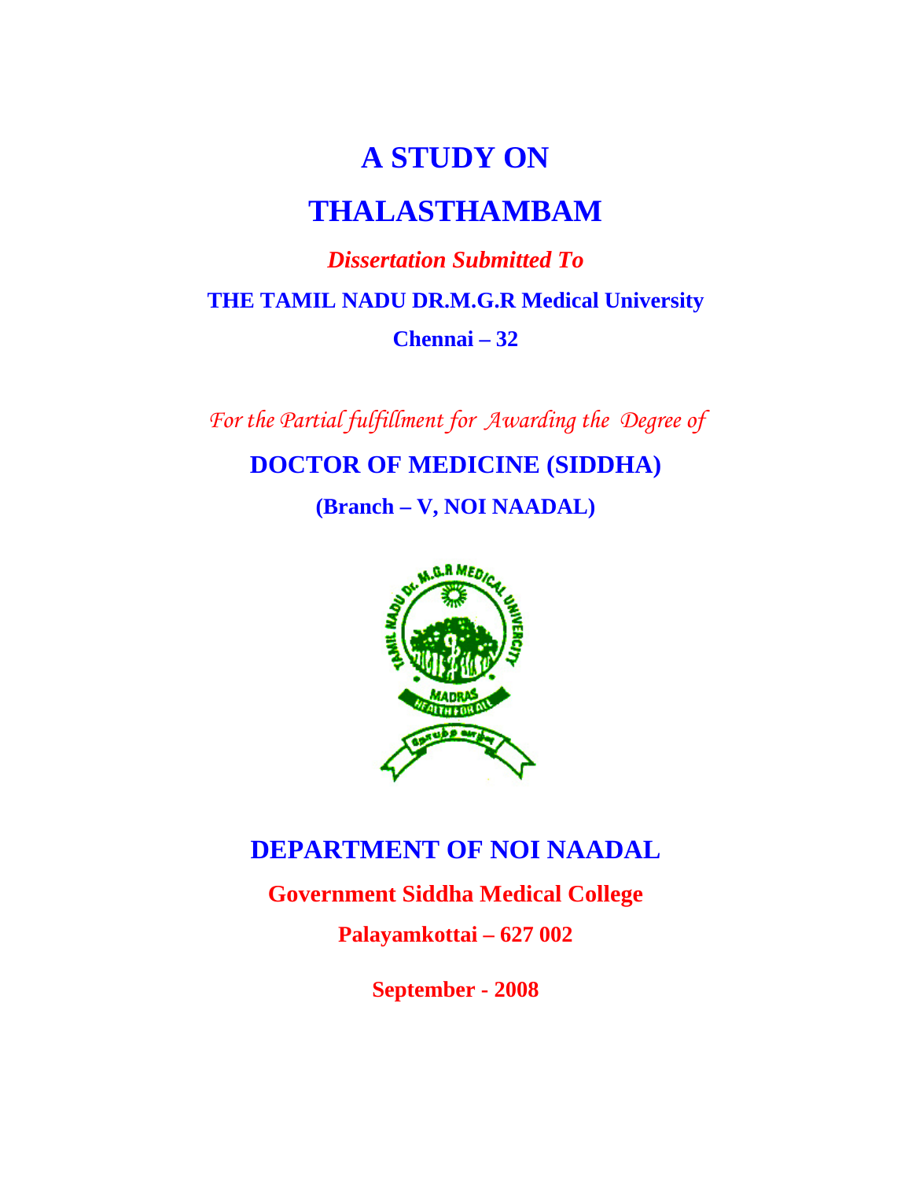# A STUDY ON

# THALASTHAMBAM

***Dissertation Submitted To***

**THE TAMIL NADU DR.M.G.R Medical University**

**Chennai – 32**

*For the Partial fulfillment for Awarding the Degree of*

**DOCTOR OF MEDICINE (SIDDHA)**

**(Branch – V, NOI NAADAL)**

**DEPARTMENT OF NOI NAADAL**

**Government Siddha Medical College**

**Palayamkottai – 627 002**

**September - 2008**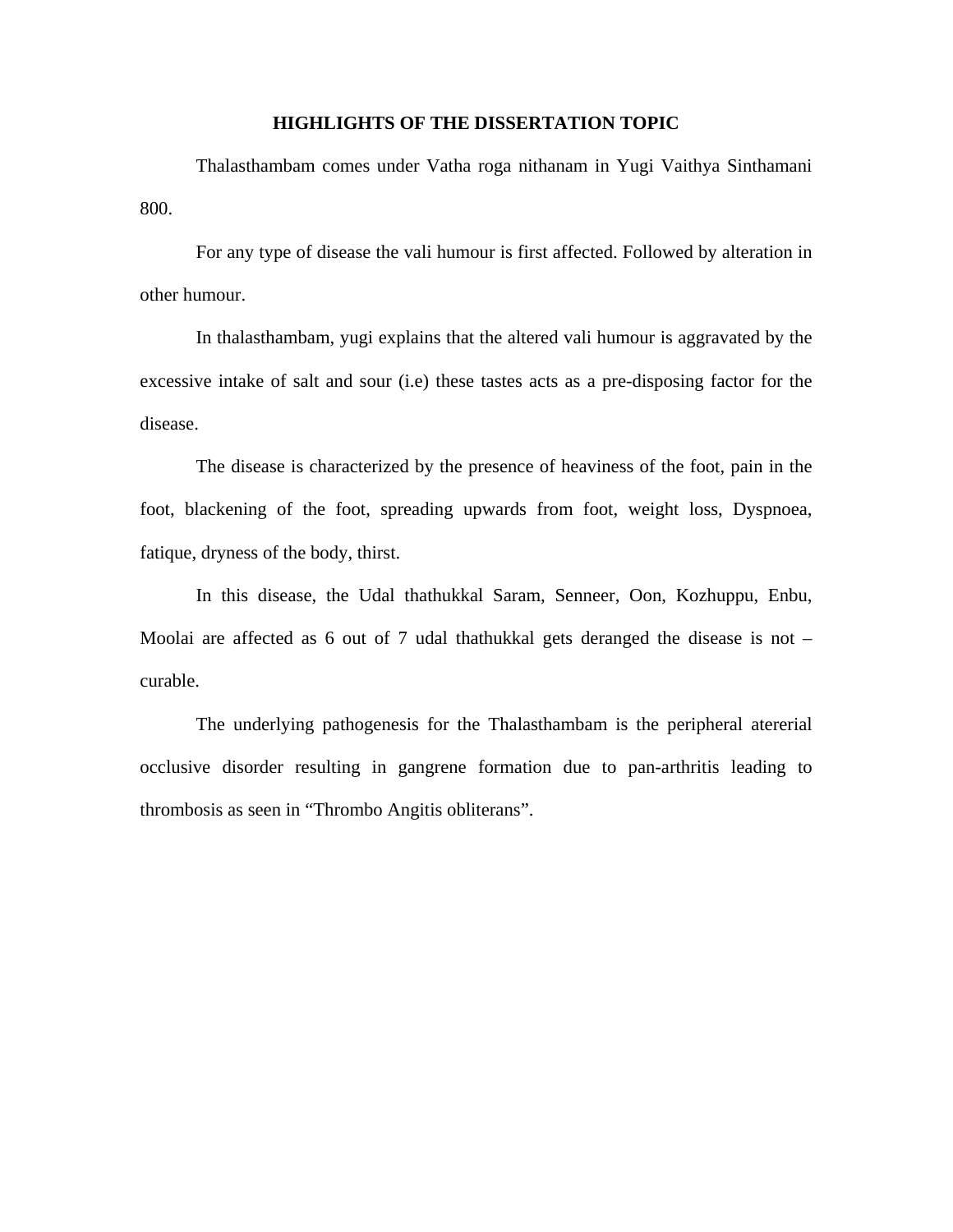# HIGHLIGHTS OF THE DISSERTATION TOPIC

Thalasthambam comes under Vatha roga nithanam in Yugi Vaithya Sinthamani 800.

For any type of disease the vali humour is first affected. Followed by alteration in other humour.

In thalasthambam, yugi explains that the altered vali humour is aggravated by the excessive intake of salt and sour (i.e) these tastes acts as a pre-disposing factor for the disease.

The disease is characterized by the presence of heaviness of the foot, pain in the foot, blackening of the foot, spreading upwards from foot, weight loss, Dyspnoea, fatique, dryness of the body, thirst.

In this disease, the Udal thathukkal Saram, Senneer, Oon, Kozhuppu, Enbu, Moolai are affected as 6 out of 7 udal thathukkal gets deranged the disease is not – curable.

The underlying pathogenesis for the Thalasthambam is the peripheral atererial occlusive disorder resulting in gangrene formation due to pan-arthritis leading to thrombosis as seen in “Thrombo Angitis obliterans”.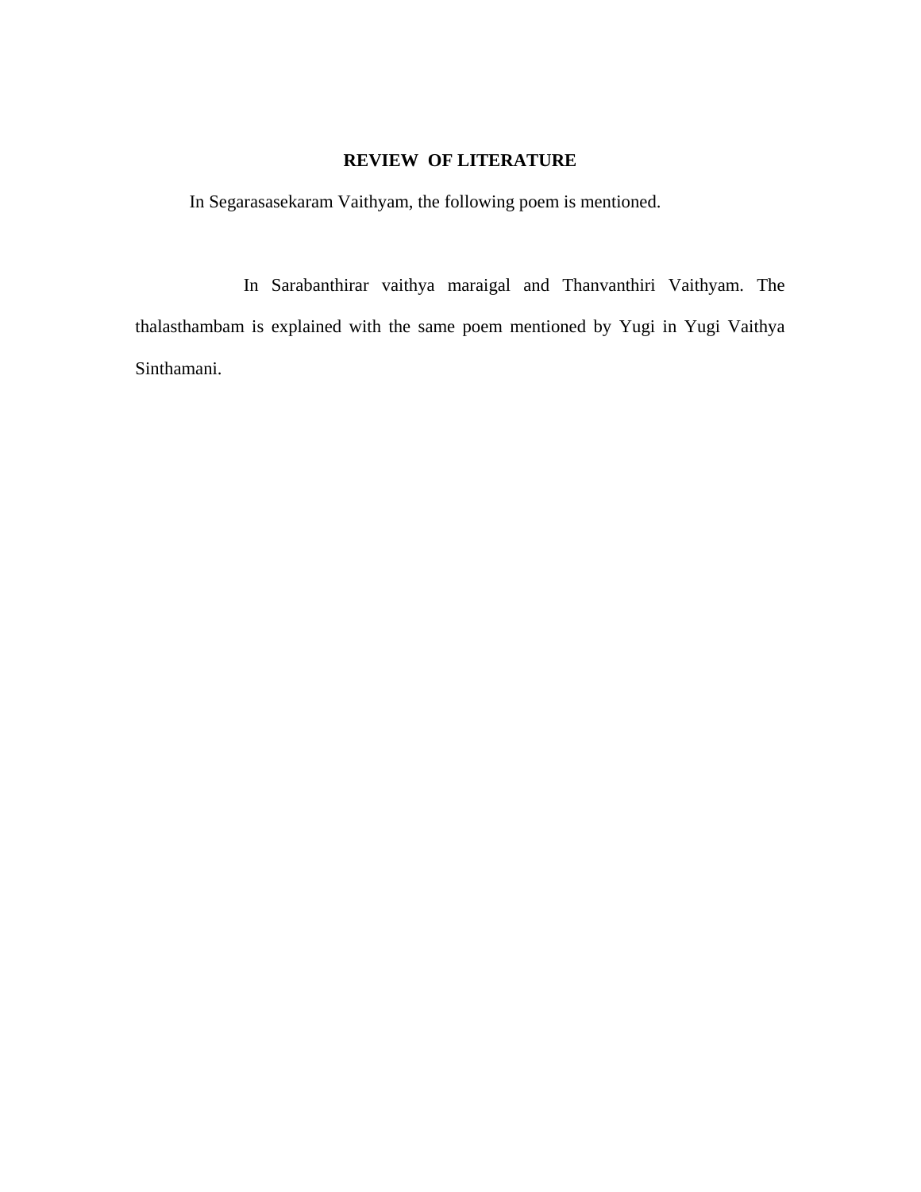# REVIEW OF LITERATURE

In Segarasasekaram Vaithyam, the following poem is mentioned.

In Sarabanthirar vaithya maraigal and Thanvanthiri Vaithyam. The thalasthambam is explained with the same poem mentioned by Yugi in Yugi Vaithya Sinthamani.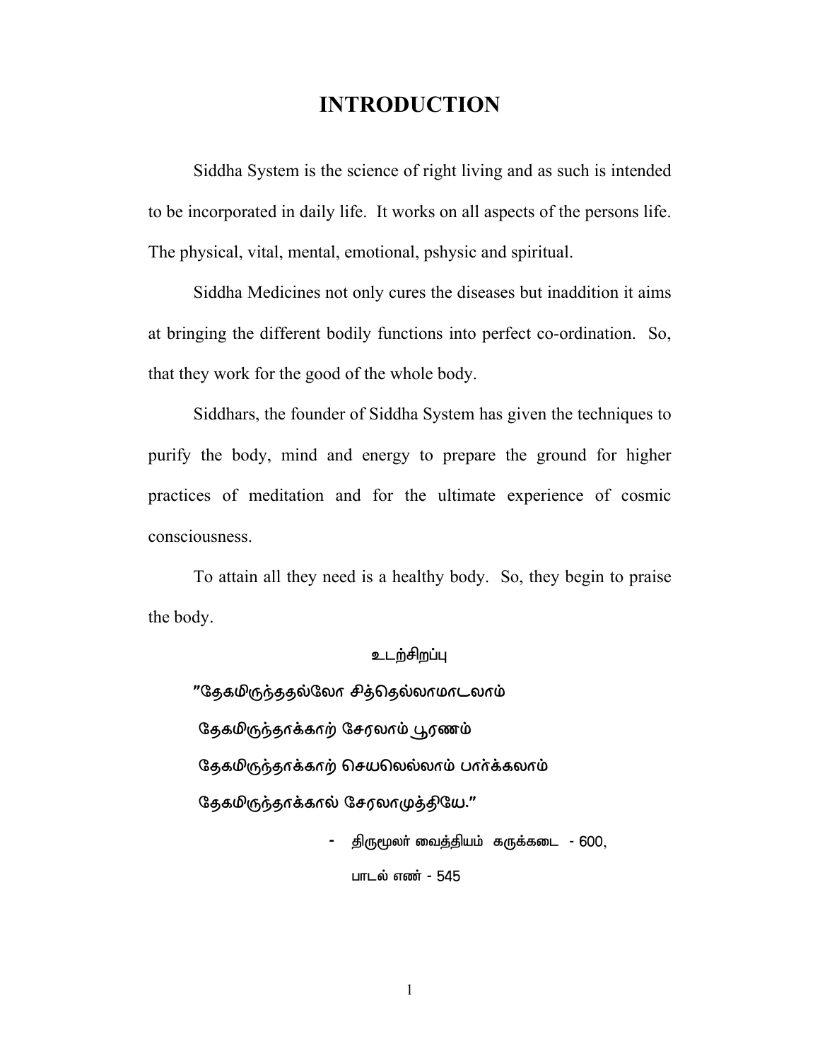# INTRODUCTION

Siddha System is the science of right living and as such is intended to be incorporated in daily life. It works on all aspects of the persons life. The physical, vital, mental, emotional, pshysic and spiritual.

Siddha Medicines not only cures the diseases but inaddition it aims at bringing the different bodily functions into perfect co-ordination. So, that they work for the good of the whole body.

Siddhars, the founder of Siddha System has given the techniques to purify the body, mind and energy to prepare the ground for higher practices of meditation and for the ultimate experience of cosmic consciousness.

To attain all they need is a healthy body. So, they begin to praise the body.

உடற்சிறப்பு

"தேகமிருந்ததல்லோ சித்தெல்லாமாடலாம்
தேகமிருந்தாக்காற் சேரலாம் பூரணம்
தேகமிருந்தாக்காற் செயலெல்லாம் பார்க்கலாம்
தேகமிருந்தாக்கால் சேரலாமுத்தியே."

- திருமூலர் வைத்தியம் கருக்கடை - 600,
பாடல் எண் - 545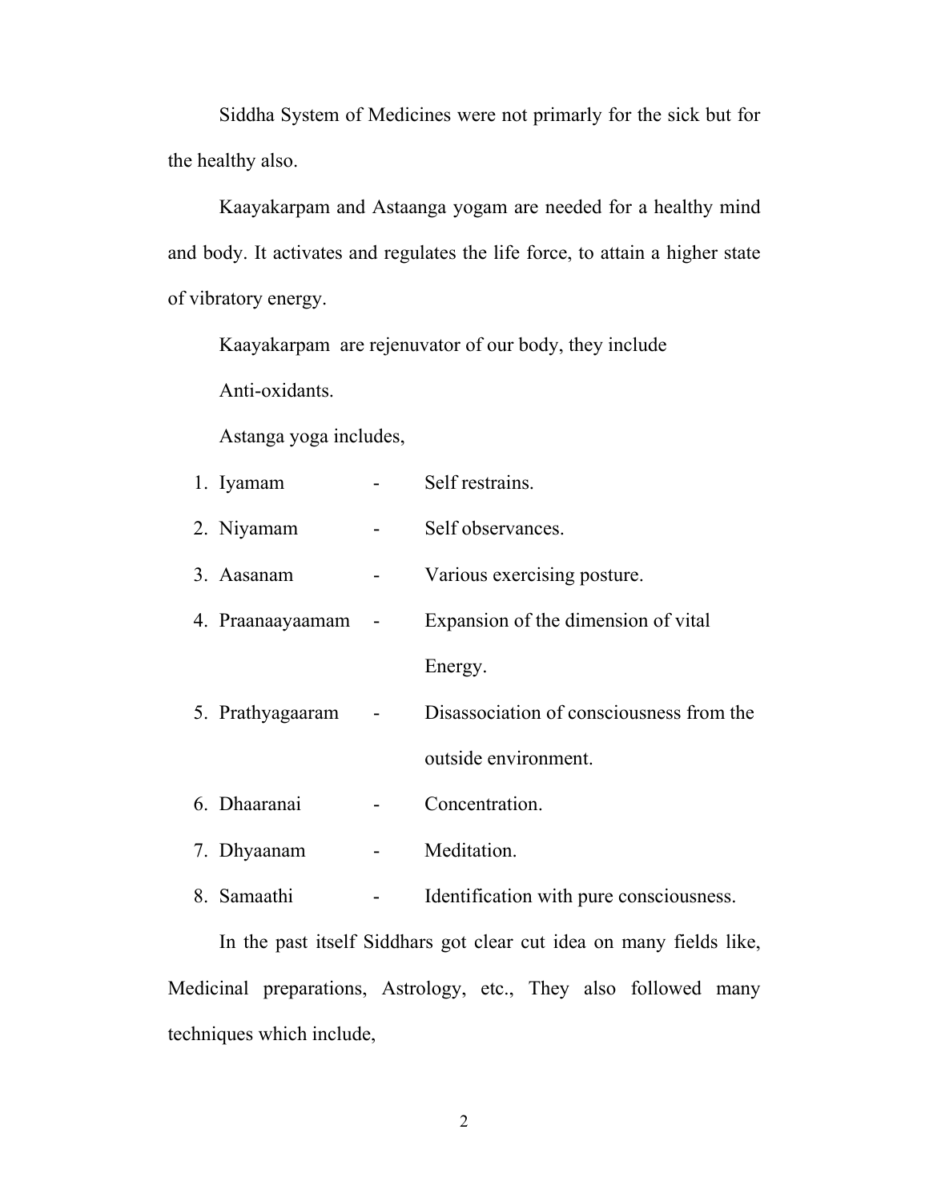Siddha System of Medicines were not primarily for the sick but for the healthy also.

Kaayakarpam and Astaanga yogam are needed for a healthy mind and body. It activates and regulates the life force, to attain a higher state of vibratory energy.

Kaayakarpam are rejenuvator of our body, they include Anti-oxidants.

Astanga yoga includes,

1. Iyamam - Self restrains.
2. Niyamam - Self observances.
3. Aasanam - Various exercising posture.
4. Praanaayaamam - Expansion of the dimension of vital Energy.
5. Prathyagaaram - Disassociation of consciousness from the outside environment.
6. Dhaaranai - Concentration.
7. Dhyaanam - Meditation.
8. Samaathi - Identification with pure consciousness.

In the past itself Siddhars got clear cut idea on many fields like, Medicinal preparations, Astrology, etc., They also followed many techniques which include,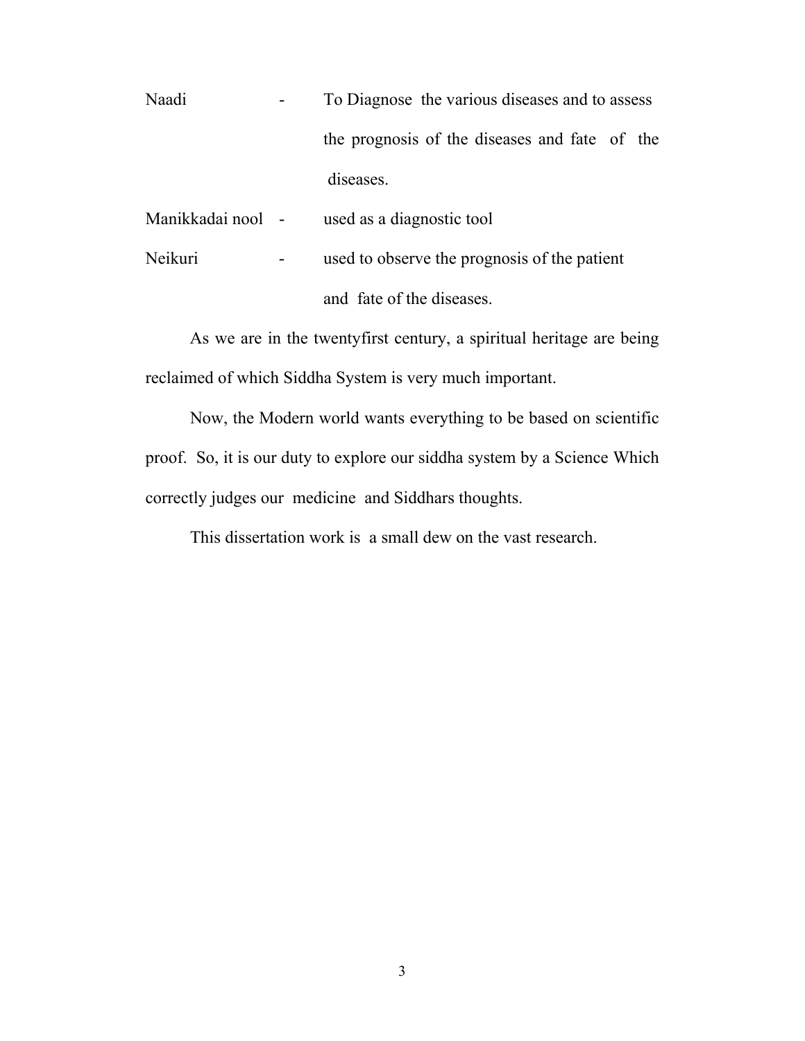Naadi - To Diagnose the various diseases and to assess the prognosis of the diseases and fate of the diseases.

Manikkadai nool - used as a diagnostic tool

Neikuri - used to observe the prognosis of the patient and fate of the diseases.

As we are in the twentyfirst century, a spiritual heritage are being reclaimed of which Siddha System is very much important.

Now, the Modern world wants everything to be based on scientific proof. So, it is our duty to explore our siddha system by a Science Which correctly judges our medicine and Siddhars thoughts.

This dissertation work is a small dew on the vast research.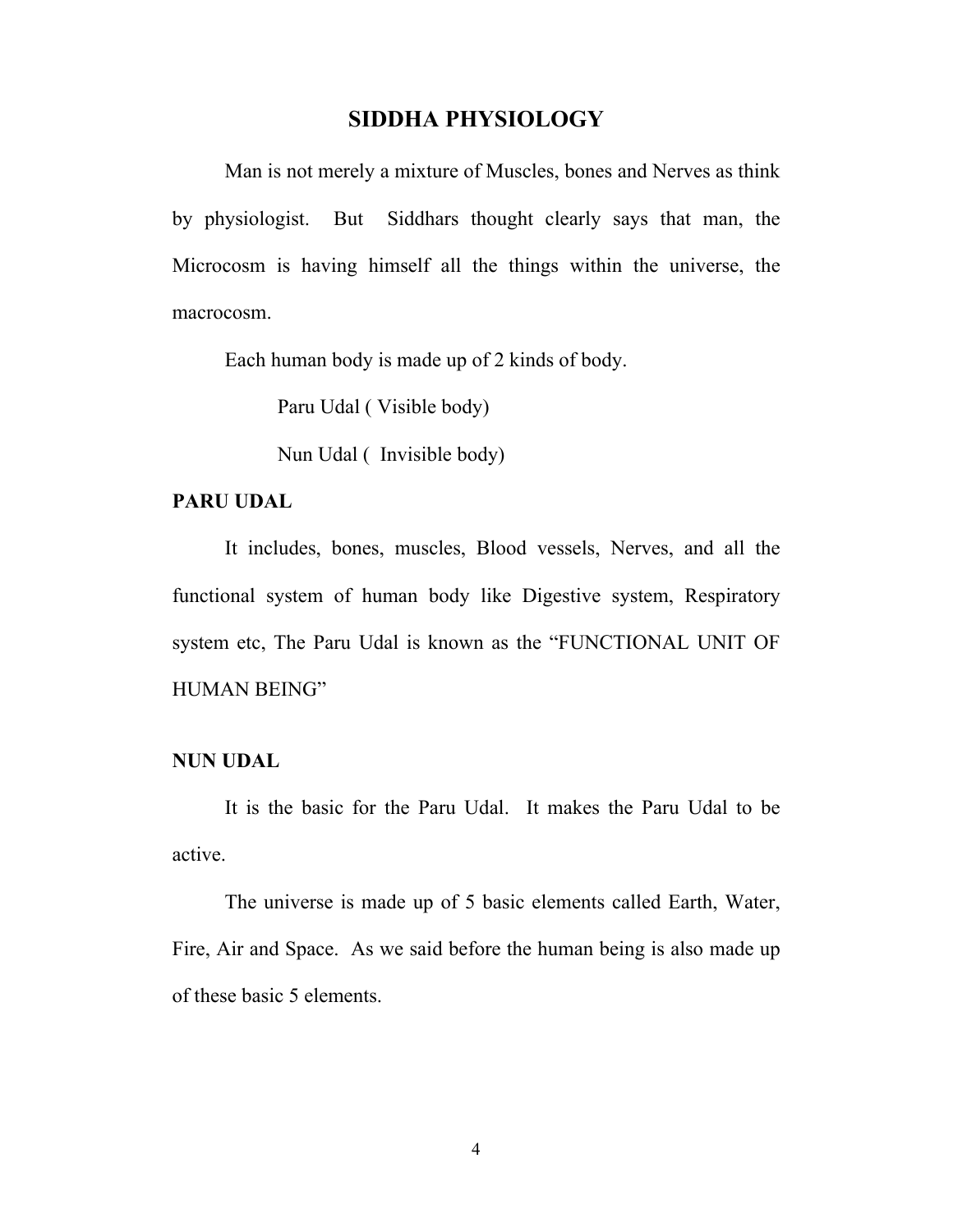# SIDDHA PHYSIOLOGY

Man is not merely a mixture of Muscles, bones and Nerves as think by physiologist. But Siddhars thought clearly says that man, the Microcosm is having himself all the things within the universe, the macrocosm.

Each human body is made up of 2 kinds of body.

Paru Udal ( Visible body)

Nun Udal ( Invisible body)

**PARU UDAL**

It includes, bones, muscles, Blood vessels, Nerves, and all the functional system of human body like Digestive system, Respiratory system etc, The Paru Udal is known as the "FUNCTIONAL UNIT OF HUMAN BEING"

**NUN UDAL**

It is the basic for the Paru Udal. It makes the Paru Udal to be active.

The universe is made up of 5 basic elements called Earth, Water, Fire, Air and Space. As we said before the human being is also made up of these basic 5 elements.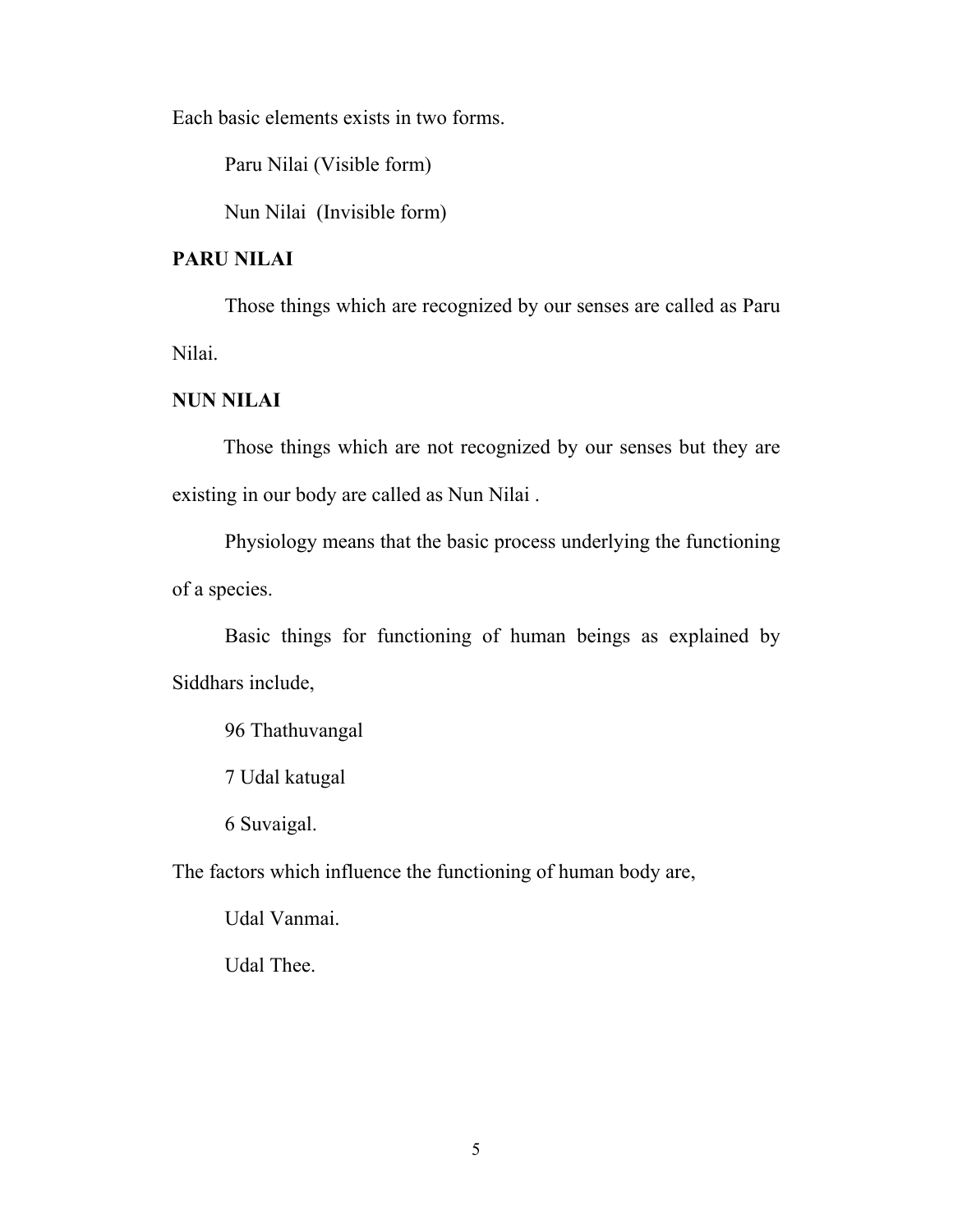Each basic elements exists in two forms.

Paru Nilai (Visible form)

Nun Nilai (Invisible form)

**PARU NILAI**

Those things which are recognized by our senses are called as Paru Nilai.

**NUN NILAI**

Those things which are not recognized by our senses but they are existing in our body are called as Nun Nilai .

Physiology means that the basic process underlying the functioning of a species.

Basic things for functioning of human beings as explained by Siddhars include,

96 Thathuvangal

7 Udal katugal

6 Suvaigal.

The factors which influence the functioning of human body are,

Udal Vanmai.

Udal Thee.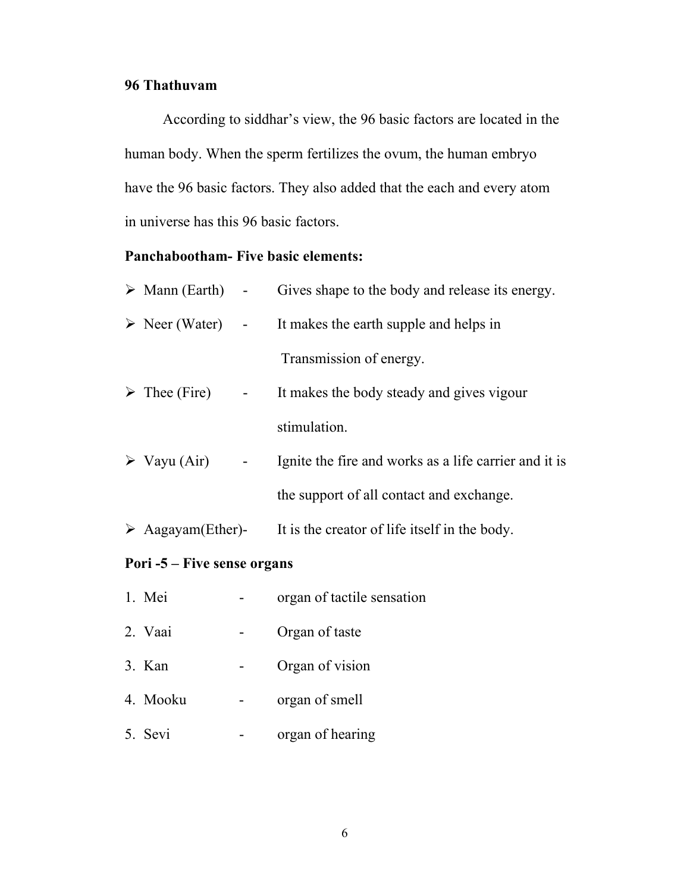**96 Thathuvam**

According to siddhar's view, the 96 basic factors are located in the human body. When the sperm fertilizes the ovum, the human embryo have the 96 basic factors. They also added that the each and every atom in universe has this 96 basic factors.

**Panchabootham- Five basic elements:**

- Mann (Earth) - Gives shape to the body and release its energy.
- Neer (Water) - It makes the earth supple and helps in Transmission of energy.
- Thee (Fire) - It makes the body steady and gives vigour stimulation.
- Vayu (Air) - Ignite the fire and works as a life carrier and it is the support of all contact and exchange.
- Aagayam(Ether)- It is the creator of life itself in the body.

**Pori -5 – Five sense organs**

1. Mei - organ of tactile sensation
2. Vaai - Organ of taste
3. Kan - Organ of vision
4. Mooku - organ of smell
5. Sevi - organ of hearing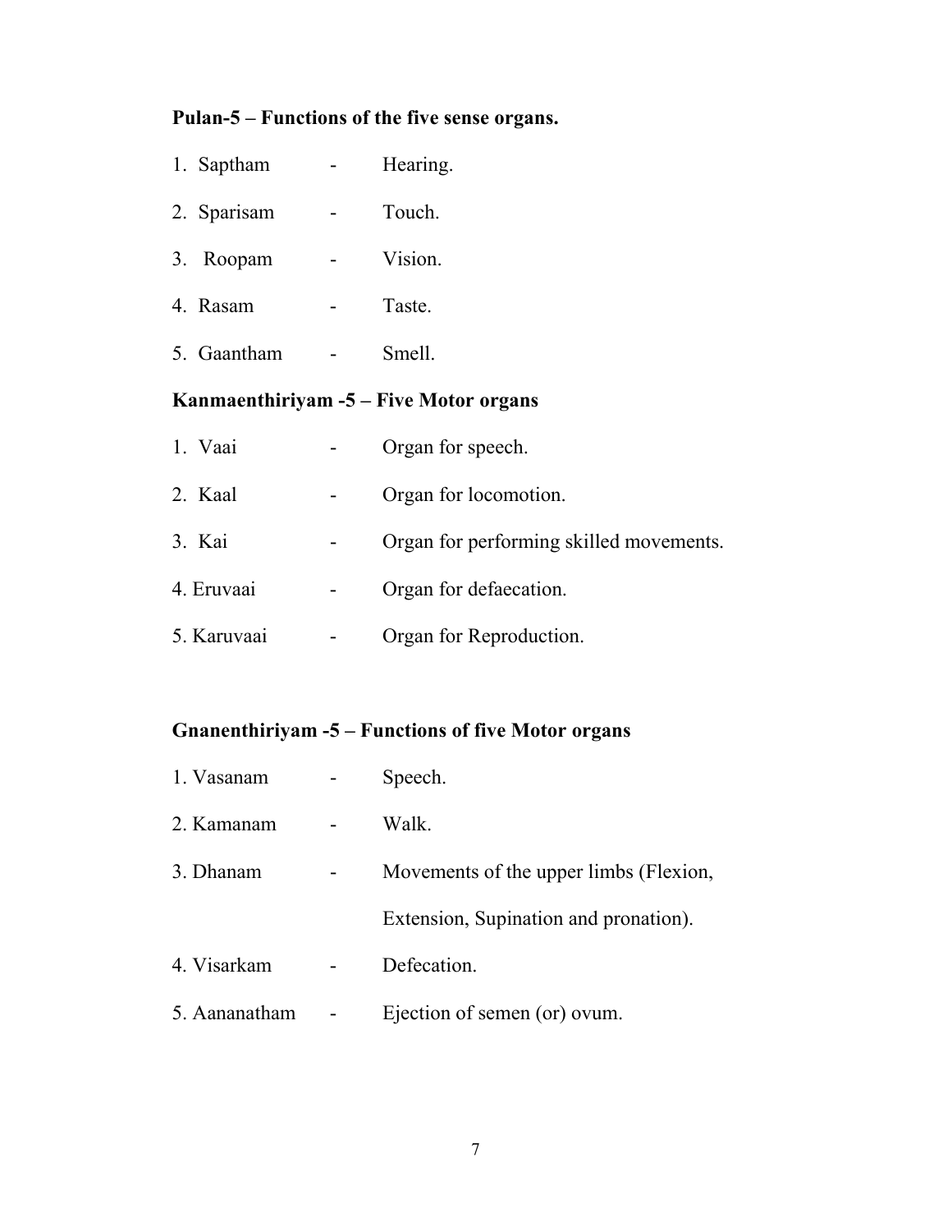**Pulan-5 – Functions of the five sense organs.**

1. Saptham - Hearing.
2. Sparisam - Touch.
3. Roopam - Vision.
4. Rasam - Taste.
5. Gaantham - Smell.

**Kanmaenthiriyam -5 – Five Motor organs**

1. Vaai - Organ for speech.
2. Kaal - Organ for locomotion.
3. Kai - Organ for performing skilled movements.
4. Eruvaai - Organ for defaecation.
5. Karuvaai - Organ for Reproduction.

**Gnanenthiriyam -5 – Functions of five Motor organs**

1. Vasanam - Speech.
2. Kamanam - Walk.
3. Dhanam - Movements of the upper limbs (Flexion, Extension, Supination and pronation).
4. Visarkam - Defecation.
5. Aananatham - Ejection of semen (or) ovum.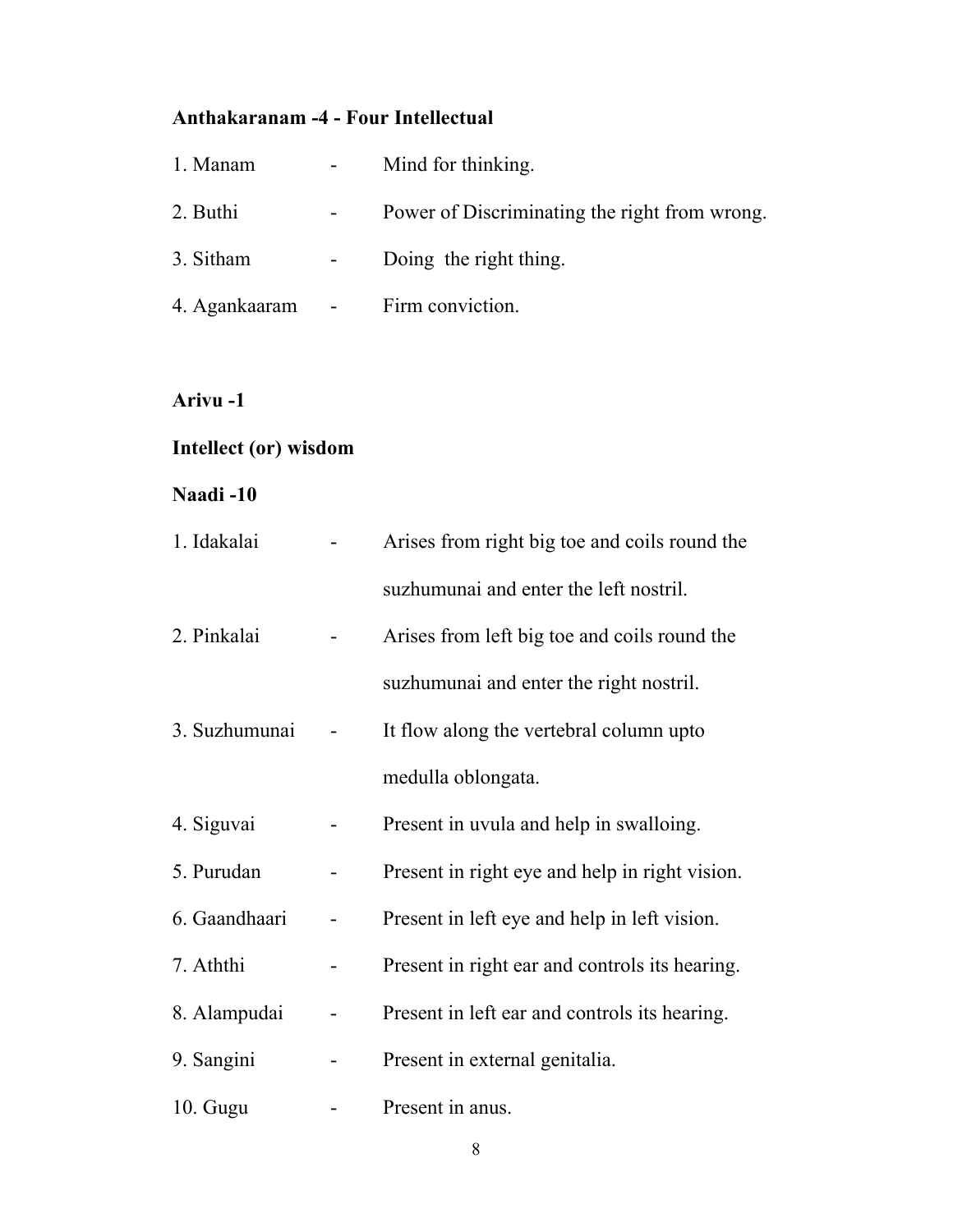**Anthakaranam -4 - Four Intellectual**

1. Manam - Mind for thinking.
2. Buthi - Power of Discriminating the right from wrong.
3. Sitham - Doing the right thing.
4. Agankaaram - Firm conviction.

**Arivu -1**

**Intellect (or) wisdom**

**Naadi -10**

1. Idakalai - Arises from right big toe and coils round the suzhumunai and enter the left nostril.
2. Pinkalai - Arises from left big toe and coils round the suzhumunai and enter the right nostril.
3. Suzhumunai - It flow along the vertebral column upto medulla oblongata.
4. Siguvai - Present in uvula and help in swalloing.
5. Purudan - Present in right eye and help in right vision.
6. Gaandhaari - Present in left eye and help in left vision.
7. Aththi - Present in right ear and controls its hearing.
8. Alampudai - Present in left ear and controls its hearing.
9. Sangini - Present in external genitalia.
10. Gugu - Present in anus.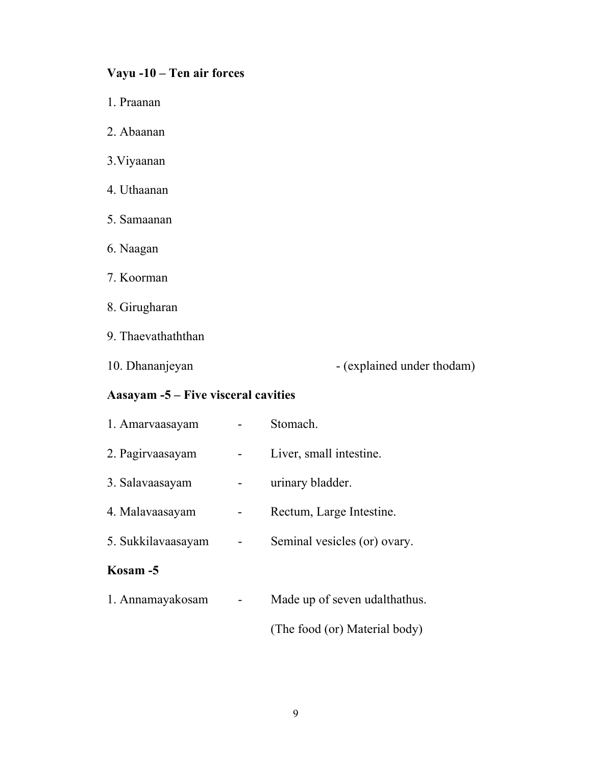**Vayu -10 – Ten air forces**

1. Praanan
2. Abaanan
3. Viyaanan
4. Uthaanan
5. Samaanan
6. Naagan
7. Koorman
8. Girugharan
9. Thaevathaththan
10. Dhananjeyan - (explained under thodam)

**Aasayam -5 – Five visceral cavities**

1. Amarvaasayam - Stomach.
2. Pagirvaasayam - Liver, small intestine.
3. Salavaasayam - urinary bladder.
4. Malavaasayam - Rectum, Large Intestine.
5. Sukkilavaasayam - Seminal vesicles (or) ovary.

**Kosam -5**

1. Annamayakosam - Made up of seven udalthathus.

   (The food (or) Material body)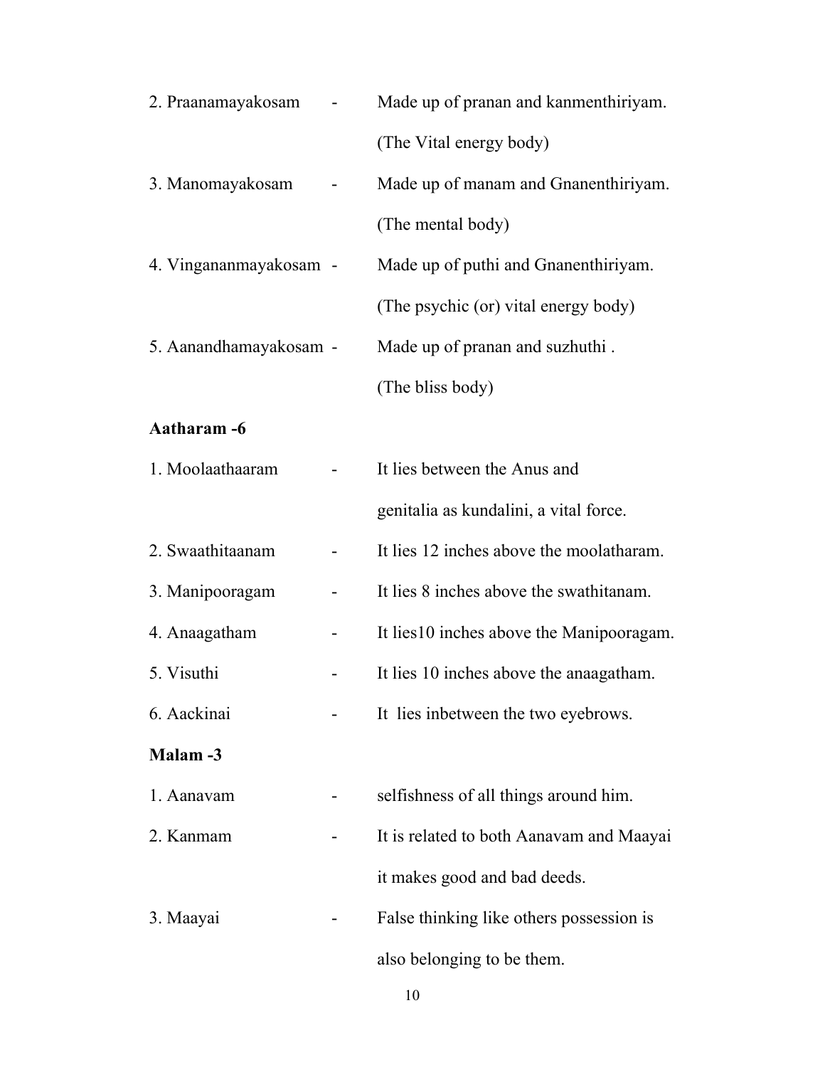2. Praanamayakosam - Made up of pranan and kanmenthiriyam. (The Vital energy body)

3. Manomayakosam - Made up of manam and Gnanenthiriyam. (The mental body)

4. Vingananmayakosam - Made up of puthi and Gnanenthiriyam. (The psychic (or) vital energy body)

5. Aanandhamayakosam - Made up of pranan and suzhuthi . (The bliss body)

**Aatharam -6**

1. Moolaathaaram - It lies between the Anus and genitalia as kundalini, a vital force.

2. Swaathitaanam - It lies 12 inches above the moolatharam.

3. Manipooragam - It lies 8 inches above the swathitanam.

4. Anaagatham - It lies10 inches above the Manipooragam.

5. Visuthi - It lies 10 inches above the anaagatham.

6. Aackinai - It lies inbetween the two eyebrows.

**Malam -3**

1. Aanavam - selfishness of all things around him.

2. Kanmam - It is related to both Aanavam and Maayai it makes good and bad deeds.

3. Maayai - False thinking like others possession is also belonging to be them.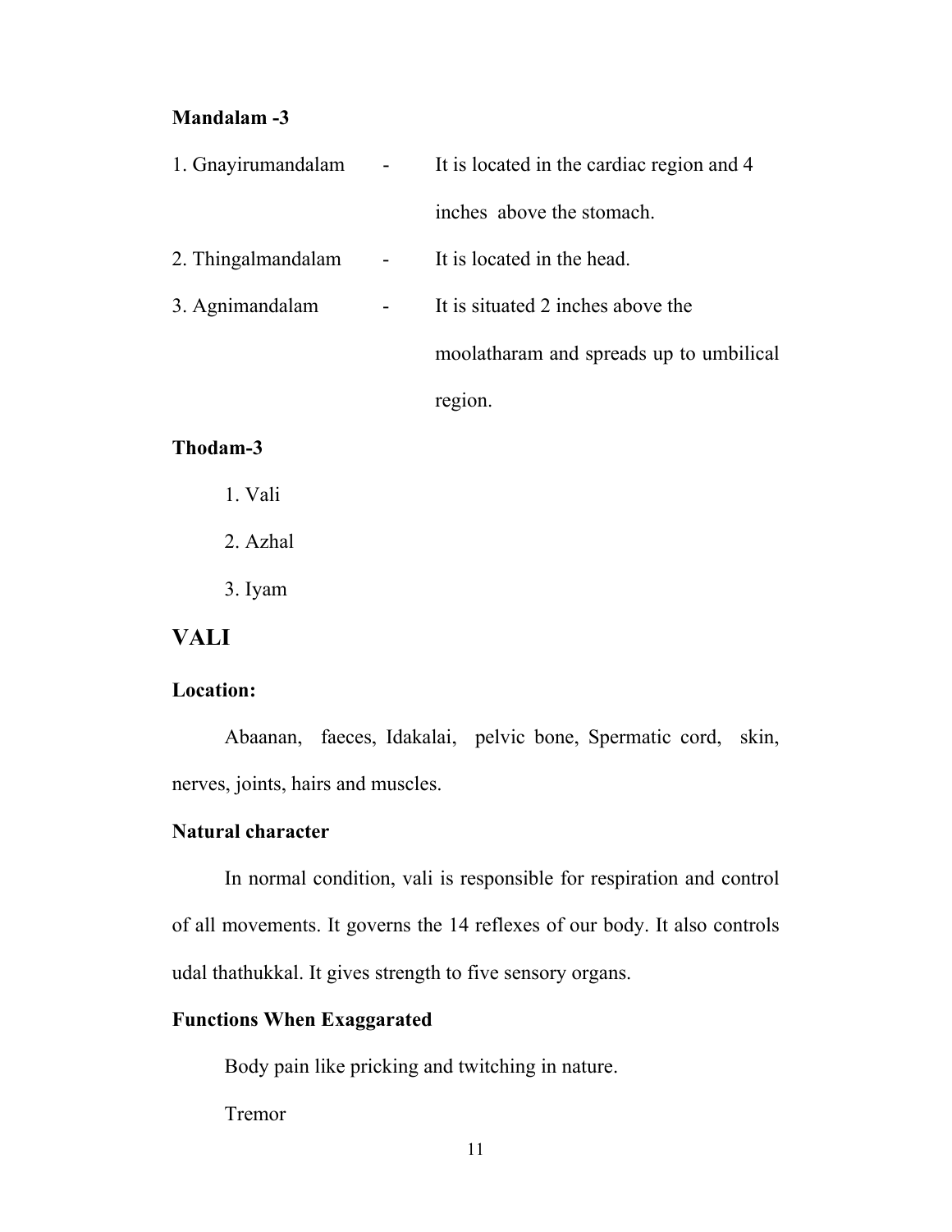**Mandalam -3**

1. Gnayirumandalam - It is located in the cardiac region and 4 inches above the stomach.
2. Thingalmandalam - It is located in the head.
3. Agnimandalam - It is situated 2 inches above the moolatharam and spreads up to umbilical region.

**Thodam-3**

1. Vali
2. Azhal
3. Iyam

## VALI

**Location:**

Abaanan, faeces, Idakalai, pelvic bone, Spermatic cord, skin, nerves, joints, hairs and muscles.

**Natural character**

In normal condition, vali is responsible for respiration and control of all movements. It governs the 14 reflexes of our body. It also controls udal thathukkal. It gives strength to five sensory organs.

**Functions When Exaggarated**

Body pain like pricking and twitching in nature.

Tremor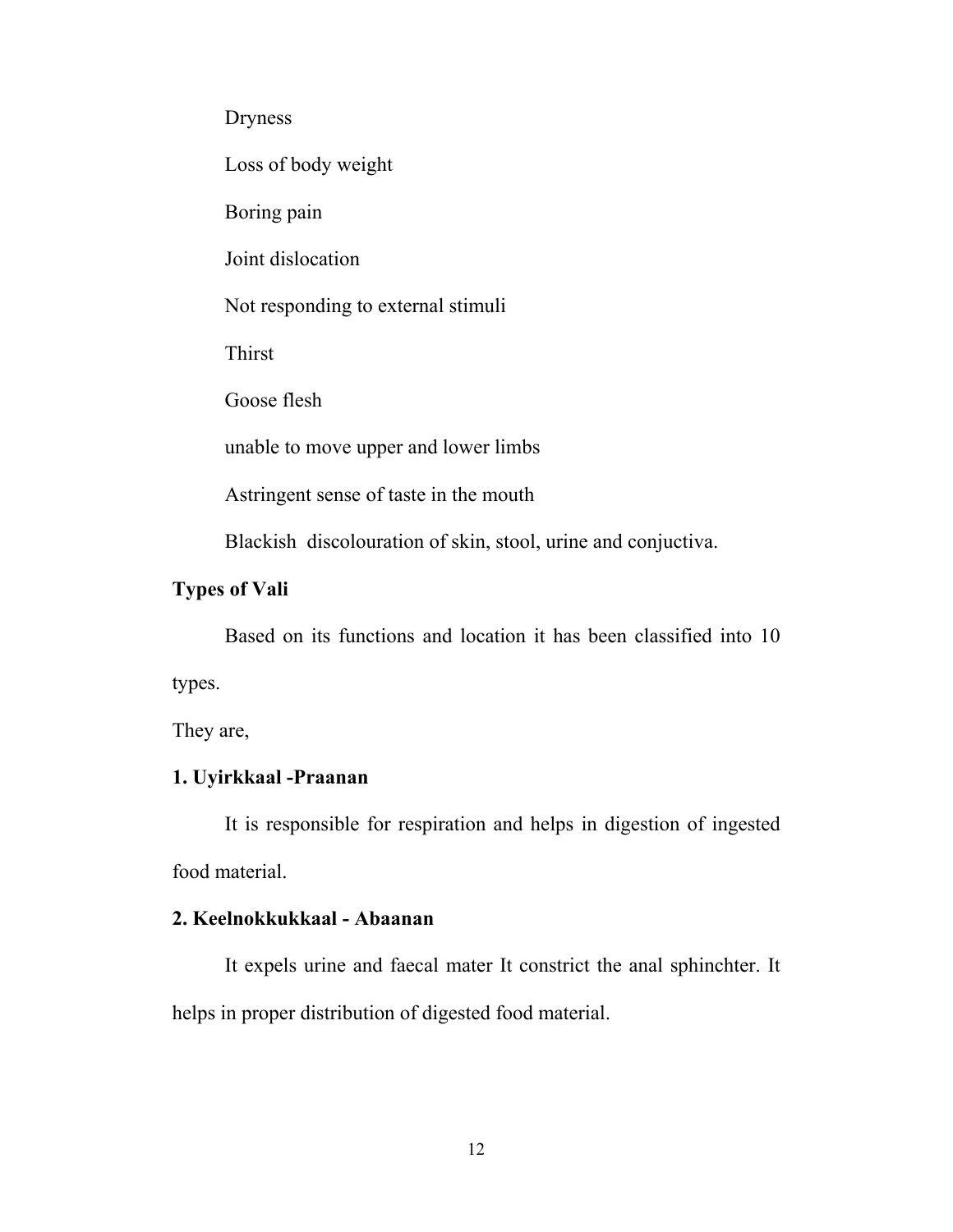Dryness

Loss of body weight

Boring pain

Joint dislocation

Not responding to external stimuli

Thirst

Goose flesh

unable to move upper and lower limbs

Astringent sense of taste in the mouth

Blackish discolouration of skin, stool, urine and conjuctiva.

**Types of Vali**

Based on its functions and location it has been classified into 10 types.

They are,

**1. Uyirkkaal -Praanan**

It is responsible for respiration and helps in digestion of ingested food material.

**2. Keelnokkukkaal - Abaanan**

It expels urine and faecal mater It constrict the anal sphinchter. It helps in proper distribution of digested food material.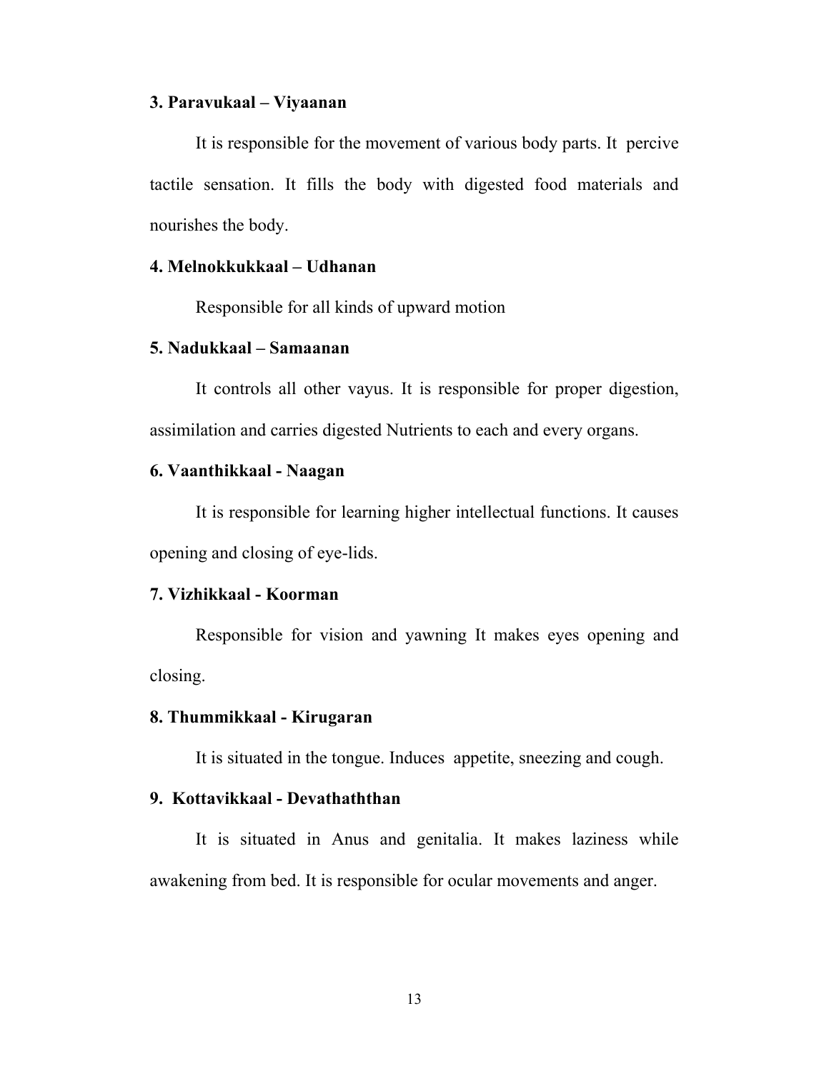**3. Paravukaal – Viyaanan**

It is responsible for the movement of various body parts. It percive tactile sensation. It fills the body with digested food materials and nourishes the body.

**4. Melnokkukkaal – Udhanan**

Responsible for all kinds of upward motion

**5. Nadukkaal – Samaanan**

It controls all other vayus. It is responsible for proper digestion, assimilation and carries digested Nutrients to each and every organs.

**6. Vaanthikkaal - Naagan**

It is responsible for learning higher intellectual functions. It causes opening and closing of eye-lids.

**7. Vizhikkaal - Koorman**

Responsible for vision and yawning It makes eyes opening and closing.

**8. Thummikkaal - Kirugaran**

It is situated in the tongue. Induces appetite, sneezing and cough.

**9. Kottavikkaal - Devathaththan**

It is situated in Anus and genitalia. It makes laziness while awakening from bed. It is responsible for ocular movements and anger.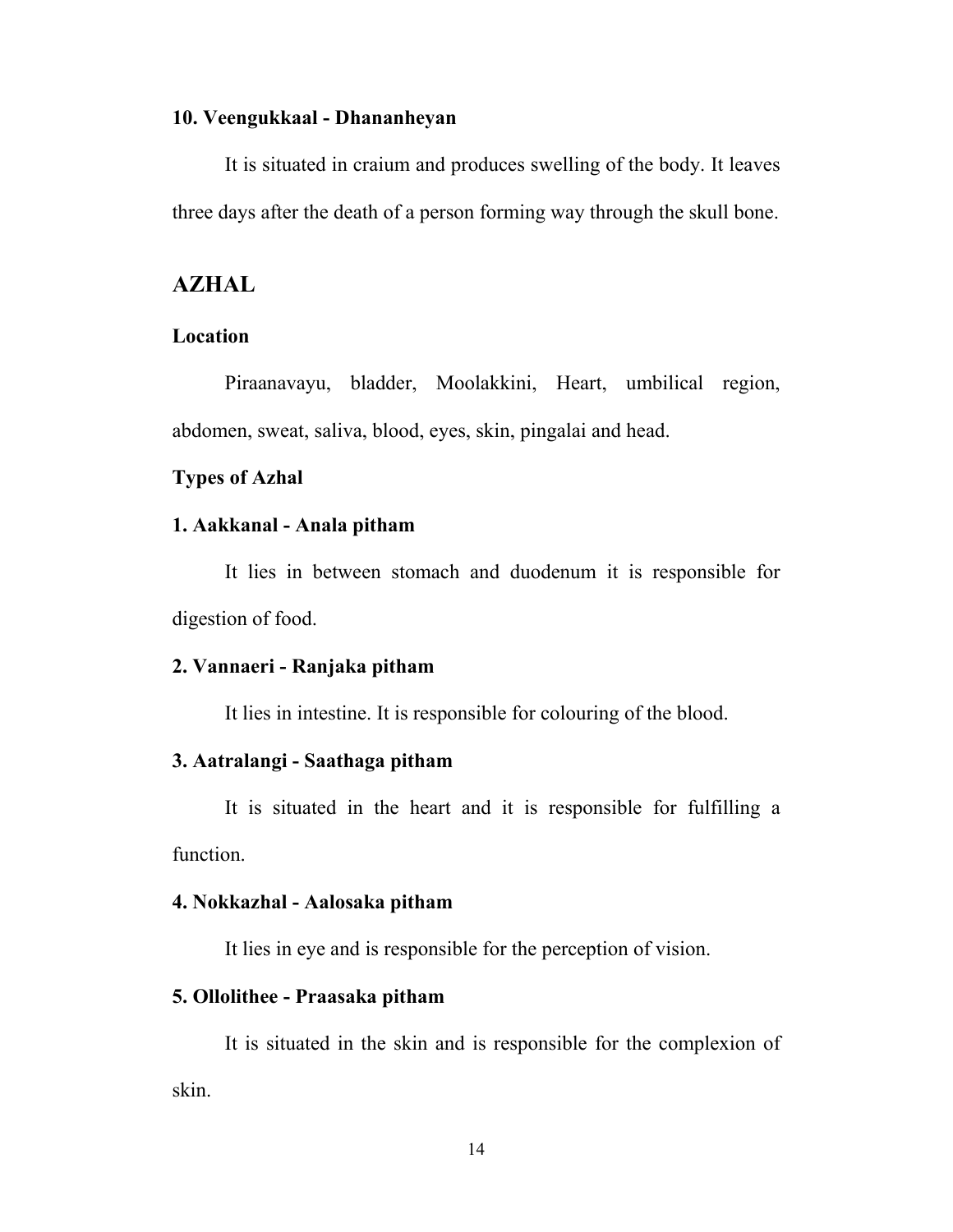**10. Veengukkaal - Dhananheyan**

It is situated in craium and produces swelling of the body. It leaves three days after the death of a person forming way through the skull bone.

## AZHAL

**Location**

Piraanavayu, bladder, Moolakkini, Heart, umbilical region, abdomen, sweat, saliva, blood, eyes, skin, pingalai and head.

**Types of Azhal**

**1. Aakkanal - Anala pitham**

It lies in between stomach and duodenum it is responsible for digestion of food.

**2. Vannaeri - Ranjaka pitham**

It lies in intestine. It is responsible for colouring of the blood.

**3. Aatralangi - Saathaga pitham**

It is situated in the heart and it is responsible for fulfilling a function.

**4. Nokkazhal - Aalosaka pitham**

It lies in eye and is responsible for the perception of vision.

**5. Ollolithee - Praasaka pitham**

It is situated in the skin and is responsible for the complexion of skin.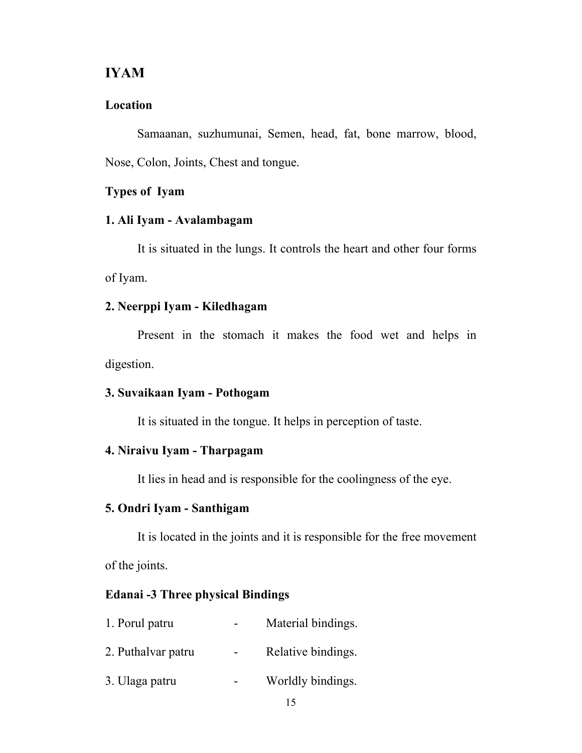## IYAM

### Location

Samaanan, suzhumunai, Semen, head, fat, bone marrow, blood, Nose, Colon, Joints, Chest and tongue.

### Types of Iyam

#### 1. Ali Iyam - Avalambagam

It is situated in the lungs. It controls the heart and other four forms of Iyam.

#### 2. Neerppi Iyam - Kiledhagam

Present in the stomach it makes the food wet and helps in digestion.

#### 3. Suvaikaan Iyam - Pothogam

It is situated in the tongue. It helps in perception of taste.

#### 4. Niraivu Iyam - Tharpagam

It lies in head and is responsible for the coolingness of the eye.

#### 5. Ondri Iyam - Santhigam

It is located in the joints and it is responsible for the free movement of the joints.

### Edanai -3 Three physical Bindings

1. Porul patru - Material bindings.
2. Puthalvar patru - Relative bindings.
3. Ulaga patru - Worldly bindings.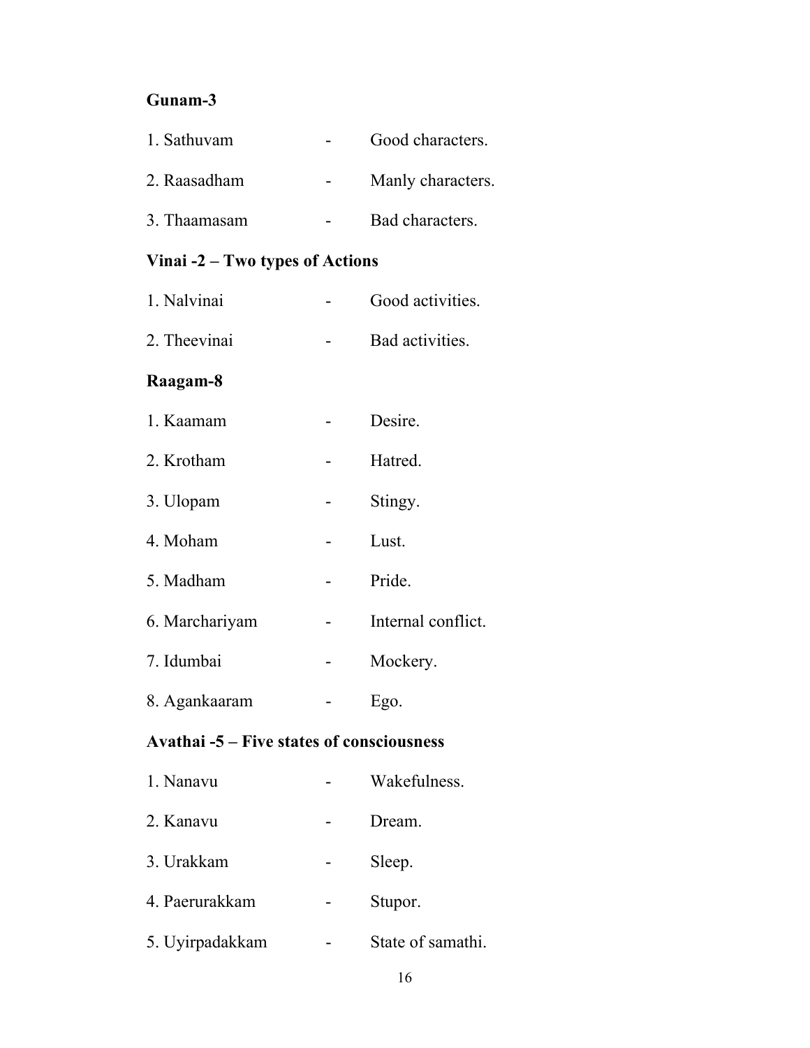**Gunam-3**

1. Sathuvam - Good characters.
2. Raasadham - Manly characters.
3. Thaamasam - Bad characters.

**Vinai -2 – Two types of Actions**

1. Nalvinai - Good activities.
2. Theevinai - Bad activities.

**Raagam-8**

1. Kaamam - Desire.
2. Krotham - Hatred.
3. Ulopam - Stingy.
4. Moham - Lust.
5. Madham - Pride.
6. Marchariyam - Internal conflict.
7. Idumbai - Mockery.
8. Agankaaram - Ego.

**Avathai -5 – Five states of consciousness**

1. Nanavu - Wakefulness.
2. Kanavu - Dream.
3. Urakkam - Sleep.
4. Paerurakkam - Stupor.
5. Uyirpadakkam - State of samathi.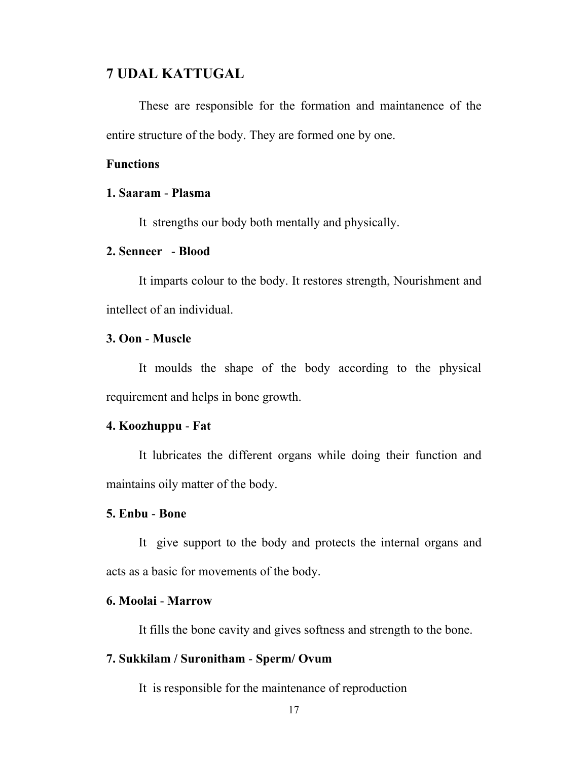## 7 UDAL KATTUGAL

These are responsible for the formation and maintanence of the entire structure of the body. They are formed one by one.

**Functions**

**1. Saaram** - **Plasma**

It strengths our body both mentally and physically.

**2. Senneer** - **Blood**

It imparts colour to the body. It restores strength, Nourishment and intellect of an individual.

**3. Oon** - **Muscle**

It moulds the shape of the body according to the physical requirement and helps in bone growth.

**4. Koozhuppu** - **Fat**

It lubricates the different organs while doing their function and maintains oily matter of the body.

**5. Enbu** - **Bone**

It give support to the body and protects the internal organs and acts as a basic for movements of the body.

**6. Moolai** - **Marrow**

It fills the bone cavity and gives softness and strength to the bone.

**7. Sukkilam / Suronitham** - **Sperm/ Ovum**

It is responsible for the maintenance of reproduction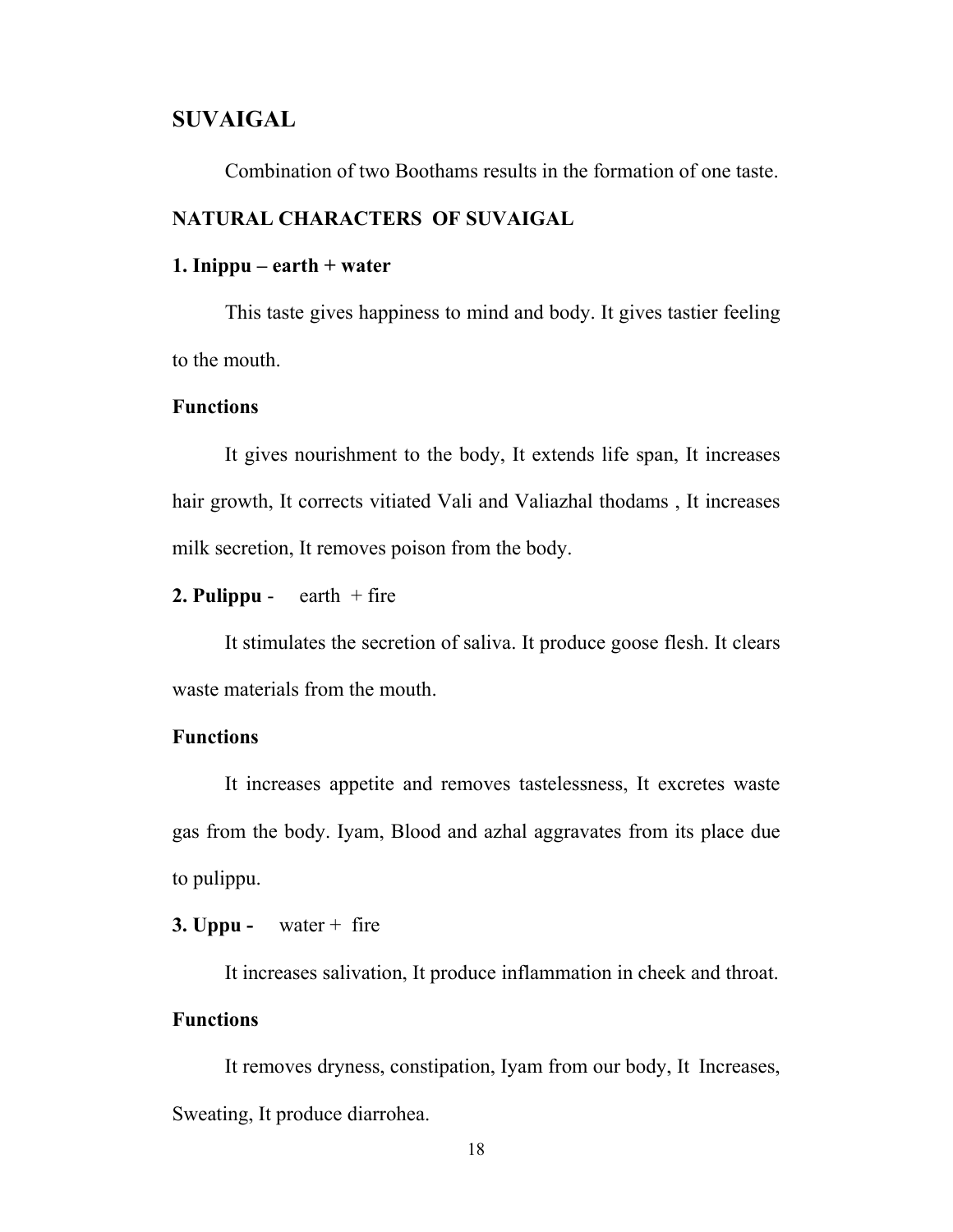## SUVAIGAL

Combination of two Boothams results in the formation of one taste.

### NATURAL CHARACTERS OF SUVAIGAL

**1. Inippu – earth + water**

This taste gives happiness to mind and body. It gives tastier feeling to the mouth.

**Functions**

It gives nourishment to the body, It extends life span, It increases hair growth, It corrects vitiated Vali and Valiazhal thodams , It increases milk secretion, It removes poison from the body.

**2. Pulippu** - earth + fire

It stimulates the secretion of saliva. It produce goose flesh. It clears waste materials from the mouth.

**Functions**

It increases appetite and removes tastelessness, It excretes waste gas from the body. Iyam, Blood and azhal aggravates from its place due to pulippu.

**3. Uppu -** water + fire

It increases salivation, It produce inflammation in cheek and throat.

**Functions**

It removes dryness, constipation, Iyam from our body, It Increases, Sweating, It produce diarrohea.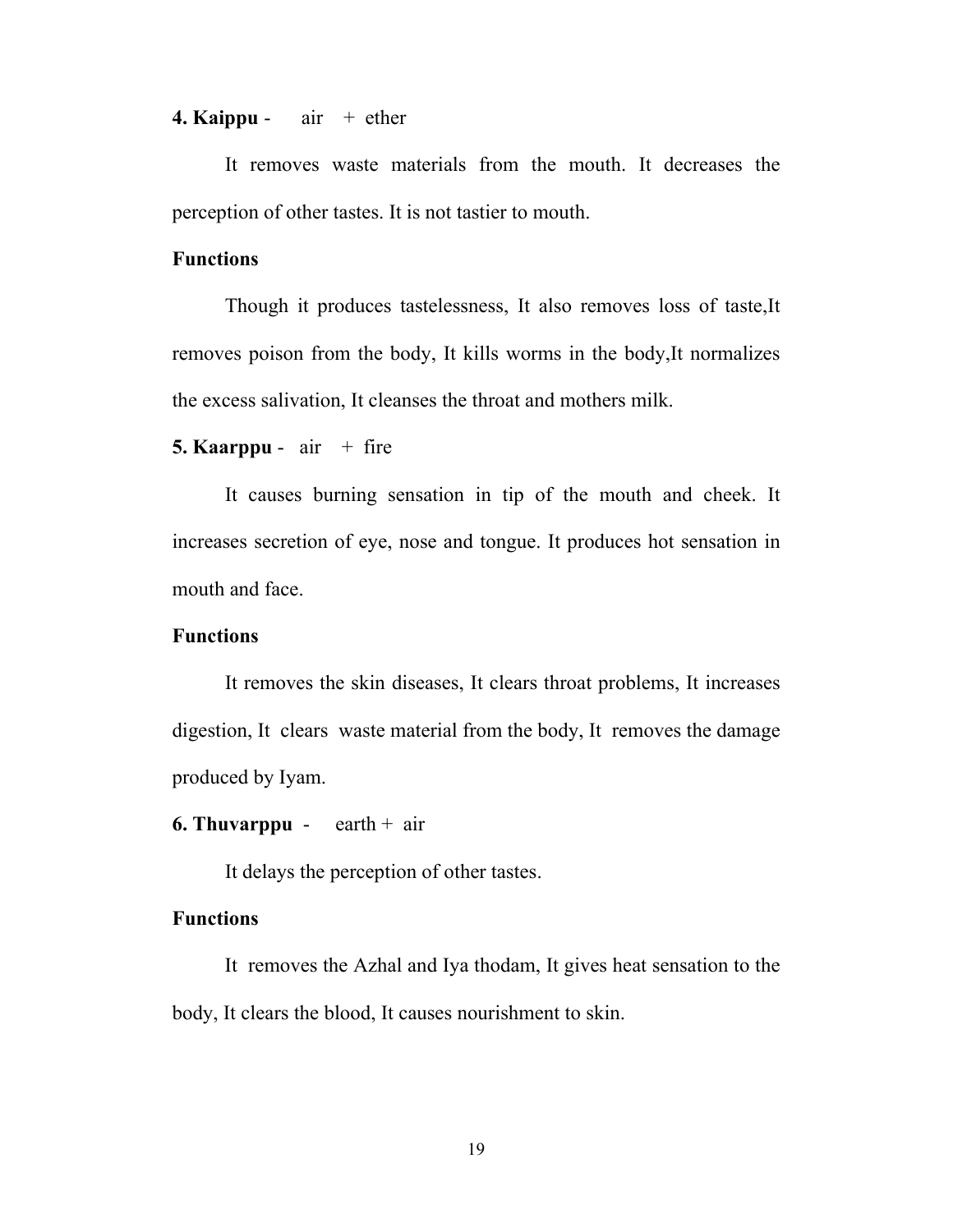**4. Kaippu** - air + ether

It removes waste materials from the mouth. It decreases the perception of other tastes. It is not tastier to mouth.

**Functions**

Though it produces tastelessness, It also removes loss of taste,It removes poison from the body, It kills worms in the body,It normalizes the excess salivation, It cleanses the throat and mothers milk.

**5. Kaarppu** - air + fire

It causes burning sensation in tip of the mouth and cheek. It increases secretion of eye, nose and tongue. It produces hot sensation in mouth and face.

**Functions**

It removes the skin diseases, It clears throat problems, It increases digestion, It clears waste material from the body, It removes the damage produced by Iyam.

**6. Thuvarppu** - earth + air

It delays the perception of other tastes.

**Functions**

It removes the Azhal and Iya thodam, It gives heat sensation to the body, It clears the blood, It causes nourishment to skin.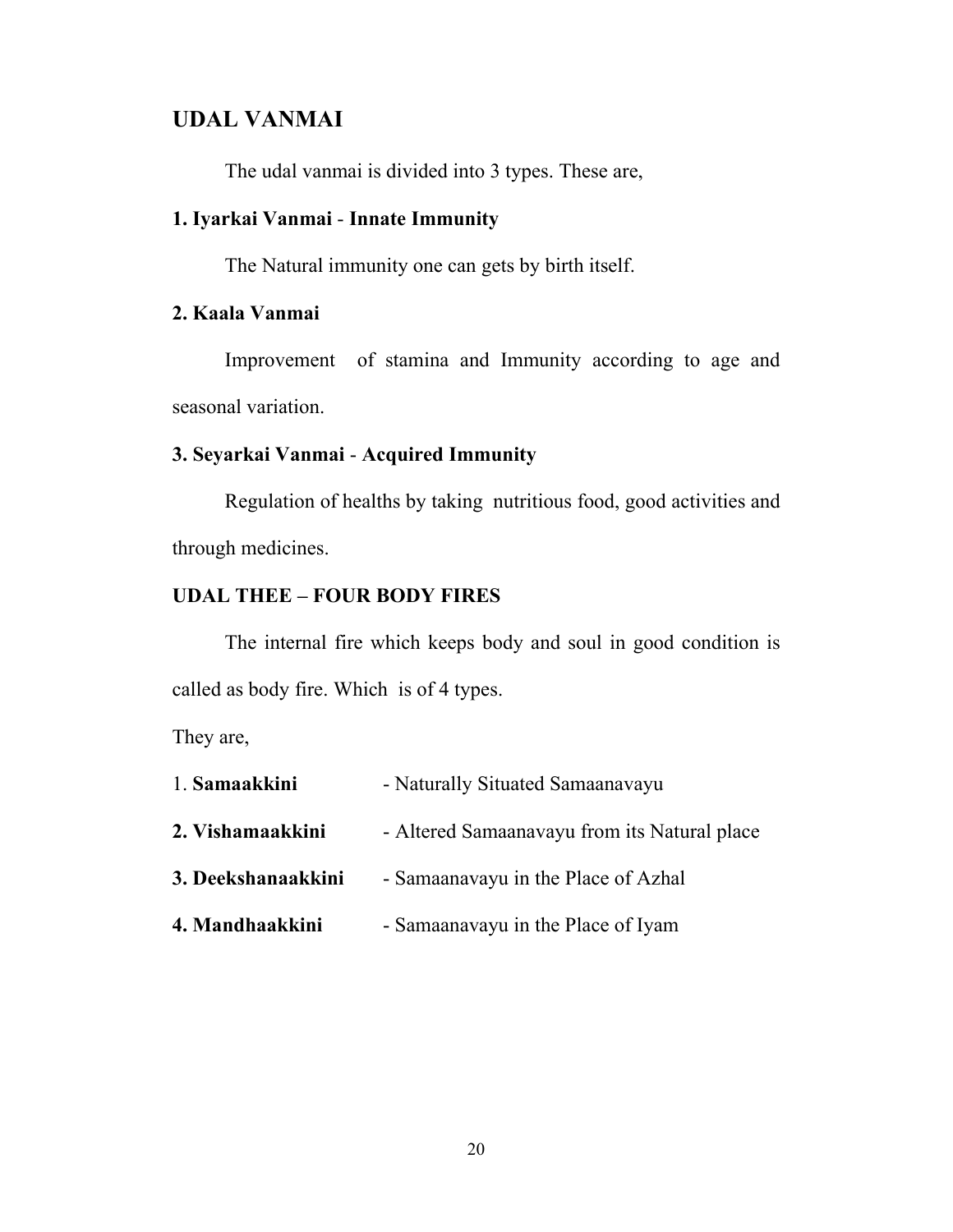## UDAL VANMAI

The udal vanmai is divided into 3 types. These are,

**1. Iyarkai Vanmai** - **Innate Immunity**

The Natural immunity one can gets by birth itself.

**2. Kaala Vanmai**

Improvement of stamina and Immunity according to age and seasonal variation.

**3. Seyarkai Vanmai** - **Acquired Immunity**

Regulation of healths by taking nutritious food, good activities and through medicines.

**UDAL THEE – FOUR BODY FIRES**

The internal fire which keeps body and soul in good condition is called as body fire. Which is of 4 types.

They are,

1. **Samaakkini** - Naturally Situated Samaanavayu

**2. Vishamaakkini** - Altered Samaanavayu from its Natural place

**3. Deekshanaakkini** - Samaanavayu in the Place of Azhal

**4. Mandhaakkini** - Samaanavayu in the Place of Iyam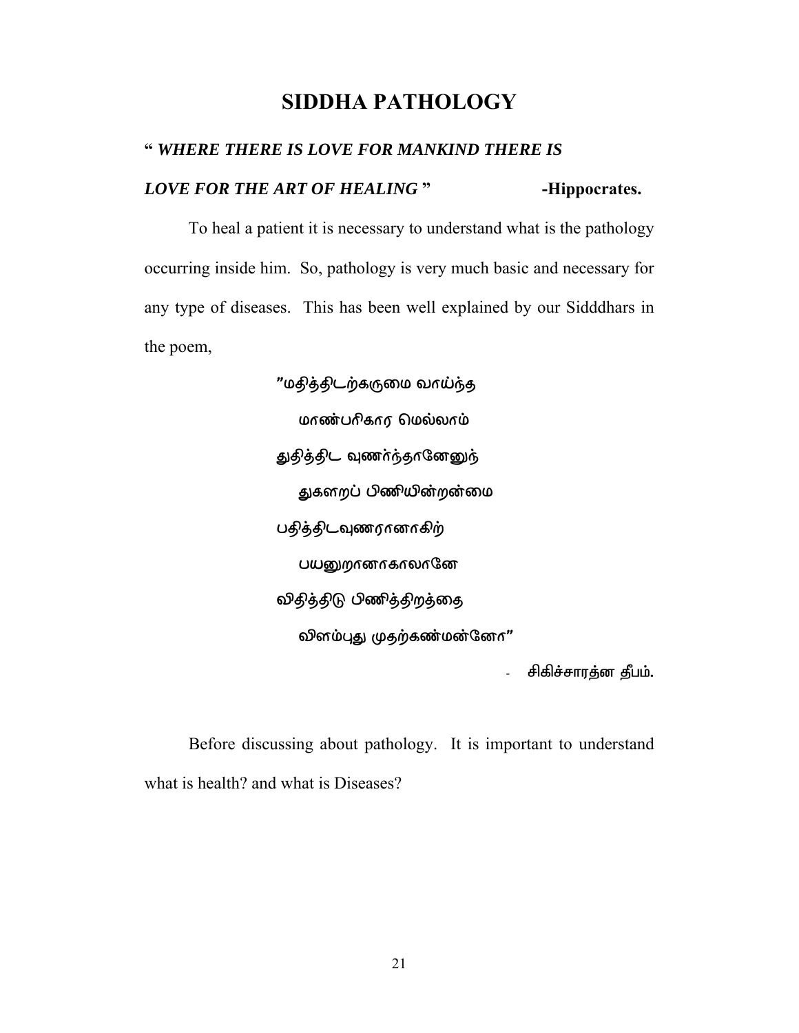# SIDDHA PATHOLOGY

**"** ***WHERE THERE IS LOVE FOR MANKIND THERE IS LOVE FOR THE ART OF HEALING*** **"** **-Hippocrates.**

To heal a patient it is necessary to understand what is the pathology occurring inside him. So, pathology is very much basic and necessary for any type of diseases. This has been well explained by our Sidddhars in the poem,

"மதித்திடற்கருமை வாய்ந்த
மாண்பரிகார மெல்லாம்
துதித்திட வுணர்ந்தானேனுந்
துகளறப் பிணியின்றன்மை
பதித்திடவுணரானாகிற்
பயனுறானாகாலானே
விதித்திடு பிணித்திறத்தை
விளம்புது முதற்கண்மன்னோ"

- சிகிச்சாரத்ன தீபம்.

Before discussing about pathology. It is important to understand what is health? and what is Diseases?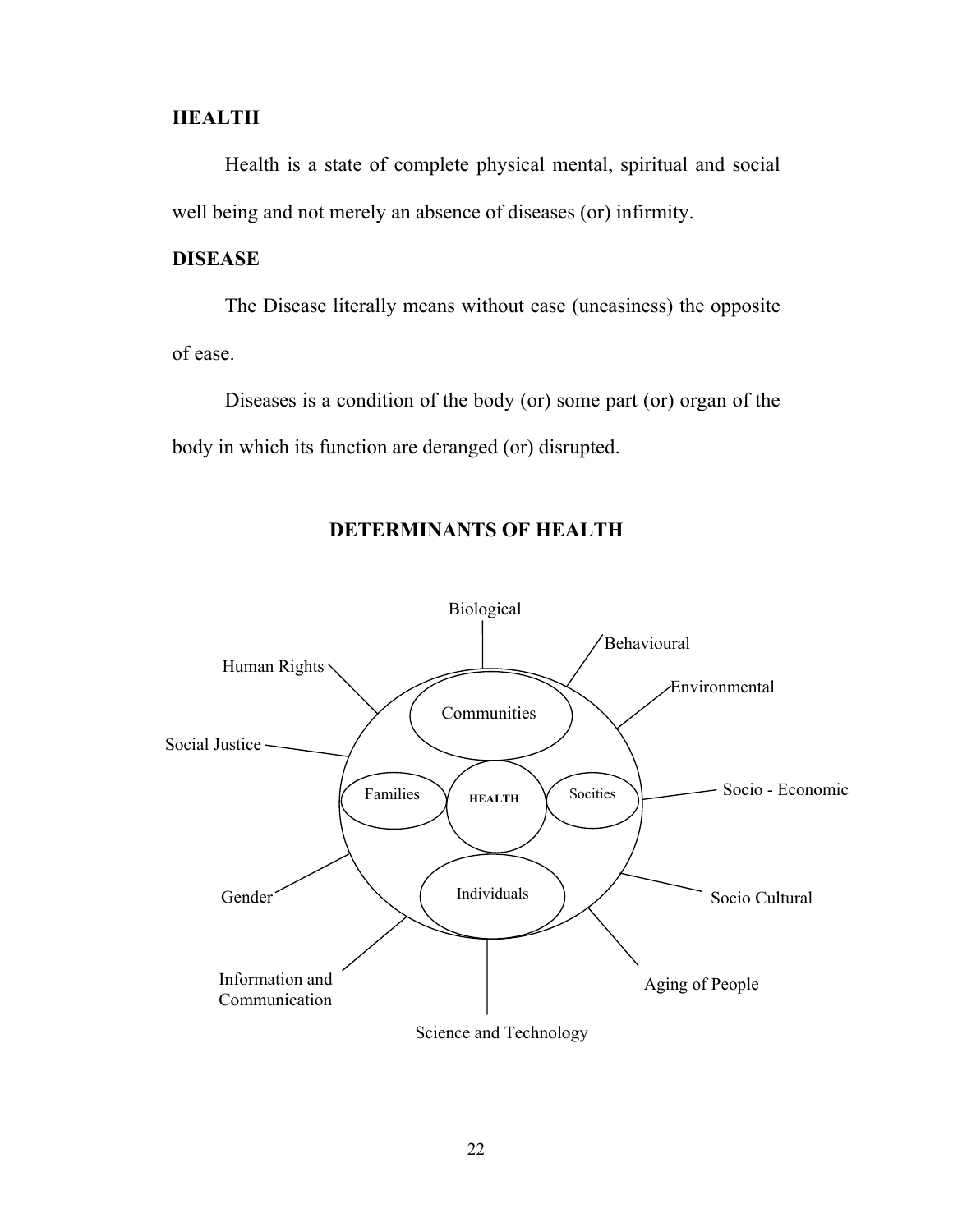## HEALTH

Health is a state of complete physical mental, spiritual and social well being and not merely an absence of diseases (or) infirmity.

## DISEASE

The Disease literally means without ease (uneasiness) the opposite of ease.

Diseases is a condition of the body (or) some part (or) organ of the body in which its function are deranged (or) disrupted.

## DETERMINANTS OF HEALTH

Biological

Behavioural

Environmental

Socio - Economic

Socio Cultural

Aging of People

Science and Technology

Information and Communication

Gender

Social Justice

Human Rights

Communities

Families

HEALTH

Socities

Individuals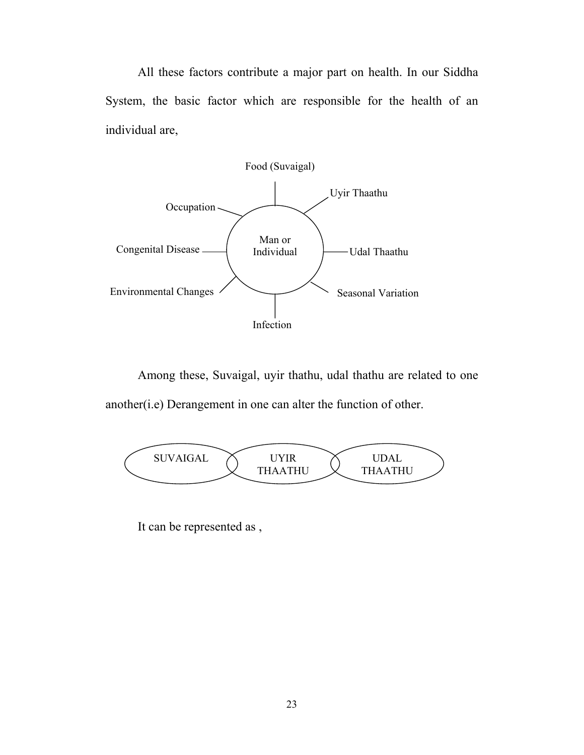All these factors contribute a major part on health. In our Siddha System, the basic factor which are responsible for the health of an individual are,

Man or Individual

- Food (Suvaigal)
- Uyir Thaathu
- Udal Thaathu
- Seasonal Variation
- Infection
- Environmental Changes
- Congenital Disease
- Occupation

Among these, Suvaigal, uyir thathu, udal thathu are related to one another(i.e) Derangement in one can alter the function of other.

SUVAIGAL — UYIR THAATHU — UDAL THAATHU

It can be represented as ,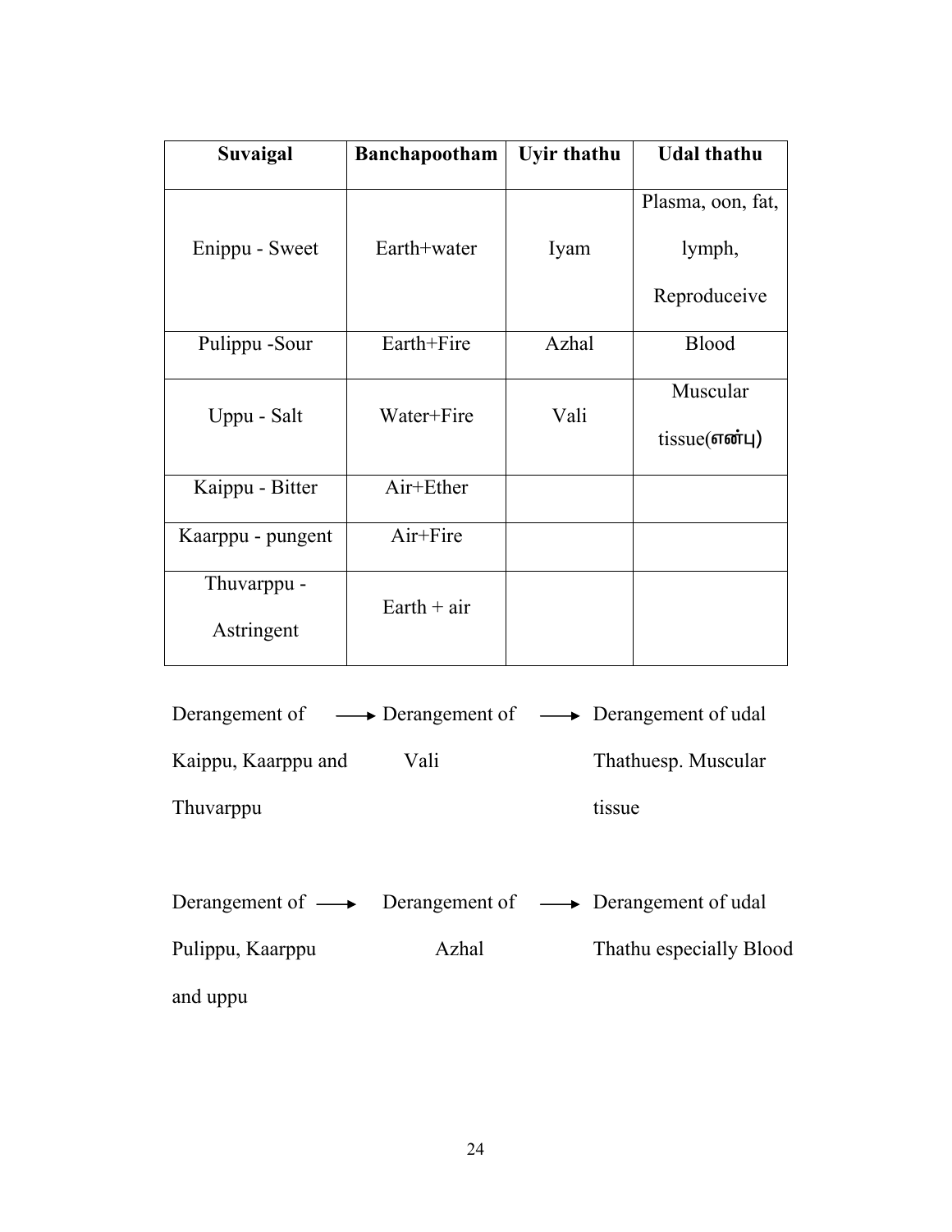| Suvaigal | Banchapootham | Uyir thathu | Udal thathu |
|---|---|---|---|
| Enippu - Sweet | Earth+water | Iyam | Plasma, oon, fat, lymph, Reproduceive |
| Pulippu -Sour | Earth+Fire | Azhal | Blood |
| Uppu - Salt | Water+Fire | Vali | Muscular tissue(என்பு) |
| Kaippu - Bitter | Air+Ether | | |
| Kaarppu - pungent | Air+Fire | | |
| Thuvarppu - Astringent | Earth + air | | |

Derangement of Kaippu, Kaarppu and Thuvarppu ⟶ Derangement of Vali ⟶ Derangement of udal Thathuesp. Muscular tissue

Derangement of Pulippu, Kaarppu and uppu ⟶ Derangement of Azhal ⟶ Derangement of udal Thathu especially Blood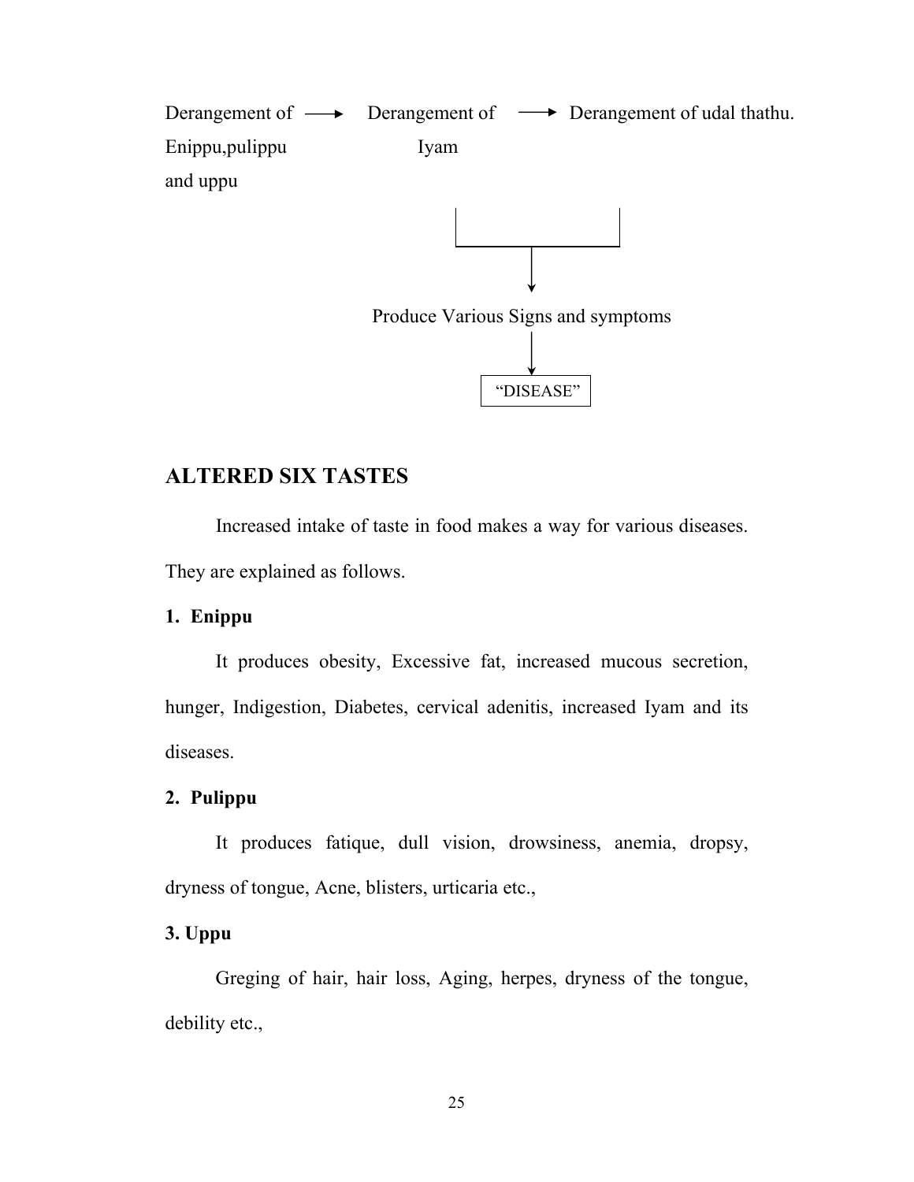Derangement of Enippu,pulippu and uppu → Derangement of Iyam → Derangement of udal thathu.

↓

Produce Various Signs and symptoms

↓

"DISEASE"

## ALTERED SIX TASTES

Increased intake of taste in food makes a way for various diseases. They are explained as follows.

**1. Enippu**

It produces obesity, Excessive fat, increased mucous secretion, hunger, Indigestion, Diabetes, cervical adenitis, increased Iyam and its diseases.

**2. Pulippu**

It produces fatique, dull vision, drowsiness, anemia, dropsy, dryness of tongue, Acne, blisters, urticaria etc.,

**3. Uppu**

Greging of hair, hair loss, Aging, herpes, dryness of the tongue, debility etc.,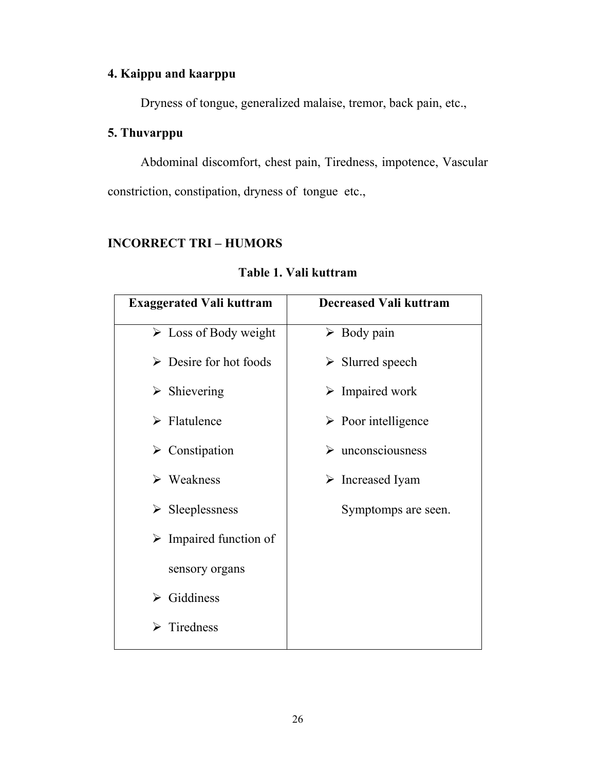**4. Kaippu and kaarppu**

Dryness of tongue, generalized malaise, tremor, back pain, etc.,

**5. Thuvarppu**

Abdominal discomfort, chest pain, Tiredness, impotence, Vascular constriction, constipation, dryness of tongue etc.,

**INCORRECT TRI – HUMORS**

**Table 1. Vali kuttram**

| Exaggerated Vali kuttram | Decreased Vali kuttram |
|---|---|
| ➢ Loss of Body weight | ➢ Body pain |
| ➢ Desire for hot foods | ➢ Slurred speech |
| ➢ Shievering | ➢ Impaired work |
| ➢ Flatulence | ➢ Poor intelligence |
| ➢ Constipation | ➢ unconsciousness |
| ➢ Weakness | ➢ Increased Iyam Symptomps are seen. |
| ➢ Sleeplessness | |
| ➢ Impaired function of sensory organs | |
| ➢ Giddiness | |
| ➢ Tiredness | |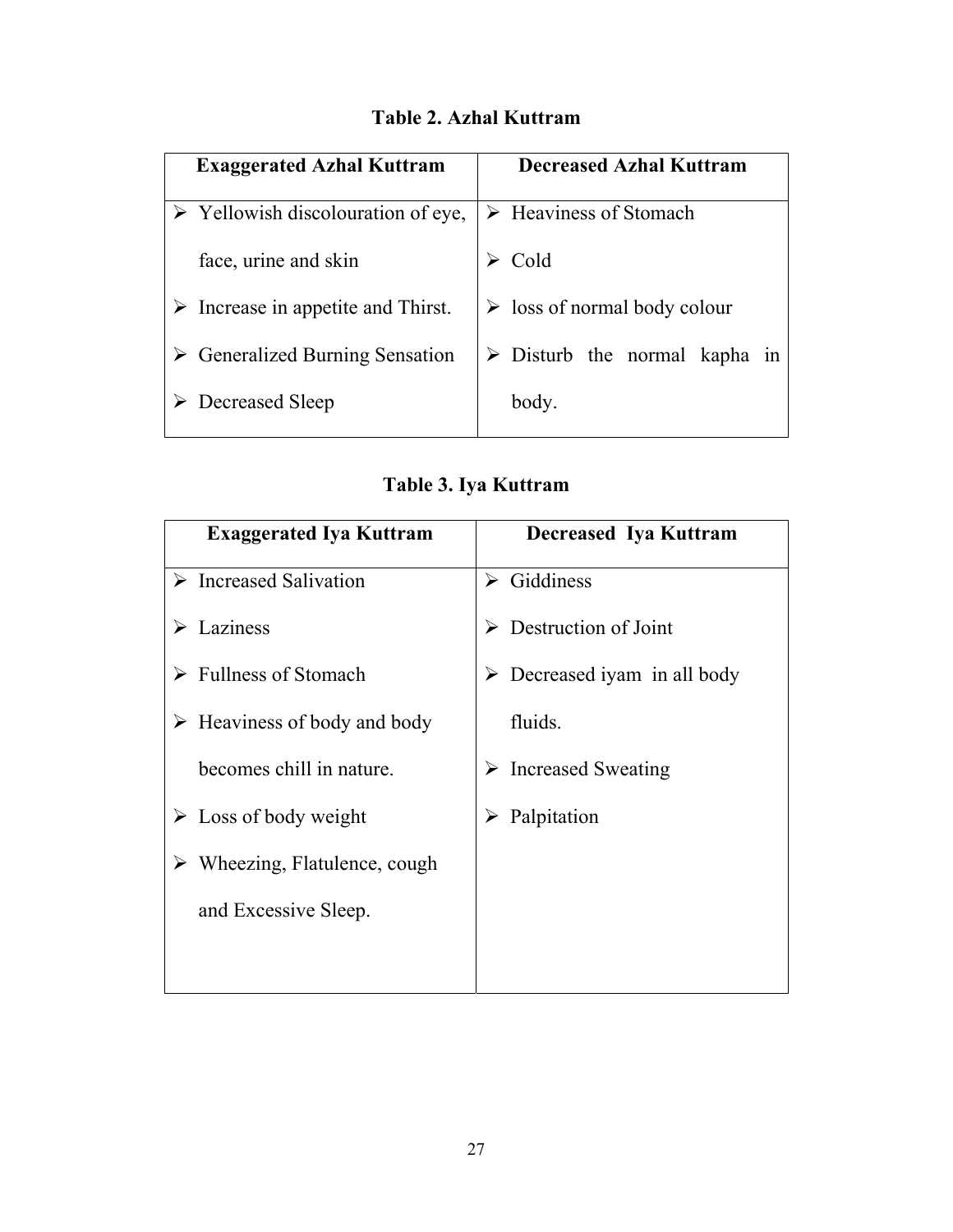**Table 2. Azhal Kuttram**

| Exaggerated Azhal Kuttram | Decreased Azhal Kuttram |
|---|---|
| ➢ Yellowish discolouration of eye, face, urine and skin<br>➢ Increase in appetite and Thirst.<br>➢ Generalized Burning Sensation<br>➢ Decreased Sleep | ➢ Heaviness of Stomach<br>➢ Cold<br>➢ loss of normal body colour<br>➢ Disturb the normal kapha in body. |

**Table 3. Iya Kuttram**

| Exaggerated Iya Kuttram | Decreased Iya Kuttram |
|---|---|
| ➢ Increased Salivation<br>➢ Laziness<br>➢ Fullness of Stomach<br>➢ Heaviness of body and body becomes chill in nature.<br>➢ Loss of body weight<br>➢ Wheezing, Flatulence, cough and Excessive Sleep. | ➢ Giddiness<br>➢ Destruction of Joint<br>➢ Decreased iyam in all body fluids.<br>➢ Increased Sweating<br>➢ Palpitation |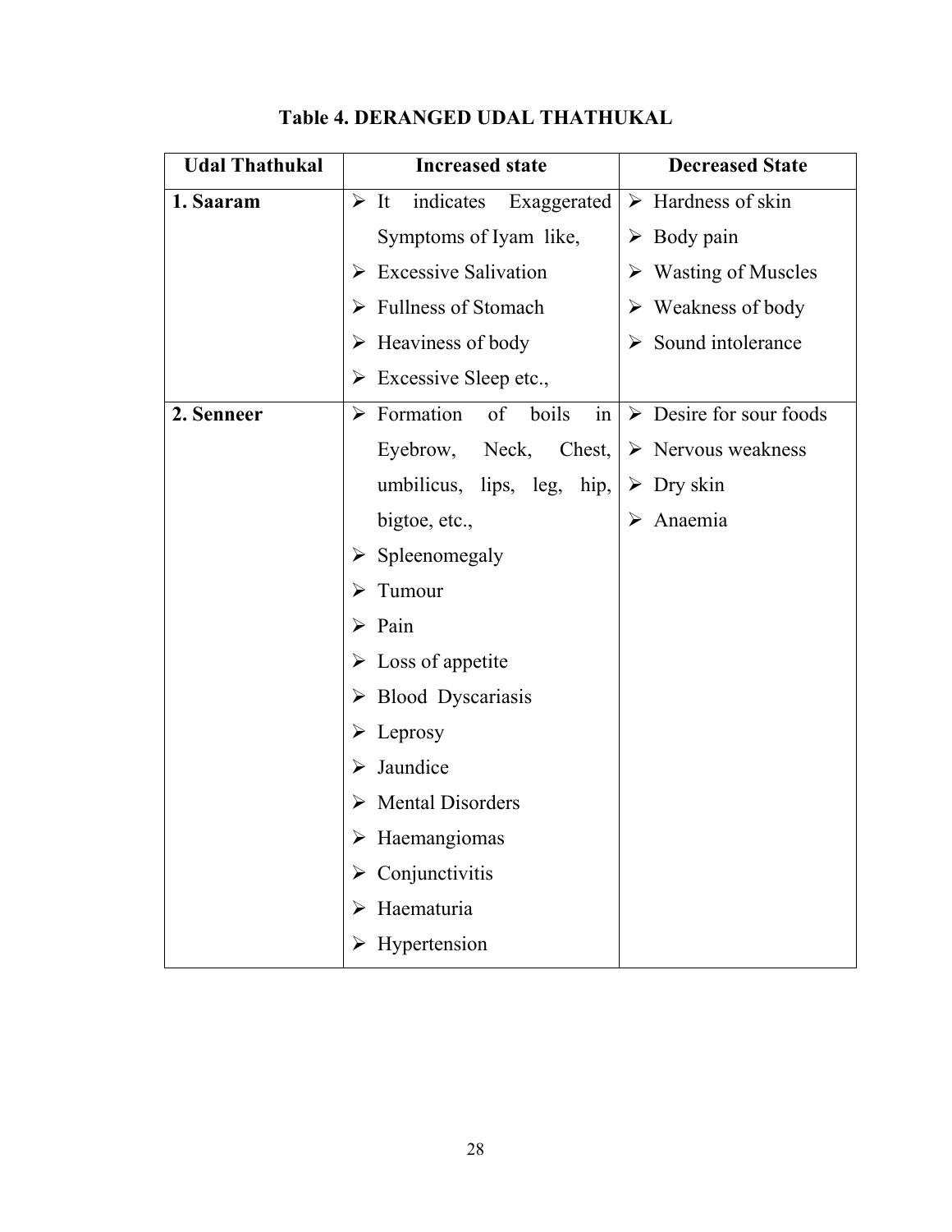# Table 4. DERANGED UDAL THATHUKAL

| Udal Thathukal | Increased state | Decreased State |
|---|---|---|
| **1. Saaram** | ➢ It indicates Exaggerated Symptoms of Iyam like,<br>➢ Excessive Salivation<br>➢ Fullness of Stomach<br>➢ Heaviness of body<br>➢ Excessive Sleep etc., | ➢ Hardness of skin<br>➢ Body pain<br>➢ Wasting of Muscles<br>➢ Weakness of body<br>➢ Sound intolerance |
| **2. Senneer** | ➢ Formation of boils in Eyebrow, Neck, Chest, umbilicus, lips, leg, hip, bigtoe, etc.,<br>➢ Spleenomegaly<br>➢ Tumour<br>➢ Pain<br>➢ Loss of appetite<br>➢ Blood Dyscariasis<br>➢ Leprosy<br>➢ Jaundice<br>➢ Mental Disorders<br>➢ Haemangiomas<br>➢ Conjunctivitis<br>➢ Haematuria<br>➢ Hypertension | ➢ Desire for sour foods<br>➢ Nervous weakness<br>➢ Dry skin<br>➢ Anaemia |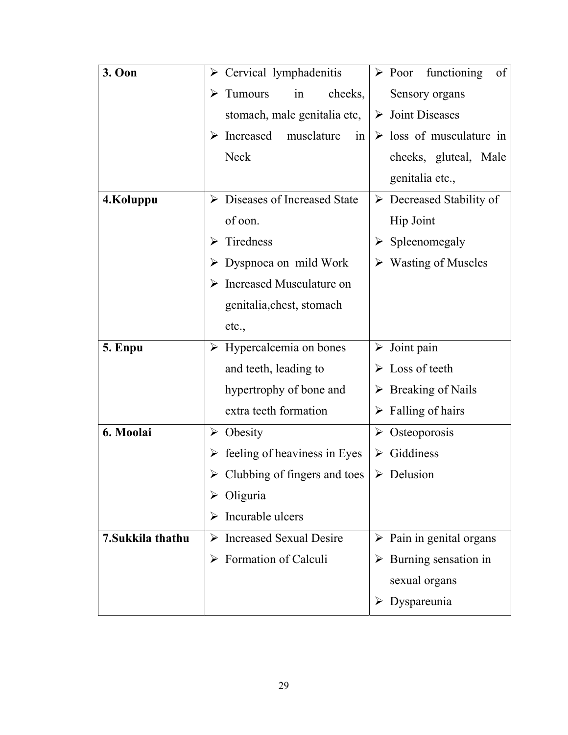| | | |
|---|---|---|
| **3. Oon** | ➢ Cervical lymphadenitis<br>➢ Tumours in cheeks, stomach, male genitalia etc,<br>➢ Increased musclature in Neck | ➢ Poor functioning of Sensory organs<br>➢ Joint Diseases<br>➢ loss of musculature in cheeks, gluteal, Male genitalia etc., |
| **4.Koluppu** | ➢ Diseases of Increased State of oon.<br>➢ Tiredness<br>➢ Dyspnoea on mild Work<br>➢ Increased Musculature on genitalia,chest, stomach etc., | ➢ Decreased Stability of Hip Joint<br>➢ Spleenomegaly<br>➢ Wasting of Muscles |
| **5. Enpu** | ➢ Hypercalcemia on bones and teeth, leading to hypertrophy of bone and extra teeth formation | ➢ Joint pain<br>➢ Loss of teeth<br>➢ Breaking of Nails<br>➢ Falling of hairs |
| **6. Moolai** | ➢ Obesity<br>➢ feeling of heaviness in Eyes<br>➢ Clubbing of fingers and toes<br>➢ Oliguria<br>➢ Incurable ulcers | ➢ Osteoporosis<br>➢ Giddiness<br>➢ Delusion |
| **7.Sukkila thathu** | ➢ Increased Sexual Desire<br>➢ Formation of Calculi | ➢ Pain in genital organs<br>➢ Burning sensation in sexual organs<br>➢ Dyspareunia |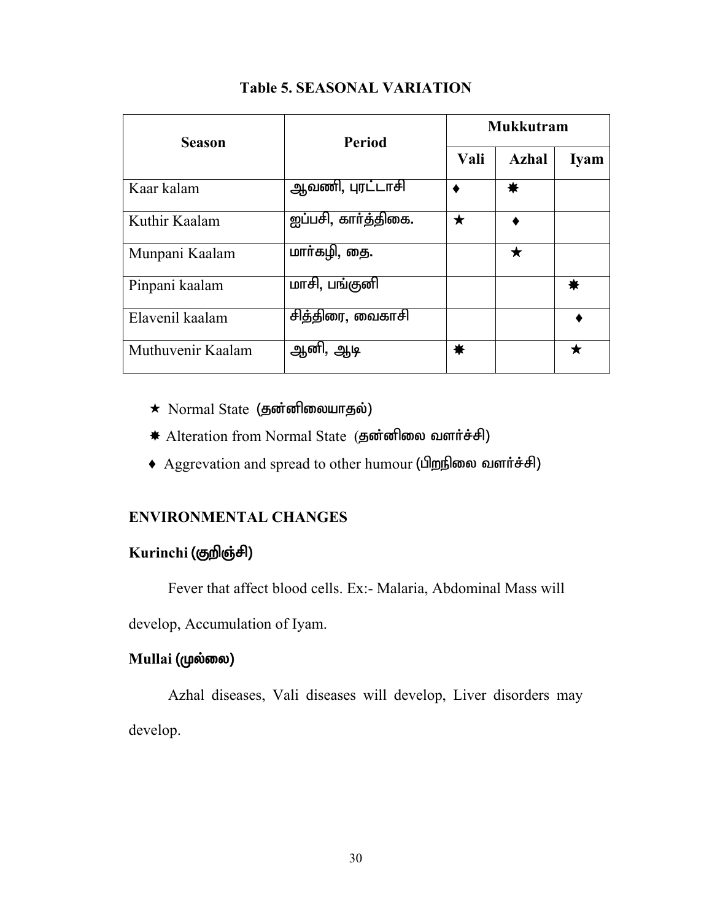**Table 5. SEASONAL VARIATION**

| Season | Period | Mukkutram | | |
|---|---|---|---|---|
| | | Vali | Azhal | Iyam |
| Kaar kalam | ஆவணி, புரட்டாசி | ♦ | ✸ | |
| Kuthir Kaalam | ஐப்பசி, கார்த்திகை. | ★ | ♦ | |
| Munpani Kaalam | மார்கழி, தை. | | ★ | |
| Pinpani kaalam | மாசி, பங்குனி | | | ✸ |
| Elavenil kaalam | சித்திரை, வைகாசி | | | ♦ |
| Muthuvenir Kaalam | ஆனி, ஆடி | ✸ | | ★ |

- ★ Normal State (தன்னிலையாதல்)
- ✸ Alteration from Normal State (தன்னிலை வளர்ச்சி)
- ♦ Aggrevation and spread to other humour (பிறநிலை வளர்ச்சி)

## ENVIRONMENTAL CHANGES

### Kurinchi (குறிஞ்சி)

Fever that affect blood cells. Ex:- Malaria, Abdominal Mass will develop, Accumulation of Iyam.

### Mullai (முல்லை)

Azhal diseases, Vali diseases will develop, Liver disorders may develop.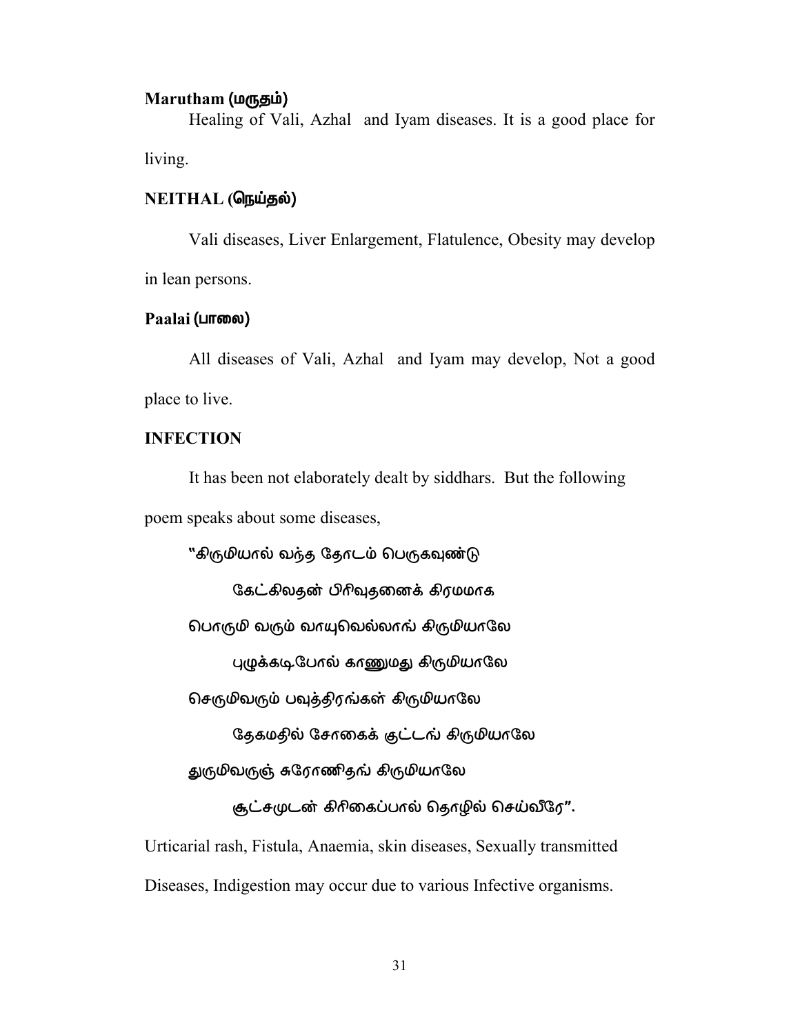**Marutham (மருதம்)**

Healing of Vali, Azhal and Iyam diseases. It is a good place for living.

**NEITHAL (நெய்தல்)**

Vali diseases, Liver Enlargement, Flatulence, Obesity may develop in lean persons.

**Paalai (பாலை)**

All diseases of Vali, Azhal and Iyam may develop, Not a good place to live.

**INFECTION**

It has been not elaborately dealt by siddhars. But the following poem speaks about some diseases,

"கிருமியால் வந்த தோடம் பெருகவுண்டு

கேட்கிலதன் பிரிவுதனைக் கிரமமாக

பொருமி வரும் வாயுவெல்லாங் கிருமியாலே

புழுக்கடிபோல் காணுமது கிருமியாலே

செருமிவரும் பவுத்திரங்கள் கிருமியாலே

தேகமதில் சோகைக் குட்டங் கிருமியாலே

துருமிவருஞ் சுரோணிதங் கிருமியாலே

சூட்சமுடன் கிரிகைப்பால் தொழில் செய்வீரே".

Urticarial rash, Fistula, Anaemia, skin diseases, Sexually transmitted Diseases, Indigestion may occur due to various Infective organisms.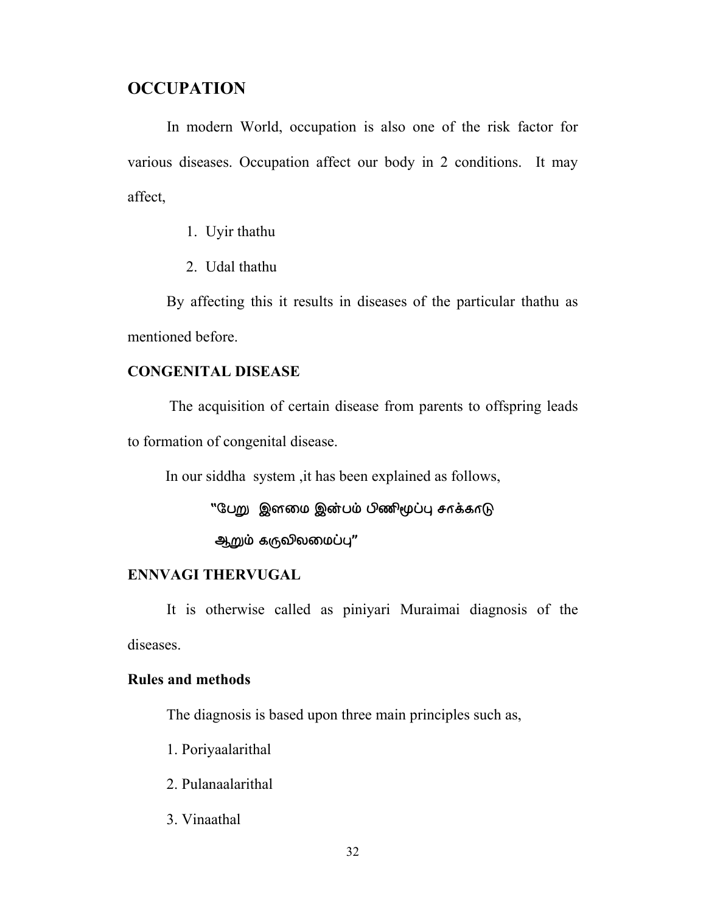## OCCUPATION

In modern World, occupation is also one of the risk factor for various diseases. Occupation affect our body in 2 conditions. It may affect,

1. Uyir thathu
2. Udal thathu

By affecting this it results in diseases of the particular thathu as mentioned before.

## CONGENITAL DISEASE

The acquisition of certain disease from parents to offspring leads to formation of congenital disease.

In our siddha system ,it has been explained as follows,

"பேறு இளமை இன்பம் பிணிமூப்பு சாக்காடு
ஆறும் கருவிலமைப்பு"

## ENNVAGI THERVUGAL

It is otherwise called as piniyari Muraimai diagnosis of the diseases.

### Rules and methods

The diagnosis is based upon three main principles such as,

1. Poriyaalarithal
2. Pulanaalarithal
3. Vinaathal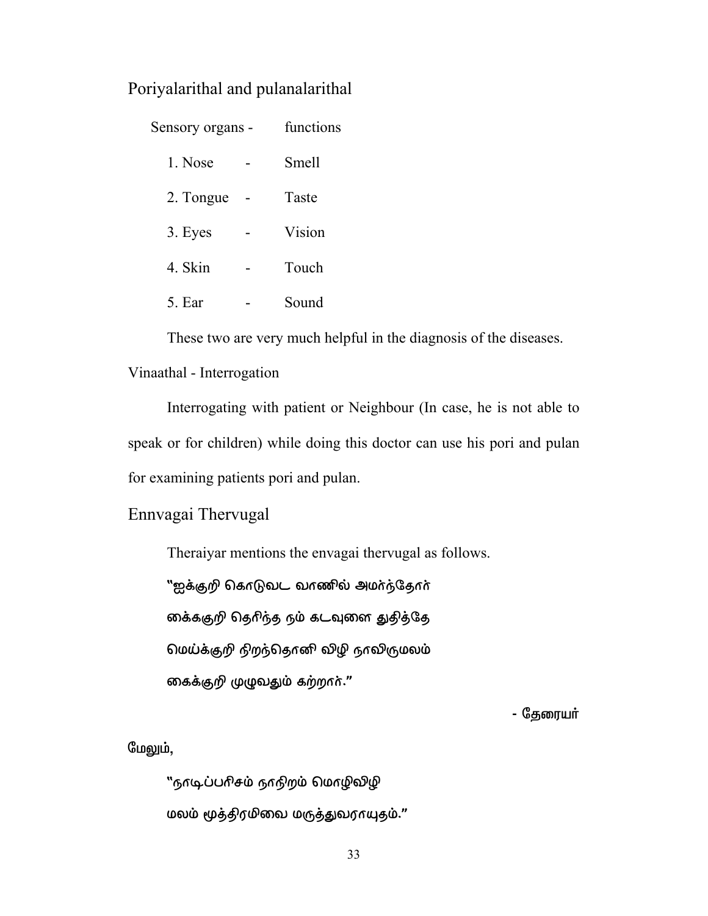## Poriyalarithal and pulanalarithal

| Sensory organs - | | functions |
|---|---|---|
| 1. Nose | - | Smell |
| 2. Tongue | - | Taste |
| 3. Eyes | - | Vision |
| 4. Skin | - | Touch |
| 5. Ear | - | Sound |

These two are very much helpful in the diagnosis of the diseases.

Vinaathal - Interrogation

Interrogating with patient or Neighbour (In case, he is not able to speak or for children) while doing this doctor can use his pori and pulan for examining patients pori and pulan.

## Ennvagai Thervugal

Theraiyar mentions the envagai thervugal as follows.

"ஐக்குறி கொடுவட வாணில் அமர்ந்தோர்
கைக்குறி தெரிந்த நம் கடவுளை துதித்தே
மெய்க்குறி நிறந்தொனி விழி நாவிருமலம்
கைக்குறி முழுவதும் கற்றார்."

- தேரையர்

மேலும்,

"நாடிப்பரிசம் நாநிறம் மொழிவிழி
மலம் மூத்திரமிவை மருத்துவராயுதம்."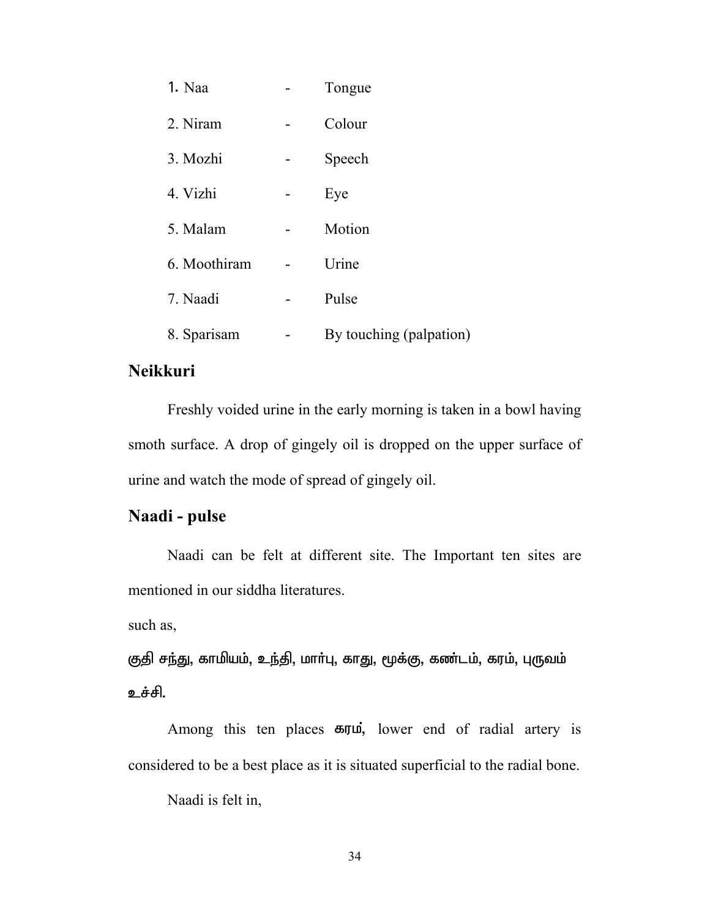1. Naa - Tongue
2. Niram - Colour
3. Mozhi - Speech
4. Vizhi - Eye
5. Malam - Motion
6. Moothiram - Urine
7. Naadi - Pulse
8. Sparisam - By touching (palpation)

## Neikkuri

Freshly voided urine in the early morning is taken in a bowl having smoth surface. A drop of gingely oil is dropped on the upper surface of urine and watch the mode of spread of gingely oil.

## Naadi - pulse

Naadi can be felt at different site. The Important ten sites are mentioned in our siddha literatures.

such as,

**குதி சந்து, காமியம், உந்தி, மார்பு, காது, மூக்கு, கண்டம், கரம், புருவம் உச்சி.**

Among this ten places **கரம்,** lower end of radial artery is considered to be a best place as it is situated superficial to the radial bone.

Naadi is felt in,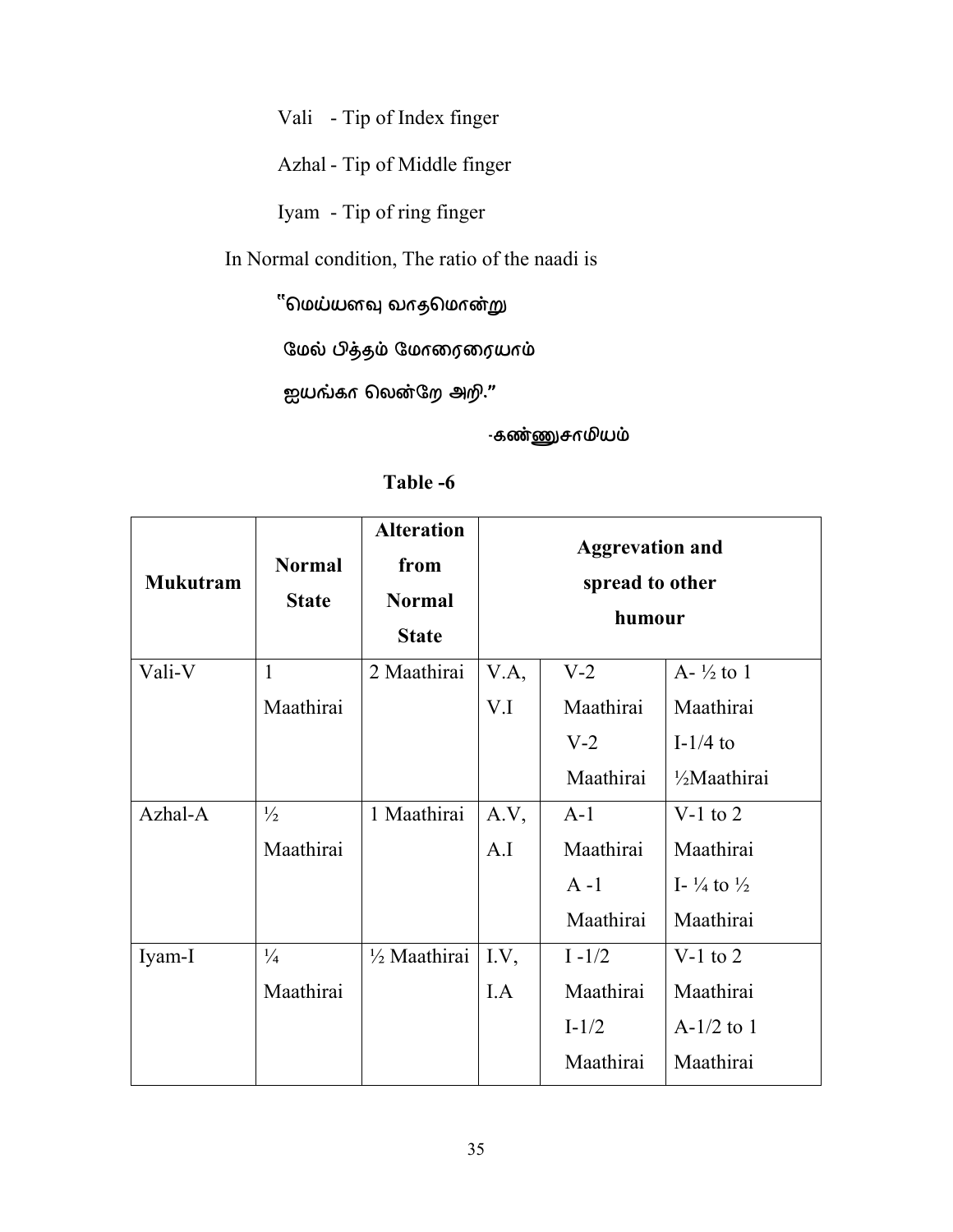Vali - Tip of Index finger

Azhal - Tip of Middle finger

Iyam - Tip of ring finger

In Normal condition, The ratio of the naadi is

"மெய்யளவு வாதமொன்று

மேல் பித்தம் மோரைரையாம்

ஐயங்கா லென்றே அறி."

-கண்ணுசாமியம்

**Table -6**

| Mukutram | Normal State | Alteration from Normal State | Aggrevation and spread to other humour | | |
|---|---|---|---|---|---|
| Vali-V | 1 Maathirai | 2 Maathirai | V.A, V.I | V-2 Maathirai V-2 Maathirai | A- ½ to 1 Maathirai I-1/4 to ½Maathirai |
| Azhal-A | ½ Maathirai | 1 Maathirai | A.V, A.I | A-1 Maathirai A -1 Maathirai | V-1 to 2 Maathirai I- ¼ to ½ Maathirai |
| Iyam-I | ¼ Maathirai | ½ Maathirai | I.V, I.A | I -1/2 Maathirai I-1/2 Maathirai | V-1 to 2 Maathirai A-1/2 to 1 Maathirai |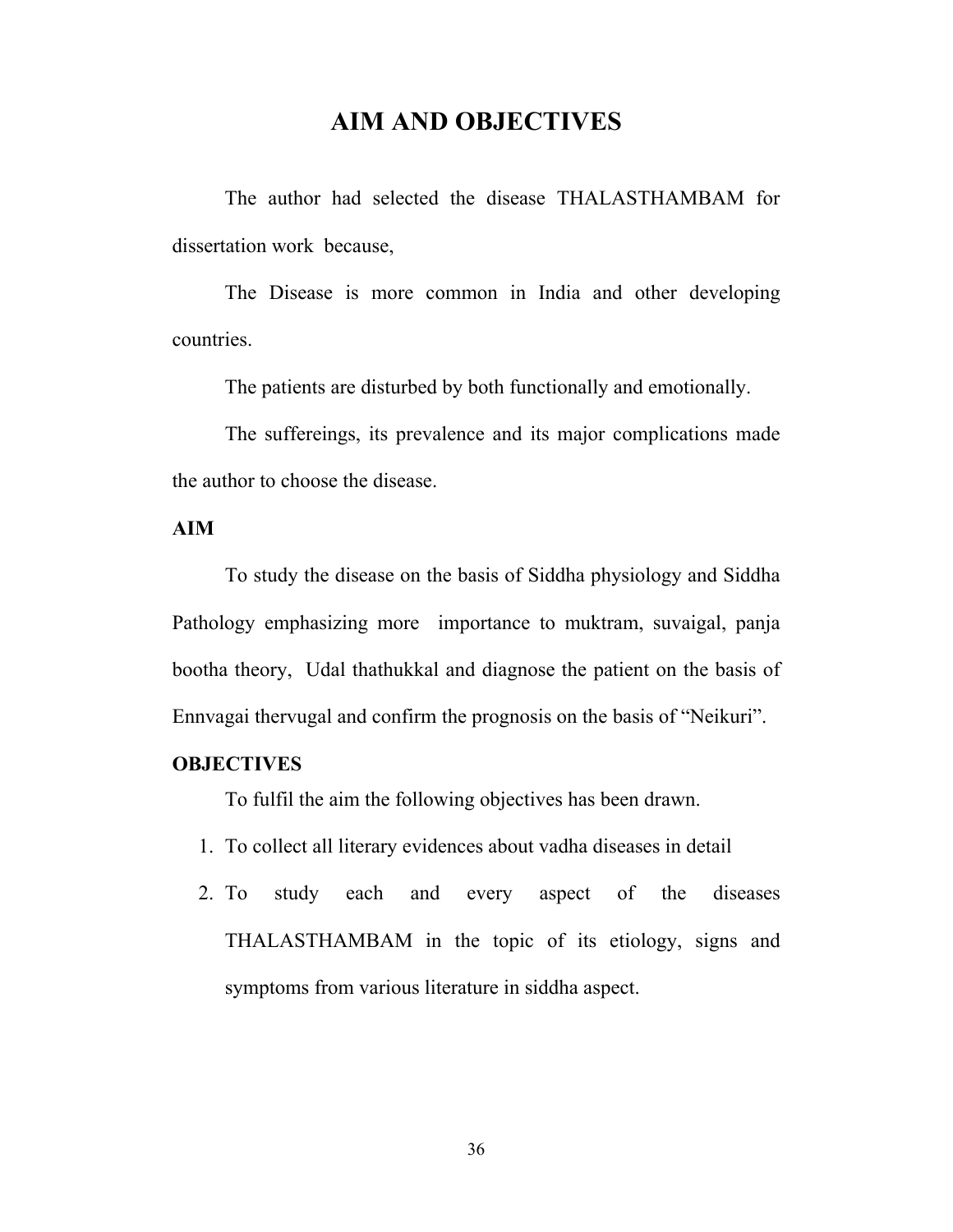# AIM AND OBJECTIVES

The author had selected the disease THALASTHAMBAM for dissertation work because,

The Disease is more common in India and other developing countries.

The patients are disturbed by both functionally and emotionally.

The suffereings, its prevalence and its major complications made the author to choose the disease.

**AIM**

To study the disease on the basis of Siddha physiology and Siddha Pathology emphasizing more importance to muktram, suvaigal, panja bootha theory, Udal thathukkal and diagnose the patient on the basis of Ennvagai thervugal and confirm the prognosis on the basis of "Neikuri".

**OBJECTIVES**

To fulfil the aim the following objectives has been drawn.

1. To collect all literary evidences about vadha diseases in detail
2. To study each and every aspect of the diseases THALASTHAMBAM in the topic of its etiology, signs and symptoms from various literature in siddha aspect.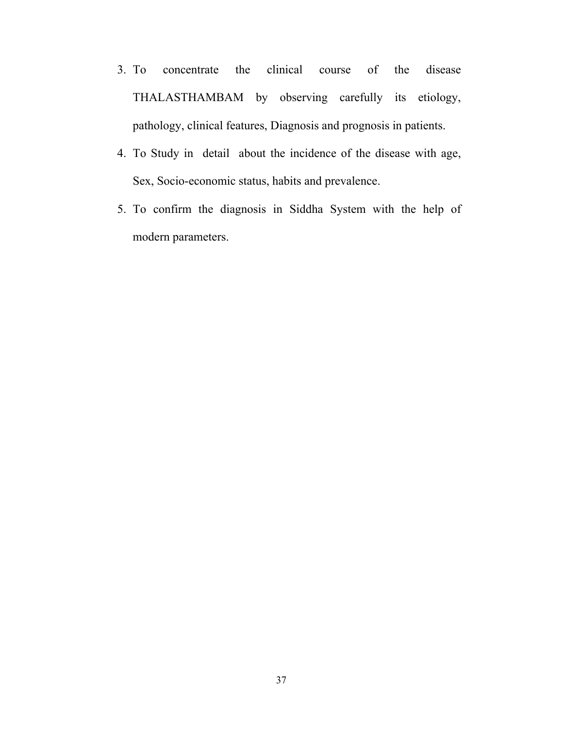3. To concentrate the clinical course of the disease THALASTHAMBAM by observing carefully its etiology, pathology, clinical features, Diagnosis and prognosis in patients.
4. To Study in detail about the incidence of the disease with age, Sex, Socio-economic status, habits and prevalence.
5. To confirm the diagnosis in Siddha System with the help of modern parameters.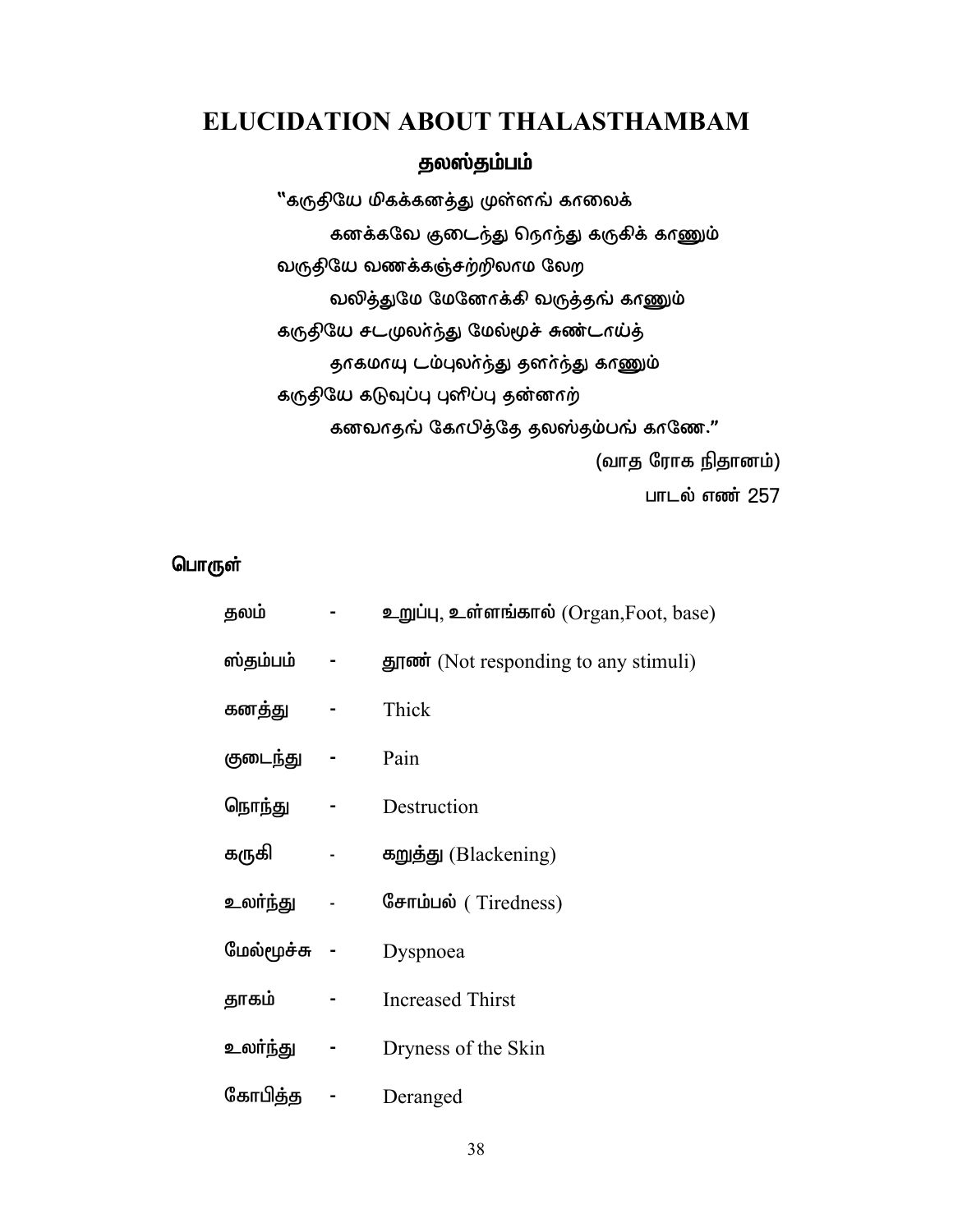# ELUCIDATION ABOUT THALASTHAMBAM

## தலஸ்தம்பம்

"கருதியே மிகக்கனத்து முள்ளங் காலைக்
 கனக்கவே குடைந்து நொந்து கருகிக் காணும்
வருதியே வணக்கஞ்சற்றிலாம லேற
 வலித்துமே மேனோக்கி வருத்தங் காணும்
கருதியே சடமுலர்ந்து மேல்மூச் சுண்டாய்த்
 தாகமாயு டம்புலர்ந்து தளர்ந்து காணும்
கருதியே கடுவுப்பு புளிப்பு தன்னாற்
 கனவாதங் கோபித்தே தலஸ்தம்பங் காணே."

(வாத ரோக நிதானம்)

பாடல் எண் 257

**பொருள்**

| | | |
|---|---|---|
| தலம் | - | உறுப்பு, உள்ளங்கால் (Organ,Foot, base) |
| ஸ்தம்பம் | - | தூண் (Not responding to any stimuli) |
| கனத்து | - | Thick |
| குடைந்து | - | Pain |
| நொந்து | - | Destruction |
| கருகி | - | கறுத்து (Blackening) |
| உலர்ந்து | - | சோம்பல் ( Tiredness) |
| மேல்மூச்சு | - | Dyspnoea |
| தாகம் | - | Increased Thirst |
| உலர்ந்து | - | Dryness of the Skin |
| கோபித்த | - | Deranged |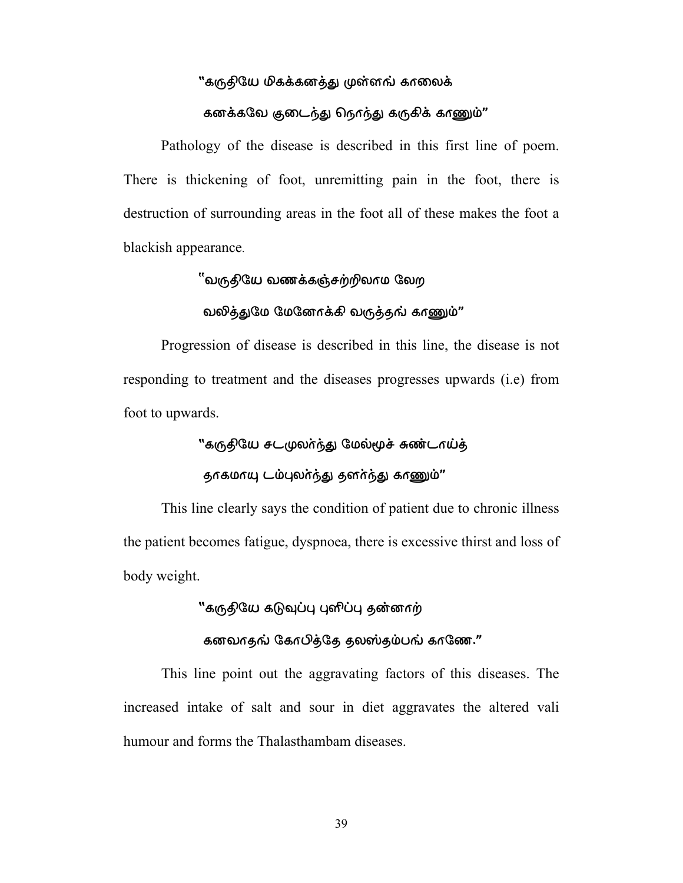"கருதியே மிகக்கனத்து முள்ளங் காலைக்

கனக்கவே குடைந்து நொந்து கருகிக் காணும்"

Pathology of the disease is described in this first line of poem. There is thickening of foot, unremitting pain in the foot, there is destruction of surrounding areas in the foot all of these makes the foot a blackish appearance.

"வருதியே வணக்கஞ்சற்றிலாம லேற

வலித்துமே மேனோக்கி வருத்தங் காணும்"

Progression of disease is described in this line, the disease is not responding to treatment and the diseases progresses upwards (i.e) from foot to upwards.

"கருதியே சடமுலர்ந்து மேல்மூச் சுண்டாய்த்

தாகமாயு டம்புலர்ந்து தளர்ந்து காணும்"

This line clearly says the condition of patient due to chronic illness the patient becomes fatigue, dyspnoea, there is excessive thirst and loss of body weight.

"கருதியே கடுவுப்பு புளிப்பு தன்னாற்

கனவாதங் கோபித்தே தலஸ்தம்பங் காணே."

This line point out the aggravating factors of this diseases. The increased intake of salt and sour in diet aggravates the altered vali humour and forms the Thalasthambam diseases.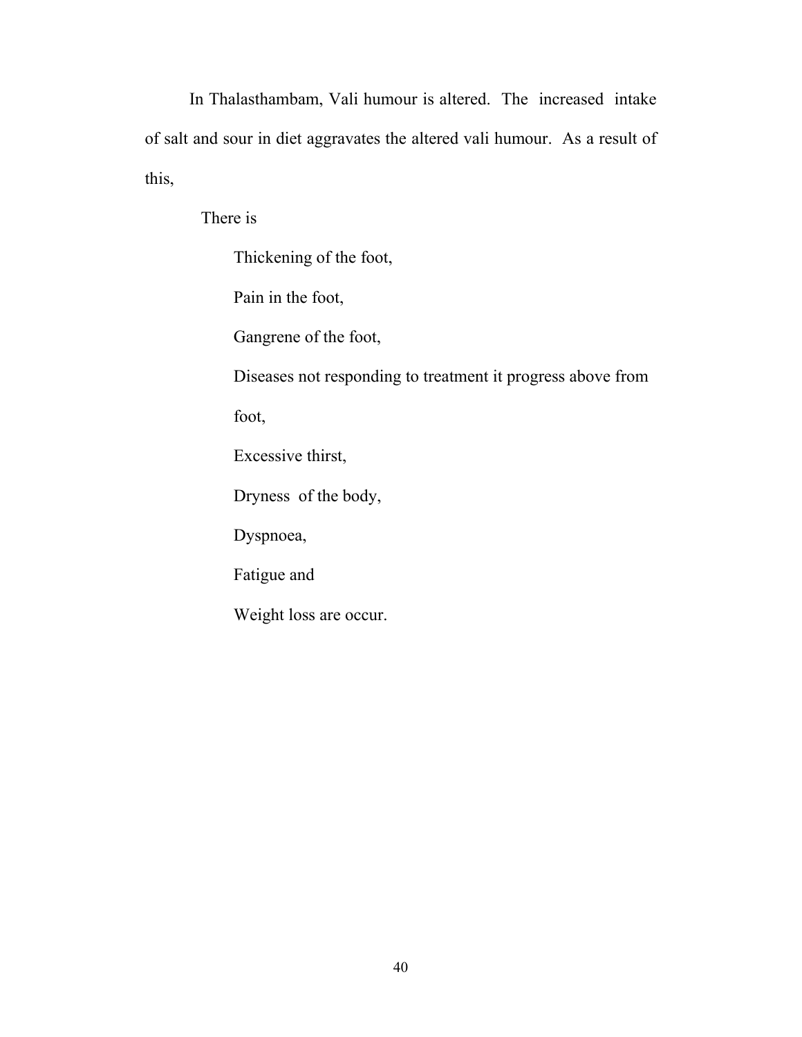In Thalasthambam, Vali humour is altered. The increased intake of salt and sour in diet aggravates the altered vali humour. As a result of this,

There is

Thickening of the foot,

Pain in the foot,

Gangrene of the foot,

Diseases not responding to treatment it progress above from foot,

Excessive thirst,

Dryness of the body,

Dyspnoea,

Fatigue and

Weight loss are occur.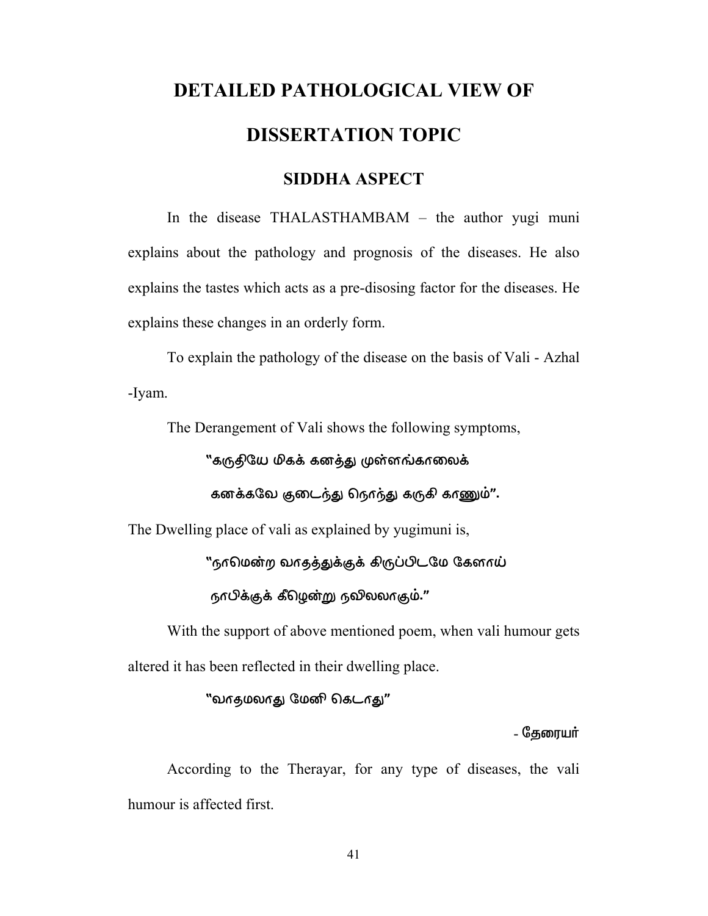# DETAILED PATHOLOGICAL VIEW OF DISSERTATION TOPIC

## SIDDHA ASPECT

In the disease THALASTHAMBAM – the author yugi muni explains about the pathology and prognosis of the diseases. He also explains the tastes which acts as a pre-disosing factor for the diseases. He explains these changes in an orderly form.

To explain the pathology of the disease on the basis of Vali - Azhal -Iyam.

The Derangement of Vali shows the following symptoms,

**"கருதியே மிகக் கனத்து முள்ளங்காலைக்**

**கனக்கவே குடைந்து நொந்து கருகி காணும்".**

The Dwelling place of vali as explained by yugimuni is,

**"நாமென்ற வாதத்துக்குக் கிருப்பிடமே கேளாய்**

**நாபிக்குக் கீழென்று நவிலலாகும்."**

With the support of above mentioned poem, when vali humour gets altered it has been reflected in their dwelling place.

**"வாதமலாது மேனி கெடாது"**

**- தேரையர்**

According to the Therayar, for any type of diseases, the vali humour is affected first.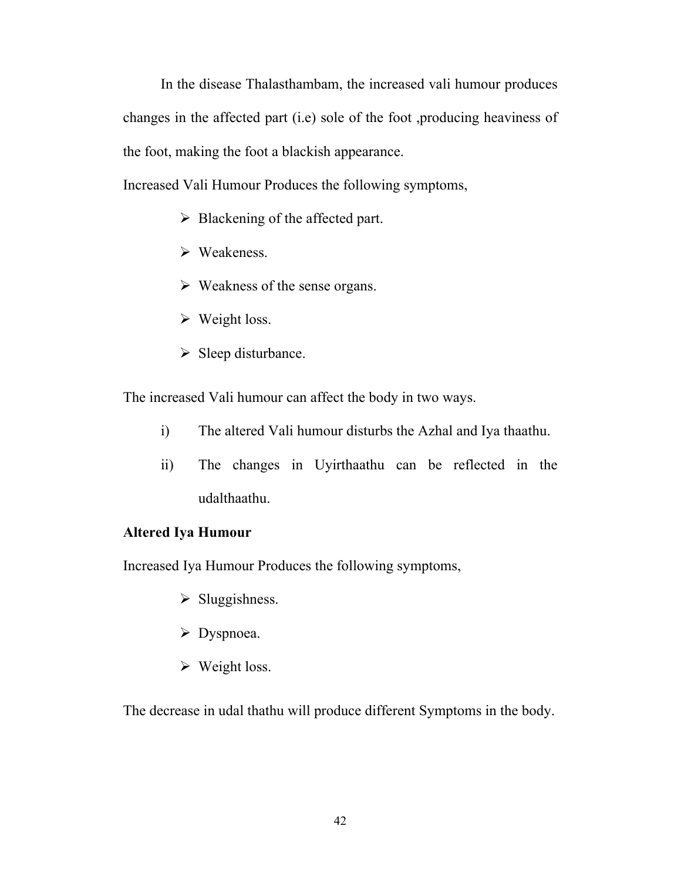In the disease Thalasthambam, the increased vali humour produces changes in the affected part (i.e) sole of the foot ,producing heaviness of the foot, making the foot a blackish appearance.

Increased Vali Humour Produces the following symptoms,

- Blackening of the affected part.
- Weakeness.
- Weakness of the sense organs.
- Weight loss.
- Sleep disturbance.

The increased Vali humour can affect the body in two ways.

i) The altered Vali humour disturbs the Azhal and Iya thaathu.

ii) The changes in Uyirthaathu can be reflected in the udalthaathu.

**Altered Iya Humour**

Increased Iya Humour Produces the following symptoms,

- Sluggishness.
- Dyspnoea.
- Weight loss.

The decrease in udal thathu will produce different Symptoms in the body.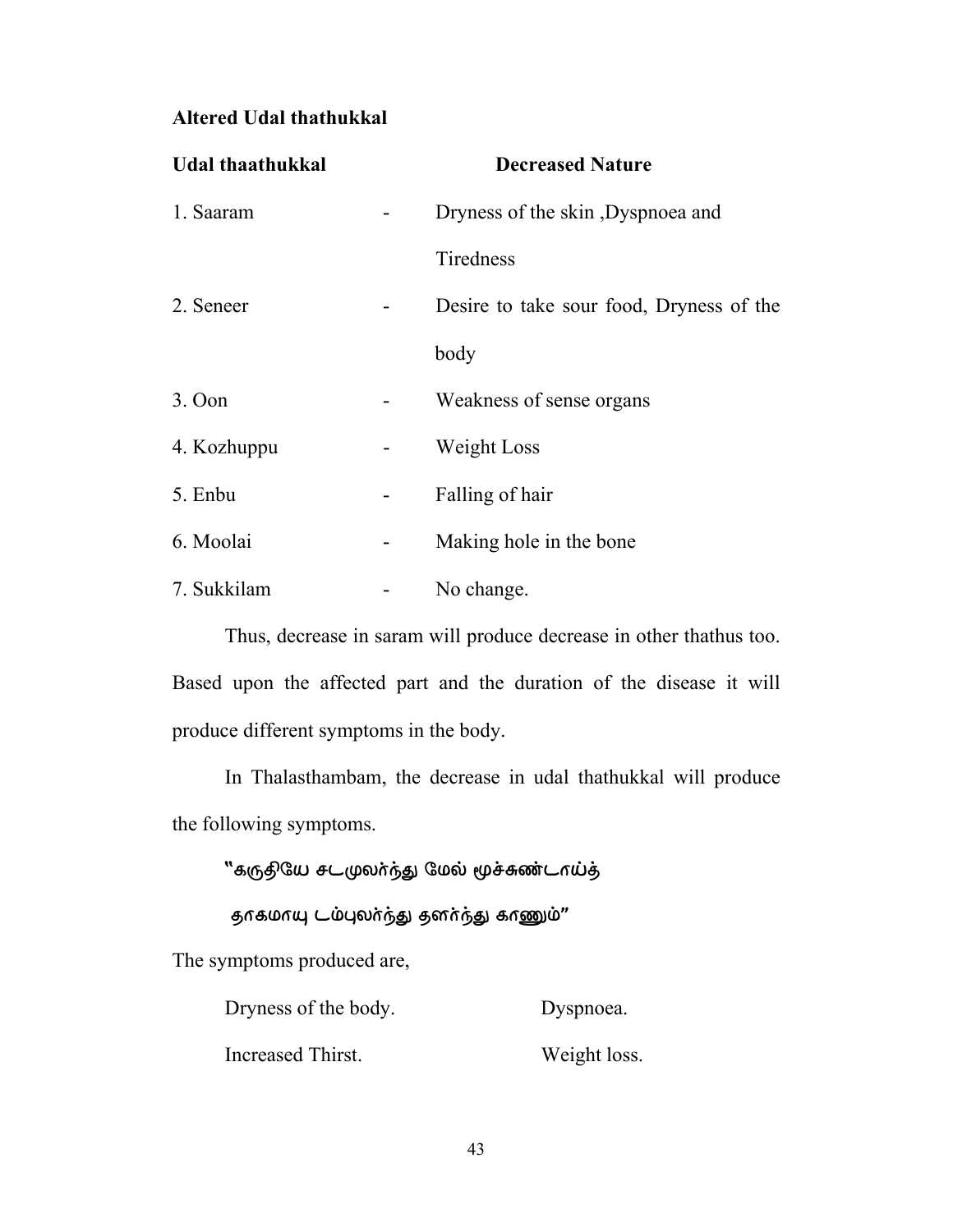**Altered Udal thathukkal**

| Udal thaathukkal | | Decreased Nature |
|---|---|---|
| 1. Saaram | - | Dryness of the skin ,Dyspnoea and Tiredness |
| 2. Seneer | - | Desire to take sour food, Dryness of the body |
| 3. Oon | - | Weakness of sense organs |
| 4. Kozhuppu | - | Weight Loss |
| 5. Enbu | - | Falling of hair |
| 6. Moolai | - | Making hole in the bone |
| 7. Sukkilam | - | No change. |

Thus, decrease in saram will produce decrease in other thathus too. Based upon the affected part and the duration of the disease it will produce different symptoms in the body.

In Thalasthambam, the decrease in udal thathukkal will produce the following symptoms.

"கருதியே சடமுலர்ந்து மேல் மூச்சுண்டாய்த்

தாகமாயு டம்புலர்ந்து தளர்ந்து காணும்"

The symptoms produced are,

| | |
|---|---|
| Dryness of the body. | Dyspnoea. |
| Increased Thirst. | Weight loss. |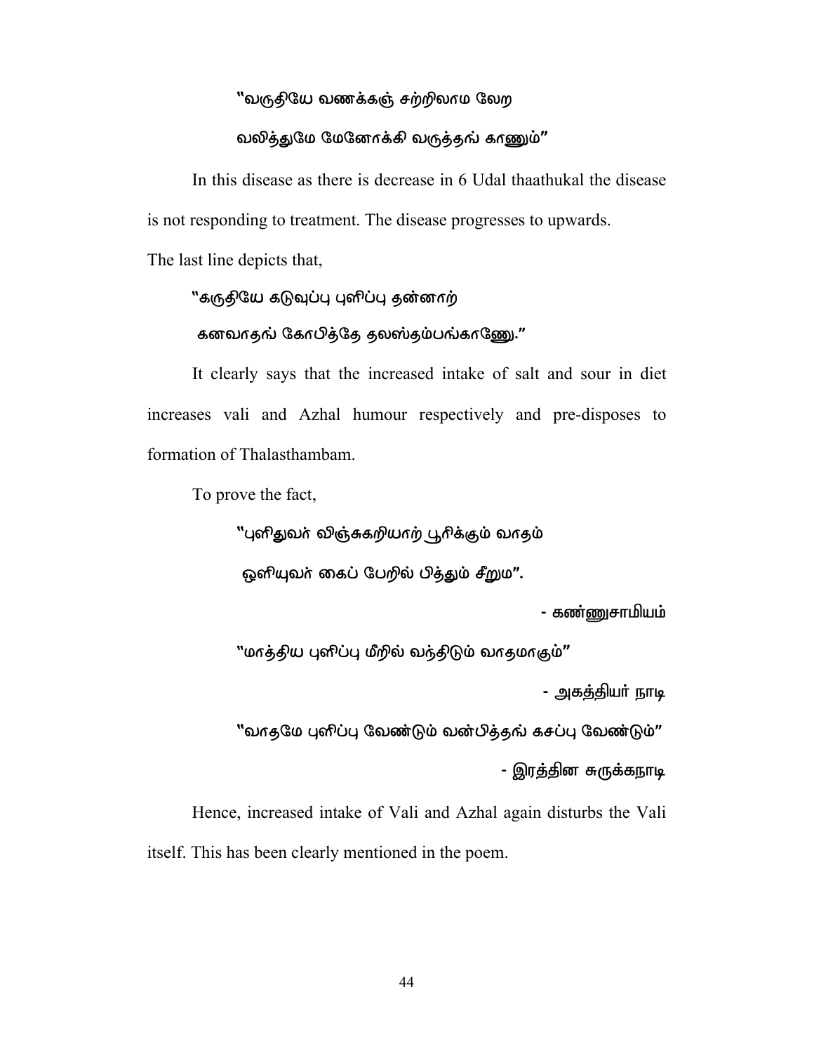"வருதியே வணக்கஞ் சற்றிலாம லேற

வலித்துமே மேனோக்கி வருத்தங் காணும்"

In this disease as there is decrease in 6 Udal thaathukal the disease is not responding to treatment. The disease progresses to upwards.

The last line depicts that,

"கருதியே கடுவுப்பு புளிப்பு தன்னாற்

கனவாதங் கோபித்தே தலஸ்தம்பங்காணே."

It clearly says that the increased intake of salt and sour in diet increases vali and Azhal humour respectively and pre-disposes to formation of Thalasthambam.

To prove the fact,

"புளிதுவர் விஞ்சுகறியாற் பூரிக்கும் வாதம்

ஒளியுவர் கைப் பேறில் பித்தும் சீறும".

- கண்ணுசாமியம்

"மாத்திய புளிப்பு மீறில் வந்திடும் வாதமாகும்"

- அகத்தியர் நாடி

"வாதமே புளிப்பு வேண்டும் வன்பித்தங் கசப்பு வேண்டும்"

- இரத்தின சுருக்கநாடி

Hence, increased intake of Vali and Azhal again disturbs the Vali itself. This has been clearly mentioned in the poem.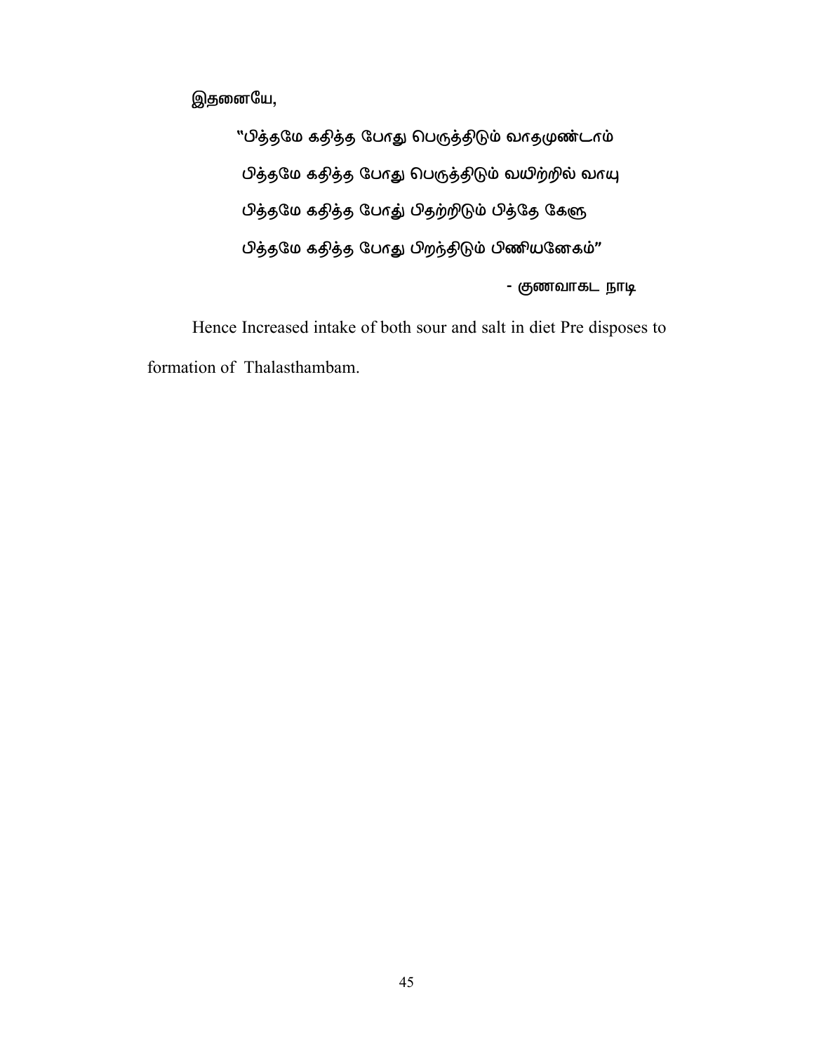இதனையே,

> "பித்தமே கதித்த போது பெருத்திடும் வாதமுண்டாம்
> பித்தமே கதித்த போது பெருத்திடும் வயிற்றில் வாயு
> பித்தமே கதித்த போது் பிதற்றிடும் பித்தே கேளு
> பித்தமே கதித்த போது பிறந்திடும் பிணியனேகம்"
>
> \- குணவாகட நாடி

Hence Increased intake of both sour and salt in diet Pre disposes to formation of Thalasthambam.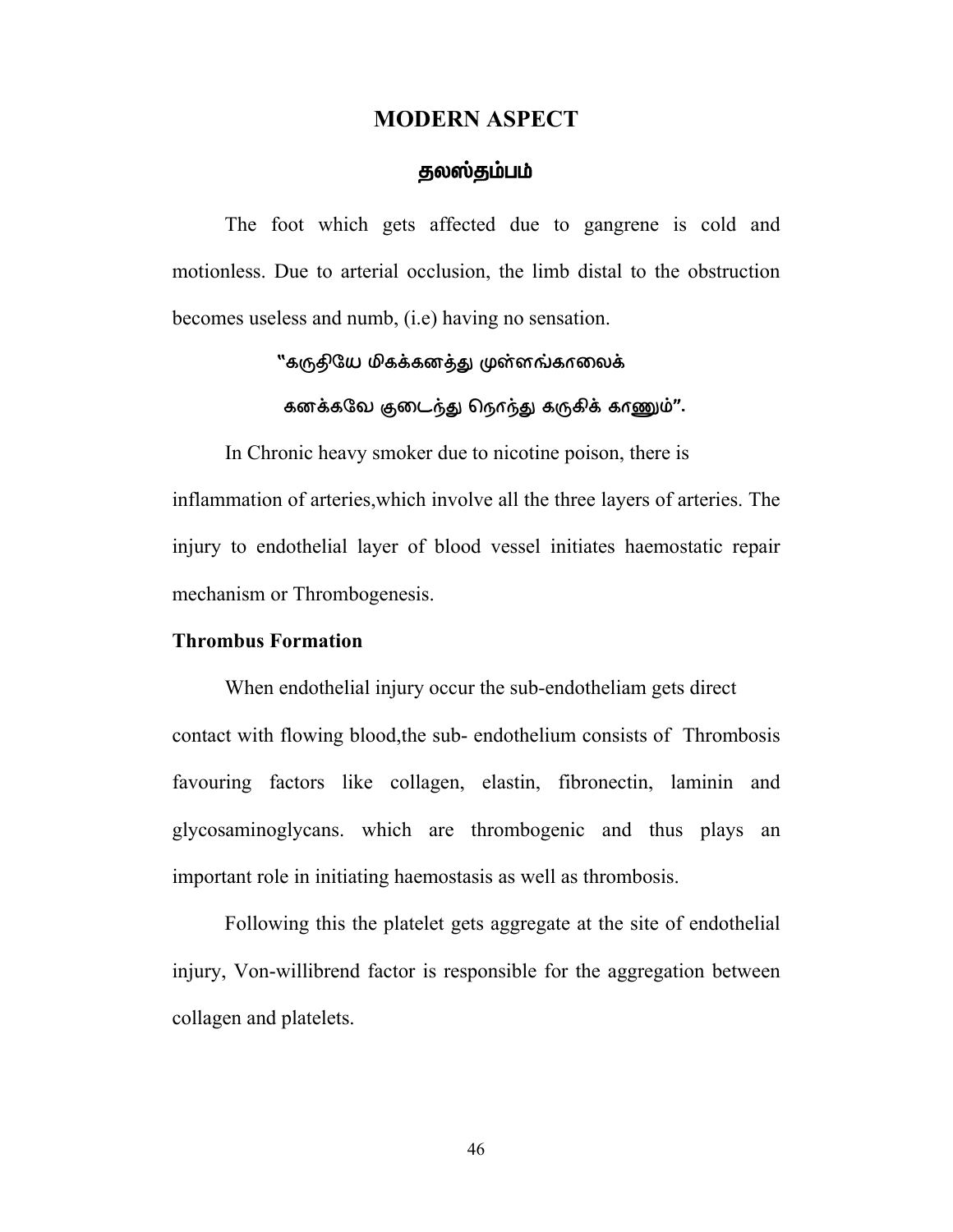## MODERN ASPECT

### தலஸ்தம்பம்

The foot which gets affected due to gangrene is cold and motionless. Due to arterial occlusion, the limb distal to the obstruction becomes useless and numb, (i.e) having no sensation.

"கருதியே மிகக்கனத்து முள்ளங்காலைக்

கனக்கவே குடைந்து நொந்து கருகிக் காணும்".

In Chronic heavy smoker due to nicotine poison, there is inflammation of arteries,which involve all the three layers of arteries. The injury to endothelial layer of blood vessel initiates haemostatic repair mechanism or Thrombogenesis.

**Thrombus Formation**

When endothelial injury occur the sub-endotheliam gets direct contact with flowing blood,the sub- endothelium consists of Thrombosis favouring factors like collagen, elastin, fibronectin, laminin and glycosaminoglycans. which are thrombogenic and thus plays an important role in initiating haemostasis as well as thrombosis.

Following this the platelet gets aggregate at the site of endothelial injury, Von-willibrend factor is responsible for the aggregation between collagen and platelets.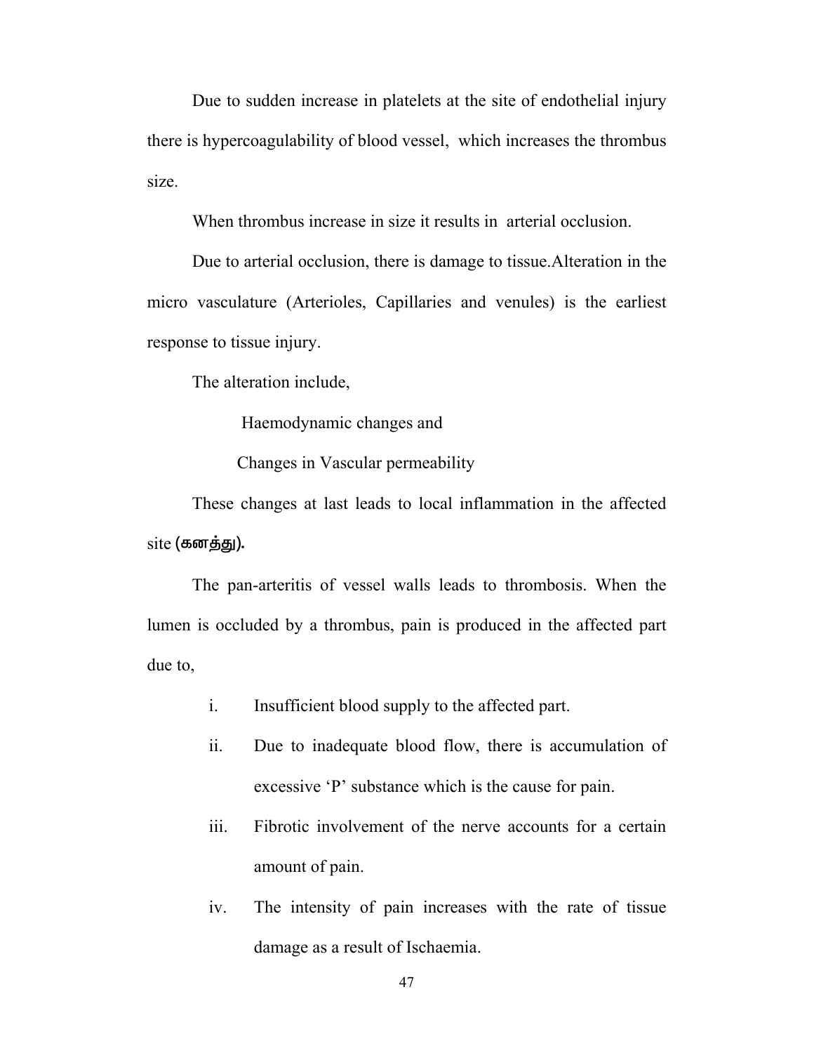Due to sudden increase in platelets at the site of endothelial injury there is hypercoagulability of blood vessel, which increases the thrombus size.

When thrombus increase in size it results in arterial occlusion.

Due to arterial occlusion, there is damage to tissue.Alteration in the micro vasculature (Arterioles, Capillaries and venules) is the earliest response to tissue injury.

The alteration include,

Haemodynamic changes and

Changes in Vascular permeability

These changes at last leads to local inflammation in the affected site **(கனத்து).**

The pan-arteritis of vessel walls leads to thrombosis. When the lumen is occluded by a thrombus, pain is produced in the affected part due to,

i. Insufficient blood supply to the affected part.
ii. Due to inadequate blood flow, there is accumulation of excessive 'P' substance which is the cause for pain.
iii. Fibrotic involvement of the nerve accounts for a certain amount of pain.
iv. The intensity of pain increases with the rate of tissue damage as a result of Ischaemia.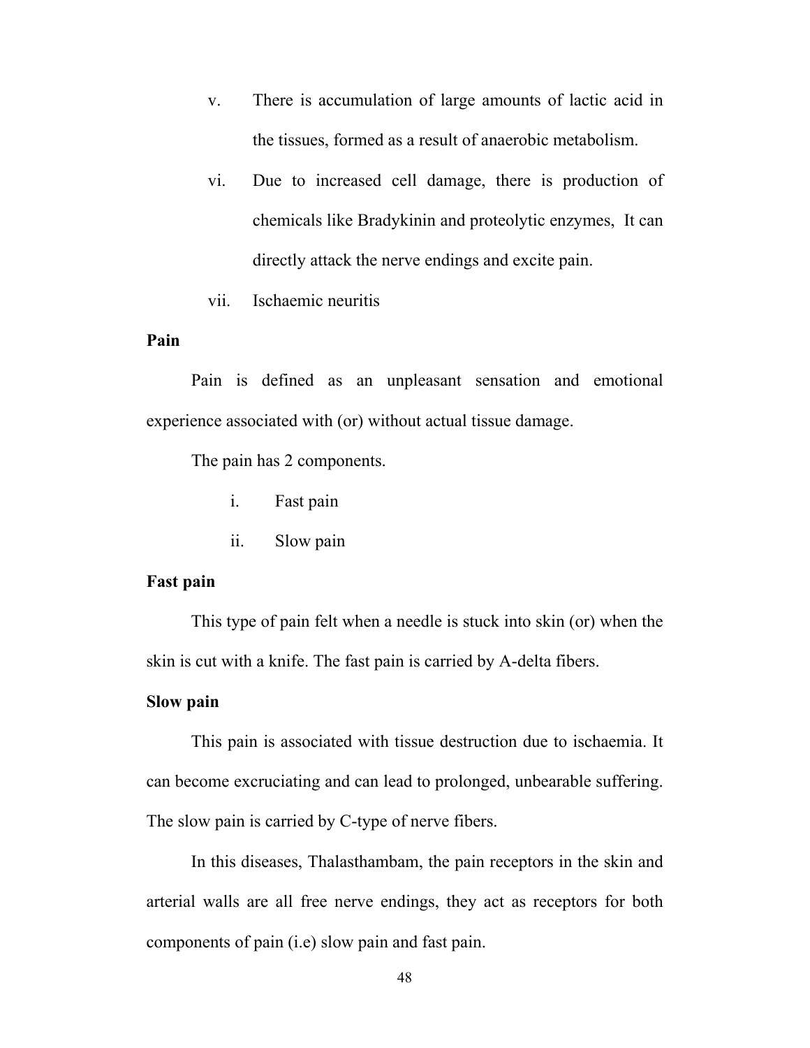v. There is accumulation of large amounts of lactic acid in the tissues, formed as a result of anaerobic metabolism.

vi. Due to increased cell damage, there is production of chemicals like Bradykinin and proteolytic enzymes, It can directly attack the nerve endings and excite pain.

vii. Ischaemic neuritis

**Pain**

Pain is defined as an unpleasant sensation and emotional experience associated with (or) without actual tissue damage.

The pain has 2 components.

i. Fast pain

ii. Slow pain

**Fast pain**

This type of pain felt when a needle is stuck into skin (or) when the skin is cut with a knife. The fast pain is carried by A-delta fibers.

**Slow pain**

This pain is associated with tissue destruction due to ischaemia. It can become excruciating and can lead to prolonged, unbearable suffering. The slow pain is carried by C-type of nerve fibers.

In this diseases, Thalasthambam, the pain receptors in the skin and arterial walls are all free nerve endings, they act as receptors for both components of pain (i.e) slow pain and fast pain.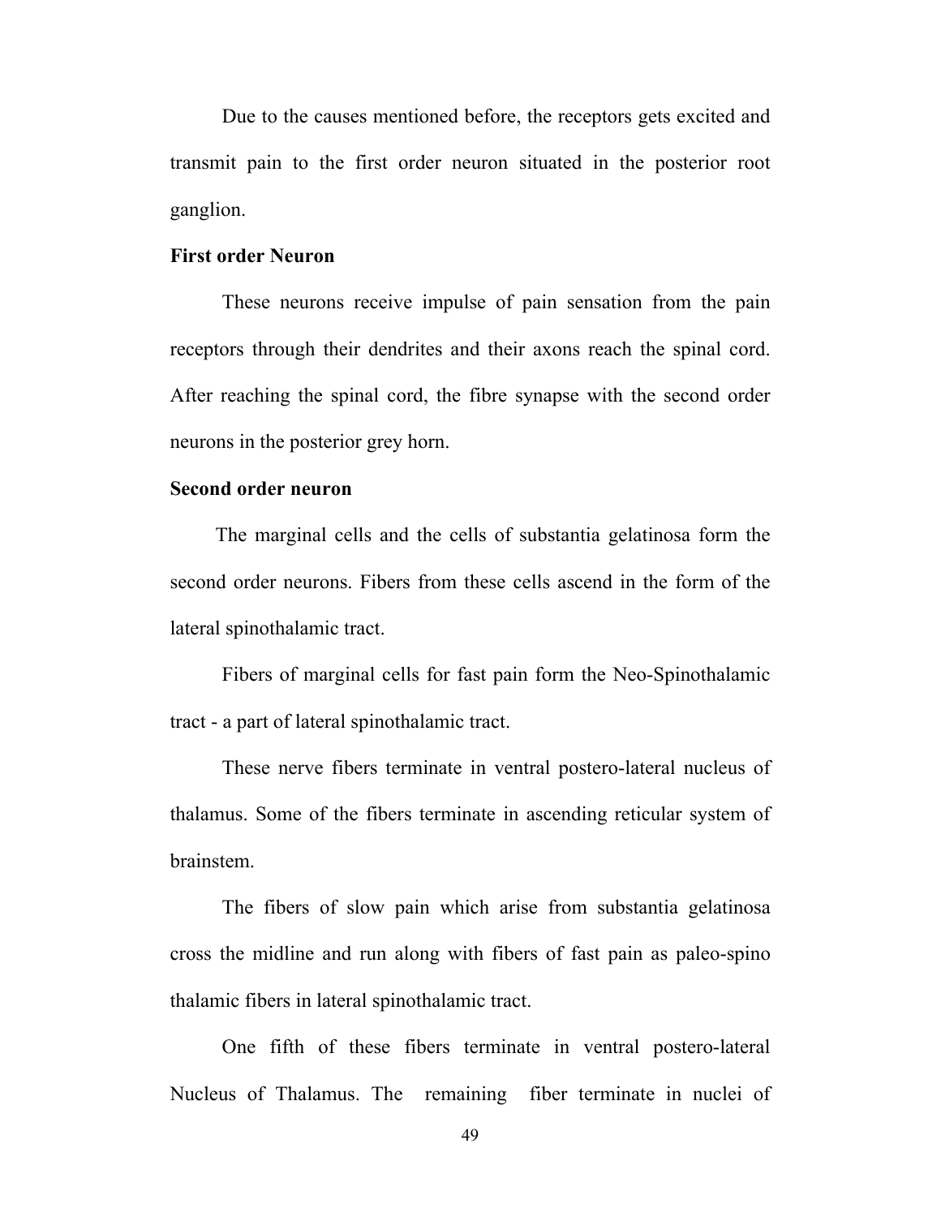Due to the causes mentioned before, the receptors gets excited and transmit pain to the first order neuron situated in the posterior root ganglion.

**First order Neuron**

These neurons receive impulse of pain sensation from the pain receptors through their dendrites and their axons reach the spinal cord. After reaching the spinal cord, the fibre synapse with the second order neurons in the posterior grey horn.

**Second order neuron**

The marginal cells and the cells of substantia gelatinosa form the second order neurons. Fibers from these cells ascend in the form of the lateral spinothalamic tract.

Fibers of marginal cells for fast pain form the Neo-Spinothalamic tract - a part of lateral spinothalamic tract.

These nerve fibers terminate in ventral postero-lateral nucleus of thalamus. Some of the fibers terminate in ascending reticular system of brainstem.

The fibers of slow pain which arise from substantia gelatinosa cross the midline and run along with fibers of fast pain as paleo-spino thalamic fibers in lateral spinothalamic tract.

One fifth of these fibers terminate in ventral postero-lateral Nucleus of Thalamus. The remaining fiber terminate in nuclei of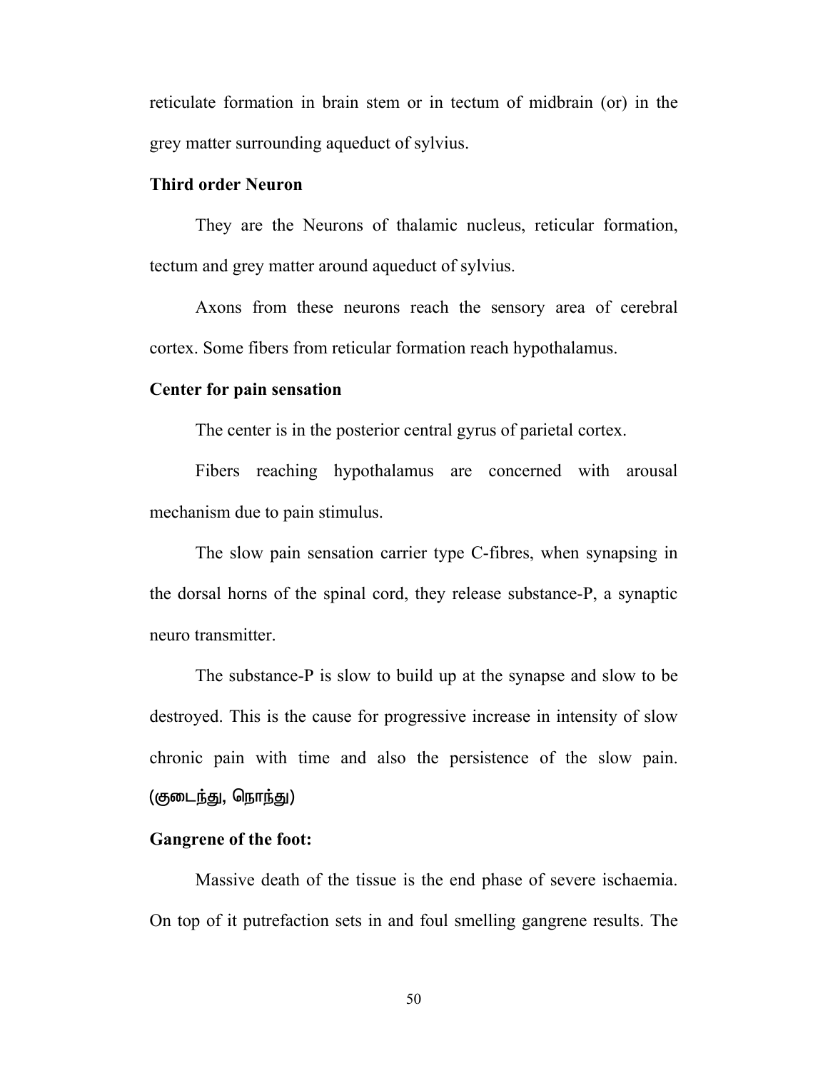reticulate formation in brain stem or in tectum of midbrain (or) in the grey matter surrounding aqueduct of sylvius.

**Third order Neuron**

They are the Neurons of thalamic nucleus, reticular formation, tectum and grey matter around aqueduct of sylvius.

Axons from these neurons reach the sensory area of cerebral cortex. Some fibers from reticular formation reach hypothalamus.

**Center for pain sensation**

The center is in the posterior central gyrus of parietal cortex.

Fibers reaching hypothalamus are concerned with arousal mechanism due to pain stimulus.

The slow pain sensation carrier type C-fibres, when synapsing in the dorsal horns of the spinal cord, they release substance-P, a synaptic neuro transmitter.

The substance-P is slow to build up at the synapse and slow to be destroyed. This is the cause for progressive increase in intensity of slow chronic pain with time and also the persistence of the slow pain. (குடைந்து, நொந்து)

**Gangrene of the foot:**

Massive death of the tissue is the end phase of severe ischaemia. On top of it putrefaction sets in and foul smelling gangrene results. The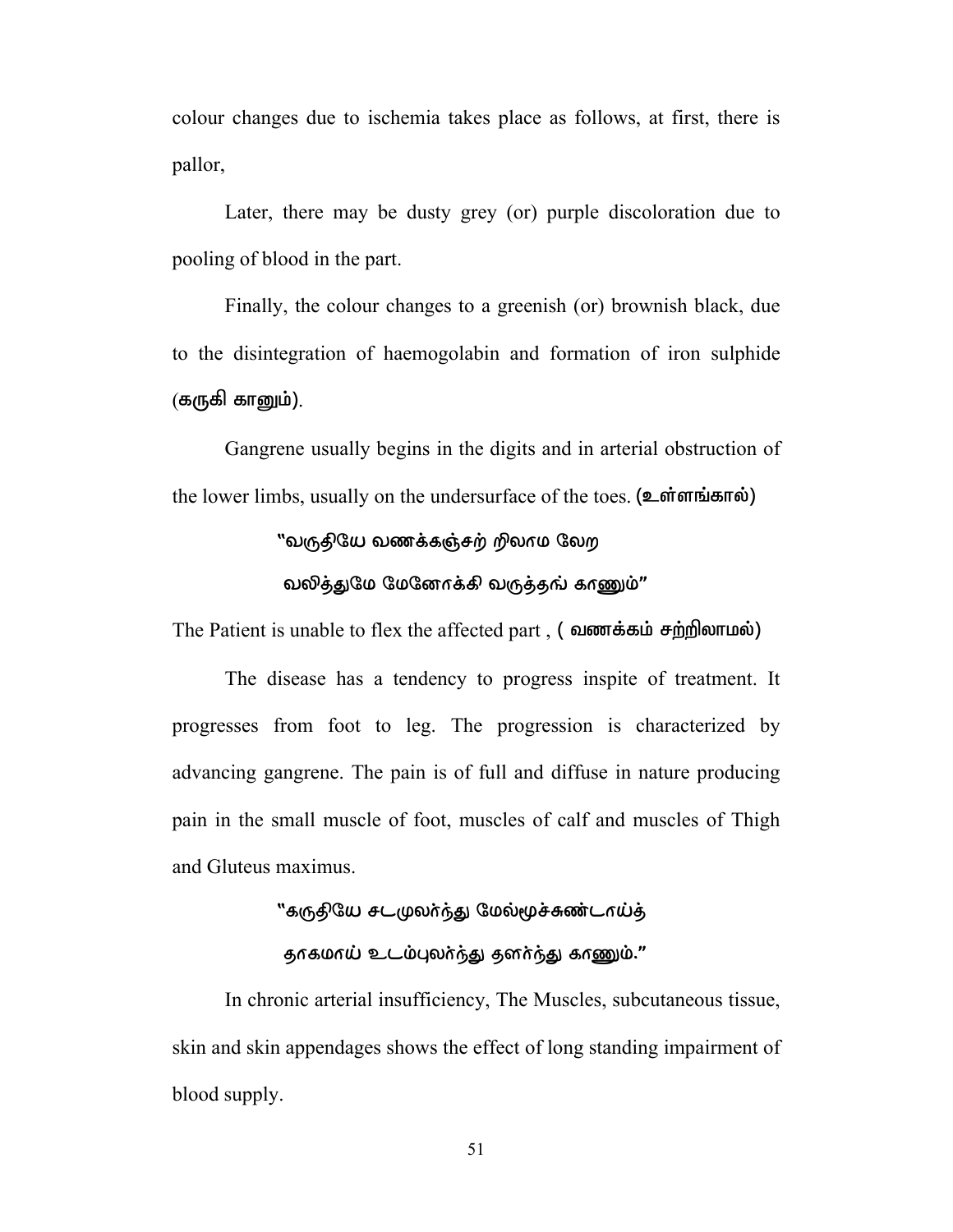colour changes due to ischemia takes place as follows, at first, there is pallor,

Later, there may be dusty grey (or) purple discoloration due to pooling of blood in the part.

Finally, the colour changes to a greenish (or) brownish black, due to the disintegration of haemogolabin and formation of iron sulphide (கருகி கானும்).

Gangrene usually begins in the digits and in arterial obstruction of the lower limbs, usually on the undersurface of the toes. **(உள்ளங்கால்)**

**"வருதியே வணக்கஞ்சற் றிலாம லேற**

**வலித்துமே மேனோக்கி வருத்தங் காணும்"**

The Patient is unable to flex the affected part , **( வணக்கம் சற்றிலாமல்)**

The disease has a tendency to progress inspite of treatment. It progresses from foot to leg. The progression is characterized by advancing gangrene. The pain is of full and diffuse in nature producing pain in the small muscle of foot, muscles of calf and muscles of Thigh and Gluteus maximus.

**"கருதியே சடமுலர்ந்து மேல்மூச்சுண்டாய்த்**

**தாகமாய் உடம்புலர்ந்து தளர்ந்து காணும்."**

In chronic arterial insufficiency, The Muscles, subcutaneous tissue, skin and skin appendages shows the effect of long standing impairment of blood supply.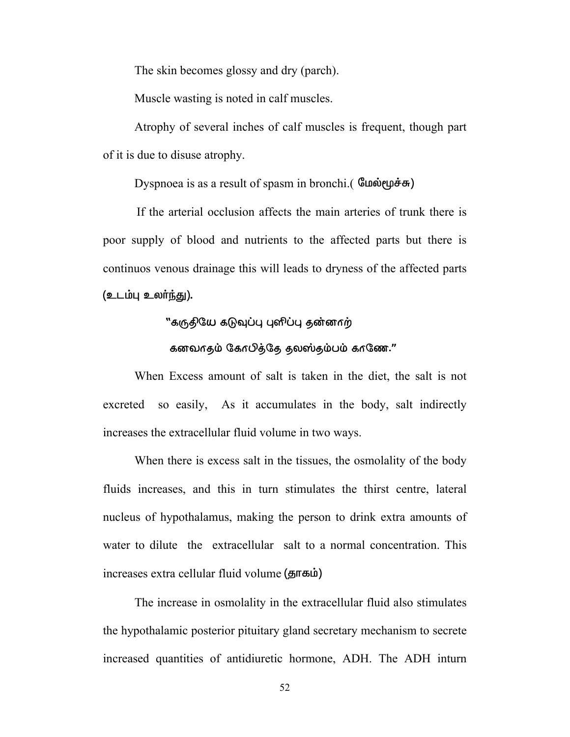The skin becomes glossy and dry (parch).

Muscle wasting is noted in calf muscles.

Atrophy of several inches of calf muscles is frequent, though part of it is due to disuse atrophy.

Dyspnoea is as a result of spasm in bronchi.( மேல்மூச்சு)

If the arterial occlusion affects the main arteries of trunk there is poor supply of blood and nutrients to the affected parts but there is continuos venous drainage this will leads to dryness of the affected parts (உடம்பு உலர்ந்து).

"கருதியே கடுவுப்பு புளிப்பு தன்னாற்

கனவாதம் கோபித்தே தலஸ்தம்பம் காணே."

When Excess amount of salt is taken in the diet, the salt is not excreted so easily, As it accumulates in the body, salt indirectly increases the extracellular fluid volume in two ways.

When there is excess salt in the tissues, the osmolality of the body fluids increases, and this in turn stimulates the thirst centre, lateral nucleus of hypothalamus, making the person to drink extra amounts of water to dilute the extracellular salt to a normal concentration. This increases extra cellular fluid volume (தாகம்)

The increase in osmolality in the extracellular fluid also stimulates the hypothalamic posterior pituitary gland secretary mechanism to secrete increased quantities of antidiuretic hormone, ADH. The ADH inturn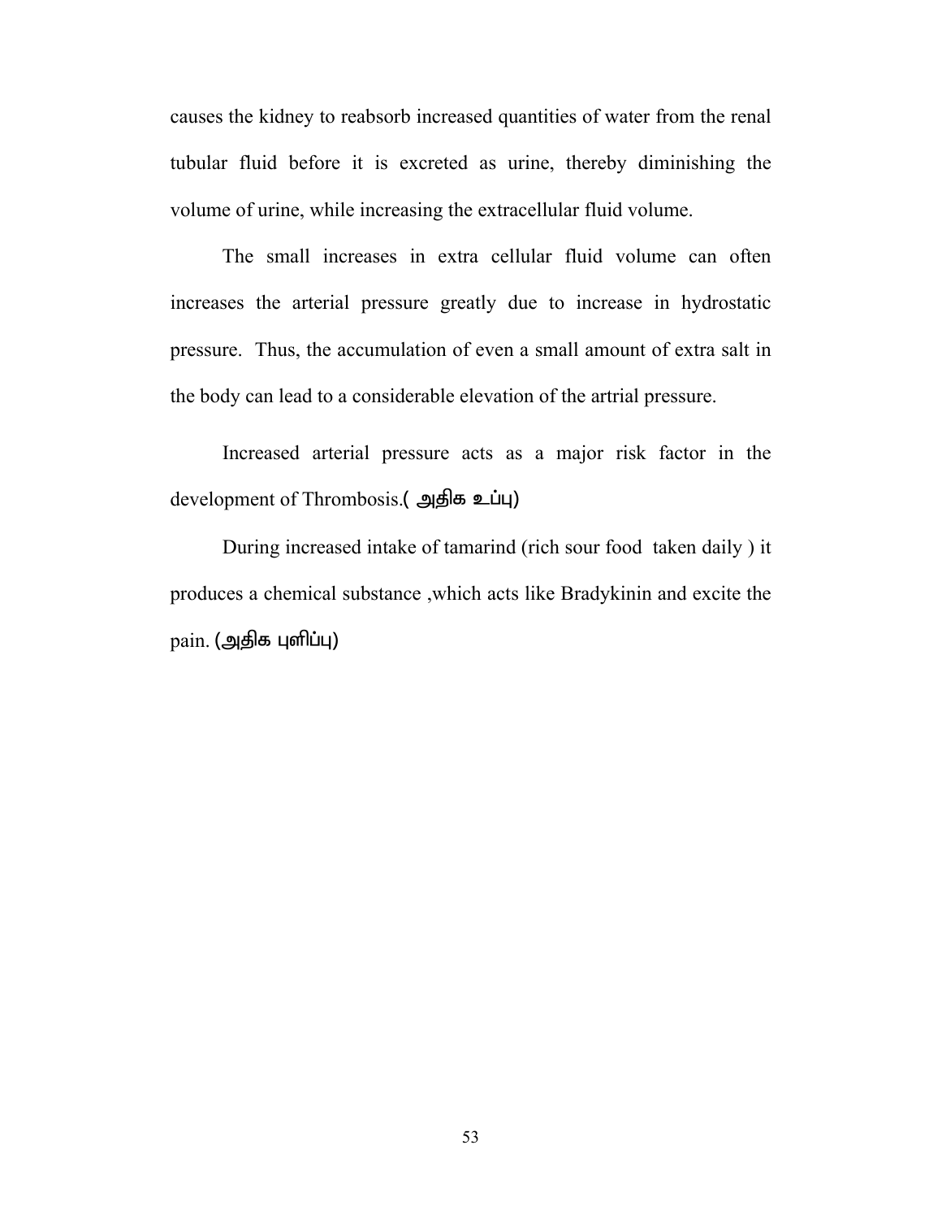causes the kidney to reabsorb increased quantities of water from the renal tubular fluid before it is excreted as urine, thereby diminishing the volume of urine, while increasing the extracellular fluid volume.

The small increases in extra cellular fluid volume can often increases the arterial pressure greatly due to increase in hydrostatic pressure. Thus, the accumulation of even a small amount of extra salt in the body can lead to a considerable elevation of the artrial pressure.

Increased arterial pressure acts as a major risk factor in the development of Thrombosis.( அதிக உப்பு)

During increased intake of tamarind (rich sour food taken daily ) it produces a chemical substance ,which acts like Bradykinin and excite the pain. (அதிக புளிப்பு)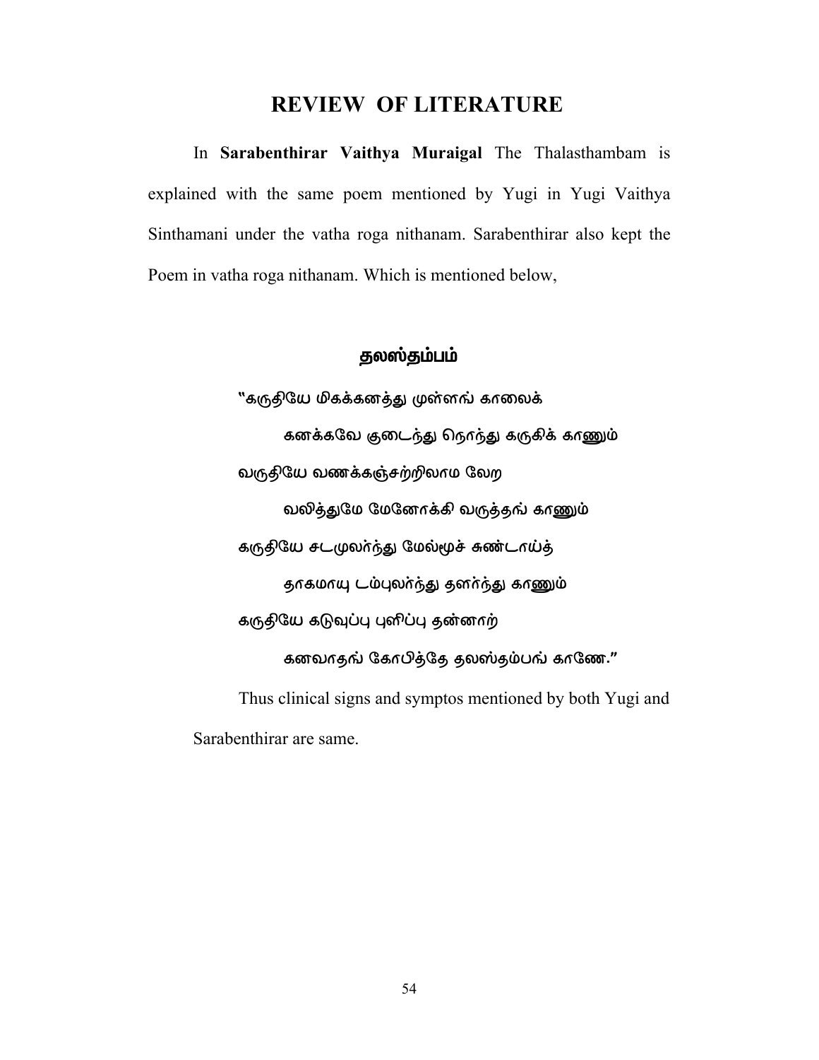# REVIEW OF LITERATURE

In **Sarabenthirar Vaithya Muraigal** The Thalasthambam is explained with the same poem mentioned by Yugi in Yugi Vaithya Sinthamani under the vatha roga nithanam. Sarabenthirar also kept the Poem in vatha roga nithanam. Which is mentioned below,

### தலஸ்தம்பம்

"கருதியே மிகக்கனத்து முள்ளங் காலைக்

கனக்கவே குடைந்து நொந்து கருகிக் காணும்

வருதியே வணக்கஞ்சற்றிலாம லேற

வலித்துமே மேனோக்கி வருத்தங் காணும்

கருதியே சடமுலர்ந்து மேல்மூச் சுண்டாய்த்

தாகமாயு டம்புலர்ந்து தளர்ந்து காணும்

கருதியே கடுவுப்பு புளிப்பு தன்னாற்

கனவாதங் கோபித்தே தலஸ்தம்பங் காணே."

Thus clinical signs and symptos mentioned by both Yugi and Sarabenthirar are same.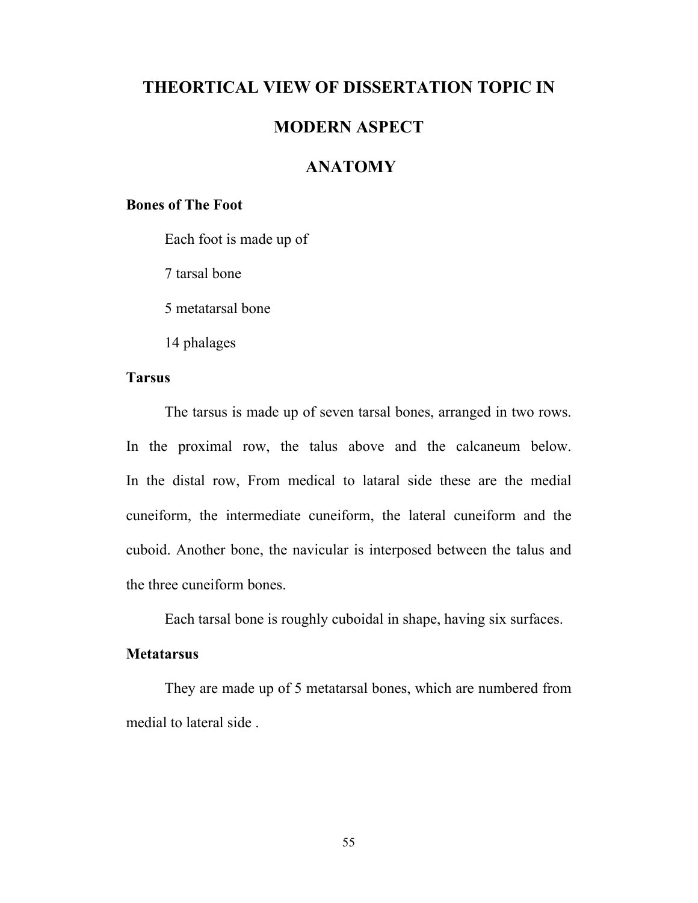# THEORTICAL VIEW OF DISSERTATION TOPIC IN MODERN ASPECT

## ANATOMY

### Bones of The Foot

Each foot is made up of

7 tarsal bone

5 metatarsal bone

14 phalages

### Tarsus

The tarsus is made up of seven tarsal bones, arranged in two rows. In the proximal row, the talus above and the calcaneum below. In the distal row, From medical to lataral side these are the medial cuneiform, the intermediate cuneiform, the lateral cuneiform and the cuboid. Another bone, the navicular is interposed between the talus and the three cuneiform bones.

Each tarsal bone is roughly cuboidal in shape, having six surfaces.

### Metatarsus

They are made up of 5 metatarsal bones, which are numbered from medial to lateral side .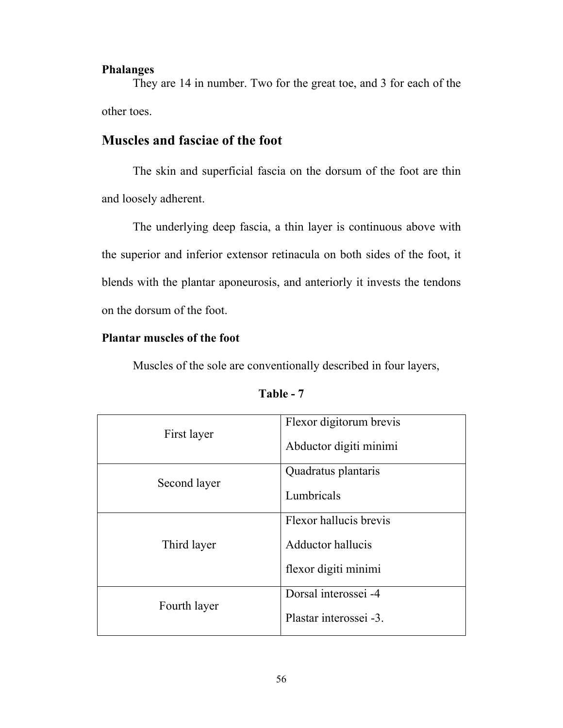**Phalanges**

They are 14 in number. Two for the great toe, and 3 for each of the other toes.

## Muscles and fasciae of the foot

The skin and superficial fascia on the dorsum of the foot are thin and loosely adherent.

The underlying deep fascia, a thin layer is continuous above with the superior and inferior extensor retinacula on both sides of the foot, it blends with the plantar aponeurosis, and anteriorly it invests the tendons on the dorsum of the foot.

**Plantar muscles of the foot**

Muscles of the sole are conventionally described in four layers,

**Table - 7**

| | |
|---|---|
| First layer | Flexor digitorum brevis<br>Abductor digiti minimi |
| Second layer | Quadratus plantaris<br>Lumbricals |
| Third layer | Flexor hallucis brevis<br>Adductor hallucis<br>flexor digiti minimi |
| Fourth layer | Dorsal interossei -4<br>Plastar interossei -3. |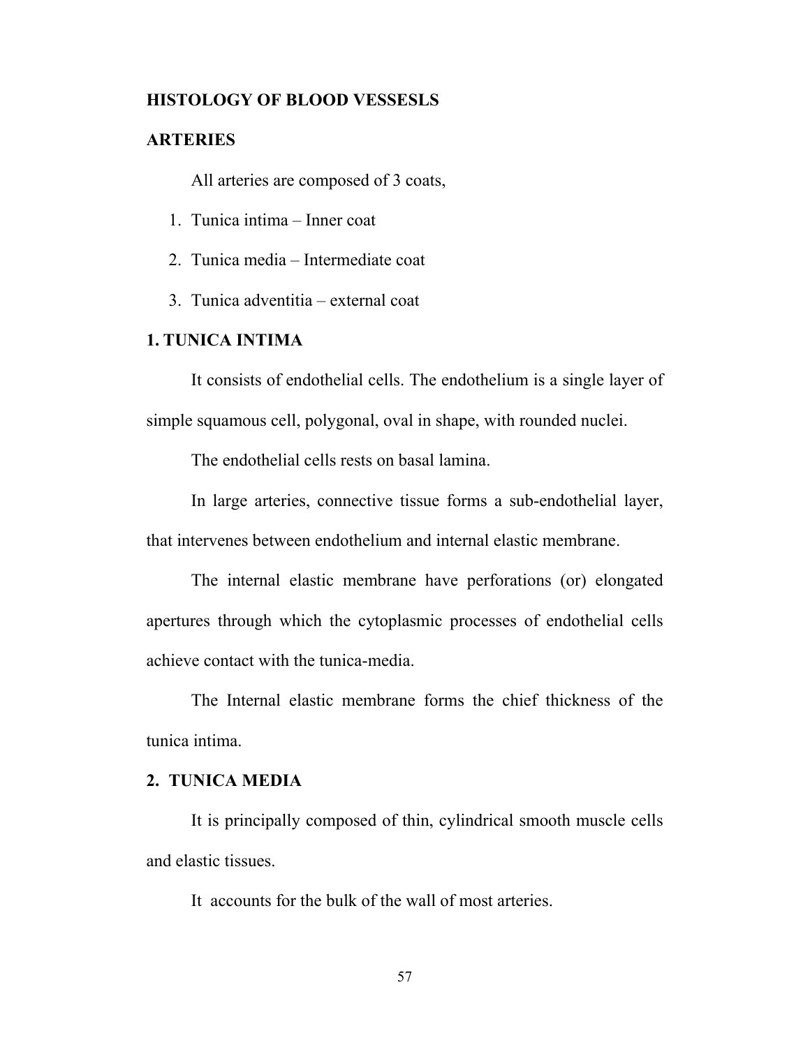# HISTOLOGY OF BLOOD VESSESLS

## ARTERIES

All arteries are composed of 3 coats,

1. Tunica intima – Inner coat
2. Tunica media – Intermediate coat
3. Tunica adventitia – external coat

### 1. TUNICA INTIMA

It consists of endothelial cells. The endothelium is a single layer of simple squamous cell, polygonal, oval in shape, with rounded nuclei.

The endothelial cells rests on basal lamina.

In large arteries, connective tissue forms a sub-endothelial layer, that intervenes between endothelium and internal elastic membrane.

The internal elastic membrane have perforations (or) elongated apertures through which the cytoplasmic processes of endothelial cells achieve contact with the tunica-media.

The Internal elastic membrane forms the chief thickness of the tunica intima.

### 2. TUNICA MEDIA

It is principally composed of thin, cylindrical smooth muscle cells and elastic tissues.

It accounts for the bulk of the wall of most arteries.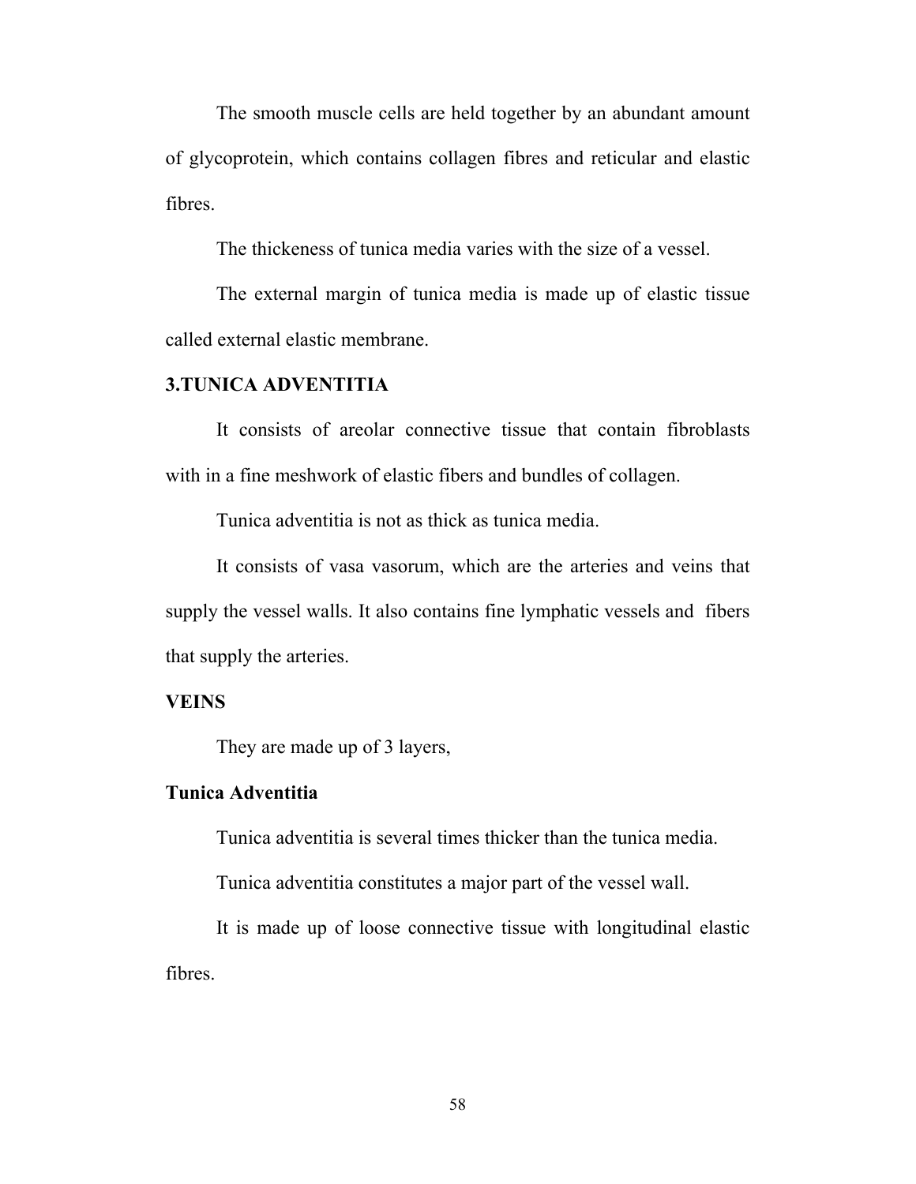The smooth muscle cells are held together by an abundant amount of glycoprotein, which contains collagen fibres and reticular and elastic fibres.

The thickeness of tunica media varies with the size of a vessel.

The external margin of tunica media is made up of elastic tissue called external elastic membrane.

**3.TUNICA ADVENTITIA**

It consists of areolar connective tissue that contain fibroblasts with in a fine meshwork of elastic fibers and bundles of collagen.

Tunica adventitia is not as thick as tunica media.

It consists of vasa vasorum, which are the arteries and veins that supply the vessel walls. It also contains fine lymphatic vessels and fibers that supply the arteries.

**VEINS**

They are made up of 3 layers,

**Tunica Adventitia**

Tunica adventitia is several times thicker than the tunica media.

Tunica adventitia constitutes a major part of the vessel wall.

It is made up of loose connective tissue with longitudinal elastic fibres.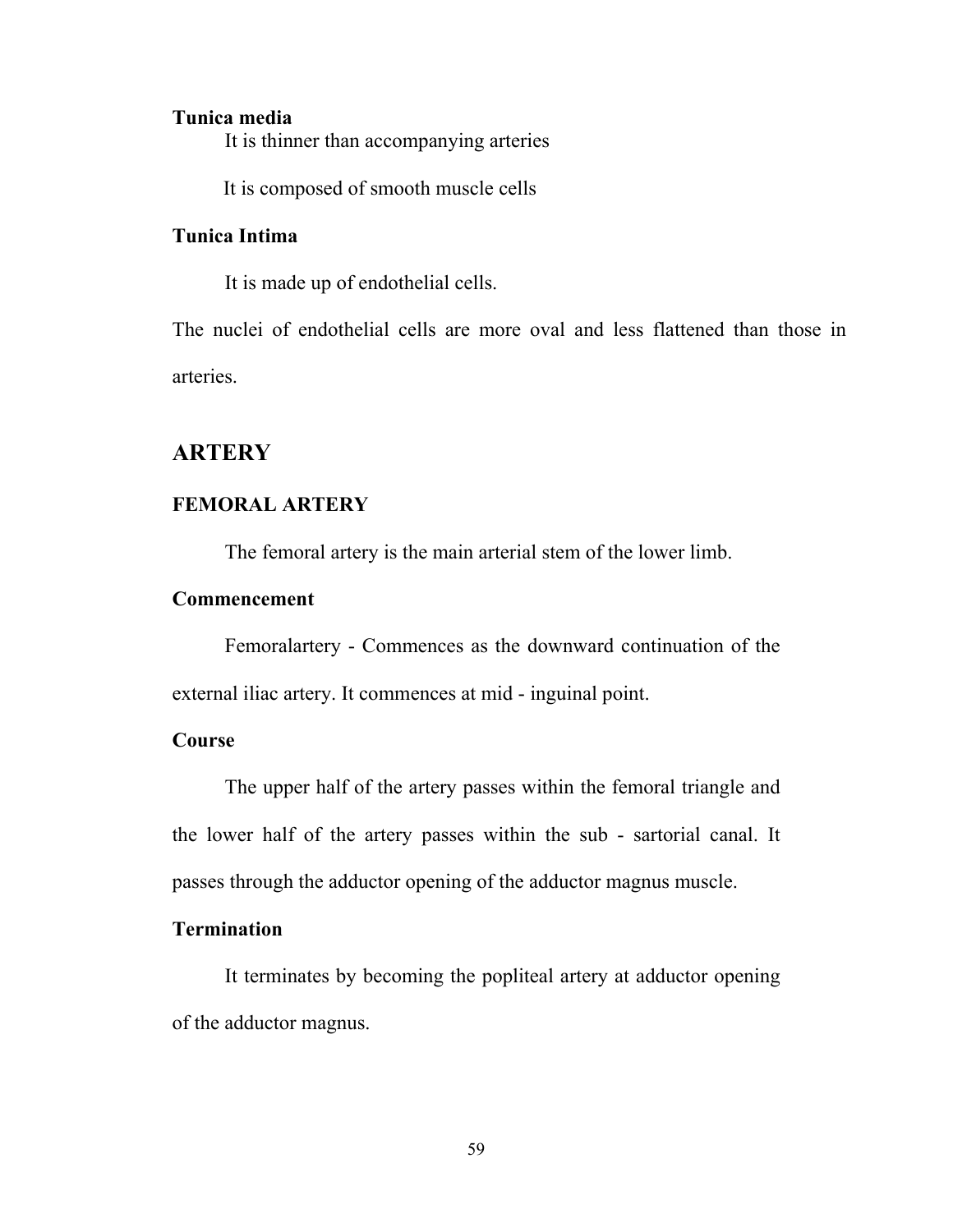**Tunica media**

It is thinner than accompanying arteries

It is composed of smooth muscle cells

**Tunica Intima**

It is made up of endothelial cells.

The nuclei of endothelial cells are more oval and less flattened than those in arteries.

## ARTERY

### FEMORAL ARTERY

The femoral artery is the main arterial stem of the lower limb.

**Commencement**

Femoralartery - Commences as the downward continuation of the external iliac artery. It commences at mid - inguinal point.

**Course**

The upper half of the artery passes within the femoral triangle and the lower half of the artery passes within the sub - sartorial canal. It passes through the adductor opening of the adductor magnus muscle.

**Termination**

It terminates by becoming the popliteal artery at adductor opening of the adductor magnus.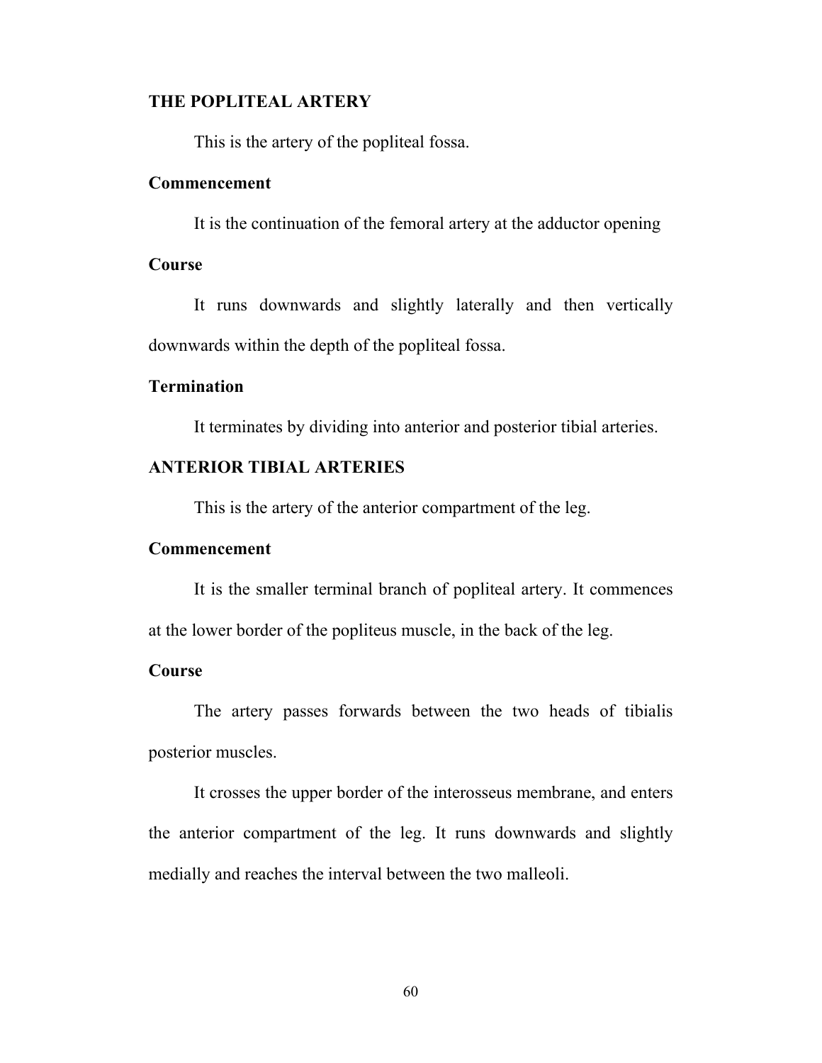## THE POPLITEAL ARTERY

This is the artery of the popliteal fossa.

### Commencement

It is the continuation of the femoral artery at the adductor opening

### Course

It runs downwards and slightly laterally and then vertically downwards within the depth of the popliteal fossa.

### Termination

It terminates by dividing into anterior and posterior tibial arteries.

## ANTERIOR TIBIAL ARTERIES

This is the artery of the anterior compartment of the leg.

### Commencement

It is the smaller terminal branch of popliteal artery. It commences at the lower border of the popliteus muscle, in the back of the leg.

### Course

The artery passes forwards between the two heads of tibialis posterior muscles.

It crosses the upper border of the interosseus membrane, and enters the anterior compartment of the leg. It runs downwards and slightly medially and reaches the interval between the two malleoli.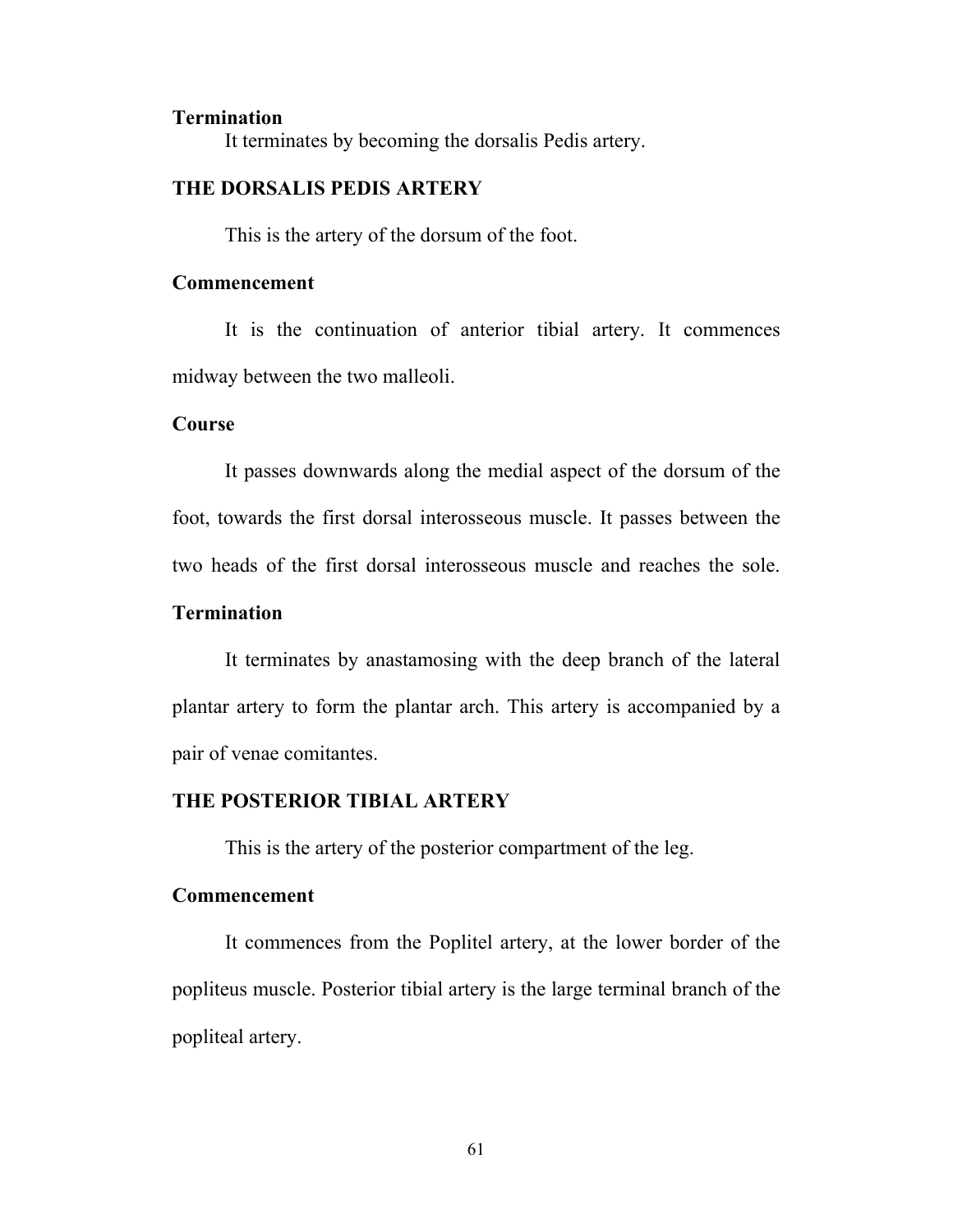**Termination**

It terminates by becoming the dorsalis Pedis artery.

## THE DORSALIS PEDIS ARTERY

This is the artery of the dorsum of the foot.

**Commencement**

It is the continuation of anterior tibial artery. It commences midway between the two malleoli.

**Course**

It passes downwards along the medial aspect of the dorsum of the foot, towards the first dorsal interosseous muscle. It passes between the two heads of the first dorsal interosseous muscle and reaches the sole.

**Termination**

It terminates by anastamosing with the deep branch of the lateral plantar artery to form the plantar arch. This artery is accompanied by a pair of venae comitantes.

## THE POSTERIOR TIBIAL ARTERY

This is the artery of the posterior compartment of the leg.

**Commencement**

It commences from the Poplitel artery, at the lower border of the popliteus muscle. Posterior tibial artery is the large terminal branch of the popliteal artery.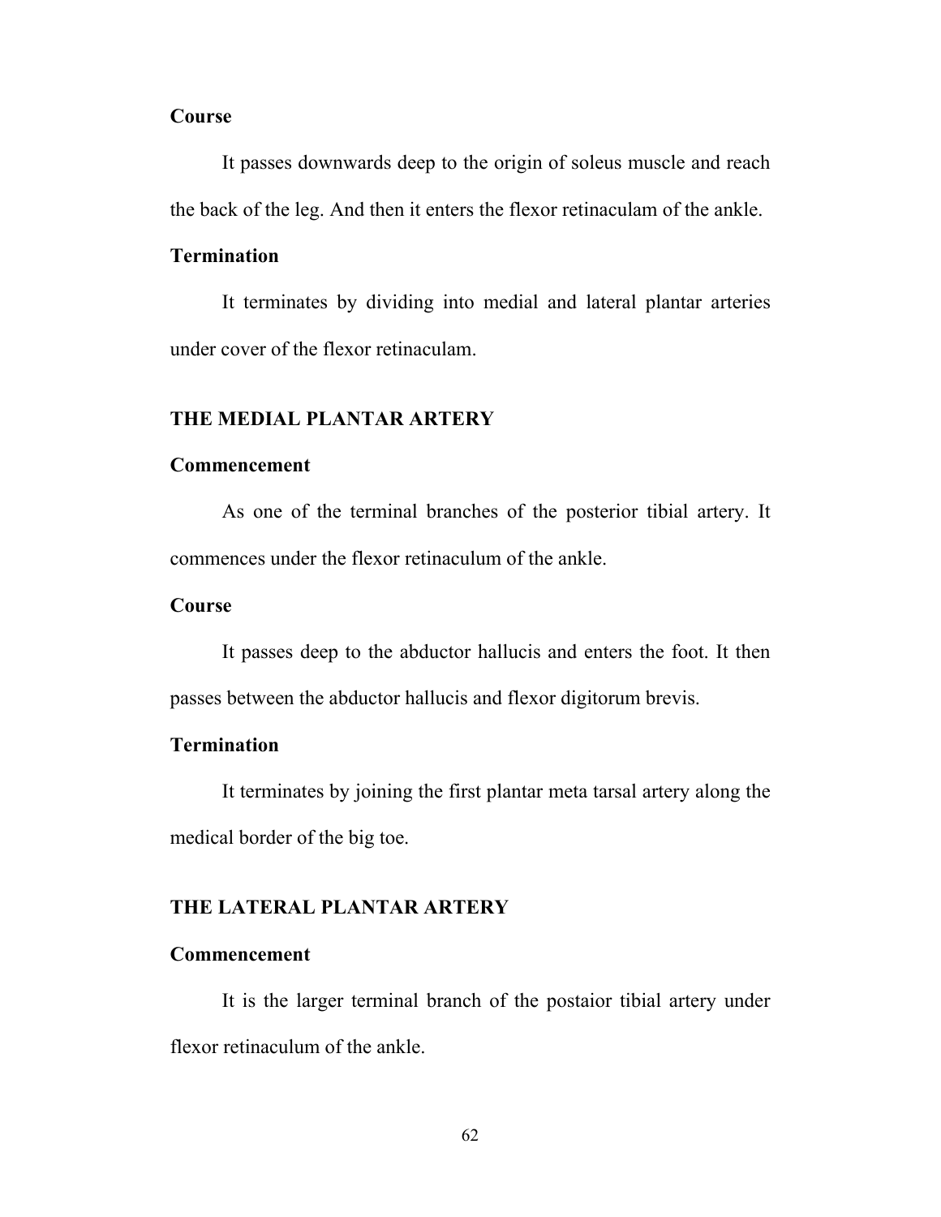**Course**

It passes downwards deep to the origin of soleus muscle and reach the back of the leg. And then it enters the flexor retinaculam of the ankle.

**Termination**

It terminates by dividing into medial and lateral plantar arteries under cover of the flexor retinaculam.

## THE MEDIAL PLANTAR ARTERY

**Commencement**

As one of the terminal branches of the posterior tibial artery. It commences under the flexor retinaculum of the ankle.

**Course**

It passes deep to the abductor hallucis and enters the foot. It then passes between the abductor hallucis and flexor digitorum brevis.

**Termination**

It terminates by joining the first plantar meta tarsal artery along the medical border of the big toe.

## THE LATERAL PLANTAR ARTERY

**Commencement**

It is the larger terminal branch of the postaior tibial artery under flexor retinaculum of the ankle.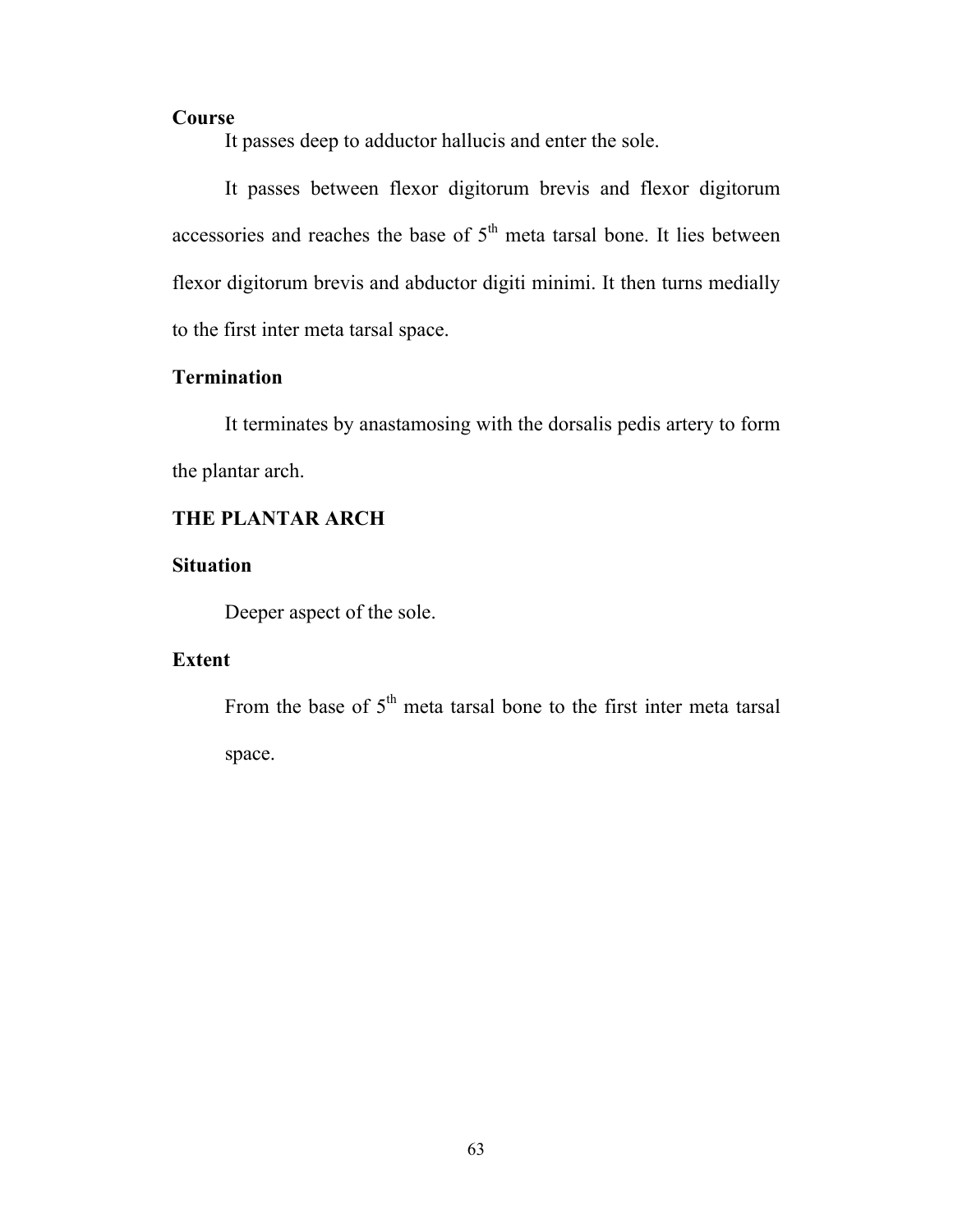**Course**

It passes deep to adductor hallucis and enter the sole.

It passes between flexor digitorum brevis and flexor digitorum accessories and reaches the base of 5$^{th}$ meta tarsal bone. It lies between flexor digitorum brevis and abductor digiti minimi. It then turns medially to the first inter meta tarsal space.

**Termination**

It terminates by anastamosing with the dorsalis pedis artery to form the plantar arch.

**THE PLANTAR ARCH**

**Situation**

Deeper aspect of the sole.

**Extent**

From the base of 5$^{th}$ meta tarsal bone to the first inter meta tarsal space.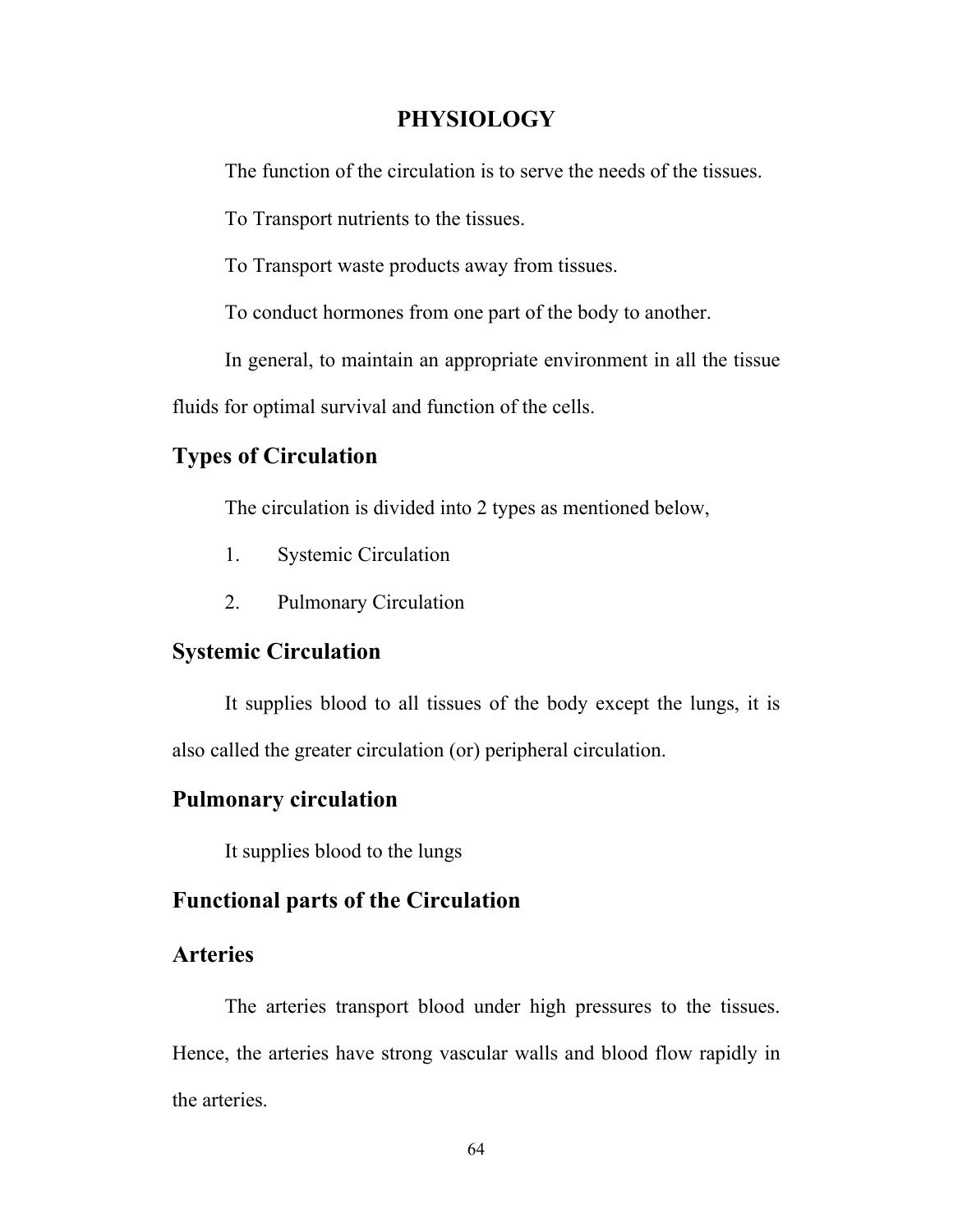# PHYSIOLOGY

The function of the circulation is to serve the needs of the tissues.

To Transport nutrients to the tissues.

To Transport waste products away from tissues.

To conduct hormones from one part of the body to another.

In general, to maintain an appropriate environment in all the tissue fluids for optimal survival and function of the cells.

## Types of Circulation

The circulation is divided into 2 types as mentioned below,

1. Systemic Circulation
2. Pulmonary Circulation

## Systemic Circulation

It supplies blood to all tissues of the body except the lungs, it is also called the greater circulation (or) peripheral circulation.

## Pulmonary circulation

It supplies blood to the lungs

## Functional parts of the Circulation

## Arteries

The arteries transport blood under high pressures to the tissues. Hence, the arteries have strong vascular walls and blood flow rapidly in the arteries.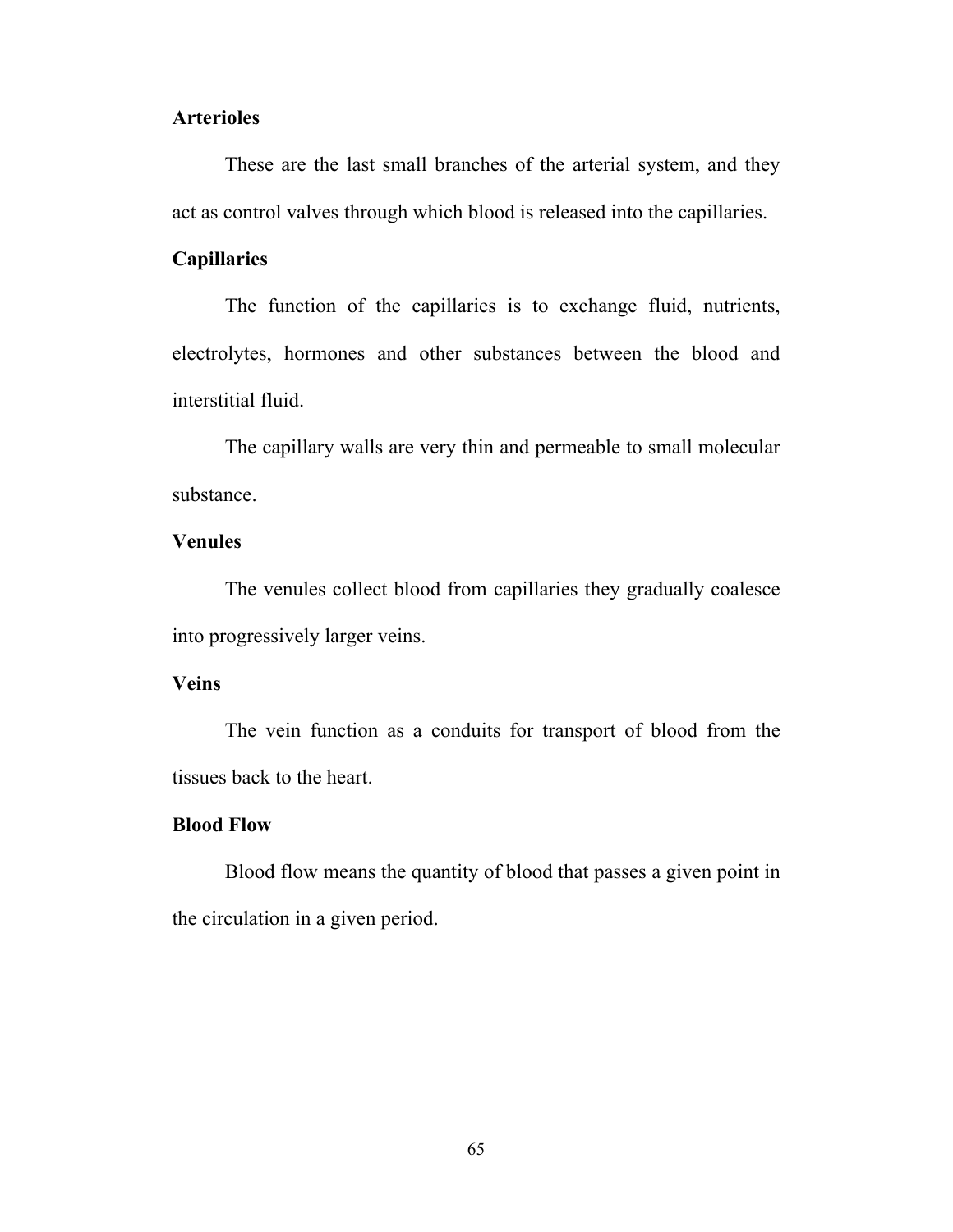**Arterioles**

These are the last small branches of the arterial system, and they act as control valves through which blood is released into the capillaries.

**Capillaries**

The function of the capillaries is to exchange fluid, nutrients, electrolytes, hormones and other substances between the blood and interstitial fluid.

The capillary walls are very thin and permeable to small molecular substance.

**Venules**

The venules collect blood from capillaries they gradually coalesce into progressively larger veins.

**Veins**

The vein function as a conduits for transport of blood from the tissues back to the heart.

**Blood Flow**

Blood flow means the quantity of blood that passes a given point in the circulation in a given period.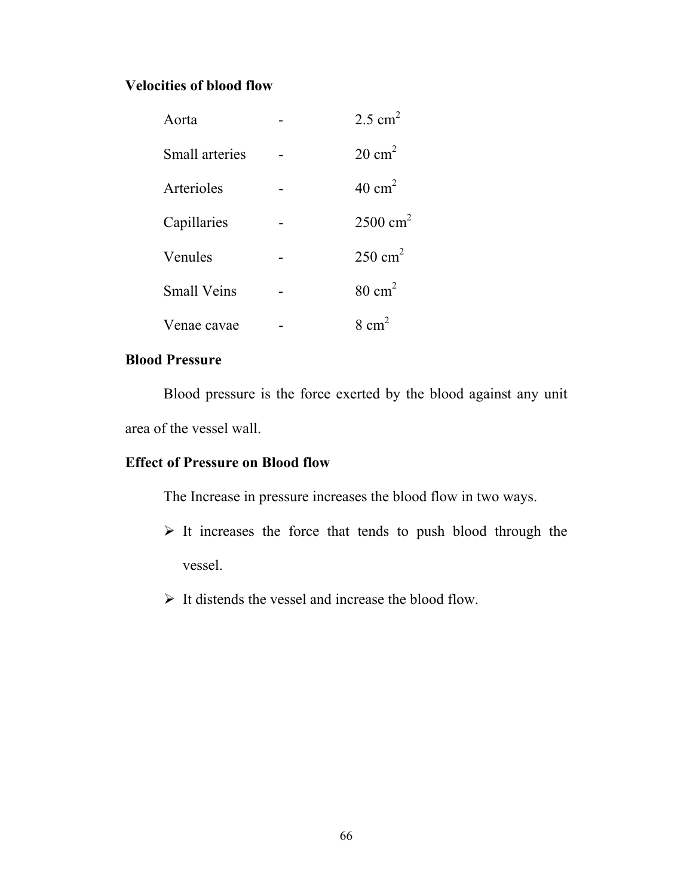**Velocities of blood flow**

| | | |
|---|---|---|
| Aorta | - | 2.5 $cm^2$ |
| Small arteries | - | 20 $cm^2$ |
| Arterioles | - | 40 $cm^2$ |
| Capillaries | - | 2500 $cm^2$ |
| Venules | - | 250 $cm^2$ |
| Small Veins | - | 80 $cm^2$ |
| Venae cavae | - | 8 $cm^2$ |

**Blood Pressure**

Blood pressure is the force exerted by the blood against any unit area of the vessel wall.

**Effect of Pressure on Blood flow**

The Increase in pressure increases the blood flow in two ways.

- It increases the force that tends to push blood through the vessel.
- It distends the vessel and increase the blood flow.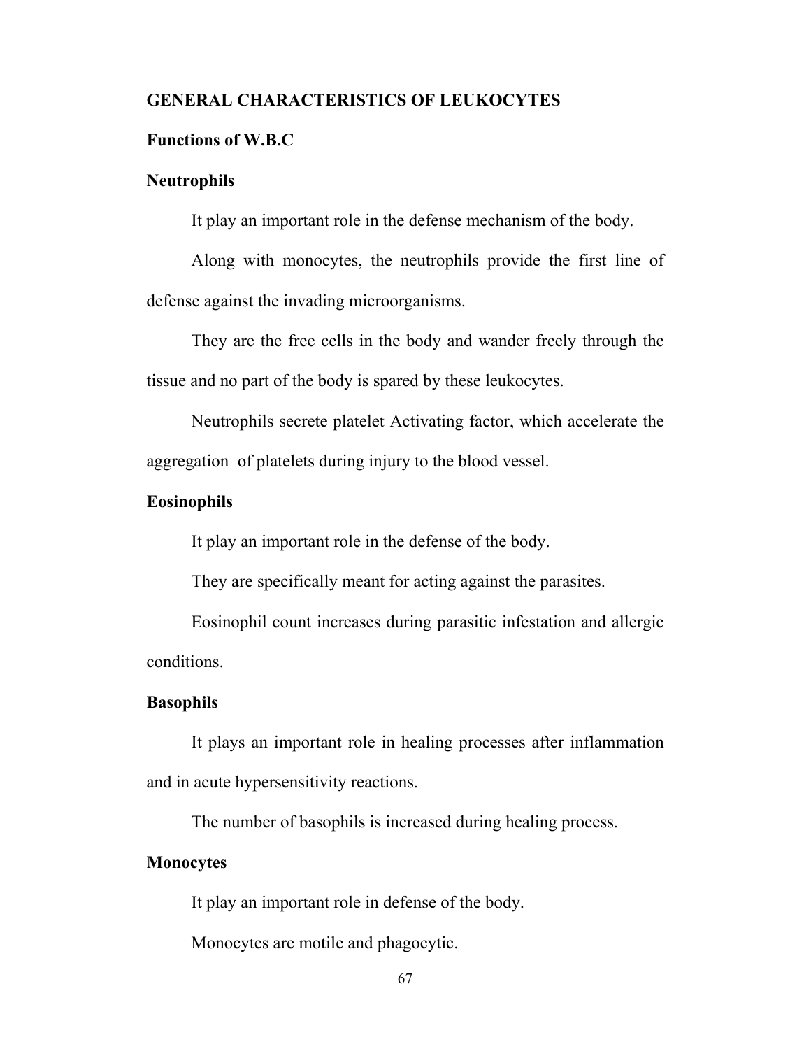## GENERAL CHARACTERISTICS OF LEUKOCYTES

### Functions of W.B.C

#### Neutrophils

It play an important role in the defense mechanism of the body.

Along with monocytes, the neutrophils provide the first line of defense against the invading microorganisms.

They are the free cells in the body and wander freely through the tissue and no part of the body is spared by these leukocytes.

Neutrophils secrete platelet Activating factor, which accelerate the aggregation of platelets during injury to the blood vessel.

#### Eosinophils

It play an important role in the defense of the body.

They are specifically meant for acting against the parasites.

Eosinophil count increases during parasitic infestation and allergic conditions.

#### Basophils

It plays an important role in healing processes after inflammation and in acute hypersensitivity reactions.

The number of basophils is increased during healing process.

#### Monocytes

It play an important role in defense of the body.

Monocytes are motile and phagocytic.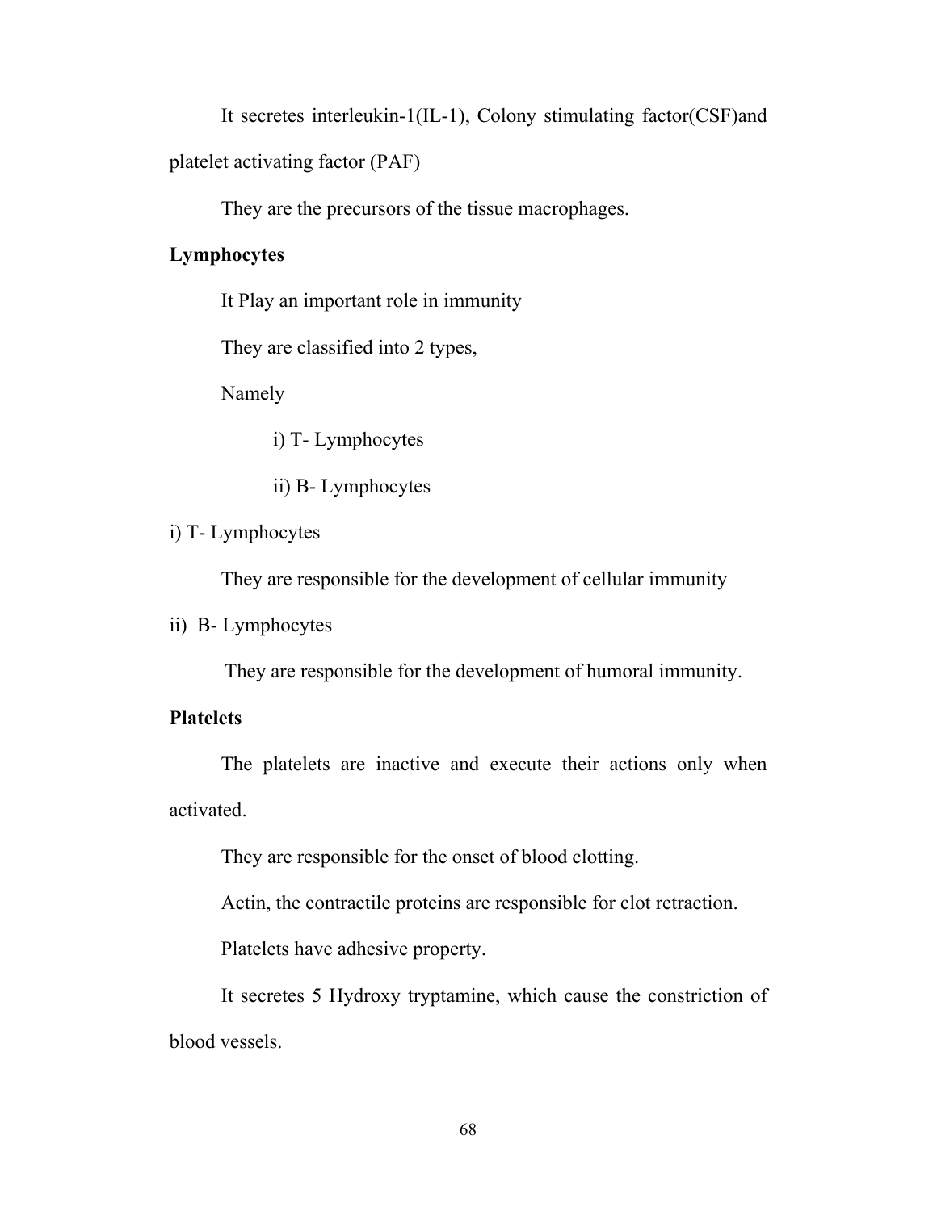It secretes interleukin-1(IL-1), Colony stimulating factor(CSF)and platelet activating factor (PAF)

They are the precursors of the tissue macrophages.

**Lymphocytes**

It Play an important role in immunity

They are classified into 2 types,

Namely

i) T- Lymphocytes

ii) B- Lymphocytes

i) T- Lymphocytes

They are responsible for the development of cellular immunity

ii) B- Lymphocytes

They are responsible for the development of humoral immunity.

**Platelets**

The platelets are inactive and execute their actions only when activated.

They are responsible for the onset of blood clotting.

Actin, the contractile proteins are responsible for clot retraction.

Platelets have adhesive property.

It secretes 5 Hydroxy tryptamine, which cause the constriction of blood vessels.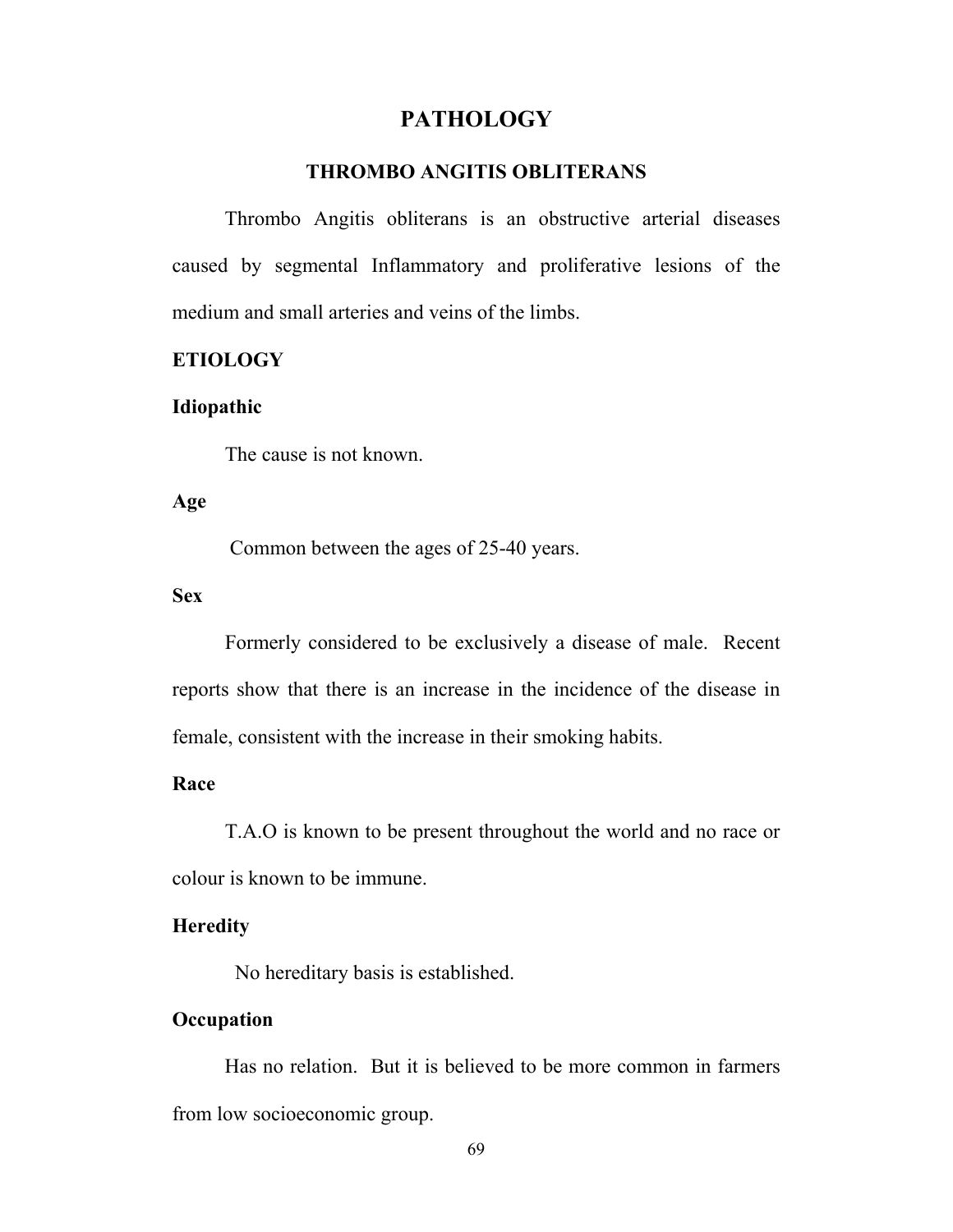# PATHOLOGY

## THROMBO ANGITIS OBLITERANS

Thrombo Angitis obliterans is an obstructive arterial diseases caused by segmental Inflammatory and proliferative lesions of the medium and small arteries and veins of the limbs.

**ETIOLOGY**

**Idiopathic**

The cause is not known.

**Age**

Common between the ages of 25-40 years.

**Sex**

Formerly considered to be exclusively a disease of male. Recent reports show that there is an increase in the incidence of the disease in female, consistent with the increase in their smoking habits.

**Race**

T.A.O is known to be present throughout the world and no race or colour is known to be immune.

**Heredity**

No hereditary basis is established.

**Occupation**

Has no relation. But it is believed to be more common in farmers from low socioeconomic group.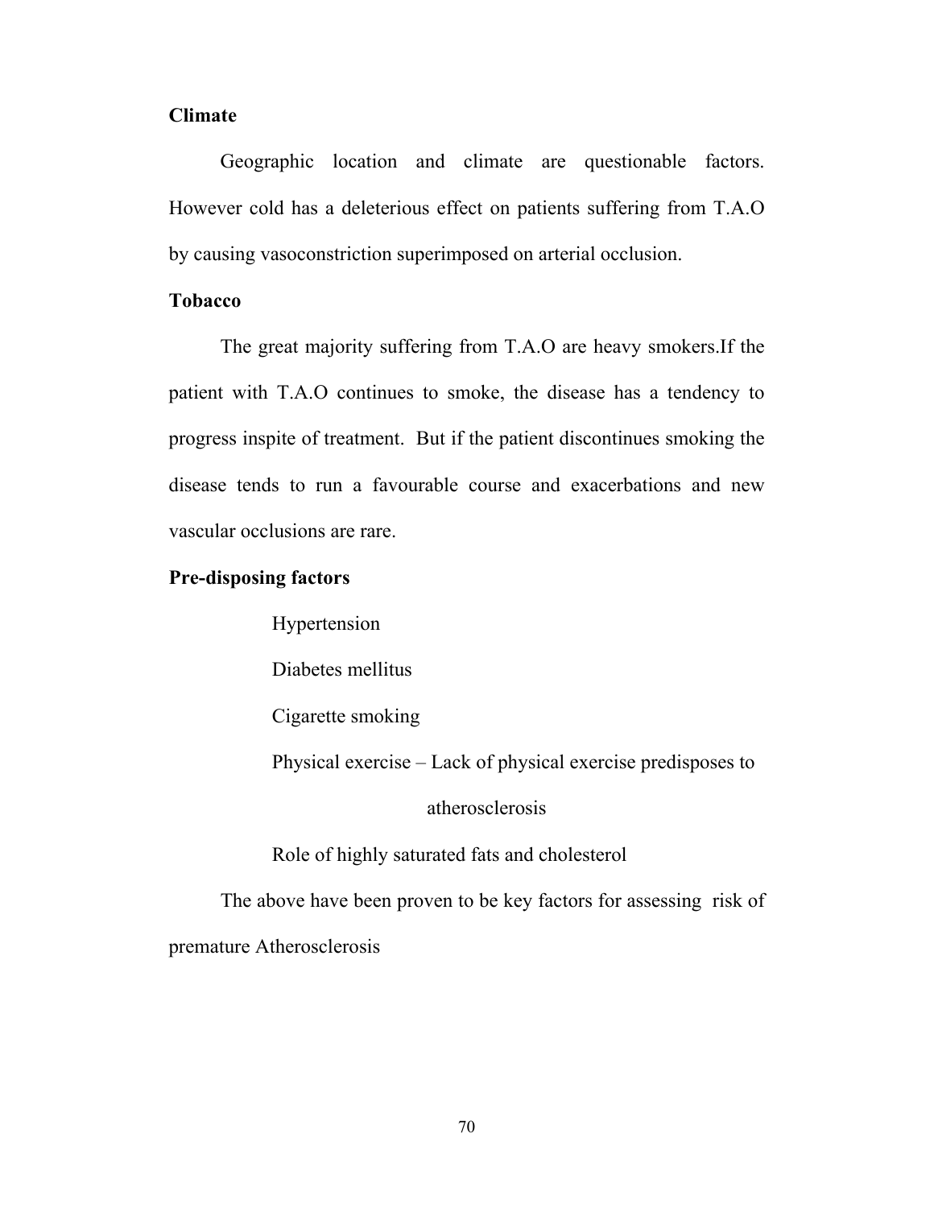**Climate**

Geographic location and climate are questionable factors. However cold has a deleterious effect on patients suffering from T.A.O by causing vasoconstriction superimposed on arterial occlusion.

**Tobacco**

The great majority suffering from T.A.O are heavy smokers.If the patient with T.A.O continues to smoke, the disease has a tendency to progress inspite of treatment. But if the patient discontinues smoking the disease tends to run a favourable course and exacerbations and new vascular occlusions are rare.

**Pre-disposing factors**

Hypertension

Diabetes mellitus

Cigarette smoking

Physical exercise – Lack of physical exercise predisposes to atherosclerosis

Role of highly saturated fats and cholesterol

The above have been proven to be key factors for assessing risk of premature Atherosclerosis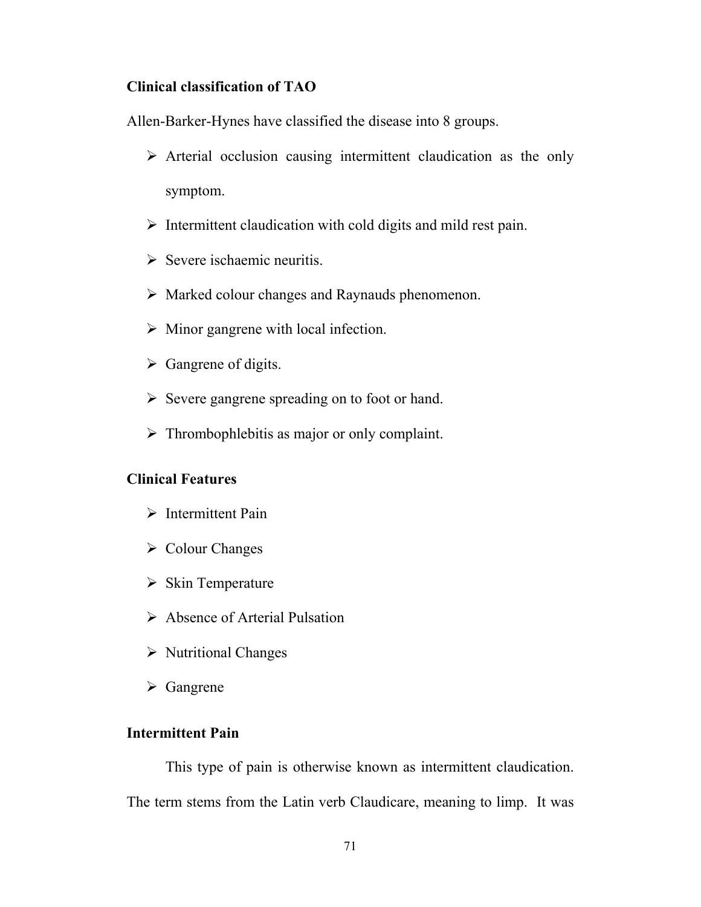**Clinical classification of TAO**

Allen-Barker-Hynes have classified the disease into 8 groups.

- Arterial occlusion causing intermittent claudication as the only symptom.
- Intermittent claudication with cold digits and mild rest pain.
- Severe ischaemic neuritis.
- Marked colour changes and Raynauds phenomenon.
- Minor gangrene with local infection.
- Gangrene of digits.
- Severe gangrene spreading on to foot or hand.
- Thrombophlebitis as major or only complaint.

**Clinical Features**

- Intermittent Pain
- Colour Changes
- Skin Temperature
- Absence of Arterial Pulsation
- Nutritional Changes
- Gangrene

**Intermittent Pain**

This type of pain is otherwise known as intermittent claudication. The term stems from the Latin verb Claudicare, meaning to limp. It was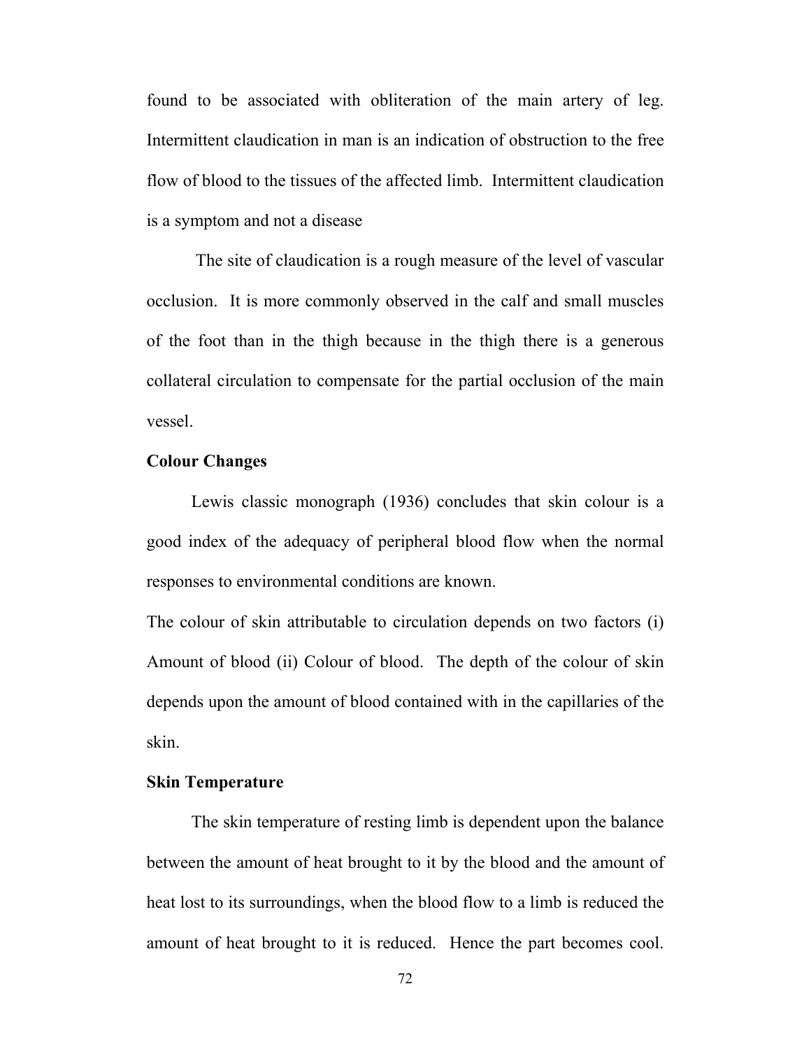found to be associated with obliteration of the main artery of leg. Intermittent claudication in man is an indication of obstruction to the free flow of blood to the tissues of the affected limb. Intermittent claudication is a symptom and not a disease

The site of claudication is a rough measure of the level of vascular occlusion. It is more commonly observed in the calf and small muscles of the foot than in the thigh because in the thigh there is a generous collateral circulation to compensate for the partial occlusion of the main vessel.

**Colour Changes**

Lewis classic monograph (1936) concludes that skin colour is a good index of the adequacy of peripheral blood flow when the normal responses to environmental conditions are known.

The colour of skin attributable to circulation depends on two factors (i) Amount of blood (ii) Colour of blood. The depth of the colour of skin depends upon the amount of blood contained with in the capillaries of the skin.

**Skin Temperature**

The skin temperature of resting limb is dependent upon the balance between the amount of heat brought to it by the blood and the amount of heat lost to its surroundings, when the blood flow to a limb is reduced the amount of heat brought to it is reduced. Hence the part becomes cool.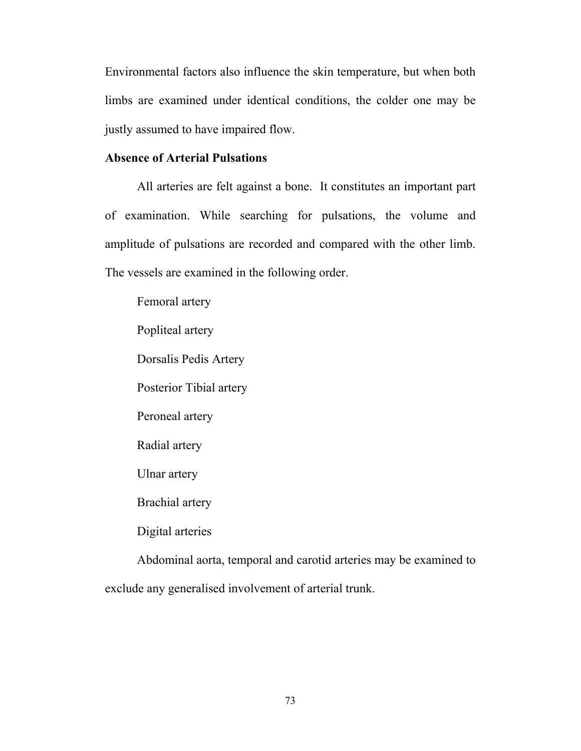Environmental factors also influence the skin temperature, but when both limbs are examined under identical conditions, the colder one may be justly assumed to have impaired flow.

**Absence of Arterial Pulsations**

All arteries are felt against a bone. It constitutes an important part of examination. While searching for pulsations, the volume and amplitude of pulsations are recorded and compared with the other limb. The vessels are examined in the following order.

Femoral artery

Popliteal artery

Dorsalis Pedis Artery

Posterior Tibial artery

Peroneal artery

Radial artery

Ulnar artery

Brachial artery

Digital arteries

Abdominal aorta, temporal and carotid arteries may be examined to exclude any generalised involvement of arterial trunk.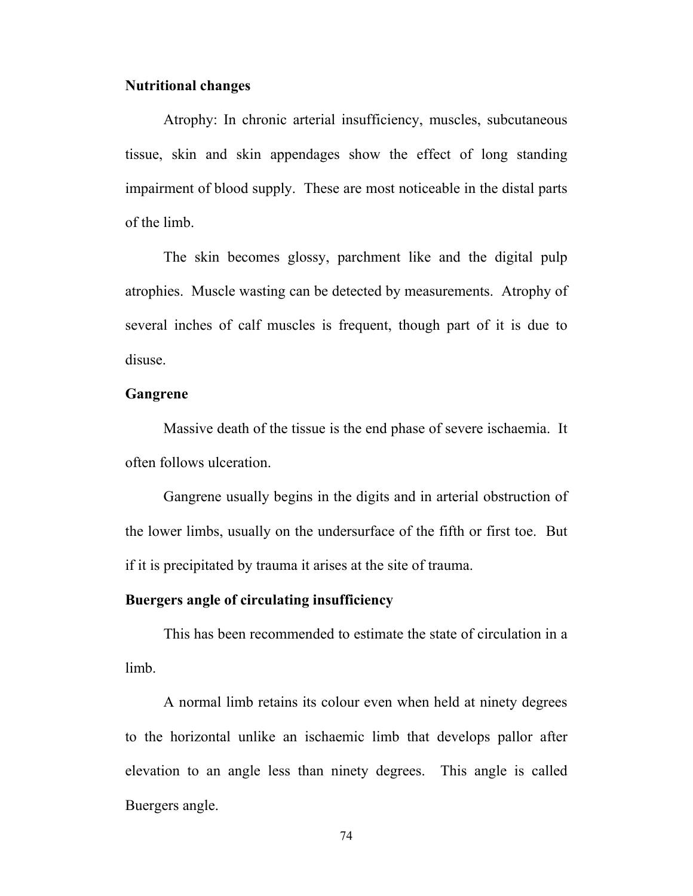**Nutritional changes**

Atrophy: In chronic arterial insufficiency, muscles, subcutaneous tissue, skin and skin appendages show the effect of long standing impairment of blood supply. These are most noticeable in the distal parts of the limb.

The skin becomes glossy, parchment like and the digital pulp atrophies. Muscle wasting can be detected by measurements. Atrophy of several inches of calf muscles is frequent, though part of it is due to disuse.

**Gangrene**

Massive death of the tissue is the end phase of severe ischaemia. It often follows ulceration.

Gangrene usually begins in the digits and in arterial obstruction of the lower limbs, usually on the undersurface of the fifth or first toe. But if it is precipitated by trauma it arises at the site of trauma.

**Buergers angle of circulating insufficiency**

This has been recommended to estimate the state of circulation in a limb.

A normal limb retains its colour even when held at ninety degrees to the horizontal unlike an ischaemic limb that develops pallor after elevation to an angle less than ninety degrees. This angle is called Buergers angle.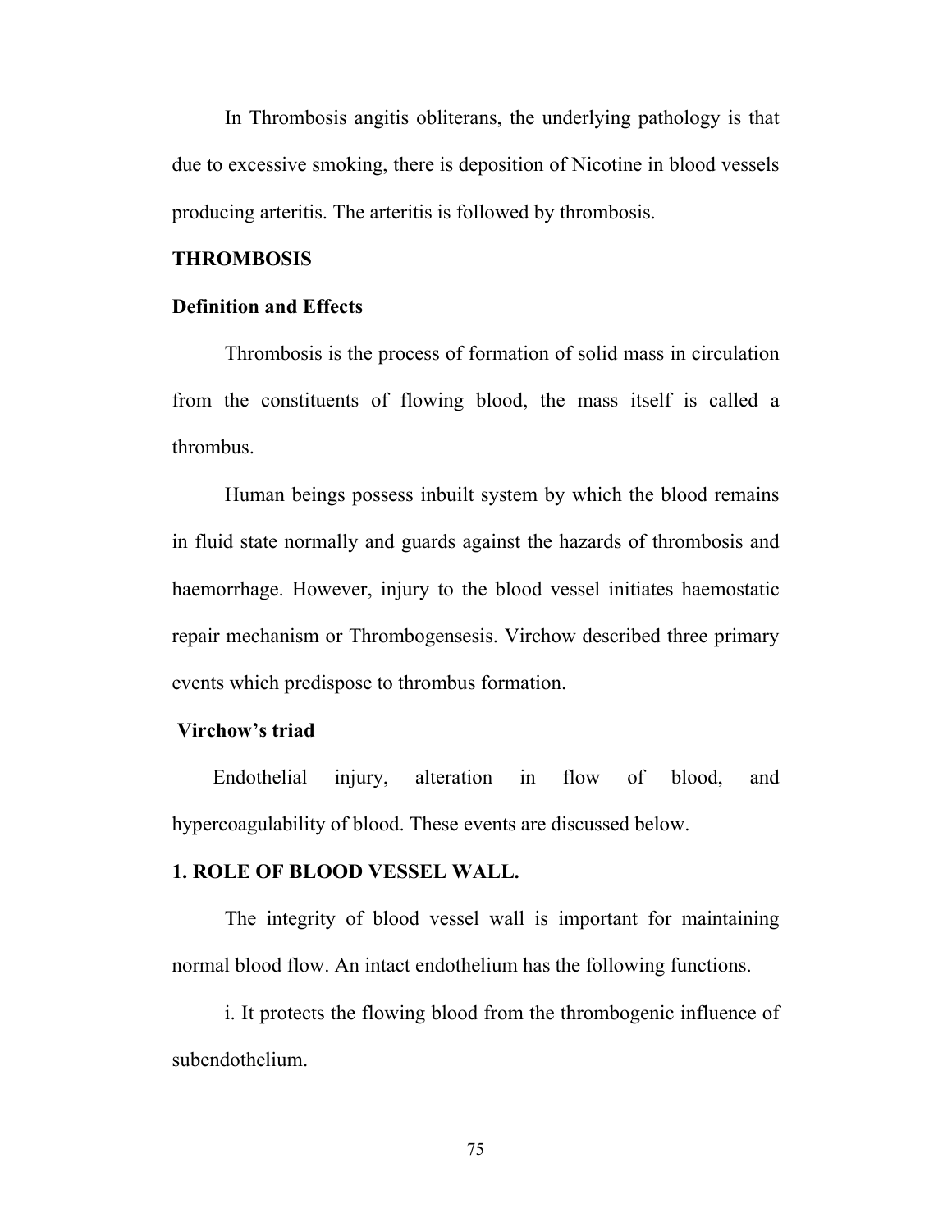In Thrombosis angitis obliterans, the underlying pathology is that due to excessive smoking, there is deposition of Nicotine in blood vessels producing arteritis. The arteritis is followed by thrombosis.

## THROMBOSIS

### Definition and Effects

Thrombosis is the process of formation of solid mass in circulation from the constituents of flowing blood, the mass itself is called a thrombus.

Human beings possess inbuilt system by which the blood remains in fluid state normally and guards against the hazards of thrombosis and haemorrhage. However, injury to the blood vessel initiates haemostatic repair mechanism or Thrombogensesis. Virchow described three primary events which predispose to thrombus formation.

### Virchow's triad

Endothelial injury, alteration in flow of blood, and hypercoagulability of blood. These events are discussed below.

### 1. ROLE OF BLOOD VESSEL WALL.

The integrity of blood vessel wall is important for maintaining normal blood flow. An intact endothelium has the following functions.

i. It protects the flowing blood from the thrombogenic influence of subendothelium.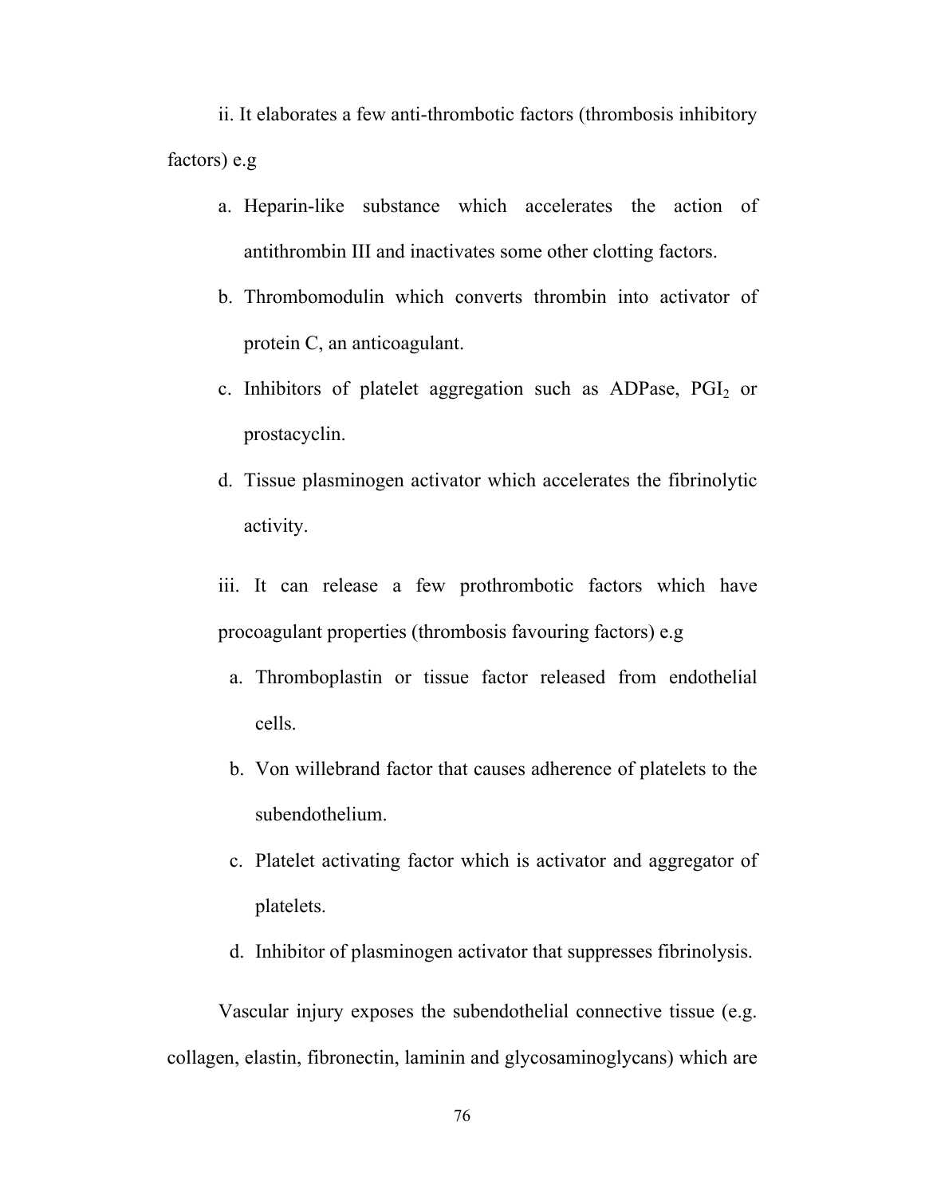ii. It elaborates a few anti-thrombotic factors (thrombosis inhibitory factors) e.g

a. Heparin-like substance which accelerates the action of antithrombin III and inactivates some other clotting factors.
b. Thrombomodulin which converts thrombin into activator of protein C, an anticoagulant.
c. Inhibitors of platelet aggregation such as ADPase, $PGI_2$ or prostacyclin.
d. Tissue plasminogen activator which accelerates the fibrinolytic activity.

iii. It can release a few prothrombotic factors which have procoagulant properties (thrombosis favouring factors) e.g

a. Thromboplastin or tissue factor released from endothelial cells.
b. Von willebrand factor that causes adherence of platelets to the subendothelium.
c. Platelet activating factor which is activator and aggregator of platelets.
d. Inhibitor of plasminogen activator that suppresses fibrinolysis.

Vascular injury exposes the subendothelial connective tissue (e.g. collagen, elastin, fibronectin, laminin and glycosaminoglycans) which are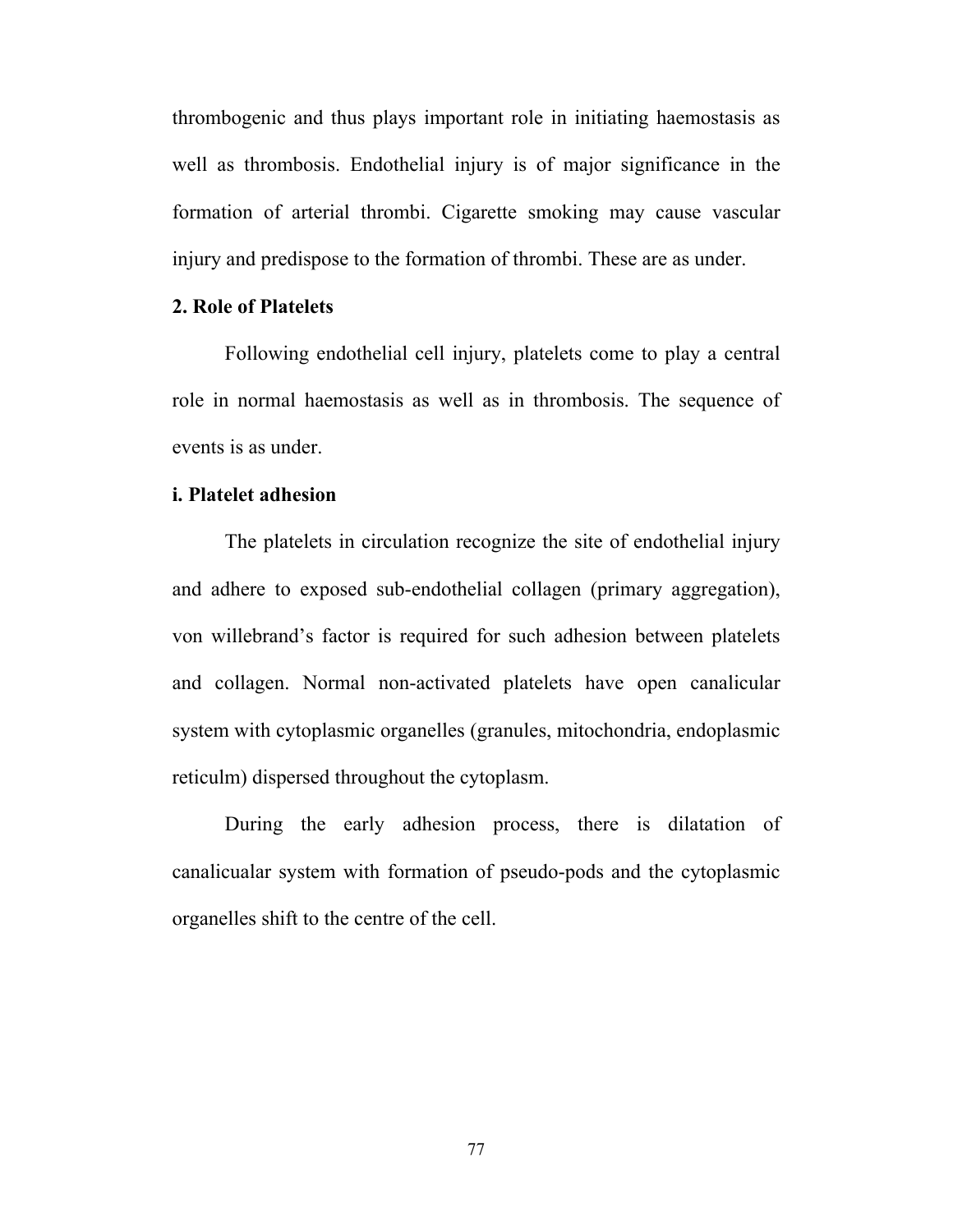thrombogenic and thus plays important role in initiating haemostasis as well as thrombosis. Endothelial injury is of major significance in the formation of arterial thrombi. Cigarette smoking may cause vascular injury and predispose to the formation of thrombi. These are as under.

**2. Role of Platelets**

Following endothelial cell injury, platelets come to play a central role in normal haemostasis as well as in thrombosis. The sequence of events is as under.

**i. Platelet adhesion**

The platelets in circulation recognize the site of endothelial injury and adhere to exposed sub-endothelial collagen (primary aggregation), von willebrand's factor is required for such adhesion between platelets and collagen. Normal non-activated platelets have open canalicular system with cytoplasmic organelles (granules, mitochondria, endoplasmic reticulm) dispersed throughout the cytoplasm.

During the early adhesion process, there is dilatation of canalicualar system with formation of pseudo-pods and the cytoplasmic organelles shift to the centre of the cell.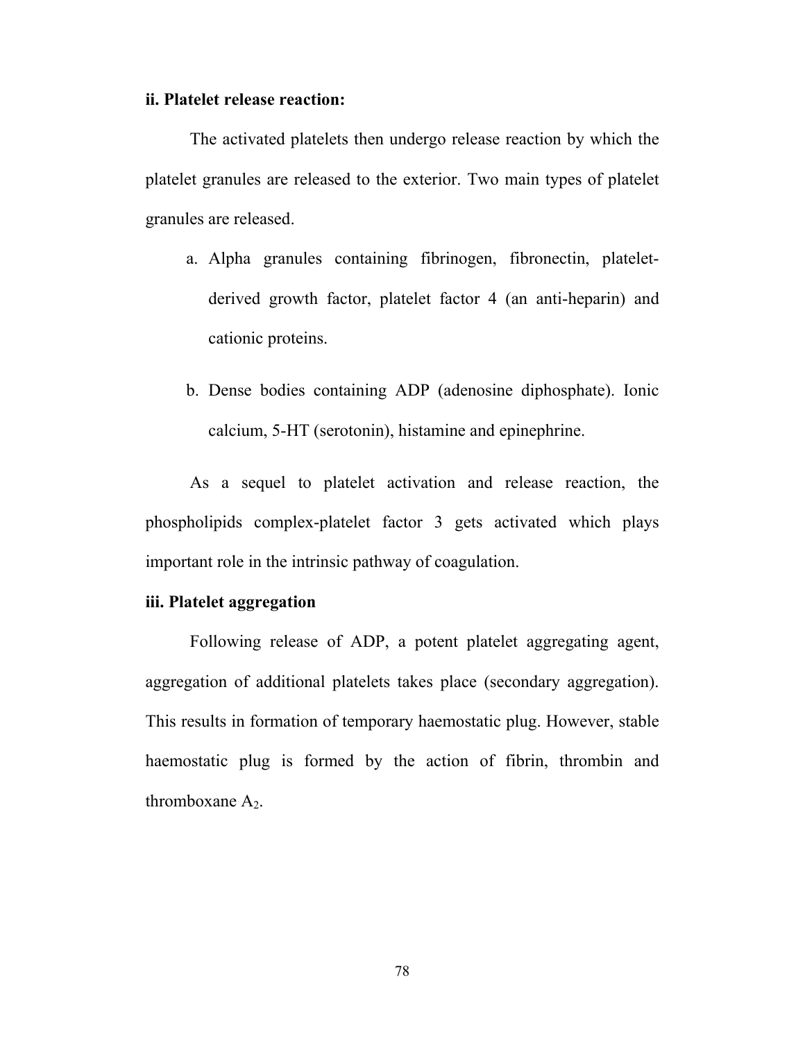**ii. Platelet release reaction:**

The activated platelets then undergo release reaction by which the platelet granules are released to the exterior. Two main types of platelet granules are released.

a. Alpha granules containing fibrinogen, fibronectin, platelet-derived growth factor, platelet factor 4 (an anti-heparin) and cationic proteins.

b. Dense bodies containing ADP (adenosine diphosphate). Ionic calcium, 5-HT (serotonin), histamine and epinephrine.

As a sequel to platelet activation and release reaction, the phospholipids complex-platelet factor 3 gets activated which plays important role in the intrinsic pathway of coagulation.

**iii. Platelet aggregation**

Following release of ADP, a potent platelet aggregating agent, aggregation of additional platelets takes place (secondary aggregation). This results in formation of temporary haemostatic plug. However, stable haemostatic plug is formed by the action of fibrin, thrombin and thromboxane $A_2$.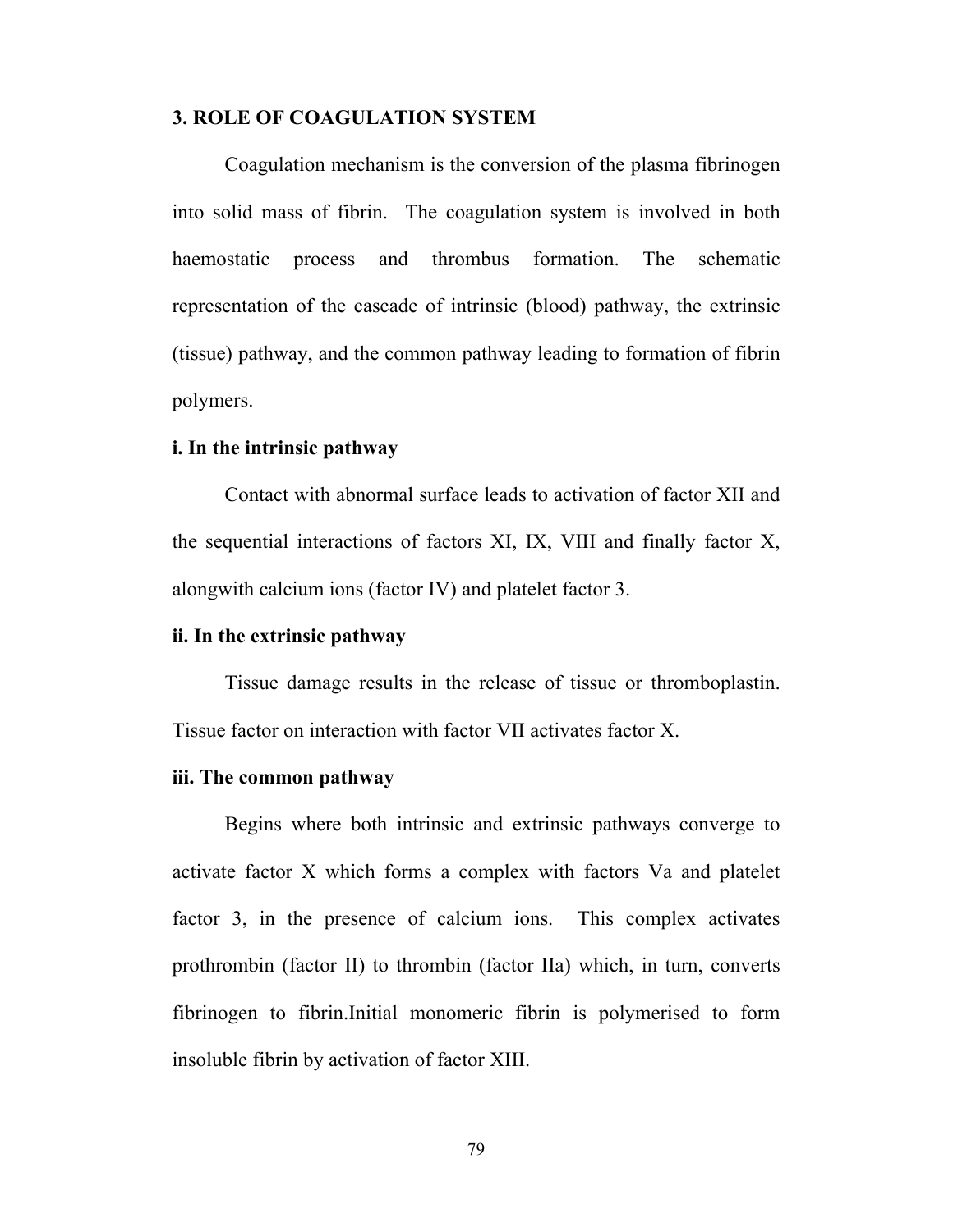### 3. ROLE OF COAGULATION SYSTEM

Coagulation mechanism is the conversion of the plasma fibrinogen into solid mass of fibrin. The coagulation system is involved in both haemostatic process and thrombus formation. The schematic representation of the cascade of intrinsic (blood) pathway, the extrinsic (tissue) pathway, and the common pathway leading to formation of fibrin polymers.

**i. In the intrinsic pathway**

Contact with abnormal surface leads to activation of factor XII and the sequential interactions of factors XI, IX, VIII and finally factor X, alongwith calcium ions (factor IV) and platelet factor 3.

**ii. In the extrinsic pathway**

Tissue damage results in the release of tissue or thromboplastin. Tissue factor on interaction with factor VII activates factor X.

**iii. The common pathway**

Begins where both intrinsic and extrinsic pathways converge to activate factor X which forms a complex with factors Va and platelet factor 3, in the presence of calcium ions. This complex activates prothrombin (factor II) to thrombin (factor IIa) which, in turn, converts fibrinogen to fibrin.Initial monomeric fibrin is polymerised to form insoluble fibrin by activation of factor XIII.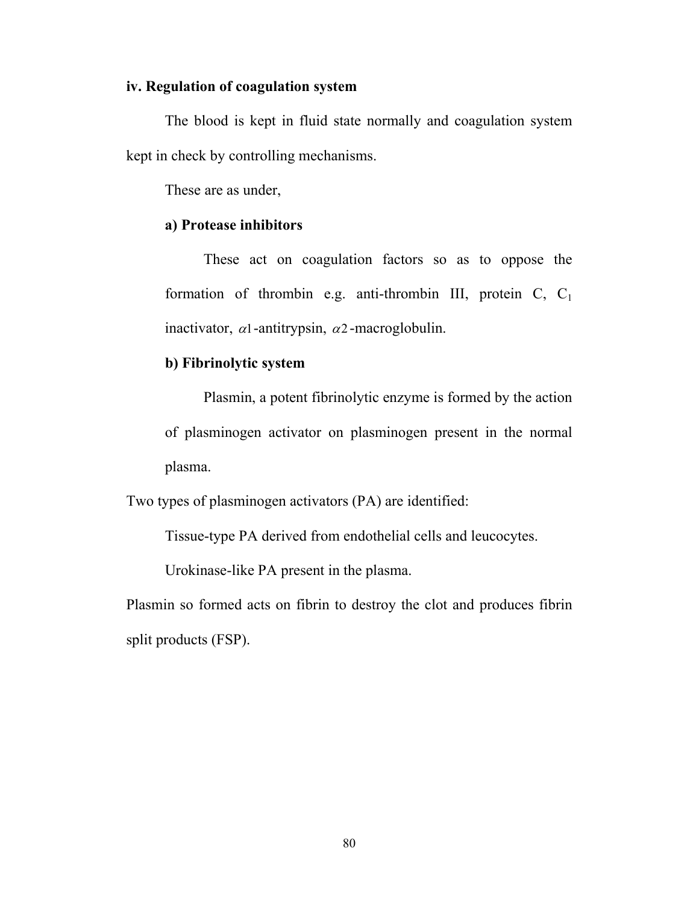**iv. Regulation of coagulation system**

The blood is kept in fluid state normally and coagulation system kept in check by controlling mechanisms.

These are as under,

**a) Protease inhibitors**

These act on coagulation factors so as to oppose the formation of thrombin e.g. anti-thrombin III, protein C, $C_1$ inactivator, $\alpha 1$-antitrypsin, $\alpha 2$-macroglobulin.

**b) Fibrinolytic system**

Plasmin, a potent fibrinolytic enzyme is formed by the action of plasminogen activator on plasminogen present in the normal plasma.

Two types of plasminogen activators (PA) are identified:

Tissue-type PA derived from endothelial cells and leucocytes.

Urokinase-like PA present in the plasma.

Plasmin so formed acts on fibrin to destroy the clot and produces fibrin split products (FSP).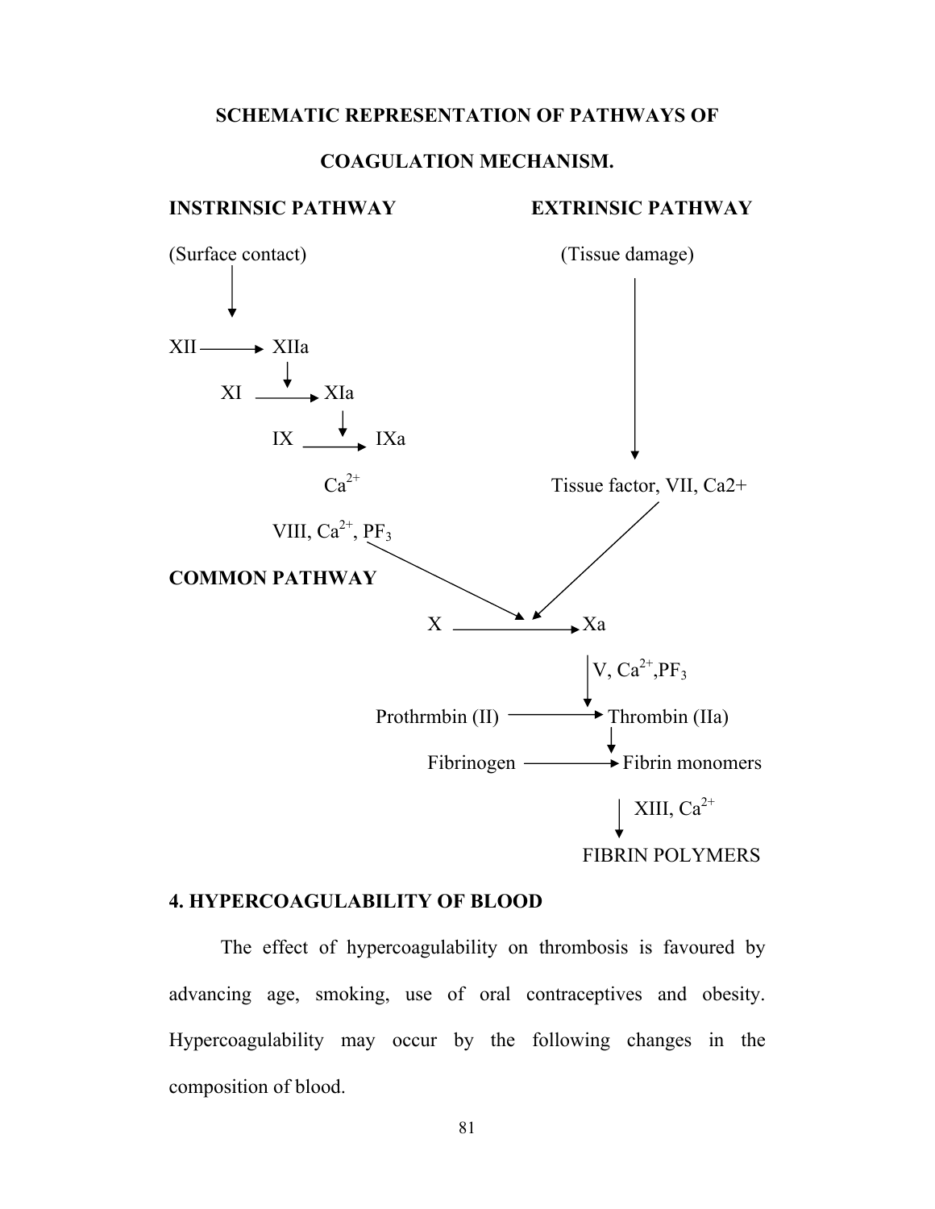**SCHEMATIC REPRESENTATION OF PATHWAYS OF COAGULATION MECHANISM.**

**INSTRINSIC PATHWAY** (Surface contact)

XII → XIIa

XI → XIa

IX → IXa

$Ca^{2+}$

VIII, $Ca^{2+}$, $PF_3$

**EXTRINSIC PATHWAY** (Tissue damage)

Tissue factor, VII, Ca2+

**COMMON PATHWAY**

X → Xa

V, $Ca^{2+}$, $PF_3$

Prothrmbin (II) → Thrombin (IIa)

Fibrinogen → Fibrin monomers

XIII, $Ca^{2+}$

FIBRIN POLYMERS

## 4. HYPERCOAGULABILITY OF BLOOD

The effect of hypercoagulability on thrombosis is favoured by advancing age, smoking, use of oral contraceptives and obesity. Hypercoagulability may occur by the following changes in the composition of blood.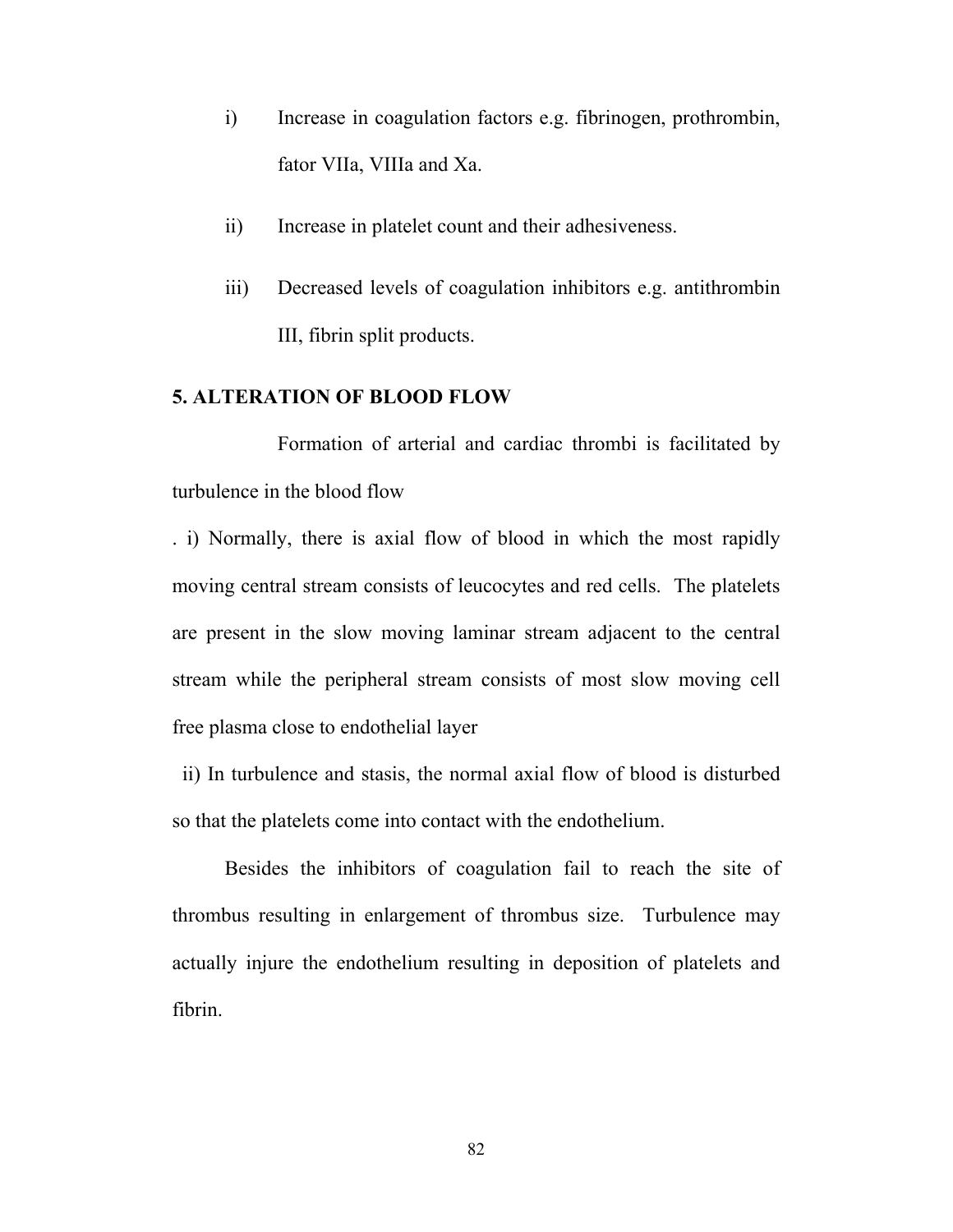i) Increase in coagulation factors e.g. fibrinogen, prothrombin, fator VIIa, VIIIa and Xa.

ii) Increase in platelet count and their adhesiveness.

iii) Decreased levels of coagulation inhibitors e.g. antithrombin III, fibrin split products.

**5. ALTERATION OF BLOOD FLOW**

Formation of arterial and cardiac thrombi is facilitated by turbulence in the blood flow

. i) Normally, there is axial flow of blood in which the most rapidly moving central stream consists of leucocytes and red cells. The platelets are present in the slow moving laminar stream adjacent to the central stream while the peripheral stream consists of most slow moving cell free plasma close to endothelial layer

ii) In turbulence and stasis, the normal axial flow of blood is disturbed so that the platelets come into contact with the endothelium.

Besides the inhibitors of coagulation fail to reach the site of thrombus resulting in enlargement of thrombus size. Turbulence may actually injure the endothelium resulting in deposition of platelets and fibrin.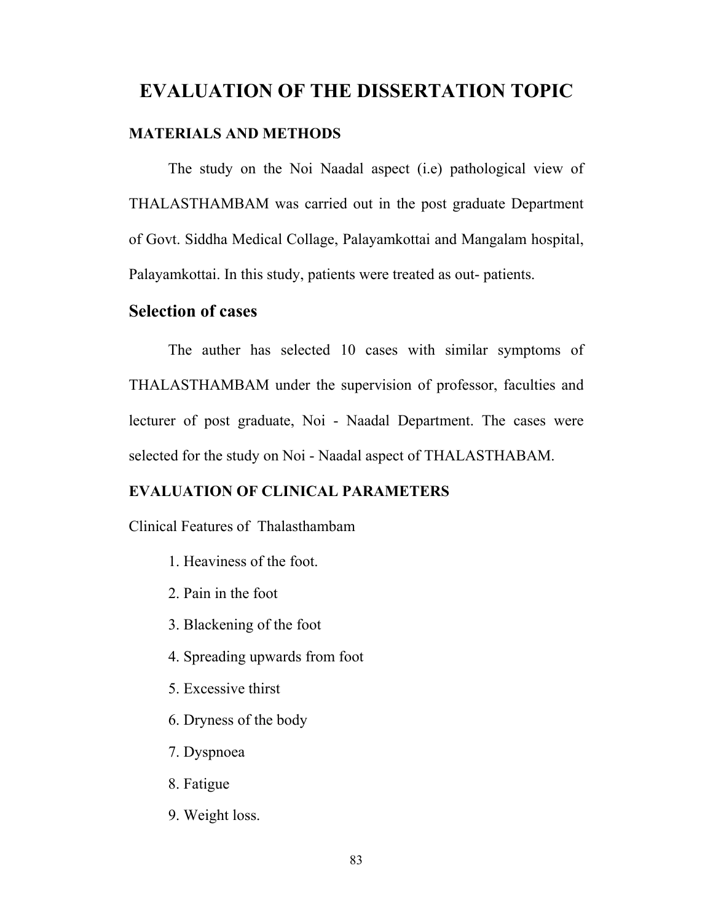# EVALUATION OF THE DISSERTATION TOPIC

### MATERIALS AND METHODS

The study on the Noi Naadal aspect (i.e) pathological view of THALASTHAMBAM was carried out in the post graduate Department of Govt. Siddha Medical Collage, Palayamkottai and Mangalam hospital, Palayamkottai. In this study, patients were treated as out- patients.

## Selection of cases

The auther has selected 10 cases with similar symptoms of THALASTHAMBAM under the supervision of professor, faculties and lecturer of post graduate, Noi - Naadal Department. The cases were selected for the study on Noi - Naadal aspect of THALASTHABAM.

### EVALUATION OF CLINICAL PARAMETERS

Clinical Features of Thalasthambam

1. Heaviness of the foot.
2. Pain in the foot
3. Blackening of the foot
4. Spreading upwards from foot
5. Excessive thirst
6. Dryness of the body
7. Dyspnoea
8. Fatigue
9. Weight loss.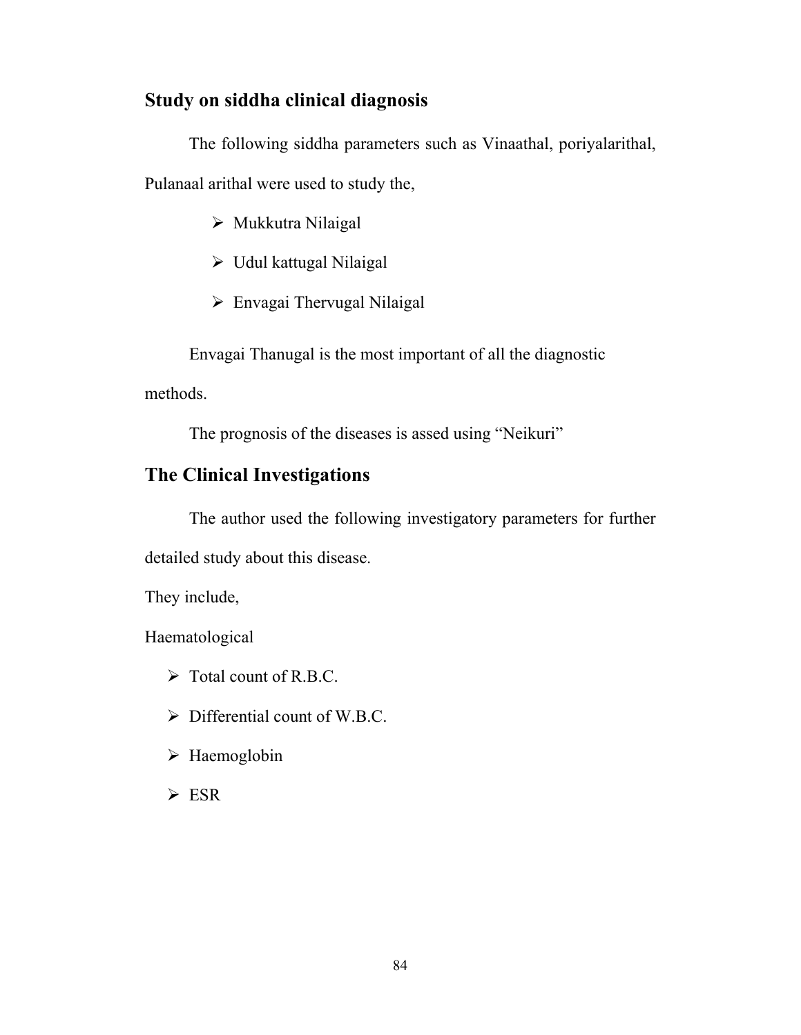## Study on siddha clinical diagnosis

The following siddha parameters such as Vinaathal, poriyalarithal, Pulanaal arithal were used to study the,

- Mukkutra Nilaigal
- Udul kattugal Nilaigal
- Envagai Thervugal Nilaigal

Envagai Thanugal is the most important of all the diagnostic methods.

The prognosis of the diseases is assed using "Neikuri"

## The Clinical Investigations

The author used the following investigatory parameters for further detailed study about this disease.

They include,

Haematological

- Total count of R.B.C.
- Differential count of W.B.C.
- Haemoglobin
- ESR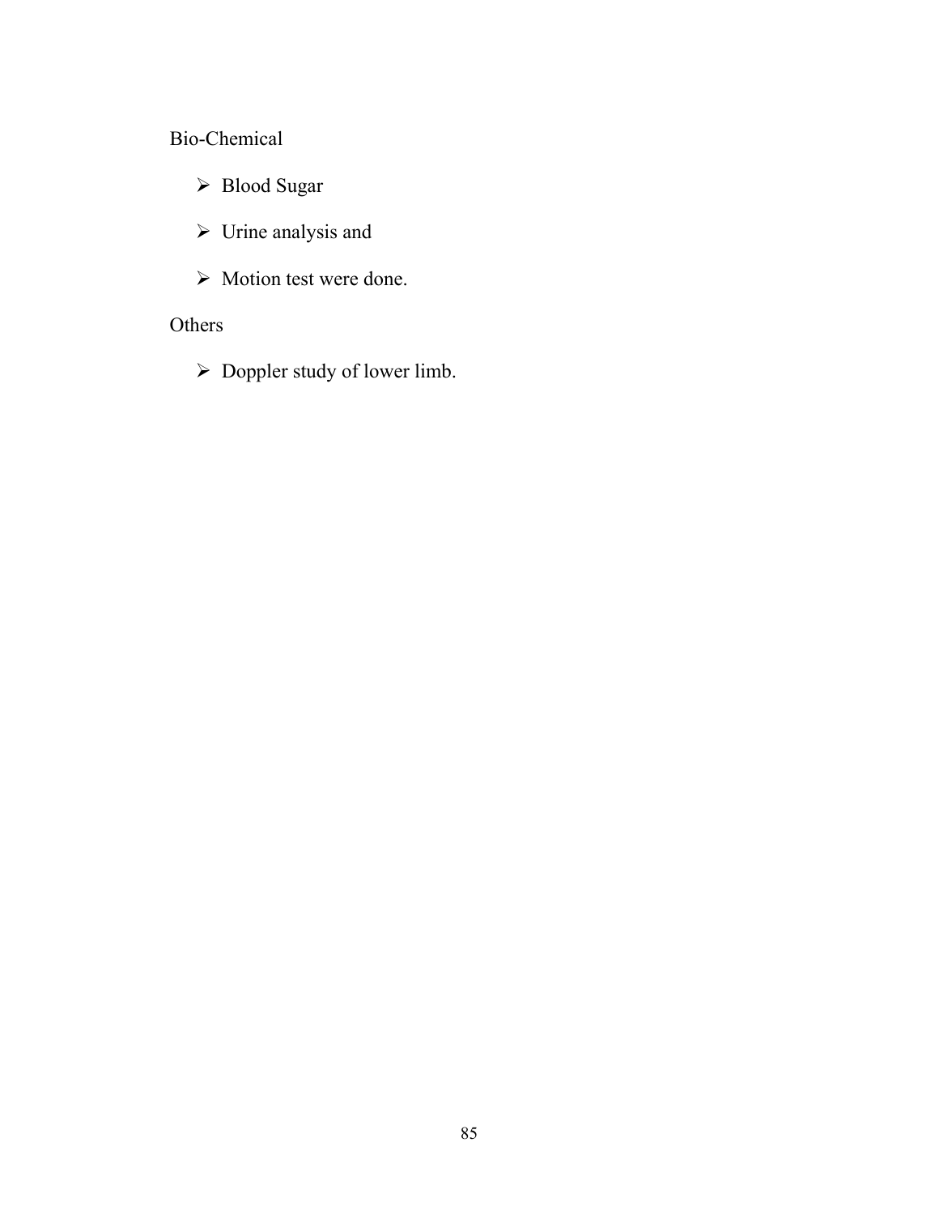Bio-Chemical

- Blood Sugar
- Urine analysis and
- Motion test were done.

Others

- Doppler study of lower limb.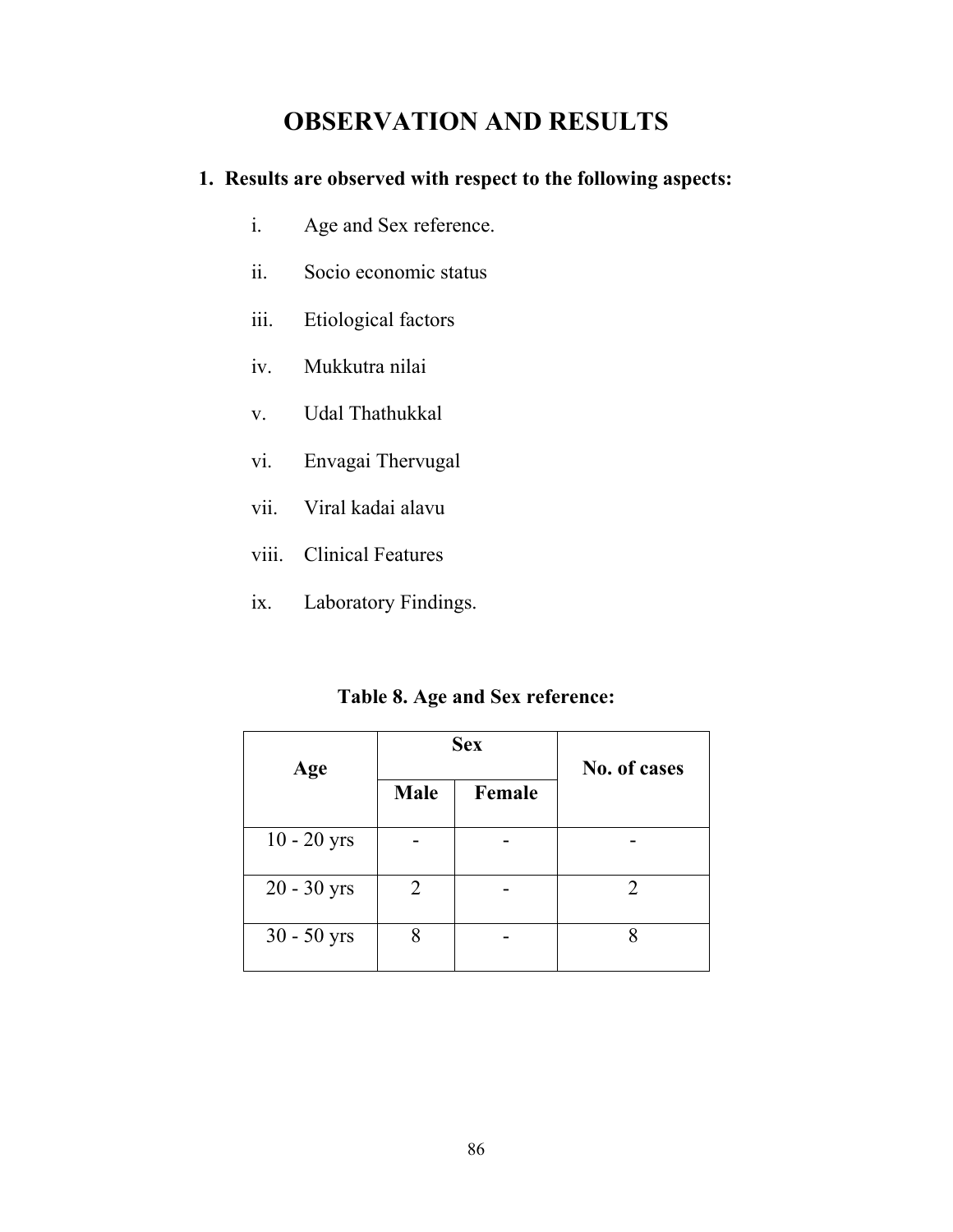# OBSERVATION AND RESULTS

**1. Results are observed with respect to the following aspects:**

i. Age and Sex reference.

ii. Socio economic status

iii. Etiological factors

iv. Mukkutra nilai

v. Udal Thathukkal

vi. Envagai Thervugal

vii. Viral kadai alavu

viii. Clinical Features

ix. Laboratory Findings.

**Table 8. Age and Sex reference:**

| Age | Sex | | No. of cases |
|---|---|---|---|
| | Male | Female | |
| 10 - 20 yrs | - | - | - |
| 20 - 30 yrs | 2 | - | 2 |
| 30 - 50 yrs | 8 | - | 8 |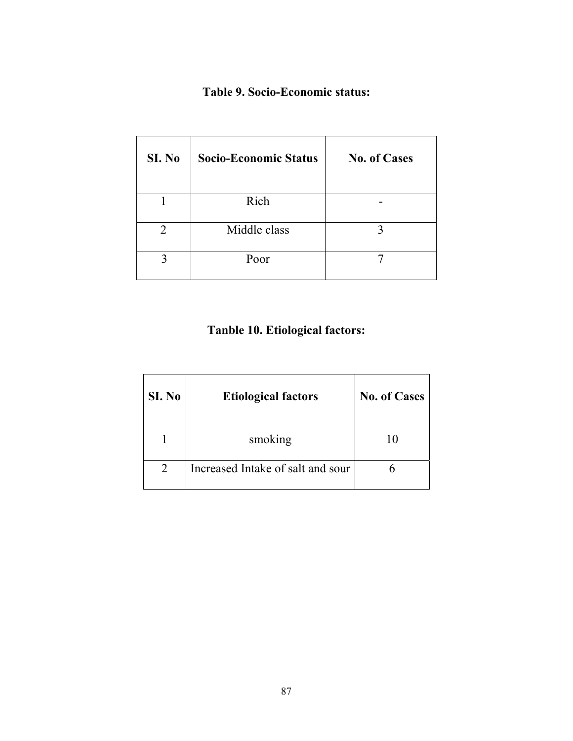**Table 9. Socio-Economic status:**

| SI. No | Socio-Economic Status | No. of Cases |
|---|---|---|
| 1 | Rich | - |
| 2 | Middle class | 3 |
| 3 | Poor | 7 |

**Tanble 10. Etiological factors:**

| SI. No | Etiological factors | No. of Cases |
|---|---|---|
| 1 | smoking | 10 |
| 2 | Increased Intake of salt and sour | 6 |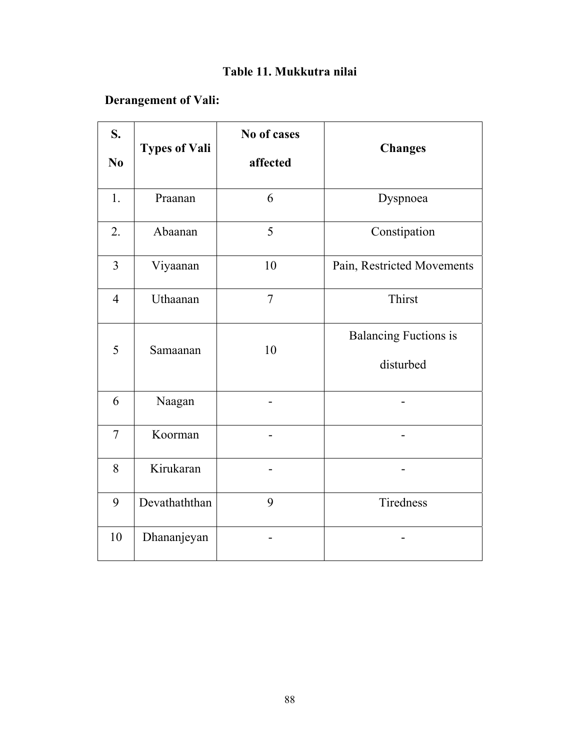## Table 11. Mukkutra nilai

### Derangement of Vali:

| S. No | Types of Vali | No of cases affected | Changes |
|---|---|---|---|
| 1. | Praanan | 6 | Dyspnoea |
| 2. | Abaanan | 5 | Constipation |
| 3 | Viyaanan | 10 | Pain, Restricted Movements |
| 4 | Uthaanan | 7 | Thirst |
| 5 | Samaanan | 10 | Balancing Fuctions is disturbed |
| 6 | Naagan | - | - |
| 7 | Koorman | - | - |
| 8 | Kirukaran | - | - |
| 9 | Devathaththan | 9 | Tiredness |
| 10 | Dhananjeyan | - | - |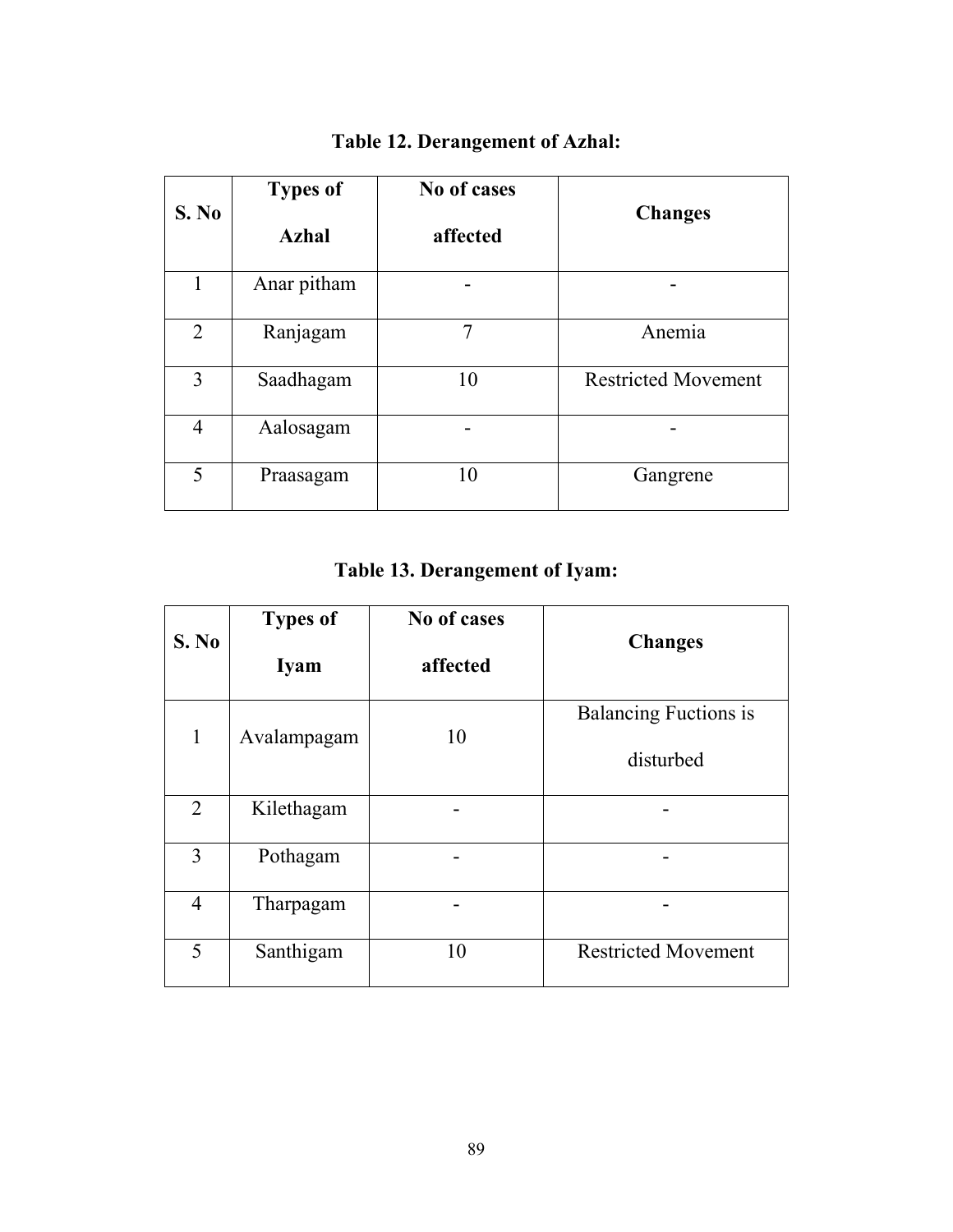**Table 12. Derangement of Azhal:**

| S. No | Types of Azhal | No of cases affected | Changes |
|---|---|---|---|
| 1 | Anar pitham | - | - |
| 2 | Ranjagam | 7 | Anemia |
| 3 | Saadhagam | 10 | Restricted Movement |
| 4 | Aalosagam | - | - |
| 5 | Praasagam | 10 | Gangrene |

**Table 13. Derangement of Iyam:**

| S. No | Types of Iyam | No of cases affected | Changes |
|---|---|---|---|
| 1 | Avalampagam | 10 | Balancing Fuctions is disturbed |
| 2 | Kilethagam | - | - |
| 3 | Pothagam | - | - |
| 4 | Tharpagam | - | - |
| 5 | Santhigam | 10 | Restricted Movement |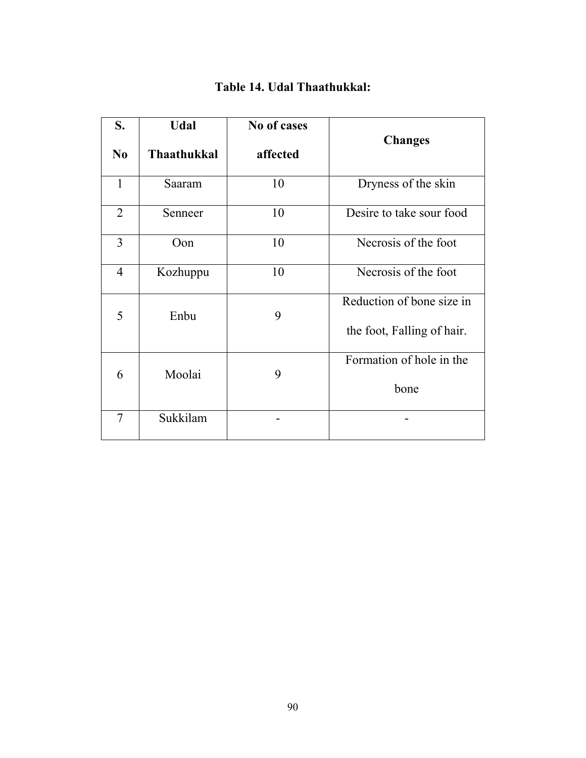**Table 14. Udal Thaathukkal:**

| S. No | Udal Thaathukkal | No of cases affected | Changes |
|---|---|---|---|
| 1 | Saaram | 10 | Dryness of the skin |
| 2 | Senneer | 10 | Desire to take sour food |
| 3 | Oon | 10 | Necrosis of the foot |
| 4 | Kozhuppu | 10 | Necrosis of the foot |
| 5 | Enbu | 9 | Reduction of bone size in the foot, Falling of hair. |
| 6 | Moolai | 9 | Formation of hole in the bone |
| 7 | Sukkilam | - | - |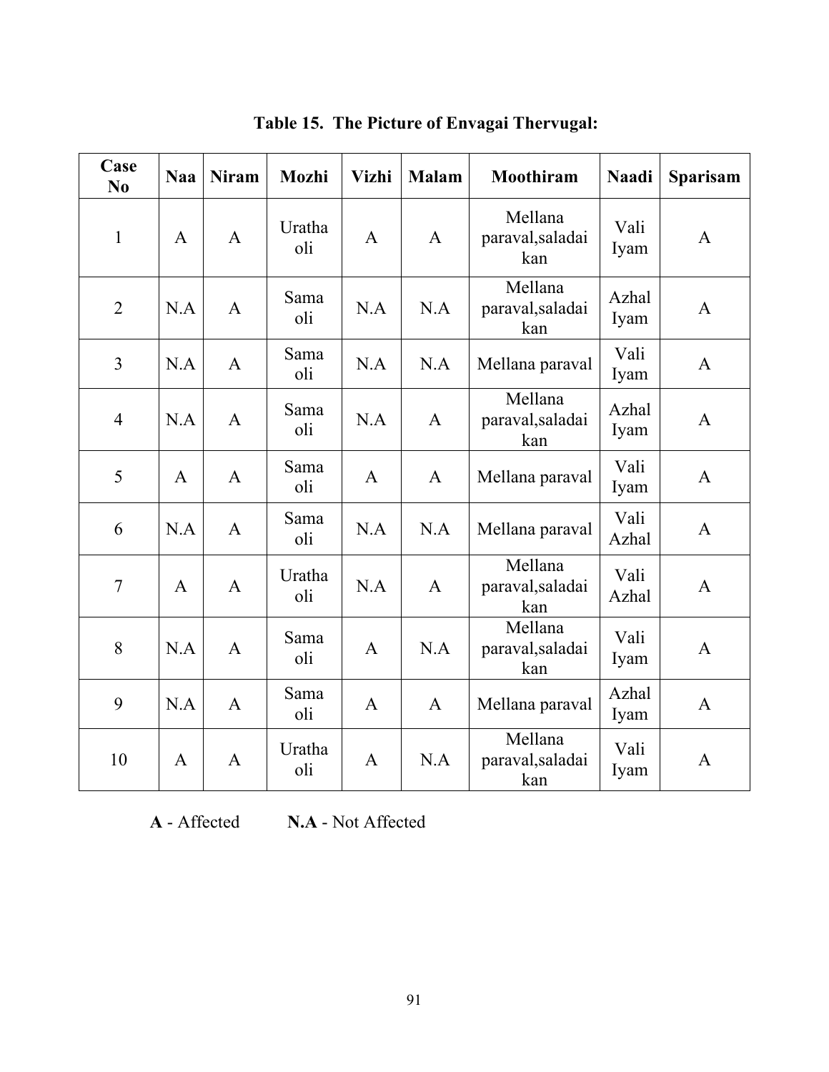**Table 15. The Picture of Envagai Thervugal:**

| Case No | Naa | Niram | Mozhi | Vizhi | Malam | Moothiram | Naadi | Sparisam |
|---|---|---|---|---|---|---|---|---|
| 1 | A | A | Uratha oli | A | A | Mellana paraval,saladai kan | Vali Iyam | A |
| 2 | N.A | A | Sama oli | N.A | N.A | Mellana paraval,saladai kan | Azhal Iyam | A |
| 3 | N.A | A | Sama oli | N.A | N.A | Mellana paraval | Vali Iyam | A |
| 4 | N.A | A | Sama oli | N.A | A | Mellana paraval,saladai kan | Azhal Iyam | A |
| 5 | A | A | Sama oli | A | A | Mellana paraval | Vali Iyam | A |
| 6 | N.A | A | Sama oli | N.A | N.A | Mellana paraval | Vali Azhal | A |
| 7 | A | A | Uratha oli | N.A | A | Mellana paraval,saladai kan | Vali Azhal | A |
| 8 | N.A | A | Sama oli | A | N.A | Mellana paraval,saladai kan | Vali Iyam | A |
| 9 | N.A | A | Sama oli | A | A | Mellana paraval | Azhal Iyam | A |
| 10 | A | A | Uratha oli | A | N.A | Mellana paraval,saladai kan | Vali Iyam | A |

**A** - Affected **N.A** - Not Affected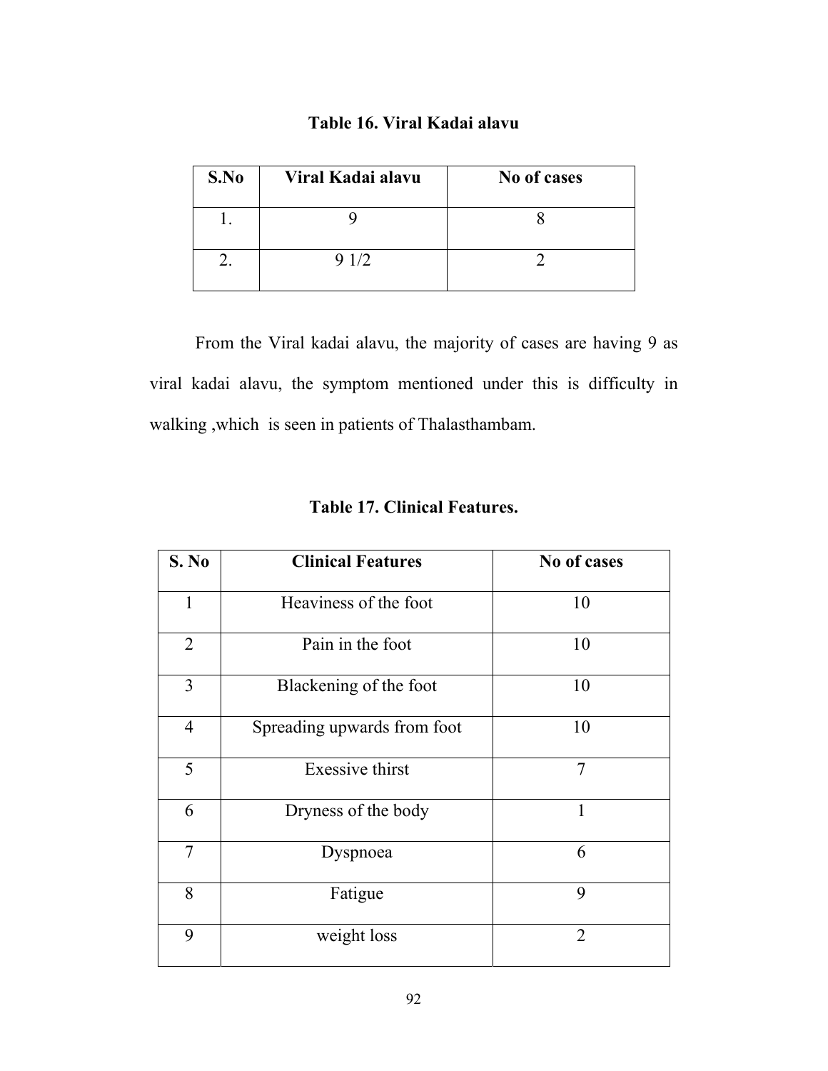**Table 16. Viral Kadai alavu**

| S.No | Viral Kadai alavu | No of cases |
|---|---|---|
| 1. | 9 | 8 |
| 2. | 9 1/2 | 2 |

From the Viral kadai alavu, the majority of cases are having 9 as viral kadai alavu, the symptom mentioned under this is difficulty in walking ,which is seen in patients of Thalasthambam.

**Table 17. Clinical Features.**

| S. No | Clinical Features | No of cases |
|---|---|---|
| 1 | Heaviness of the foot | 10 |
| 2 | Pain in the foot | 10 |
| 3 | Blackening of the foot | 10 |
| 4 | Spreading upwards from foot | 10 |
| 5 | Exessive thirst | 7 |
| 6 | Dryness of the body | 1 |
| 7 | Dyspnoea | 6 |
| 8 | Fatigue | 9 |
| 9 | weight loss | 2 |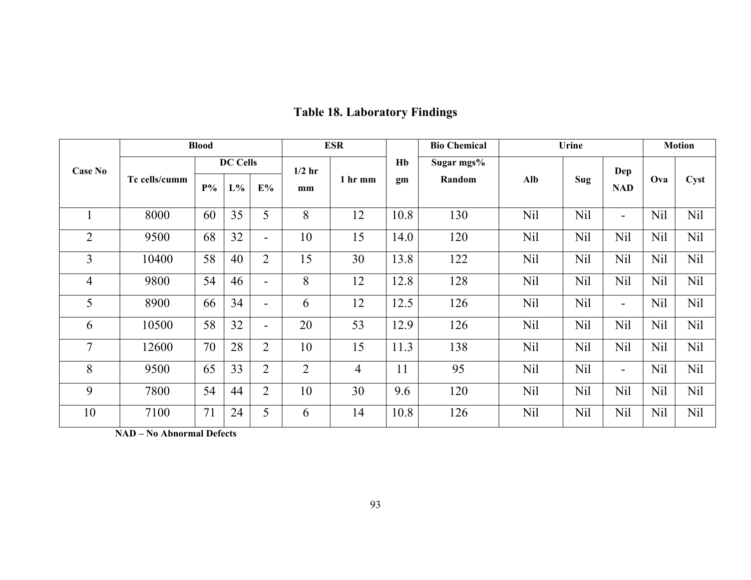## Table 18. Laboratory Findings

| Case No | Blood | | | | ESR | | Hb | Bio Chemical | Urine | | | Motion | |
|---|---|---|---|---|---|---|---|---|---|---|---|---|---|
| | Tc cells/cumm | DC Cells | | | 1/2 hr mm | 1 hr mm | Hb gm | Sugar mgs% Random | Alb | Sug | Dep NAD | Ova | Cyst |
| | | P% | L% | E% | | | | | | | | | |
| 1 | 8000 | 60 | 35 | 5 | 8 | 12 | 10.8 | 130 | Nil | Nil | - | Nil | Nil |
| 2 | 9500 | 68 | 32 | - | 10 | 15 | 14.0 | 120 | Nil | Nil | Nil | Nil | Nil |
| 3 | 10400 | 58 | 40 | 2 | 15 | 30 | 13.8 | 122 | Nil | Nil | Nil | Nil | Nil |
| 4 | 9800 | 54 | 46 | - | 8 | 12 | 12.8 | 128 | Nil | Nil | Nil | Nil | Nil |
| 5 | 8900 | 66 | 34 | - | 6 | 12 | 12.5 | 126 | Nil | Nil | - | Nil | Nil |
| 6 | 10500 | 58 | 32 | - | 20 | 53 | 12.9 | 126 | Nil | Nil | Nil | Nil | Nil |
| 7 | 12600 | 70 | 28 | 2 | 10 | 15 | 11.3 | 138 | Nil | Nil | Nil | Nil | Nil |
| 8 | 9500 | 65 | 33 | 2 | 2 | 4 | 11 | 95 | Nil | Nil | - | Nil | Nil |
| 9 | 7800 | 54 | 44 | 2 | 10 | 30 | 9.6 | 120 | Nil | Nil | Nil | Nil | Nil |
| 10 | 7100 | 71 | 24 | 5 | 6 | 14 | 10.8 | 126 | Nil | Nil | Nil | Nil | Nil |

**NAD – No Abnormal Defects**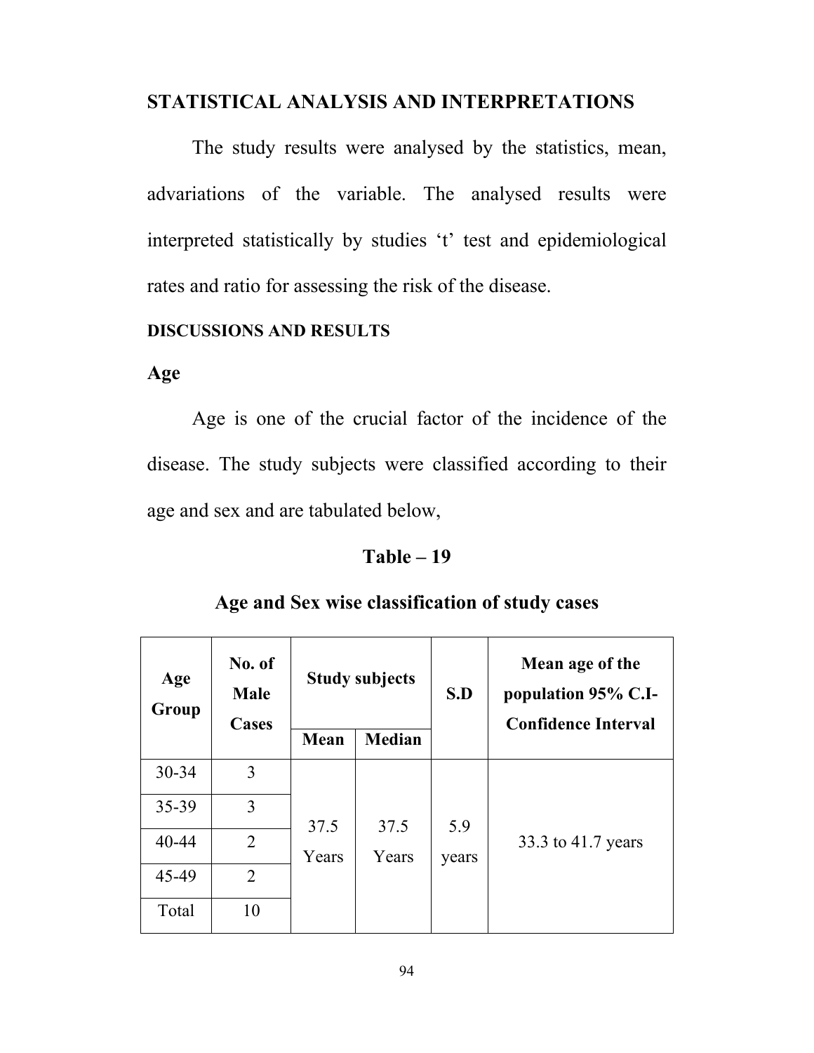## STATISTICAL ANALYSIS AND INTERPRETATIONS

The study results were analysed by the statistics, mean, advariations of the variable. The analysed results were interpreted statistically by studies ‘t’ test and epidemiological rates and ratio for assessing the risk of the disease.

### DISCUSSIONS AND RESULTS

### Age

Age is one of the crucial factor of the incidence of the disease. The study subjects were classified according to their age and sex and are tabulated below,

**Table – 19**

**Age and Sex wise classification of study cases**

| Age Group | No. of Male Cases | Study subjects | | S.D | Mean age of the population 95% C.I-Confidence Interval |
|---|---|---|---|---|---|
| | | Mean | Median | | |
| 30-34 | 3 | 37.5 Years | 37.5 Years | 5.9 years | 33.3 to 41.7 years |
| 35-39 | 3 | | | | |
| 40-44 | 2 | | | | |
| 45-49 | 2 | | | | |
| Total | 10 | | | | |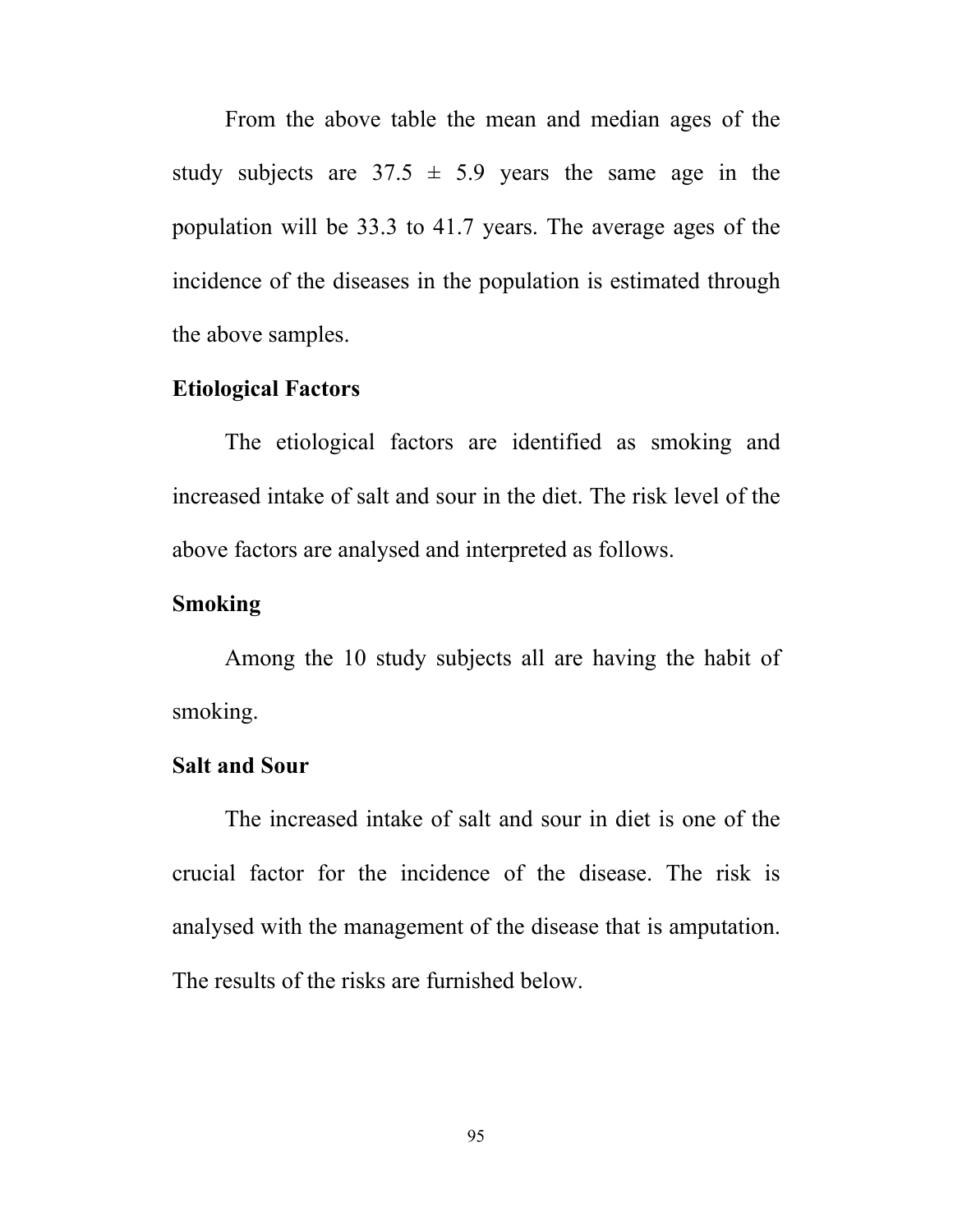From the above table the mean and median ages of the study subjects are $37.5 \pm 5.9$ years the same age in the population will be 33.3 to 41.7 years. The average ages of the incidence of the diseases in the population is estimated through the above samples.

**Etiological Factors**

The etiological factors are identified as smoking and increased intake of salt and sour in the diet. The risk level of the above factors are analysed and interpreted as follows.

**Smoking**

Among the 10 study subjects all are having the habit of smoking.

**Salt and Sour**

The increased intake of salt and sour in diet is one of the crucial factor for the incidence of the disease. The risk is analysed with the management of the disease that is amputation. The results of the risks are furnished below.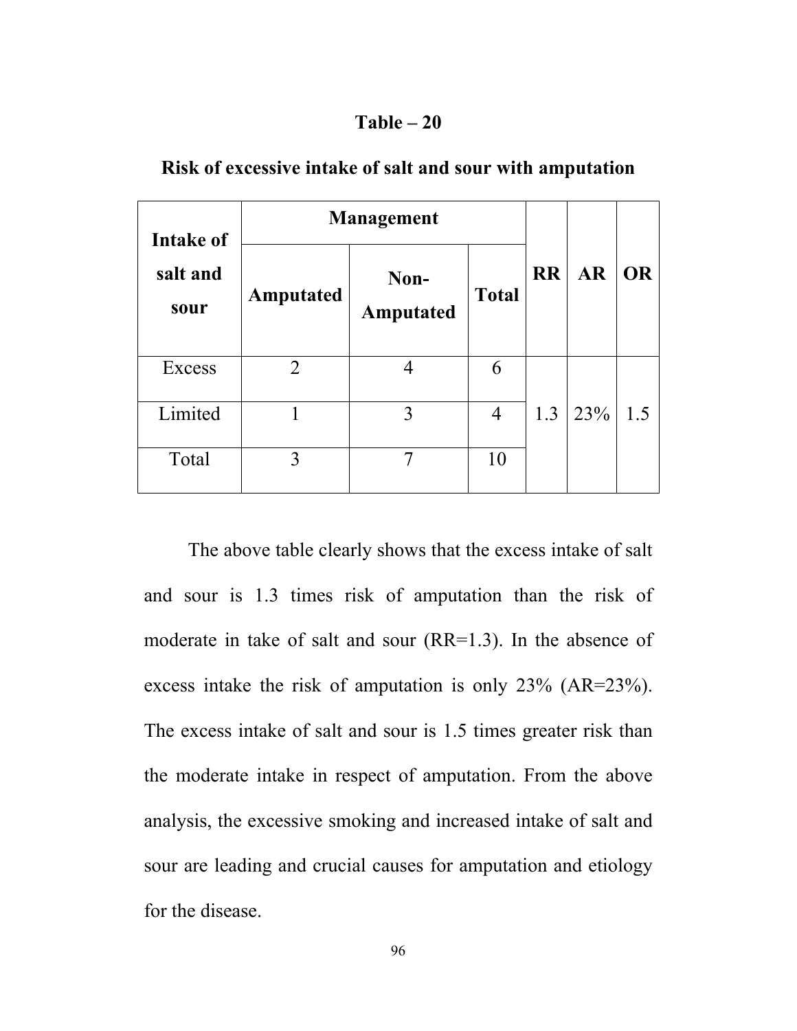**Table – 20**

**Risk of excessive intake of salt and sour with amputation**

| Intake of salt and sour | Management | | | RR | AR | OR |
|---|---|---|---|---|---|---|
| | Amputated | Non-Amputated | Total | | | |
| Excess | 2 | 4 | 6 | 1.3 | 23% | 1.5 |
| Limited | 1 | 3 | 4 | | | |
| Total | 3 | 7 | 10 | | | |

The above table clearly shows that the excess intake of salt and sour is 1.3 times risk of amputation than the risk of moderate in take of salt and sour (RR=1.3). In the absence of excess intake the risk of amputation is only 23% (AR=23%). The excess intake of salt and sour is 1.5 times greater risk than the moderate intake in respect of amputation. From the above analysis, the excessive smoking and increased intake of salt and sour are leading and crucial causes for amputation and etiology for the disease.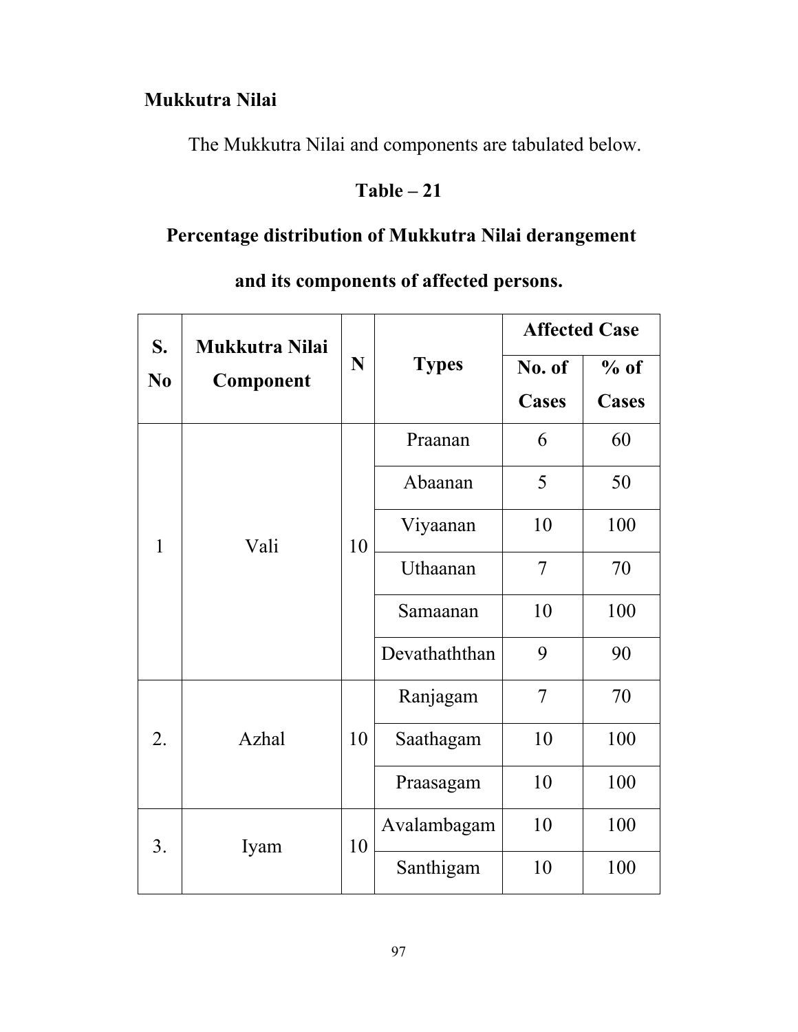**Mukkutra Nilai**

The Mukkutra Nilai and components are tabulated below.

**Table – 21**

**Percentage distribution of Mukkutra Nilai derangement and its components of affected persons.**

| S. No | Mukkutra Nilai Component | N | Types | Affected Case | |
|---|---|---|---|---|---|
| | | | | No. of Cases | % of Cases |
| 1 | Vali | 10 | Praanan | 6 | 60 |
| | | | Abaanan | 5 | 50 |
| | | | Viyaanan | 10 | 100 |
| | | | Uthaanan | 7 | 70 |
| | | | Samaanan | 10 | 100 |
| | | | Devathaththan | 9 | 90 |
| 2. | Azhal | 10 | Ranjagam | 7 | 70 |
| | | | Saathagam | 10 | 100 |
| | | | Praasagam | 10 | 100 |
| 3. | Iyam | 10 | Avalambagam | 10 | 100 |
| | | | Santhigam | 10 | 100 |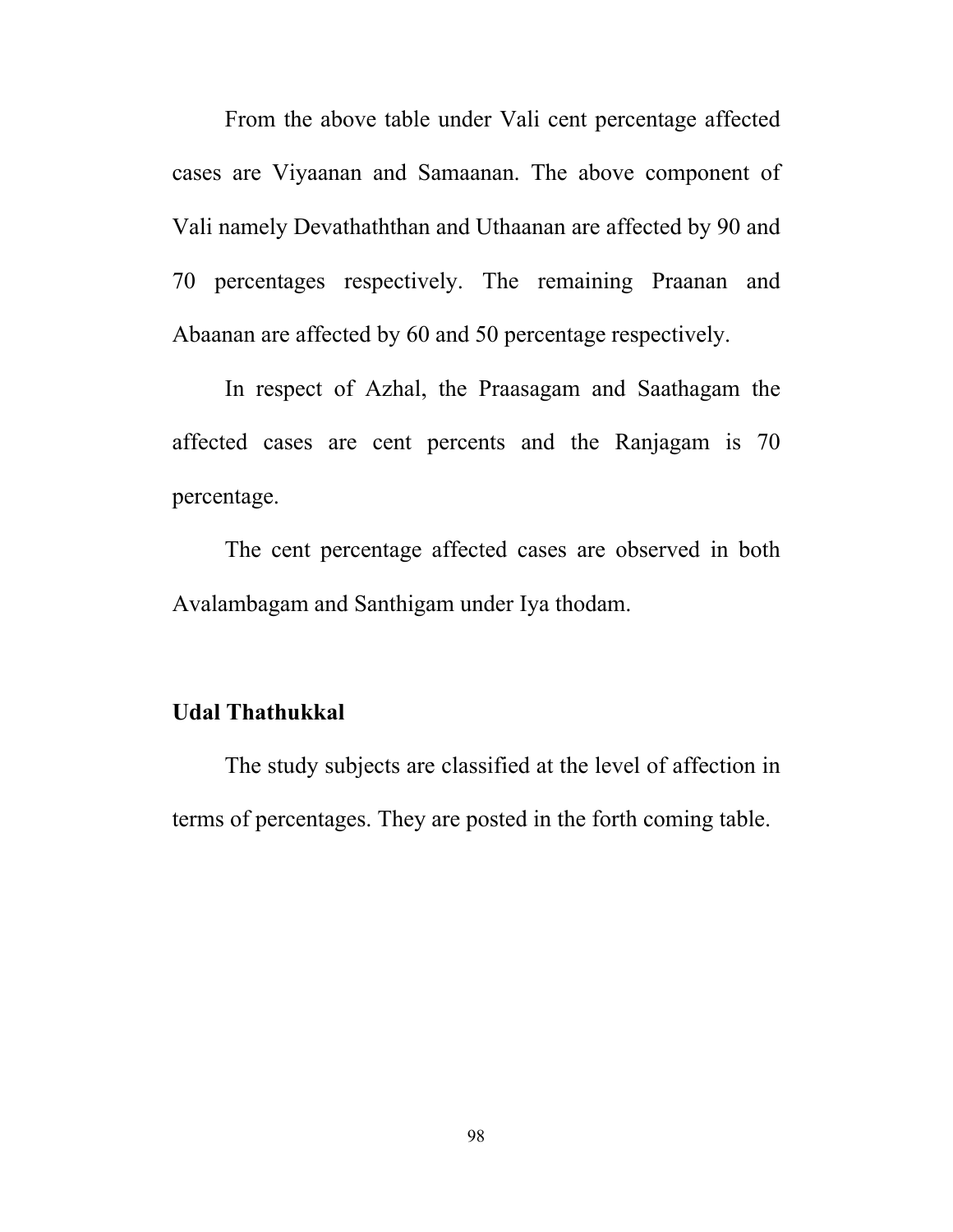From the above table under Vali cent percentage affected cases are Viyaanan and Samaanan. The above component of Vali namely Devathaththan and Uthaanan are affected by 90 and 70 percentages respectively. The remaining Praanan and Abaanan are affected by 60 and 50 percentage respectively.

In respect of Azhal, the Praasagam and Saathagam the affected cases are cent percents and the Ranjagam is 70 percentage.

The cent percentage affected cases are observed in both Avalambagam and Santhigam under Iya thodam.

**Udal Thathukkal**

The study subjects are classified at the level of affection in terms of percentages. They are posted in the forth coming table.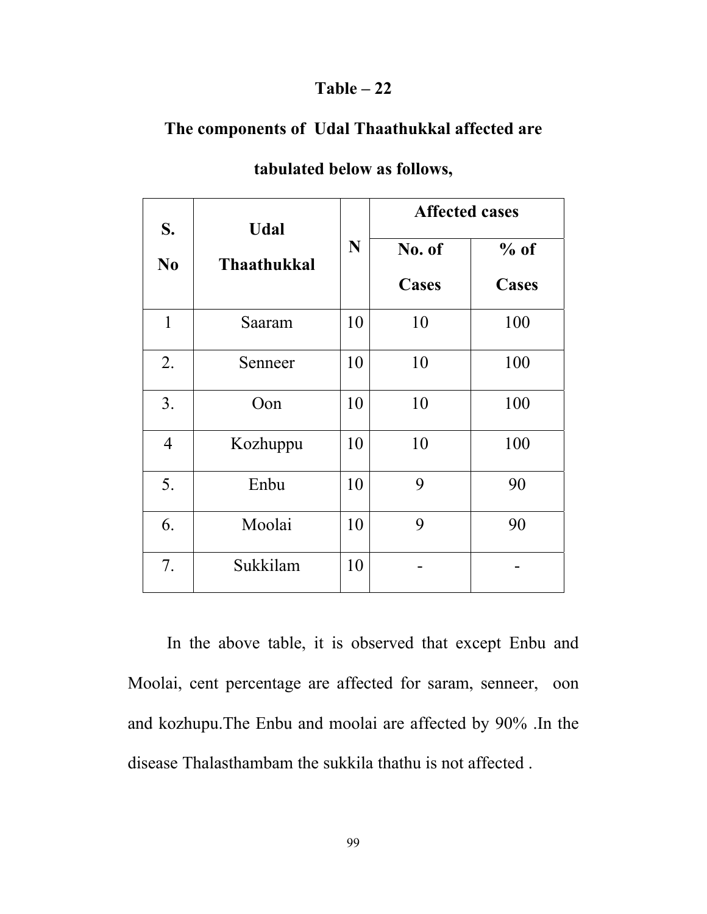**Table – 22**

**The components of Udal Thaathukkal affected are tabulated below as follows,**

| S. No | Udal Thaathukkal | N | Affected cases | |
|---|---|---|---|---|
| | | | No. of Cases | % of Cases |
| 1 | Saaram | 10 | 10 | 100 |
| 2. | Senneer | 10 | 10 | 100 |
| 3. | Oon | 10 | 10 | 100 |
| 4 | Kozhuppu | 10 | 10 | 100 |
| 5. | Enbu | 10 | 9 | 90 |
| 6. | Moolai | 10 | 9 | 90 |
| 7. | Sukkilam | 10 | - | - |

In the above table, it is observed that except Enbu and Moolai, cent percentage are affected for saram, senneer, oon and kozhupu.The Enbu and moolai are affected by 90% .In the disease Thalasthambam the sukkila thathu is not affected .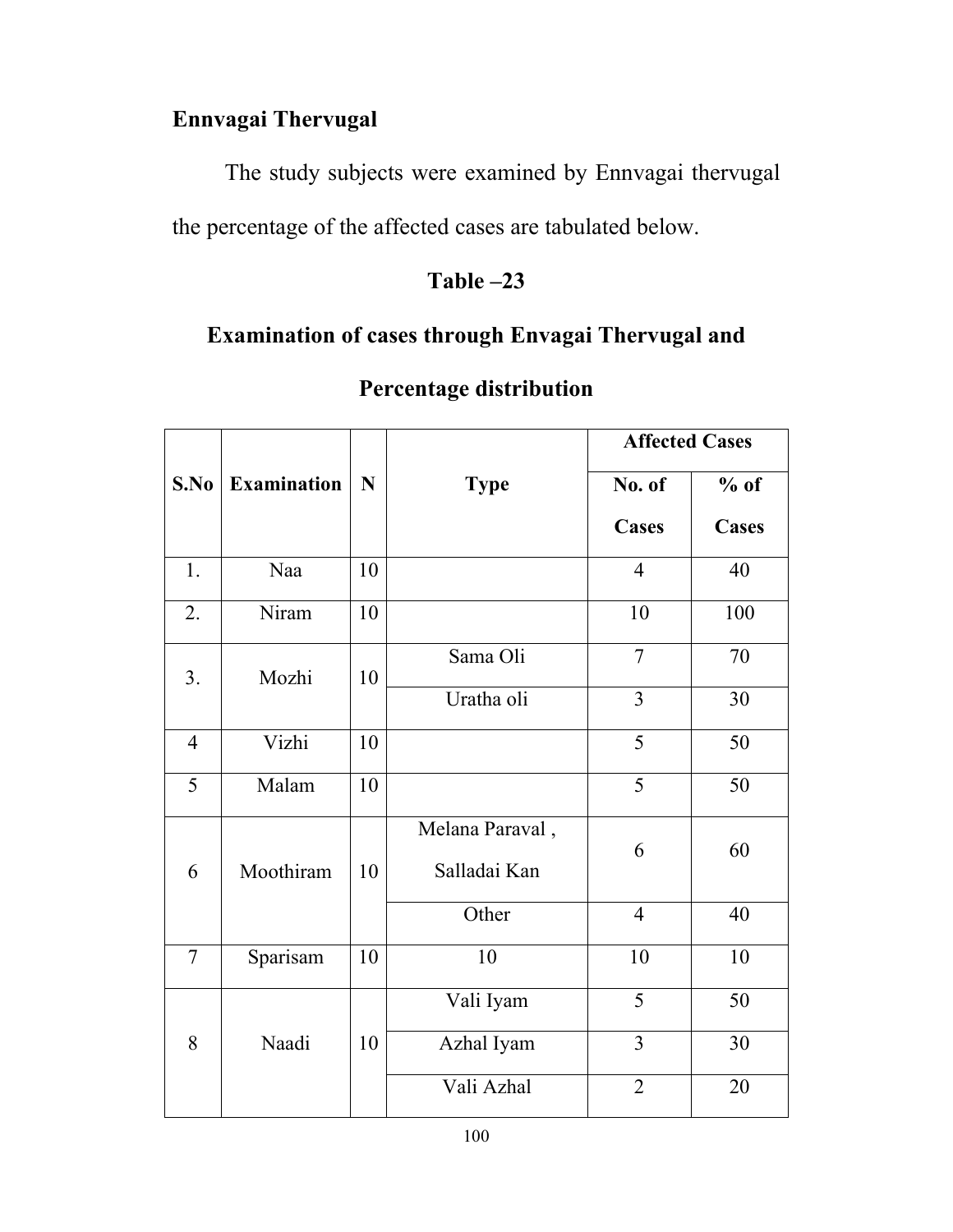## Ennvagai Thervugal

The study subjects were examined by Ennvagai thervugal the percentage of the affected cases are tabulated below.

### Table –23

### Examination of cases through Envagai Thervugal and Percentage distribution

| S.No | Examination | N | Type | Affected Cases | |
|---|---|---|---|---|---|
| | | | | No. of Cases | % of Cases |
| 1. | Naa | 10 | | 4 | 40 |
| 2. | Niram | 10 | | 10 | 100 |
| 3. | Mozhi | 10 | Sama Oli | 7 | 70 |
| | | | Uratha oli | 3 | 30 |
| 4 | Vizhi | 10 | | 5 | 50 |
| 5 | Malam | 10 | | 5 | 50 |
| 6 | Moothiram | 10 | Melana Paraval , Salladai Kan | 6 | 60 |
| | | | Other | 4 | 40 |
| 7 | Sparisam | 10 | 10 | 10 | 10 |
| 8 | Naadi | 10 | Vali Iyam | 5 | 50 |
| | | | Azhal Iyam | 3 | 30 |
| | | | Vali Azhal | 2 | 20 |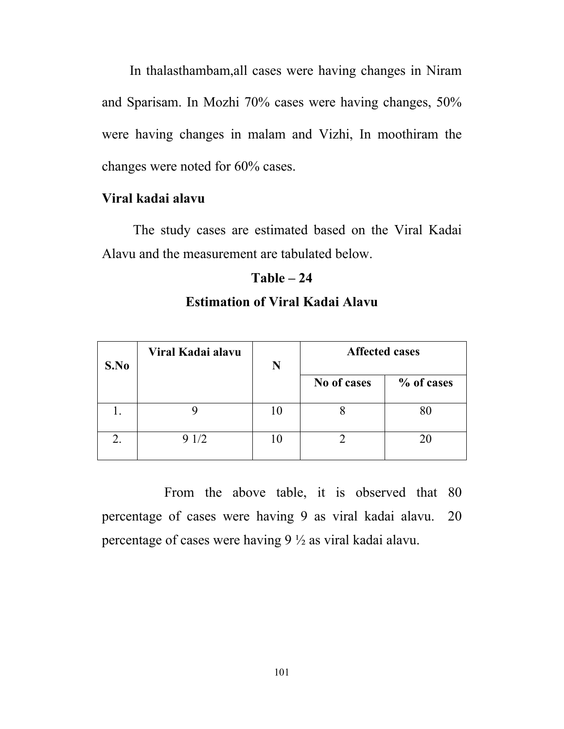In thalasthambam,all cases were having changes in Niram and Sparisam. In Mozhi 70% cases were having changes, 50% were having changes in malam and Vizhi, In moothiram the changes were noted for 60% cases.

**Viral kadai alavu**

The study cases are estimated based on the Viral Kadai Alavu and the measurement are tabulated below.

**Table – 24**

**Estimation of Viral Kadai Alavu**

| S.No | Viral Kadai alavu | N | Affected cases | |
|---|---|---|---|---|
| | | | No of cases | % of cases |
| 1. | 9 | 10 | 8 | 80 |
| 2. | 9 1/2 | 10 | 2 | 20 |

From the above table, it is observed that 80 percentage of cases were having 9 as viral kadai alavu. 20 percentage of cases were having 9 ½ as viral kadai alavu.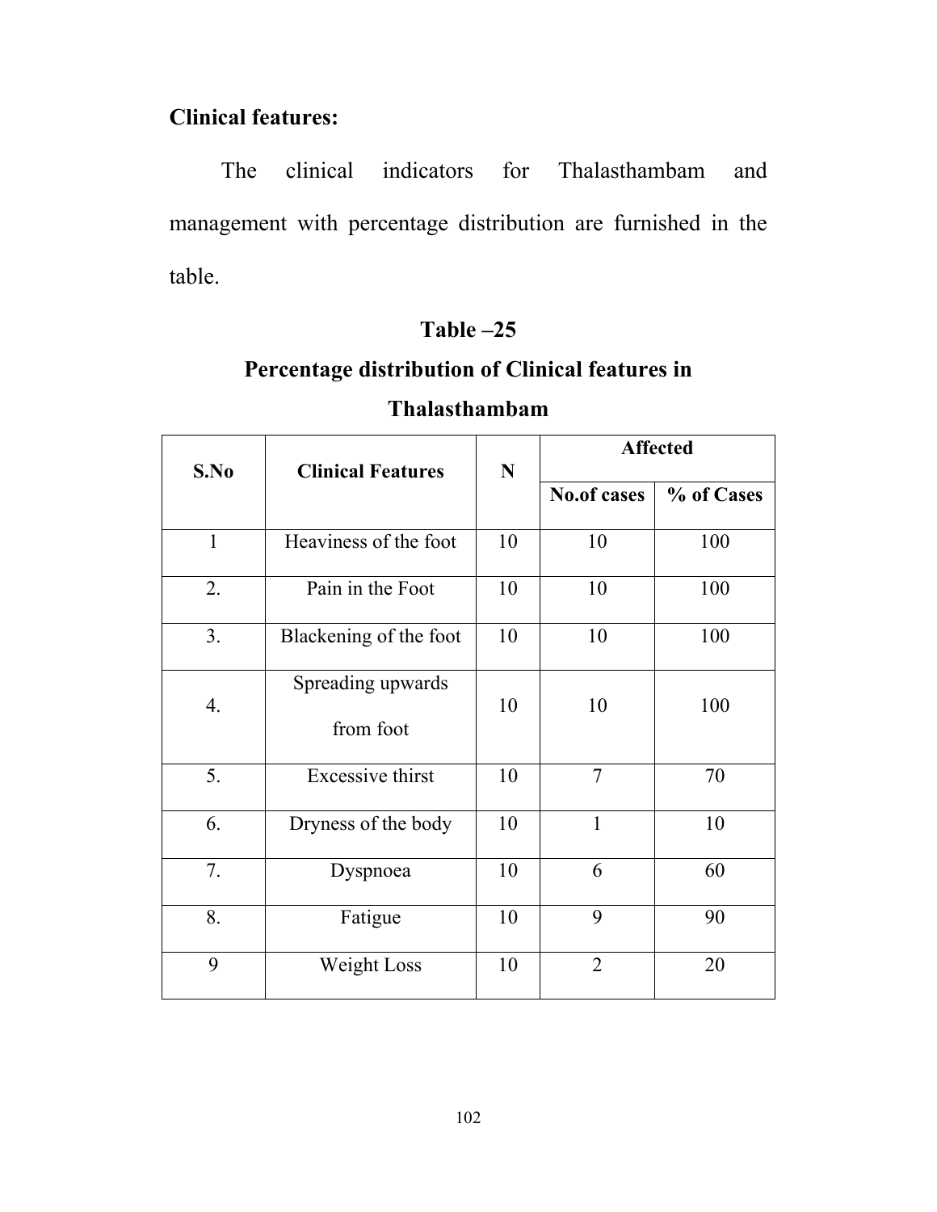**Clinical features:**

The clinical indicators for Thalasthambam and management with percentage distribution are furnished in the table.

**Table –25**

**Percentage distribution of Clinical features in Thalasthambam**

| S.No | Clinical Features | N | Affected | |
|---|---|---|---|---|
| | | | No.of cases | % of Cases |
| 1 | Heaviness of the foot | 10 | 10 | 100 |
| 2. | Pain in the Foot | 10 | 10 | 100 |
| 3. | Blackening of the foot | 10 | 10 | 100 |
| 4. | Spreading upwards from foot | 10 | 10 | 100 |
| 5. | Excessive thirst | 10 | 7 | 70 |
| 6. | Dryness of the body | 10 | 1 | 10 |
| 7. | Dyspnoea | 10 | 6 | 60 |
| 8. | Fatigue | 10 | 9 | 90 |
| 9 | Weight Loss | 10 | 2 | 20 |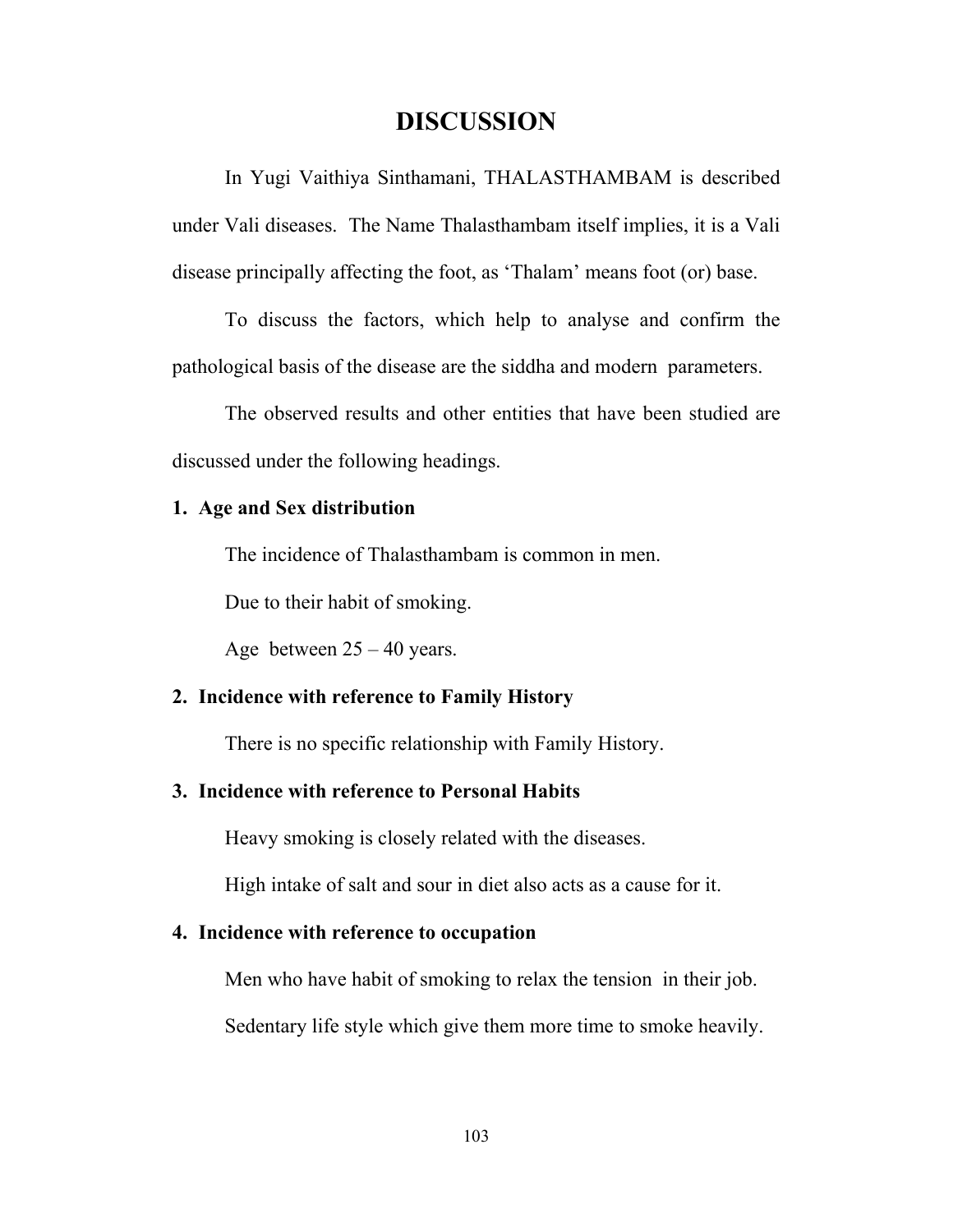# DISCUSSION

In Yugi Vaithiya Sinthamani, THALASTHAMBAM is described under Vali diseases. The Name Thalasthambam itself implies, it is a Vali disease principally affecting the foot, as 'Thalam' means foot (or) base.

To discuss the factors, which help to analyse and confirm the pathological basis of the disease are the siddha and modern parameters.

The observed results and other entities that have been studied are discussed under the following headings.

**1. Age and Sex distribution**

The incidence of Thalasthambam is common in men.

Due to their habit of smoking.

Age between 25 – 40 years.

**2. Incidence with reference to Family History**

There is no specific relationship with Family History.

**3. Incidence with reference to Personal Habits**

Heavy smoking is closely related with the diseases.

High intake of salt and sour in diet also acts as a cause for it.

**4. Incidence with reference to occupation**

Men who have habit of smoking to relax the tension in their job.

Sedentary life style which give them more time to smoke heavily.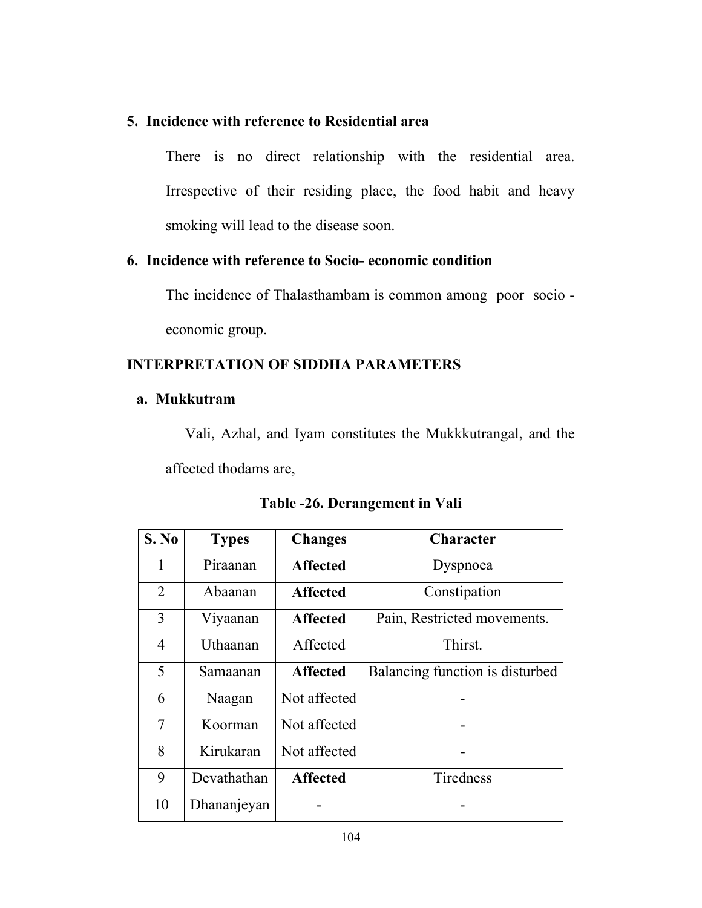## 5. Incidence with reference to Residential area

There is no direct relationship with the residential area. Irrespective of their residing place, the food habit and heavy smoking will lead to the disease soon.

## 6. Incidence with reference to Socio- economic condition

The incidence of Thalasthambam is common among poor socio - economic group.

## INTERPRETATION OF SIDDHA PARAMETERS

### a. Mukkutram

Vali, Azhal, and Iyam constitutes the Mukkkutrangal, and the affected thodams are,

**Table -26. Derangement in Vali**

| S. No | Types | Changes | Character |
|---|---|---|---|
| 1 | Piraanan | **Affected** | Dyspnoea |
| 2 | Abaanan | **Affected** | Constipation |
| 3 | Viyaanan | **Affected** | Pain, Restricted movements. |
| 4 | Uthaanan | Affected | Thirst. |
| 5 | Samaanan | **Affected** | Balancing function is disturbed |
| 6 | Naagan | Not affected | - |
| 7 | Koorman | Not affected | - |
| 8 | Kirukaran | Not affected | - |
| 9 | Devathathan | **Affected** | Tiredness |
| 10 | Dhananjeyan | - | - |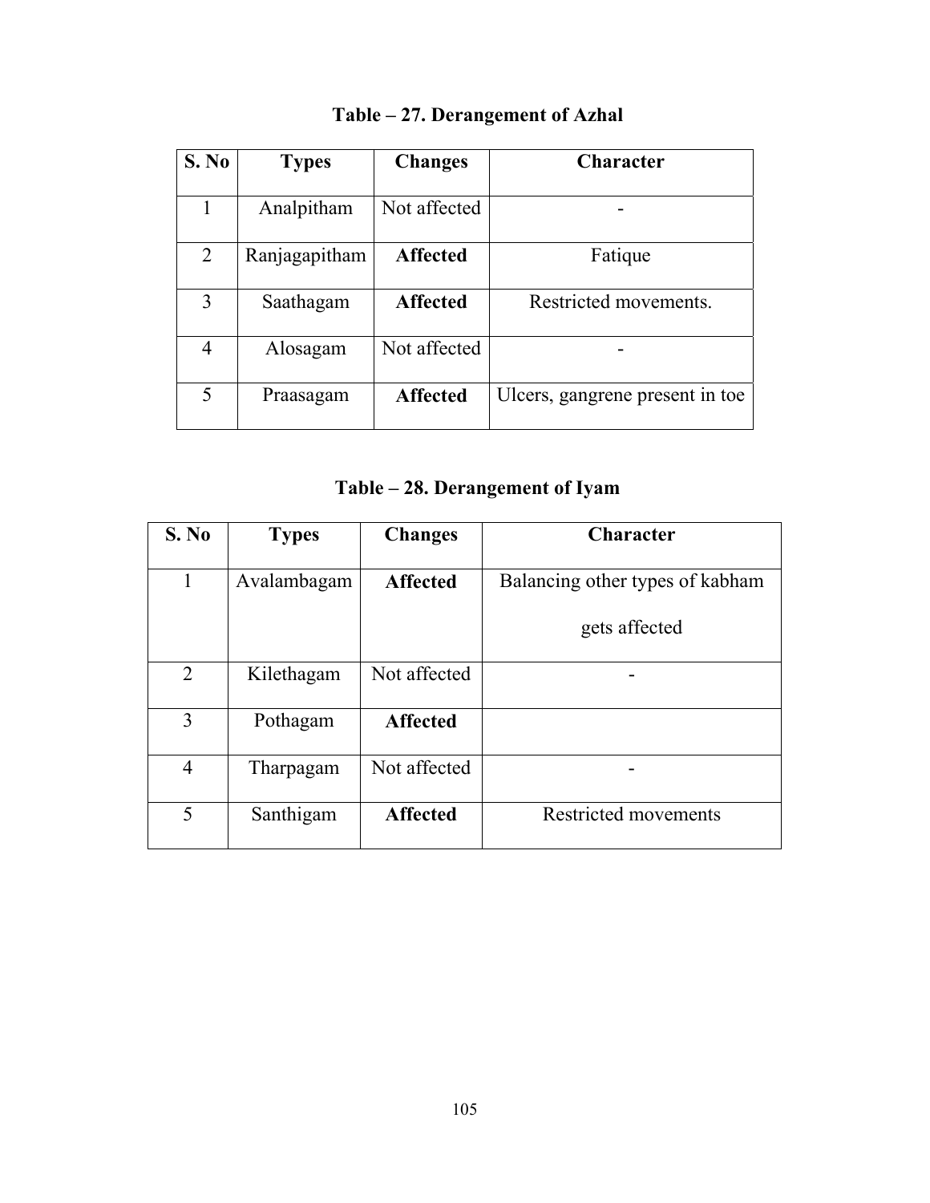**Table – 27. Derangement of Azhal**

| S. No | Types | Changes | Character |
|---|---|---|---|
| 1 | Analpitham | Not affected | - |
| 2 | Ranjagapitham | **Affected** | Fatique |
| 3 | Saathagam | **Affected** | Restricted movements. |
| 4 | Alosagam | Not affected | - |
| 5 | Praasagam | **Affected** | Ulcers, gangrene present in toe |

**Table – 28. Derangement of Iyam**

| S. No | Types | Changes | Character |
|---|---|---|---|
| 1 | Avalambagam | **Affected** | Balancing other types of kabham gets affected |
| 2 | Kilethagam | Not affected | - |
| 3 | Pothagam | **Affected** | |
| 4 | Tharpagam | Not affected | - |
| 5 | Santhigam | **Affected** | Restricted movements |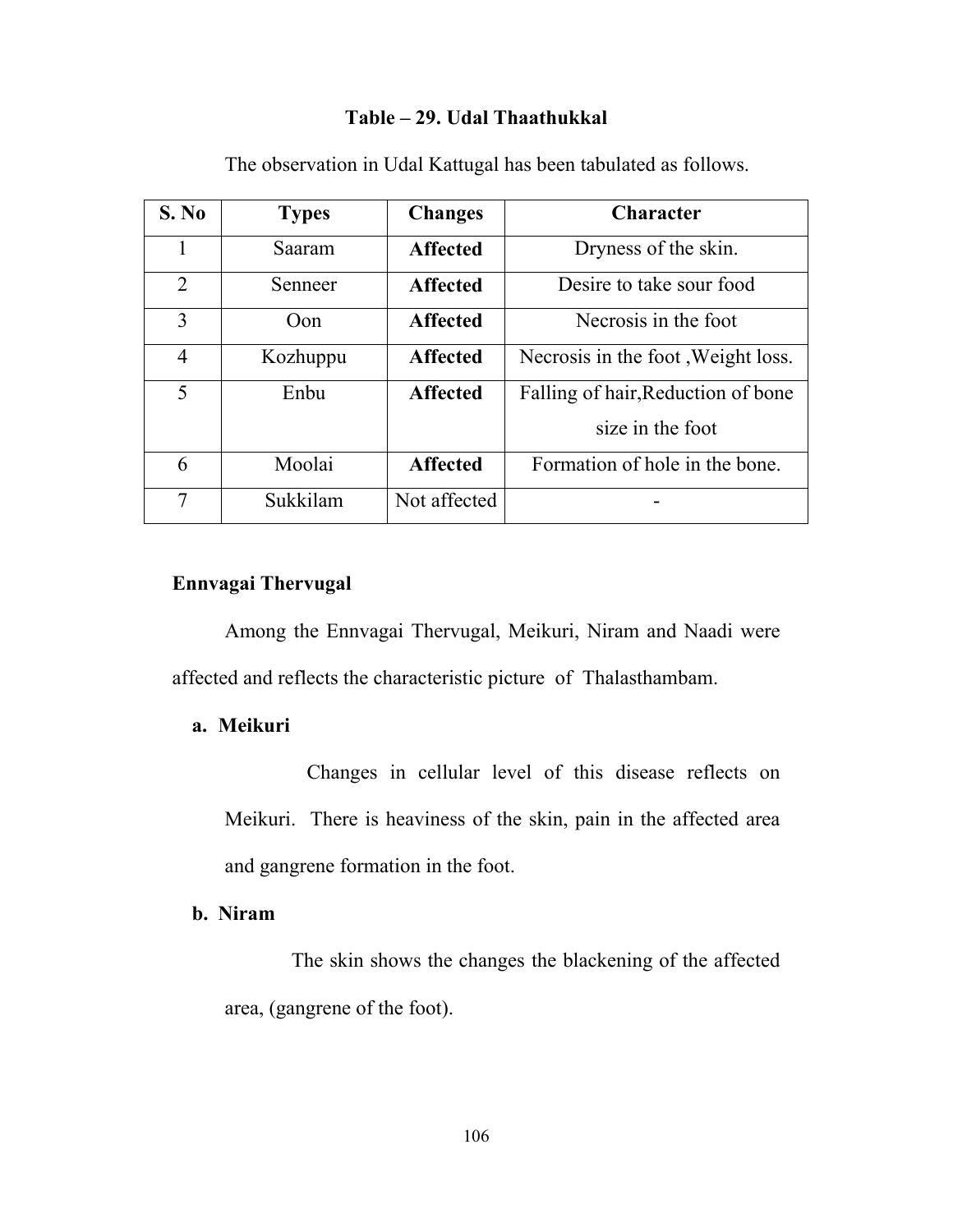### Table – 29. Udal Thaathukkal

The observation in Udal Kattugal has been tabulated as follows.

| S. No | Types | Changes | Character |
|---|---|---|---|
| 1 | Saaram | **Affected** | Dryness of the skin. |
| 2 | Senneer | **Affected** | Desire to take sour food |
| 3 | Oon | **Affected** | Necrosis in the foot |
| 4 | Kozhuppu | **Affected** | Necrosis in the foot ,Weight loss. |
| 5 | Enbu | **Affected** | Falling of hair,Reduction of bone size in the foot |
| 6 | Moolai | **Affected** | Formation of hole in the bone. |
| 7 | Sukkilam | Not affected | - |

### Ennvagai Thervugal

Among the Ennvagai Thervugal, Meikuri, Niram and Naadi were affected and reflects the characteristic picture of Thalasthambam.

**a. Meikuri**

Changes in cellular level of this disease reflects on Meikuri. There is heaviness of the skin, pain in the affected area and gangrene formation in the foot.

**b. Niram**

The skin shows the changes the blackening of the affected area, (gangrene of the foot).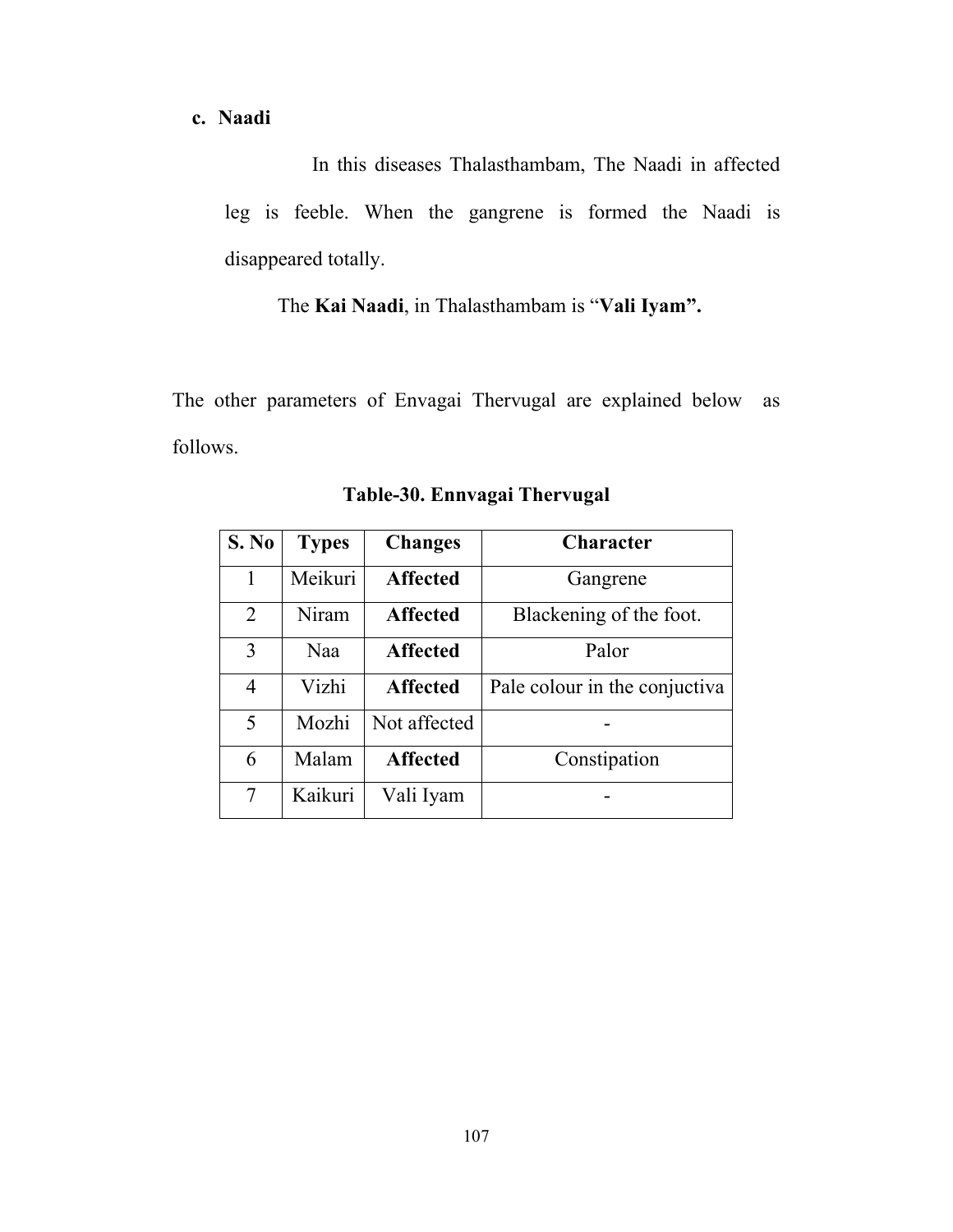### c. Naadi

In this diseases Thalasthambam, The Naadi in affected leg is feeble. When the gangrene is formed the Naadi is disappeared totally.

The **Kai Naadi**, in Thalasthambam is "**Vali Iyam".**

The other parameters of Envagai Thervugal are explained below as follows.

**Table-30. Ennvagai Thervugal**

| S. No | Types | Changes | Character |
|---|---|---|---|
| 1 | Meikuri | **Affected** | Gangrene |
| 2 | Niram | **Affected** | Blackening of the foot. |
| 3 | Naa | **Affected** | Palor |
| 4 | Vizhi | **Affected** | Pale colour in the conjuctiva |
| 5 | Mozhi | Not affected | - |
| 6 | Malam | **Affected** | Constipation |
| 7 | Kaikuri | Vali Iyam | - |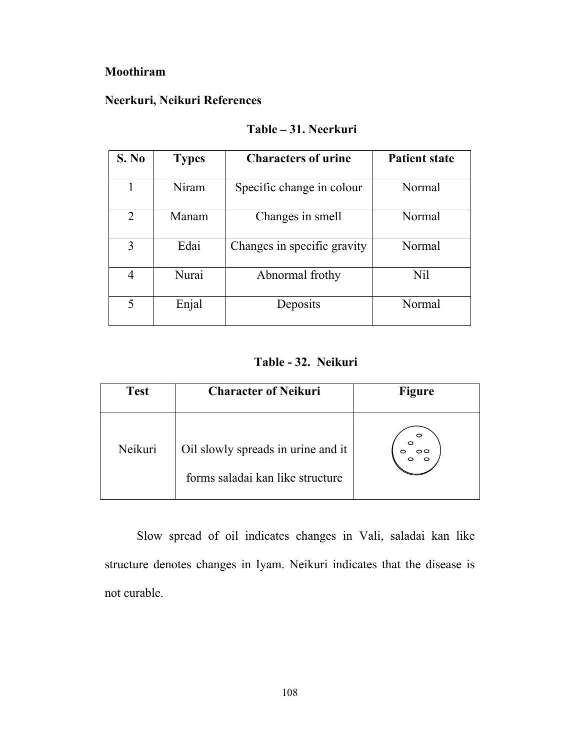**Moothiram**

**Neerkuri, Neikuri References**

**Table – 31. Neerkuri**

| S. No | Types | Characters of urine | Patient state |
|---|---|---|---|
| 1 | Niram | Specific change in colour | Normal |
| 2 | Manam | Changes in smell | Normal |
| 3 | Edai | Changes in specific gravity | Normal |
| 4 | Nurai | Abnormal frothy | Nil |
| 5 | Enjal | Deposits | Normal |

**Table - 32. Neikuri**

| Test | Character of Neikuri | Figure |
|---|---|---|
| Neikuri | Oil slowly spreads in urine and it forms saladai kan like structure | |

Slow spread of oil indicates changes in Vali, saladai kan like structure denotes changes in Iyam. Neikuri indicates that the disease is not curable.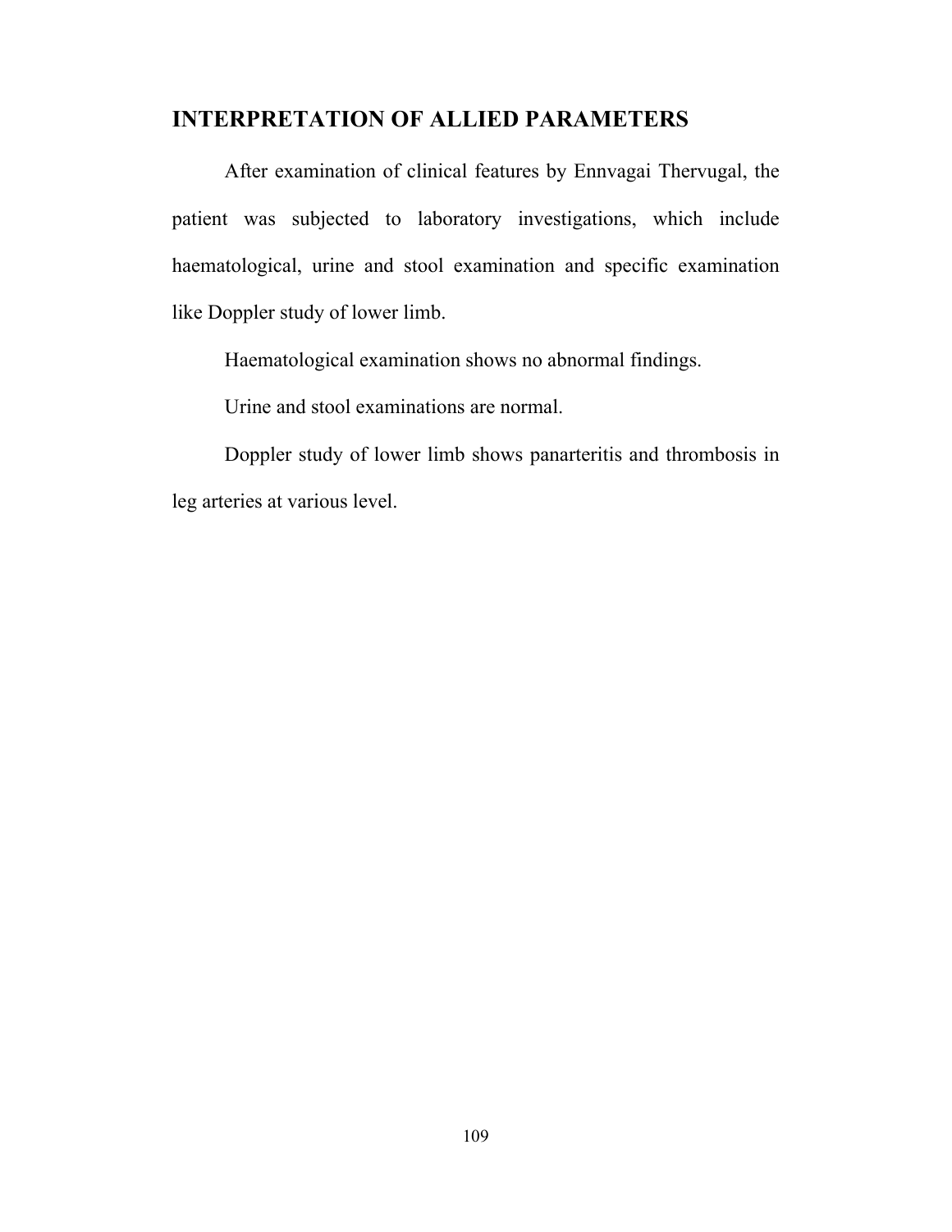## INTERPRETATION OF ALLIED PARAMETERS

After examination of clinical features by Ennvagai Thervugal, the patient was subjected to laboratory investigations, which include haematological, urine and stool examination and specific examination like Doppler study of lower limb.

Haematological examination shows no abnormal findings.

Urine and stool examinations are normal.

Doppler study of lower limb shows panarteritis and thrombosis in leg arteries at various level.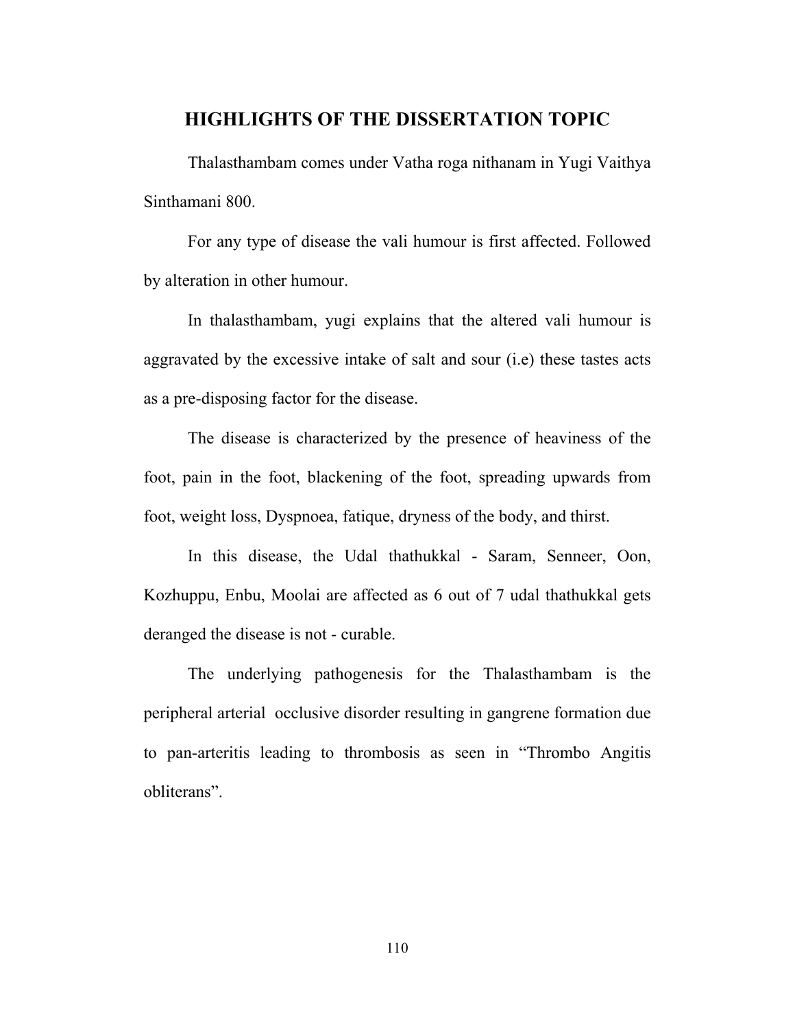# HIGHLIGHTS OF THE DISSERTATION TOPIC

Thalasthambam comes under Vatha roga nithanam in Yugi Vaithya Sinthamani 800.

For any type of disease the vali humour is first affected. Followed by alteration in other humour.

In thalasthambam, yugi explains that the altered vali humour is aggravated by the excessive intake of salt and sour (i.e) these tastes acts as a pre-disposing factor for the disease.

The disease is characterized by the presence of heaviness of the foot, pain in the foot, blackening of the foot, spreading upwards from foot, weight loss, Dyspnoea, fatique, dryness of the body, and thirst.

In this disease, the Udal thathukkal - Saram, Senneer, Oon, Kozhuppu, Enbu, Moolai are affected as 6 out of 7 udal thathukkal gets deranged the disease is not - curable.

The underlying pathogenesis for the Thalasthambam is the peripheral arterial occlusive disorder resulting in gangrene formation due to pan-arteritis leading to thrombosis as seen in "Thrombo Angitis obliterans".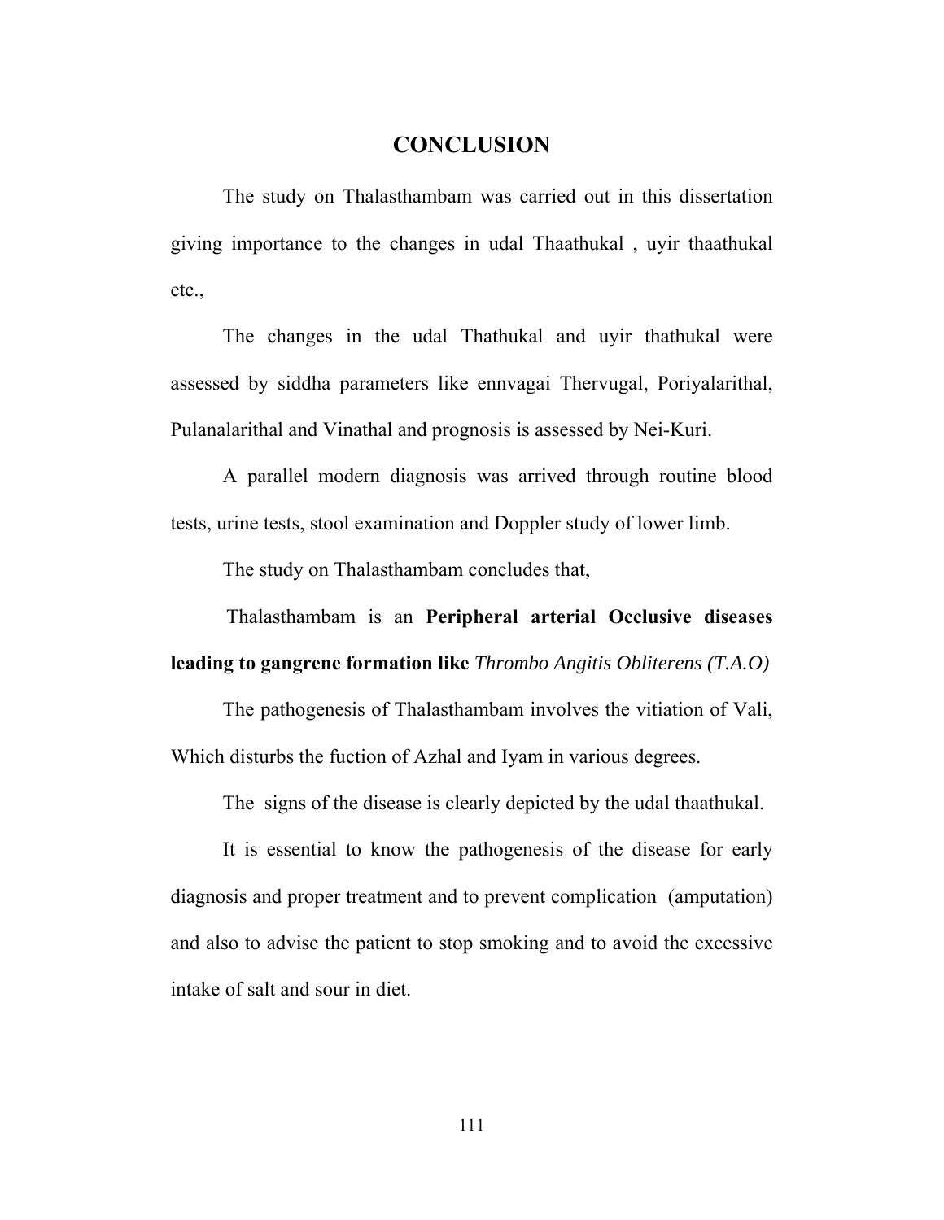# CONCLUSION

The study on Thalasthambam was carried out in this dissertation giving importance to the changes in udal Thaathukal , uyir thaathukal etc.,

The changes in the udal Thathukal and uyir thathukal were assessed by siddha parameters like ennvagai Thervugal, Poriyalarithal, Pulanalarithal and Vinathal and prognosis is assessed by Nei-Kuri.

A parallel modern diagnosis was arrived through routine blood tests, urine tests, stool examination and Doppler study of lower limb.

The study on Thalasthambam concludes that,

Thalasthambam is an **Peripheral arterial Occlusive diseases leading to gangrene formation like** *Thrombo Angitis Obliterens (T.A.O)*

The pathogenesis of Thalasthambam involves the vitiation of Vali, Which disturbs the fuction of Azhal and Iyam in various degrees.

The signs of the disease is clearly depicted by the udal thaathukal.

It is essential to know the pathogenesis of the disease for early diagnosis and proper treatment and to prevent complication (amputation) and also to advise the patient to stop smoking and to avoid the excessive intake of salt and sour in diet.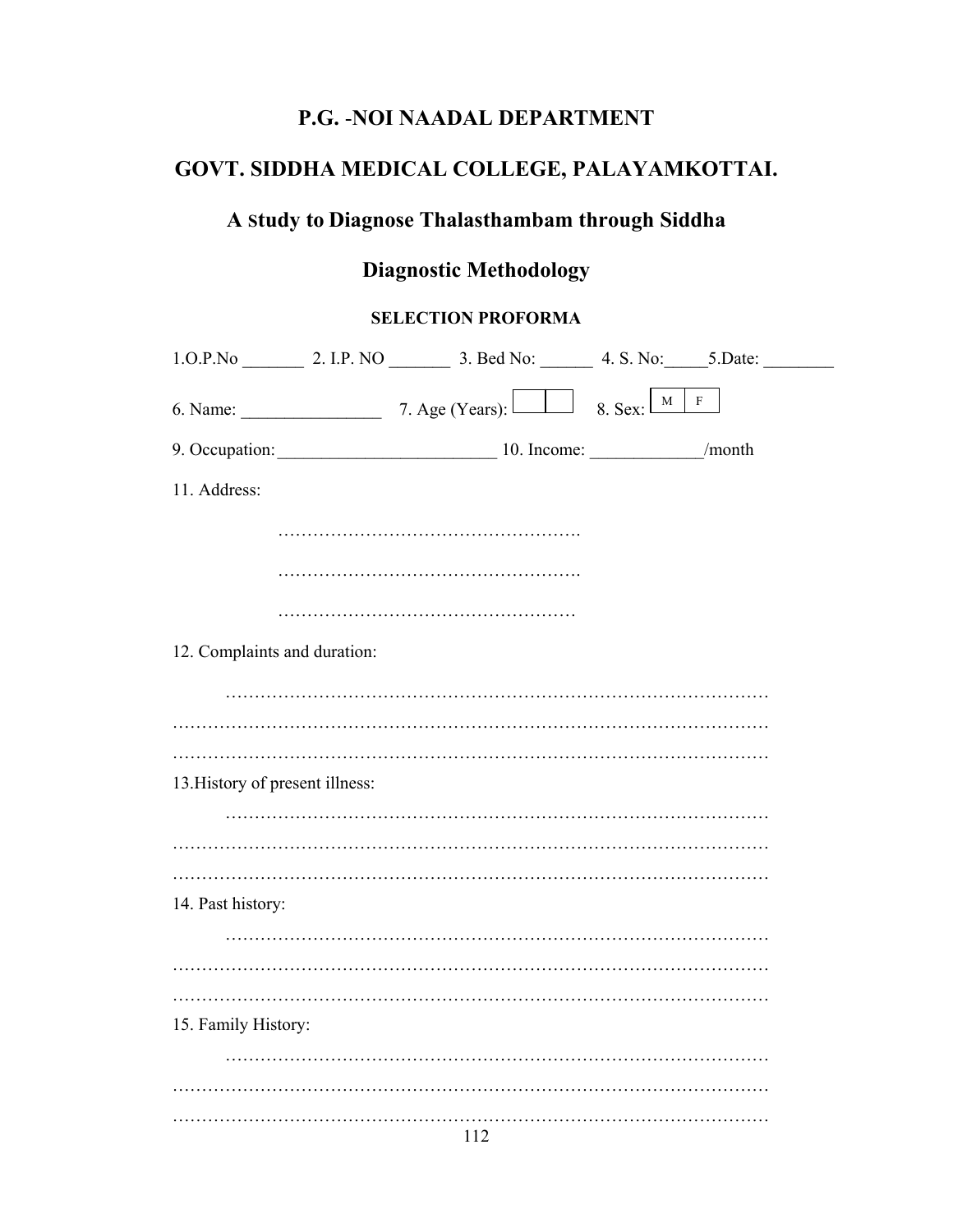# P.G. -NOI NAADAL DEPARTMENT

# GOVT. SIDDHA MEDICAL COLLEGE, PALAYAMKOTTAI.

## A Study to Diagnose Thalasthambam through Siddha Diagnostic Methodology

### SELECTION PROFORMA

1.O.P.No _______ 2. I.P. NO _______ 3. Bed No: ______ 4. S. No:_____5.Date: ________

6. Name: ________________ 7. Age (Years): [ | ] 8. Sex: [ M | F ]

9. Occupation: ________________________ 10. Income: ____________/month

11. Address:

……………………………………………….

……………………………………………….

………………………………………………

12. Complaints and duration:

……………………………………………………………………………………

……………………………………………………………………………………

……………………………………………………………………………………

13.History of present illness:

……………………………………………………………………………………

……………………………………………………………………………………

……………………………………………………………………………………

14. Past history:

……………………………………………………………………………………

……………………………………………………………………………………

……………………………………………………………………………………

15. Family History:

……………………………………………………………………………………

……………………………………………………………………………………

……………………………………………………………………………………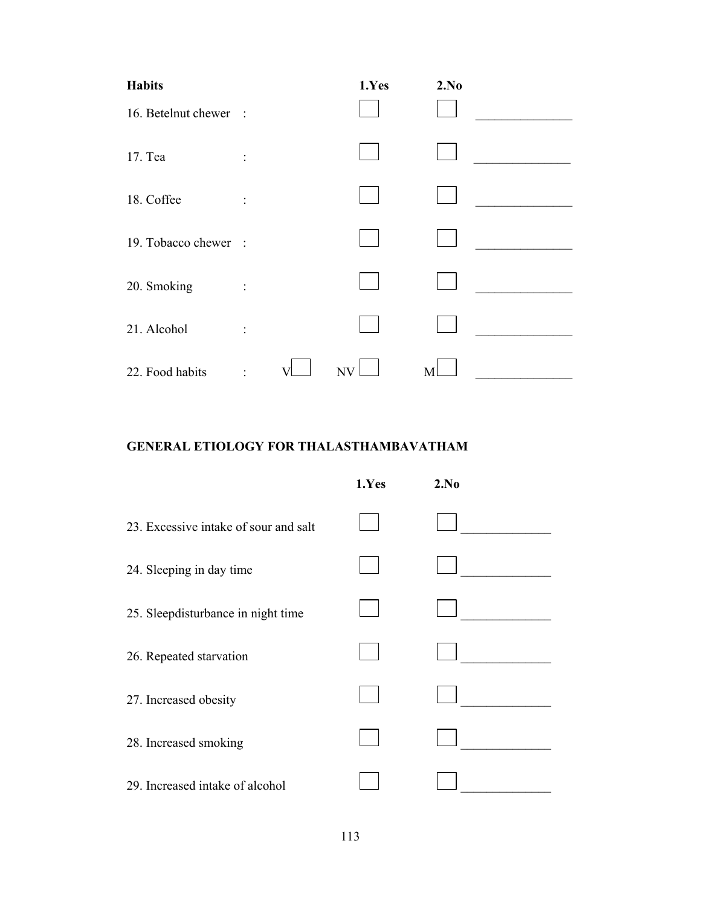| **Habits** | | **1.Yes** | **2.No** | |
|---|---|---|---|---|
| 16. Betelnut chewer : | | ☐ | ☐ | _______________ |
| 17. Tea : | | ☐ | ☐ | _______________ |
| 18. Coffee : | | ☐ | ☐ | _______________ |
| 19. Tobacco chewer : | | ☐ | ☐ | _______________ |
| 20. Smoking : | | ☐ | ☐ | _______________ |
| 21. Alcohol : | | ☐ | ☐ | _______________ |
| 22. Food habits : | V ☐ | NV ☐ | M ☐ | _______________ |

**GENERAL ETIOLOGY FOR THALASTHAMBAVATHAM**

| | **1.Yes** | **2.No** | |
|---|---|---|---|
| 23. Excessive intake of sour and salt | ☐ | ☐ | _____________ |
| 24. Sleeping in day time | ☐ | ☐ | _____________ |
| 25. Sleepdisturbance in night time | ☐ | ☐ | _____________ |
| 26. Repeated starvation | ☐ | ☐ | _____________ |
| 27. Increased obesity | ☐ | ☐ | _____________ |
| 28. Increased smoking | ☐ | ☐ | _____________ |
| 29. Increased intake of alcohol | ☐ | ☐ | _____________ |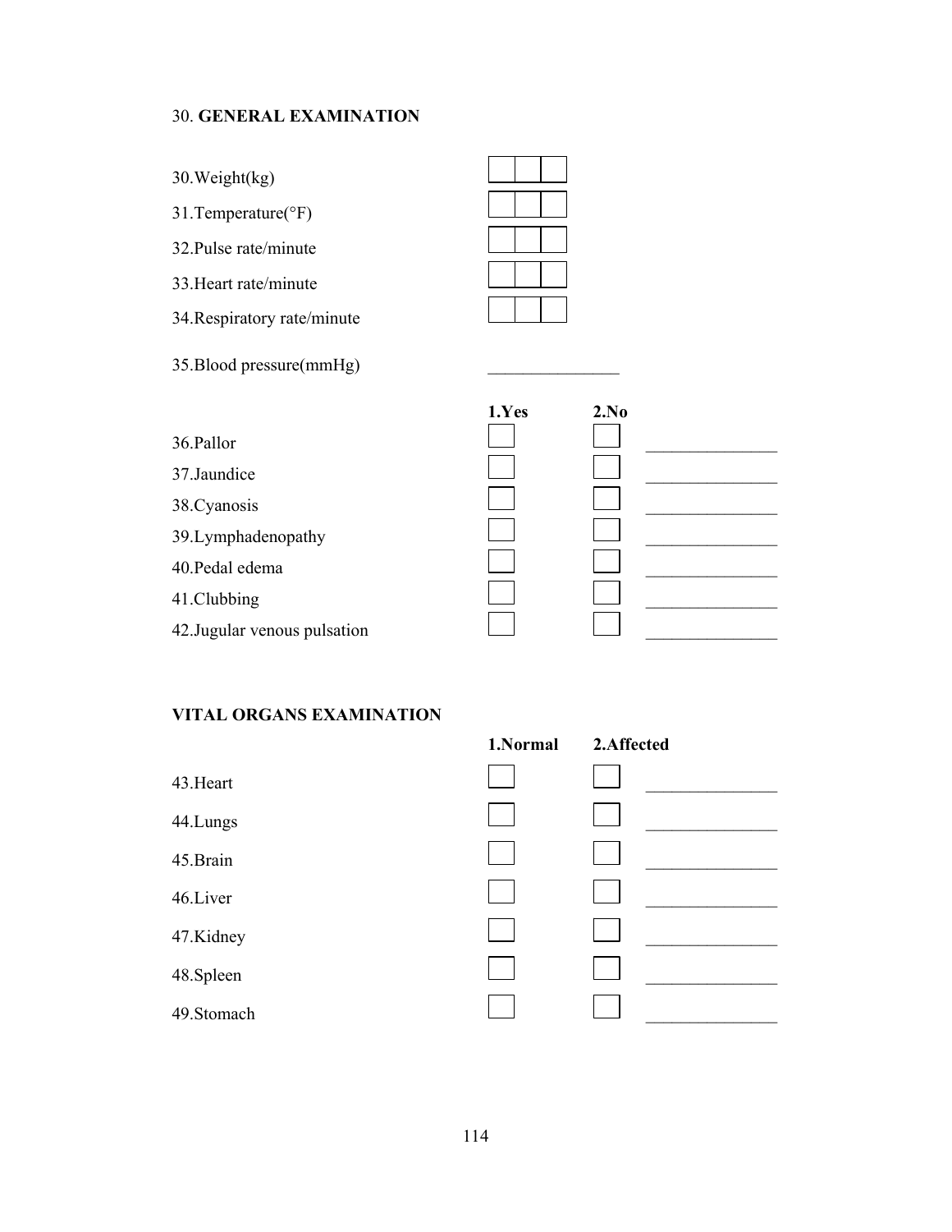30. **GENERAL EXAMINATION**

| | |
|---|---|
| 30.Weight(kg) | ☐☐☐ |
| 31.Temperature(°F) | ☐☐☐ |
| 32.Pulse rate/minute | ☐☐☐ |
| 33.Heart rate/minute | ☐☐☐ |
| 34.Respiratory rate/minute | ☐☐☐ |
| 35.Blood pressure(mmHg) | _______________ |

| | **1.Yes** | **2.No** | |
|---|---|---|---|
| 36.Pallor | ☐ | ☐ | _______________ |
| 37.Jaundice | ☐ | ☐ | _______________ |
| 38.Cyanosis | ☐ | ☐ | _______________ |
| 39.Lymphadenopathy | ☐ | ☐ | _______________ |
| 40.Pedal edema | ☐ | ☐ | _______________ |
| 41.Clubbing | ☐ | ☐ | _______________ |
| 42.Jugular venous pulsation | ☐ | ☐ | _______________ |

**VITAL ORGANS EXAMINATION**

| | **1.Normal** | **2.Affected** | |
|---|---|---|---|
| 43.Heart | ☐ | ☐ | _______________ |
| 44.Lungs | ☐ | ☐ | _______________ |
| 45.Brain | ☐ | ☐ | _______________ |
| 46.Liver | ☐ | ☐ | _______________ |
| 47.Kidney | ☐ | ☐ | _______________ |
| 48.Spleen | ☐ | ☐ | _______________ |
| 49.Stomach | ☐ | ☐ | _______________ |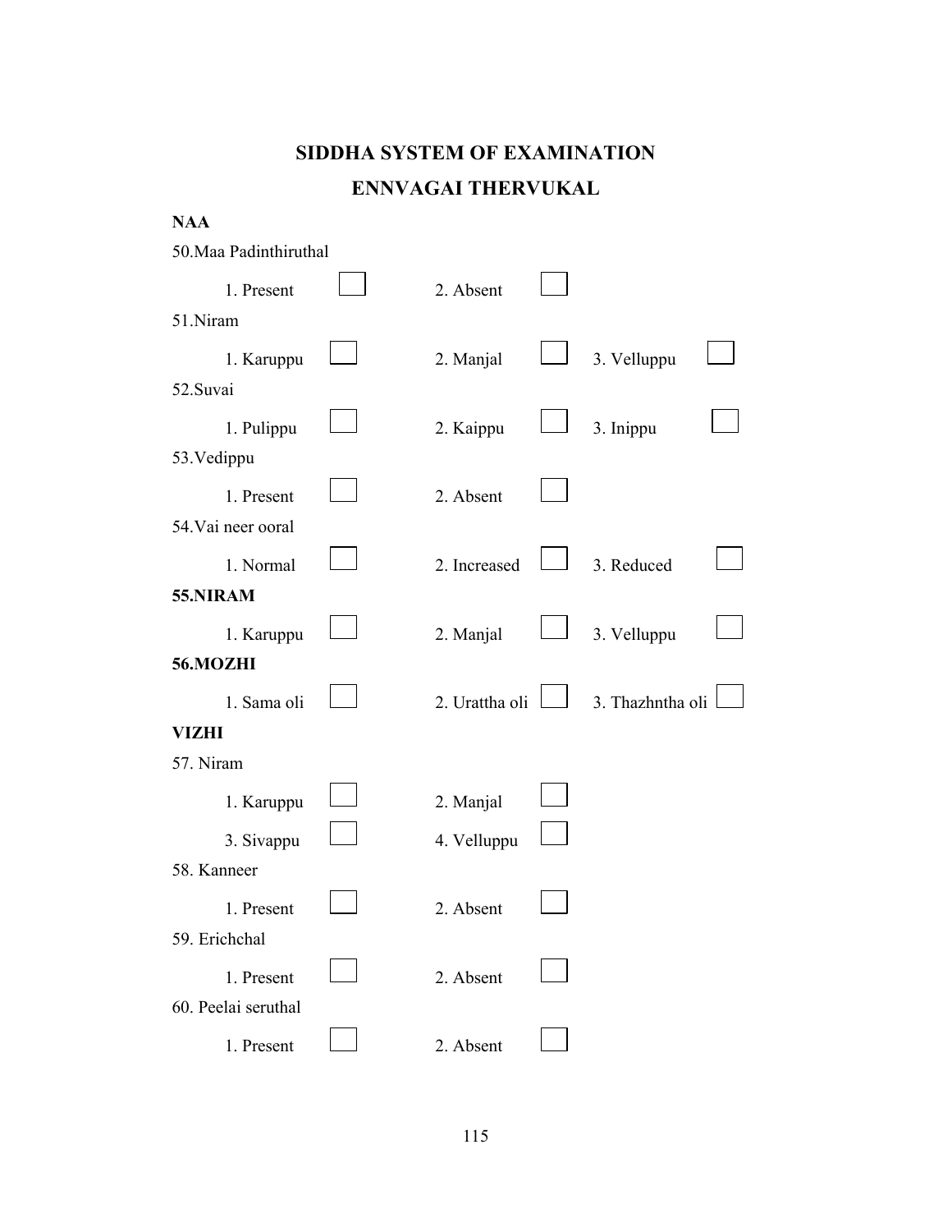## SIDDHA SYSTEM OF EXAMINATION

## ENNVAGAI THERVUKAL

**NAA**

50.Maa Padinthiruthal

1. Present ☐ 2. Absent ☐

51.Niram

1. Karuppu ☐ 2. Manjal ☐ 3. Velluppu ☐

52.Suvai

1. Pulippu ☐ 2. Kaippu ☐ 3. Inippu ☐

53.Vedippu

1. Present ☐ 2. Absent ☐

54.Vai neer ooral

1. Normal ☐ 2. Increased ☐ 3. Reduced ☐

**55.NIRAM**

1. Karuppu ☐ 2. Manjal ☐ 3. Velluppu ☐

**56.MOZHI**

1. Sama oli ☐ 2. Urattha oli ☐ 3. Thazhntha oli ☐

**VIZHI**

57. Niram

1. Karuppu ☐ 2. Manjal ☐

3. Sivappu ☐ 4. Velluppu ☐

58. Kanneer

1. Present ☐ 2. Absent ☐

59. Erichchal

1. Present ☐ 2. Absent ☐

60. Peelai seruthal

1. Present ☐ 2. Absent ☐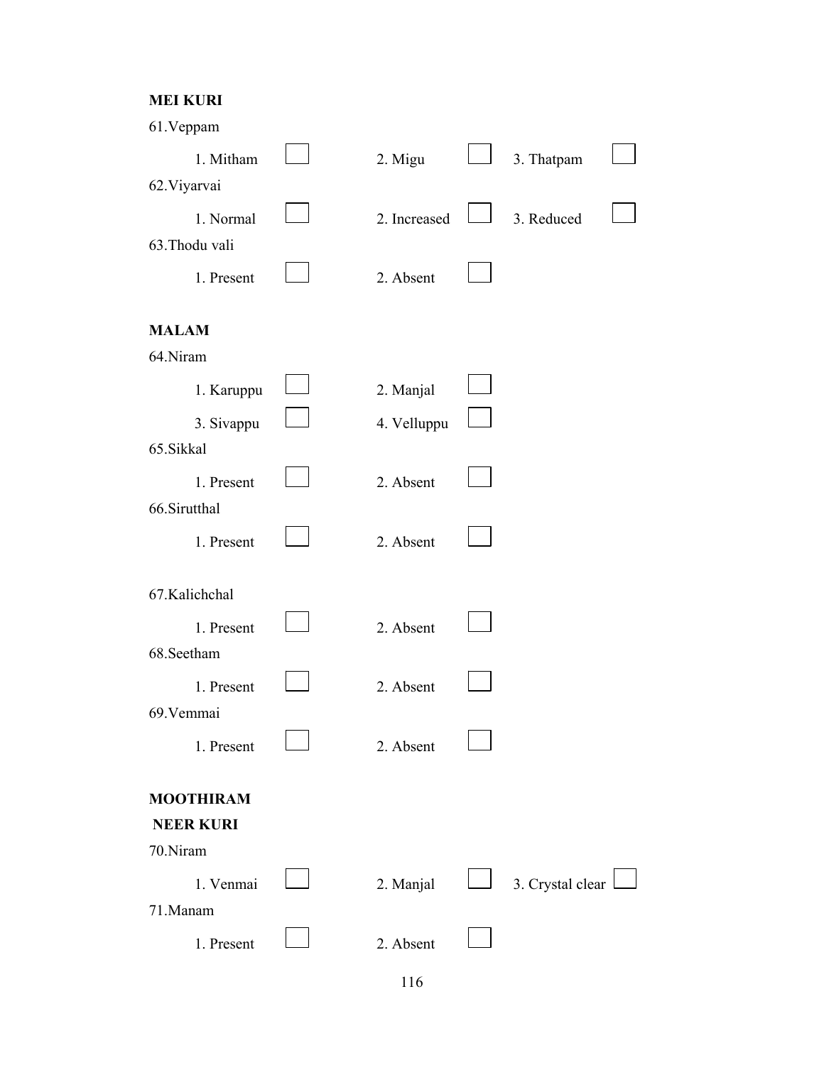**MEI KURI**

61.Veppam

1. Mitham ☐ 2. Migu ☐ 3. Thatpam ☐

62.Viyarvai

1. Normal ☐ 2. Increased ☐ 3. Reduced ☐

63.Thodu vali

1. Present ☐ 2. Absent ☐

**MALAM**

64.Niram

1. Karuppu ☐ 2. Manjal ☐

3. Sivappu ☐ 4. Velluppu ☐

65.Sikkal

1. Present ☐ 2. Absent ☐

66.Sirutthal

1. Present ☐ 2. Absent ☐

67.Kalichchal

1. Present ☐ 2. Absent ☐

68.Seetham

1. Present ☐ 2. Absent ☐

69.Vemmai

1. Present ☐ 2. Absent ☐

**MOOTHIRAM**

**NEER KURI**

70.Niram

1. Venmai ☐ 2. Manjal ☐ 3. Crystal clear ☐

71.Manam

1. Present ☐ 2. Absent ☐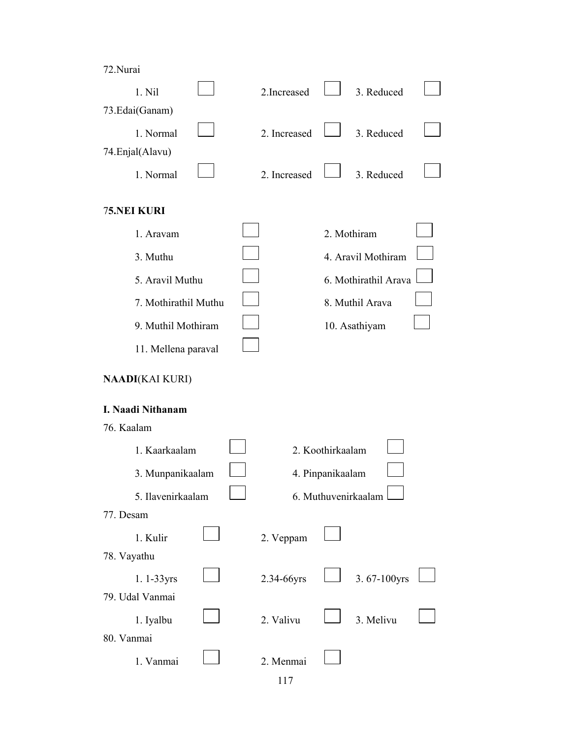72.Nurai

1. Nil ☐ 2.Increased ☐ 3. Reduced ☐

73.Edai(Ganam)

1. Normal ☐ 2. Increased ☐ 3. Reduced ☐

74.Enjal(Alavu)

1. Normal ☐ 2. Increased ☐ 3. Reduced ☐

7**5.NEI KURI**

1. Aravam ☐ 2. Mothiram ☐

3. Muthu ☐ 4. Aravil Mothiram ☐

5. Aravil Muthu ☐ 6. Mothirathil Arava ☐

7. Mothirathil Muthu ☐ 8. Muthil Arava ☐

9. Muthil Mothiram ☐ 10. Asathiyam ☐

11. Mellena paraval ☐

**NAADI**(KAI KURI)

**I. Naadi Nithanam**

76. Kaalam

1. Kaarkaalam ☐ 2. Koothirkaalam ☐

3. Munpanikaalam ☐ 4. Pinpanikaalam ☐

5. Ilavenirkaalam ☐ 6. Muthuvenirkaalam ☐

77. Desam

1. Kulir ☐ 2. Veppam ☐

78. Vayathu

1. 1-33yrs ☐ 2.34-66yrs ☐ 3. 67-100yrs ☐

79. Udal Vanmai

1. Iyalbu ☐ 2. Valivu ☐ 3. Melivu ☐

80. Vanmai

1. Vanmai ☐ 2. Menmai ☐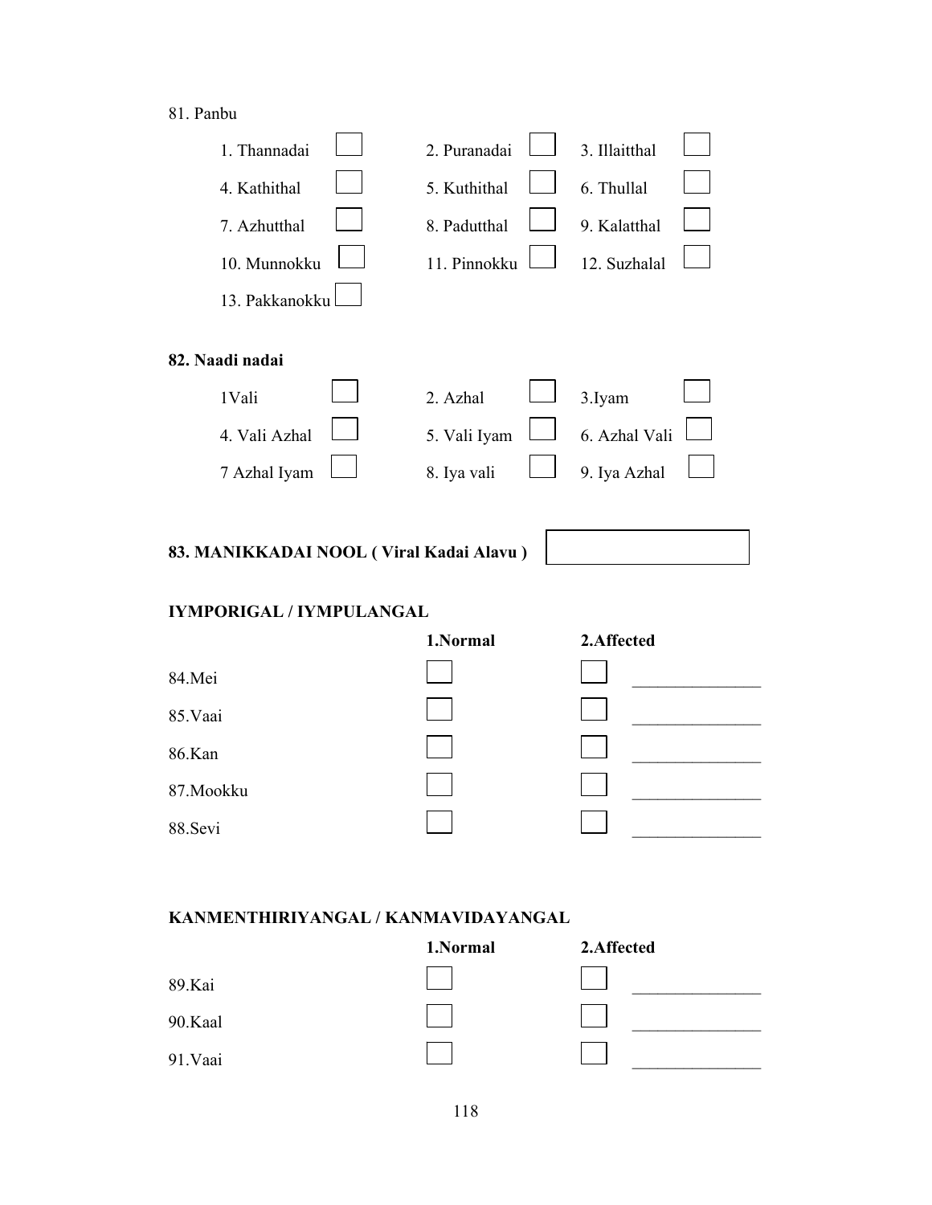81. Panbu

| | | |
|---|---|---|
| 1. Thannadai ☐ | 2. Puranadai ☐ | 3. Illaitthal ☐ |
| 4. Kathithal ☐ | 5. Kuthithal ☐ | 6. Thullal ☐ |
| 7. Azhutthal ☐ | 8. Padutthal ☐ | 9. Kalatthal ☐ |
| 10. Munnokku ☐ | 11. Pinnokku ☐ | 12. Suzhalal ☐ |
| 13. Pakkanokku ☐ | | |

**82. Naadi nadai**

| | | |
|---|---|---|
| 1Vali ☐ | 2. Azhal ☐ | 3.Iyam ☐ |
| 4. Vali Azhal ☐ | 5. Vali Iyam ☐ | 6. Azhal Vali ☐ |
| 7 Azhal Iyam ☐ | 8. Iya vali ☐ | 9. Iya Azhal ☐ |

**83. MANIKKADAI NOOL ( Viral Kadai Alavu )** ☐

**IYMPORIGAL / IYMPULANGAL**

| | 1.Normal | 2.Affected | |
|---|---|---|---|
| 84.Mei | ☐ | ☐ | _______________ |
| 85.Vaai | ☐ | ☐ | _______________ |
| 86.Kan | ☐ | ☐ | _______________ |
| 87.Mookku | ☐ | ☐ | _______________ |
| 88.Sevi | ☐ | ☐ | _______________ |

**KANMENTHIRIYANGAL / KANMAVIDAYANGAL**

| | 1.Normal | 2.Affected | |
|---|---|---|---|
| 89.Kai | ☐ | ☐ | _______________ |
| 90.Kaal | ☐ | ☐ | _______________ |
| 91.Vaai | ☐ | ☐ | _______________ |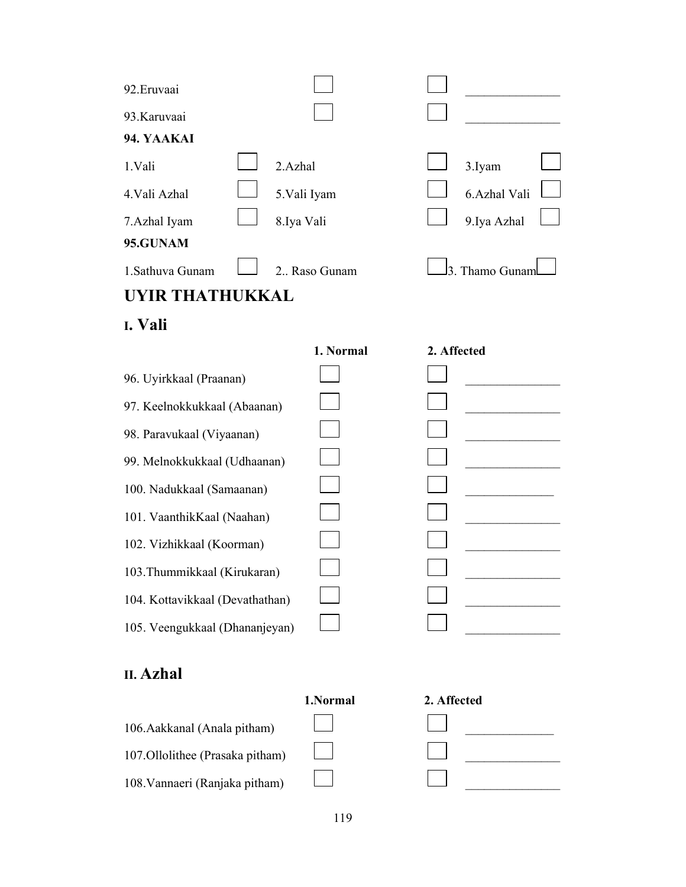| | | | |
|---|---|---|---|
| 92.Eruvaai | ☐ | ☐ | _______________ |
| 93.Karuvaai | ☐ | ☐ | _______________ |

**94. YAAKAI**

| | | | | | |
|---|---|---|---|---|---|
| 1.Vali | ☐ | 2.Azhal | ☐ | 3.Iyam | ☐ |
| 4.Vali Azhal | ☐ | 5.Vali Iyam | ☐ | 6.Azhal Vali | ☐ |
| 7.Azhal Iyam | ☐ | 8.Iya Vali | ☐ | 9.Iya Azhal | ☐ |

**95.GUNAM**

| | | | | | |
|---|---|---|---|---|---|
| 1.Sathuva Gunam | ☐ | 2.. Raso Gunam | ☐ | 3. Thamo Gunam | ☐ |

# UYIR THATHUKKAL

## I. Vali

| | 1. Normal | 2. Affected | |
|---|---|---|---|
| 96. Uyirkkaal (Praanan) | ☐ | ☐ | _______________ |
| 97. Keelnokkukkaal (Abaanan) | ☐ | ☐ | _______________ |
| 98. Paravukaal (Viyaanan) | ☐ | ☐ | _______________ |
| 99. Melnokkukkaal (Udhaanan) | ☐ | ☐ | _______________ |
| 100. Nadukkaal (Samaanan) | ☐ | ☐ | ______________ |
| 101. VaanthikKaal (Naahan) | ☐ | ☐ | _______________ |
| 102. Vizhikkaal (Koorman) | ☐ | ☐ | _______________ |
| 103.Thummikkaal (Kirukaran) | ☐ | ☐ | _______________ |
| 104. Kottavikkaal (Devathathan) | ☐ | ☐ | _______________ |
| 105. Veengukkaal (Dhananjeyan) | ☐ | ☐ | _______________ |

## II. Azhal

| | 1.Normal | 2. Affected | |
|---|---|---|---|
| 106.Aakkanal (Anala pitham) | ☐ | ☐ | ______________ |
| 107.Ollolithee (Prasaka pitham) | ☐ | ☐ | _______________ |
| 108.Vannaeri (Ranjaka pitham) | ☐ | ☐ | _______________ |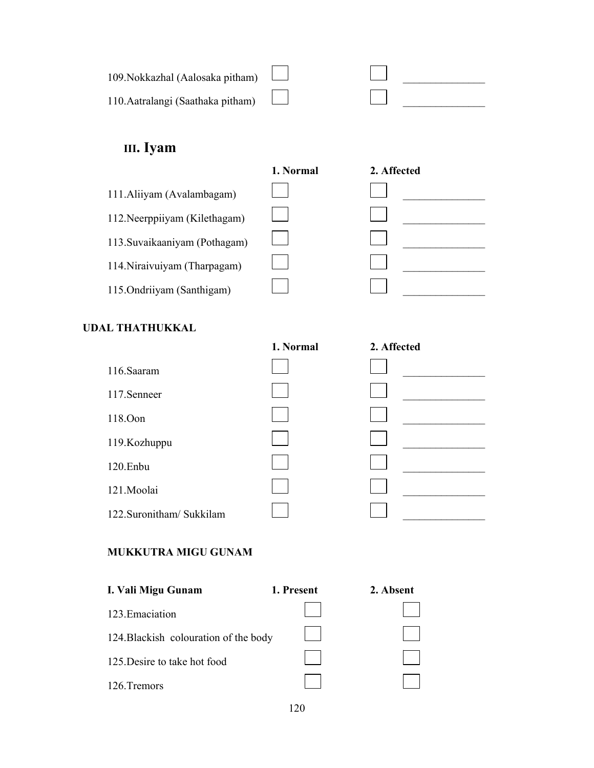| | | | |
|---|---|---|---|
| 109.Nokkazhal (Aalosaka pitham) | ☐ | ☐ | _______________ |
| 110.Aatralangi (Saathaka pitham) | ☐ | ☐ | _______________ |

## III. Iyam

| | 1. Normal | 2. Affected | |
|---|---|---|---|
| 111.Aliiyam (Avalambagam) | ☐ | ☐ | _______________ |
| 112.Neerppiiyam (Kilethagam) | ☐ | ☐ | _______________ |
| 113.Suvaikaaniyam (Pothagam) | ☐ | ☐ | _______________ |
| 114.Niraivuiyam (Tharpagam) | ☐ | ☐ | _______________ |
| 115.Ondriiyam (Santhigam) | ☐ | ☐ | _______________ |

**UDAL THATHUKKAL**

| | 1. Normal | 2. Affected | |
|---|---|---|---|
| 116.Saaram | ☐ | ☐ | _______________ |
| 117.Senneer | ☐ | ☐ | _______________ |
| 118.Oon | ☐ | ☐ | _______________ |
| 119.Kozhuppu | ☐ | ☐ | _______________ |
| 120.Enbu | ☐ | ☐ | _______________ |
| 121.Moolai | ☐ | ☐ | _______________ |
| 122.Suronitham/ Sukkilam | ☐ | ☐ | _______________ |

**MUKKUTRA MIGU GUNAM**

| I. Vali Migu Gunam | 1. Present | 2. Absent |
|---|---|---|
| 123.Emaciation | ☐ | ☐ |
| 124.Blackish colouration of the body | ☐ | ☐ |
| 125.Desire to take hot food | ☐ | ☐ |
| 126.Tremors | ☐ | ☐ |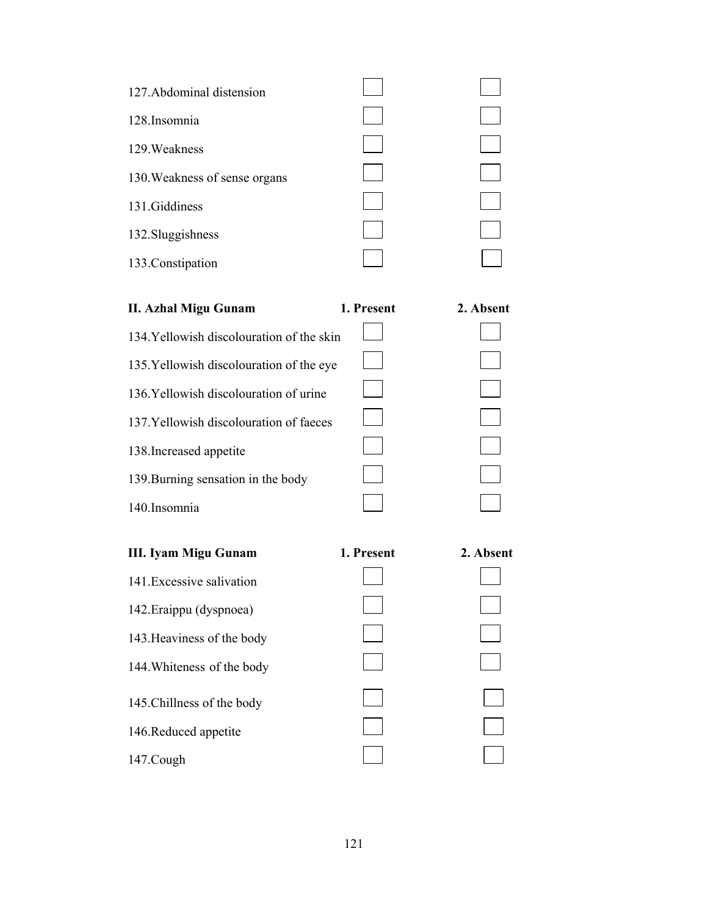| | | |
|---|---|---|
| 127.Abdominal distension | ☐ | ☐ |
| 128.Insomnia | ☐ | ☐ |
| 129.Weakness | ☐ | ☐ |
| 130.Weakness of sense organs | ☐ | ☐ |
| 131.Giddiness | ☐ | ☐ |
| 132.Sluggishness | ☐ | ☐ |
| 133.Constipation | ☐ | ☐ |

| **II. Azhal Migu Gunam** | **1. Present** | **2. Absent** |
|---|---|---|
| 134.Yellowish discolouration of the skin | ☐ | ☐ |
| 135.Yellowish discolouration of the eye | ☐ | ☐ |
| 136.Yellowish discolouration of urine | ☐ | ☐ |
| 137.Yellowish discolouration of faeces | ☐ | ☐ |
| 138.Increased appetite | ☐ | ☐ |
| 139.Burning sensation in the body | ☐ | ☐ |
| 140.Insomnia | ☐ | ☐ |

| **III. Iyam Migu Gunam** | **1. Present** | **2. Absent** |
|---|---|---|
| 141.Excessive salivation | ☐ | ☐ |
| 142.Eraippu (dyspnoea) | ☐ | ☐ |
| 143.Heaviness of the body | ☐ | ☐ |
| 144.Whiteness of the body | ☐ | ☐ |
| 145.Chillness of the body | ☐ | ☐ |
| 146.Reduced appetite | ☐ | ☐ |
| 147.Cough | ☐ | ☐ |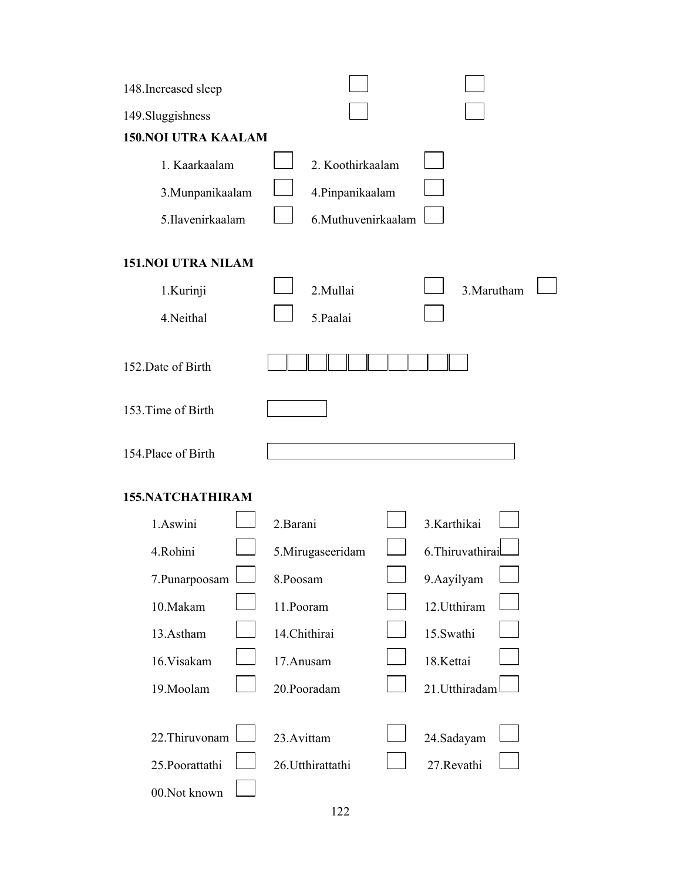148.Increased sleep ☐ ☐

149.Sluggishness ☐ ☐

**150.NOI UTRA KAALAM**

| | | | |
|---|---|---|---|
| 1. Kaarkaalam | ☐ | 2. Koothirkaalam | ☐ |
| 3.Munpanikaalam | ☐ | 4.Pinpanikaalam | ☐ |
| 5.Ilavenirkaalam | ☐ | 6.Muthuvenirkaalam | ☐ |

**151.NOI UTRA NILAM**

| | | | | | |
|---|---|---|---|---|---|
| 1.Kurinji | ☐ | 2.Mullai | ☐ | 3.Marutham | ☐ |
| 4.Neithal | ☐ | 5.Paalai | ☐ | | |

152.Date of Birth ☐☐☐☐☐☐☐☐☐☐

153.Time of Birth ☐

154.Place of Birth ☐

**155.NATCHATHIRAM**

| | | | | | |
|---|---|---|---|---|---|
| 1.Aswini | ☐ | 2.Barani | ☐ | 3.Karthikai | ☐ |
| 4.Rohini | ☐ | 5.Mirugaseeridam | ☐ | 6.Thiruvathirai | ☐ |
| 7.Punarpoosam | ☐ | 8.Poosam | ☐ | 9.Aayilyam | ☐ |
| 10.Makam | ☐ | 11.Pooram | ☐ | 12.Utthiram | ☐ |
| 13.Astham | ☐ | 14.Chithirai | ☐ | 15.Swathi | ☐ |
| 16.Visakam | ☐ | 17.Anusam | ☐ | 18.Kettai | ☐ |
| 19.Moolam | ☐ | 20.Pooradam | ☐ | 21.Utthiradam | ☐ |
| 22.Thiruvonam | ☐ | 23.Avittam | ☐ | 24.Sadayam | ☐ |
| 25.Poorattathi | ☐ | 26.Utthirattathi | ☐ | 27.Revathi | ☐ |
| 00.Not known | ☐ | | | | |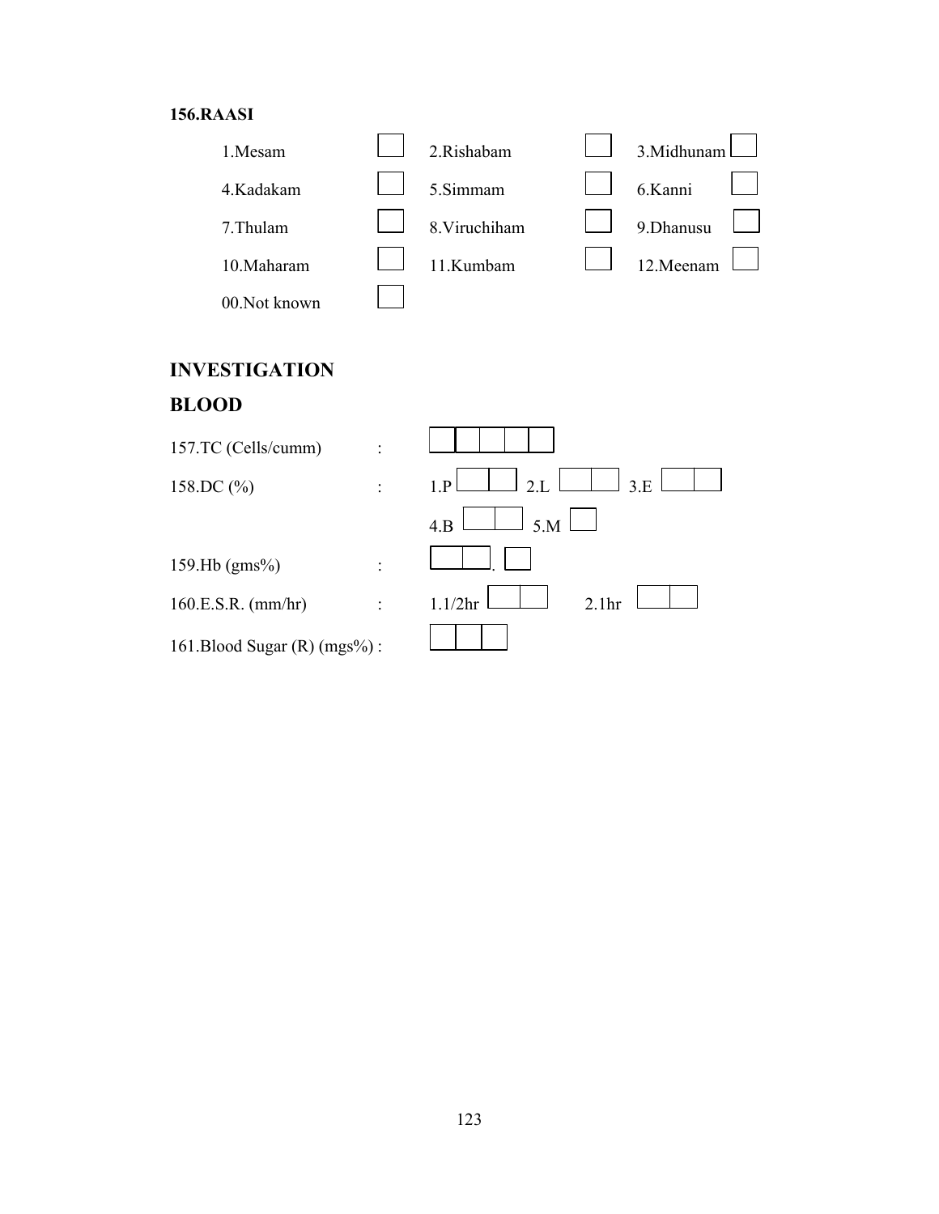**156.RAASI**

| | | | | | |
|---|---|---|---|---|---|
| 1.Mesam | ☐ | 2.Rishabam | ☐ | 3.Midhunam | ☐ |
| 4.Kadakam | ☐ | 5.Simmam | ☐ | 6.Kanni | ☐ |
| 7.Thulam | ☐ | 8.Viruchiham | ☐ | 9.Dhanusu | ☐ |
| 10.Maharam | ☐ | 11.Kumbam | ☐ | 12.Meenam | ☐ |
| 00.Not known | ☐ | | | | |

## INVESTIGATION

## BLOOD

157.TC (Cells/cumm) : ☐☐☐☐☐

158.DC (%) : 1.P ☐☐ 2.L ☐☐ 3.E ☐☐

4.B ☐☐ 5.M ☐

159.Hb (gms%) : ☐☐. ☐

160.E.S.R. (mm/hr) : 1.1/2hr ☐☐ 2.1hr ☐☐

161.Blood Sugar (R) (mgs%) : ☐☐☐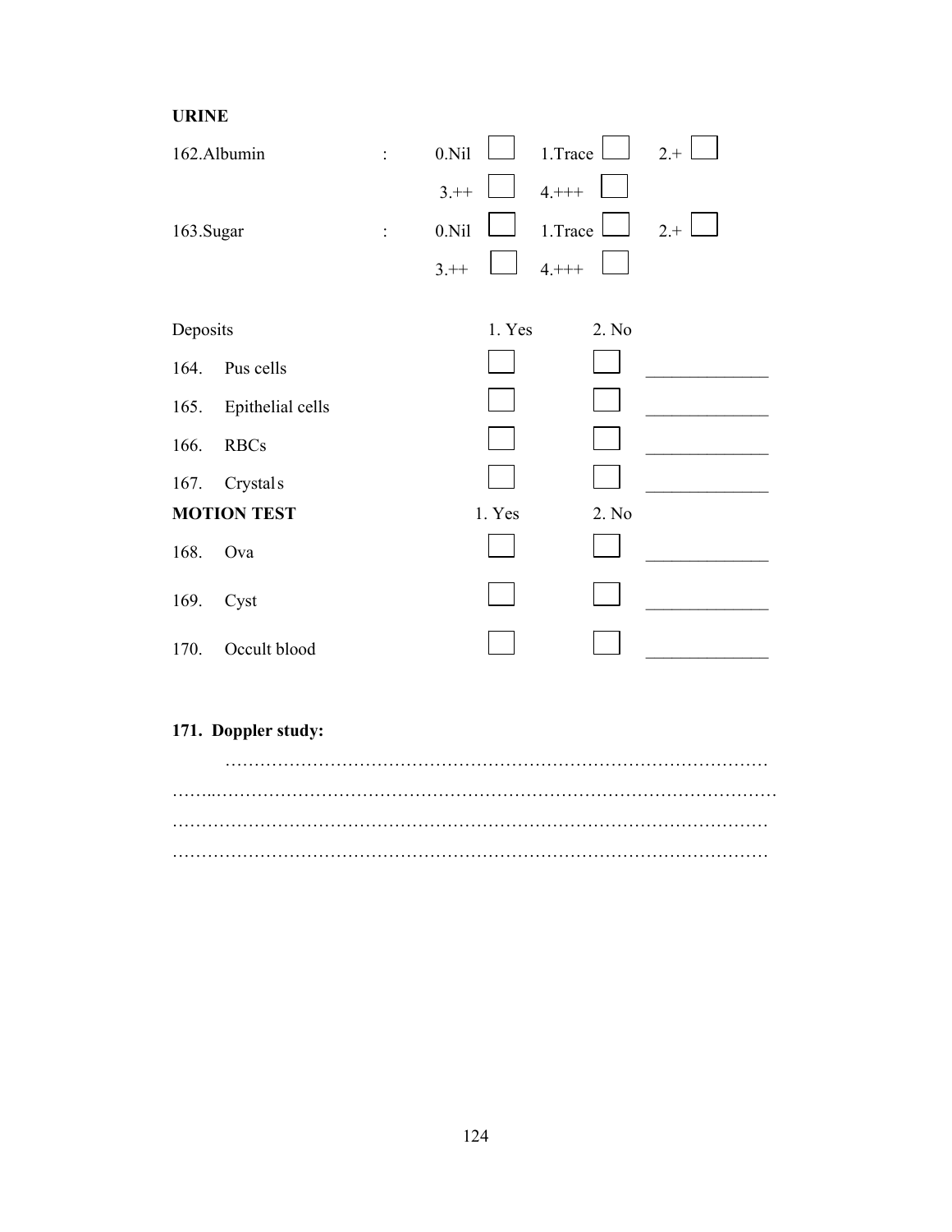**URINE**

162.Albumin : 0.Nil ☐ 1.Trace ☐ 2.+ ☐

3.++ ☐ 4.+++ ☐

163.Sugar : 0.Nil ☐ 1.Trace ☐ 2.+ ☐

3.++ ☐ 4.+++ ☐

| Deposits | 1. Yes | 2. No | |
|---|---|---|---|
| 164. Pus cells | ☐ | ☐ | _____________ |
| 165. Epithelial cells | ☐ | ☐ | _____________ |
| 166. RBCs | ☐ | ☐ | _____________ |
| 167. Crystals | ☐ | ☐ | _____________ |

| **MOTION TEST** | 1. Yes | 2. No | |
|---|---|---|---|
| 168. Ova | ☐ | ☐ | _____________ |
| 169. Cyst | ☐ | ☐ | _____________ |
| 170. Occult blood | ☐ | ☐ | _____________ |

**171. Doppler study:**

…………………………………………………………………………………

……..……………………………………………………………………………………

……………………………………………………………………………………………

……………………………………………………………………………………………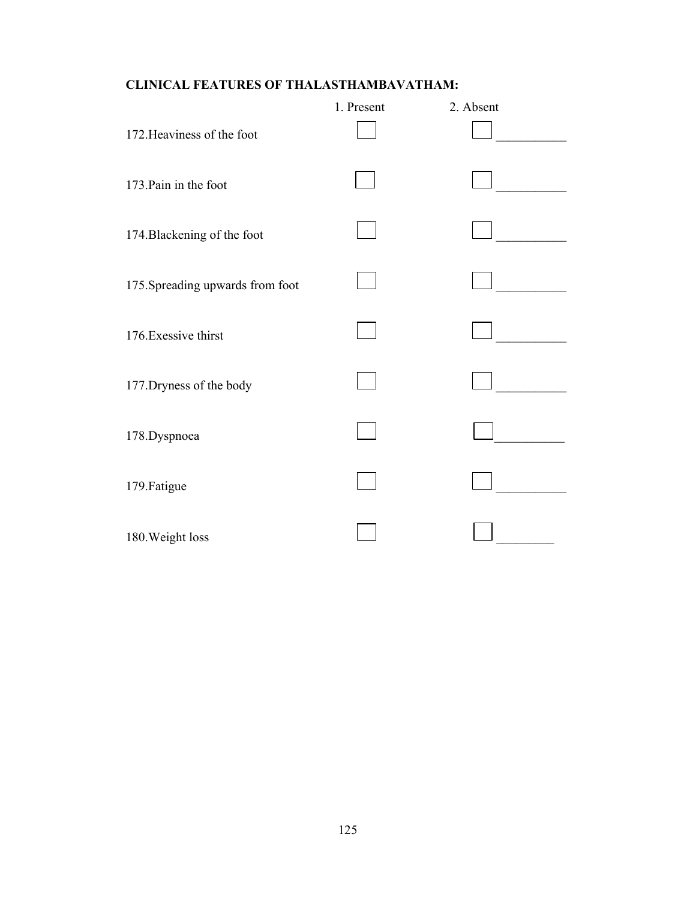**CLINICAL FEATURES OF THALASTHAMBAVATHAM:**

| | 1. Present | 2. Absent | |
|---|---|---|---|
| 172.Heaviness of the foot | ☐ | ☐ | __________ |
| 173.Pain in the foot | ☐ | ☐ | __________ |
| 174.Blackening of the foot | ☐ | ☐ | __________ |
| 175.Spreading upwards from foot | ☐ | ☐ | __________ |
| 176.Exessive thirst | ☐ | ☐ | __________ |
| 177.Dryness of the body | ☐ | ☐ | __________ |
| 178.Dyspnoea | ☐ | ☐ | __________ |
| 179.Fatigue | ☐ | ☐ | __________ |
| 180.Weight loss | ☐ | ☐ | ________ |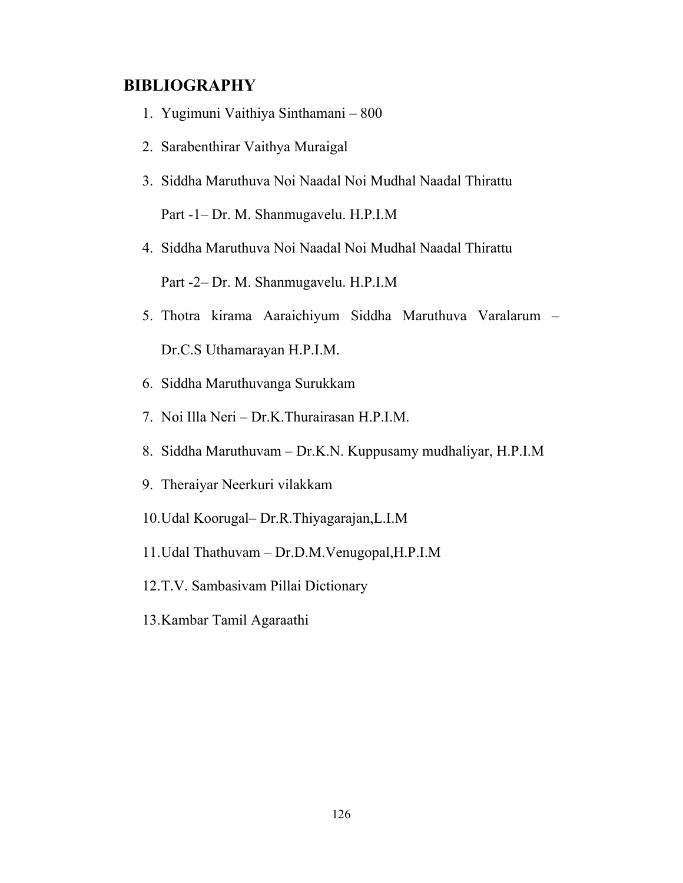# BIBLIOGRAPHY

1. Yugimuni Vaithiya Sinthamani – 800
2. Sarabenthirar Vaithya Muraigal
3. Siddha Maruthuva Noi Naadal Noi Mudhal Naadal Thirattu

   Part -1– Dr. M. Shanmugavelu. H.P.I.M
4. Siddha Maruthuva Noi Naadal Noi Mudhal Naadal Thirattu

   Part -2– Dr. M. Shanmugavelu. H.P.I.M
5. Thotra kirama Aaraichiyum Siddha Maruthuva Varalarum – Dr.C.S Uthamarayan H.P.I.M.
6. Siddha Maruthuvanga Surukkam
7. Noi Illa Neri – Dr.K.Thurairasan H.P.I.M.
8. Siddha Maruthuvam – Dr.K.N. Kuppusamy mudhaliyar, H.P.I.M
9. Theraiyar Neerkuri vilakkam
10. Udal Koorugal– Dr.R.Thiyagarajan,L.I.M
11. Udal Thathuvam – Dr.D.M.Venugopal,H.P.I.M
12. T.V. Sambasivam Pillai Dictionary
13. Kambar Tamil Agaraathi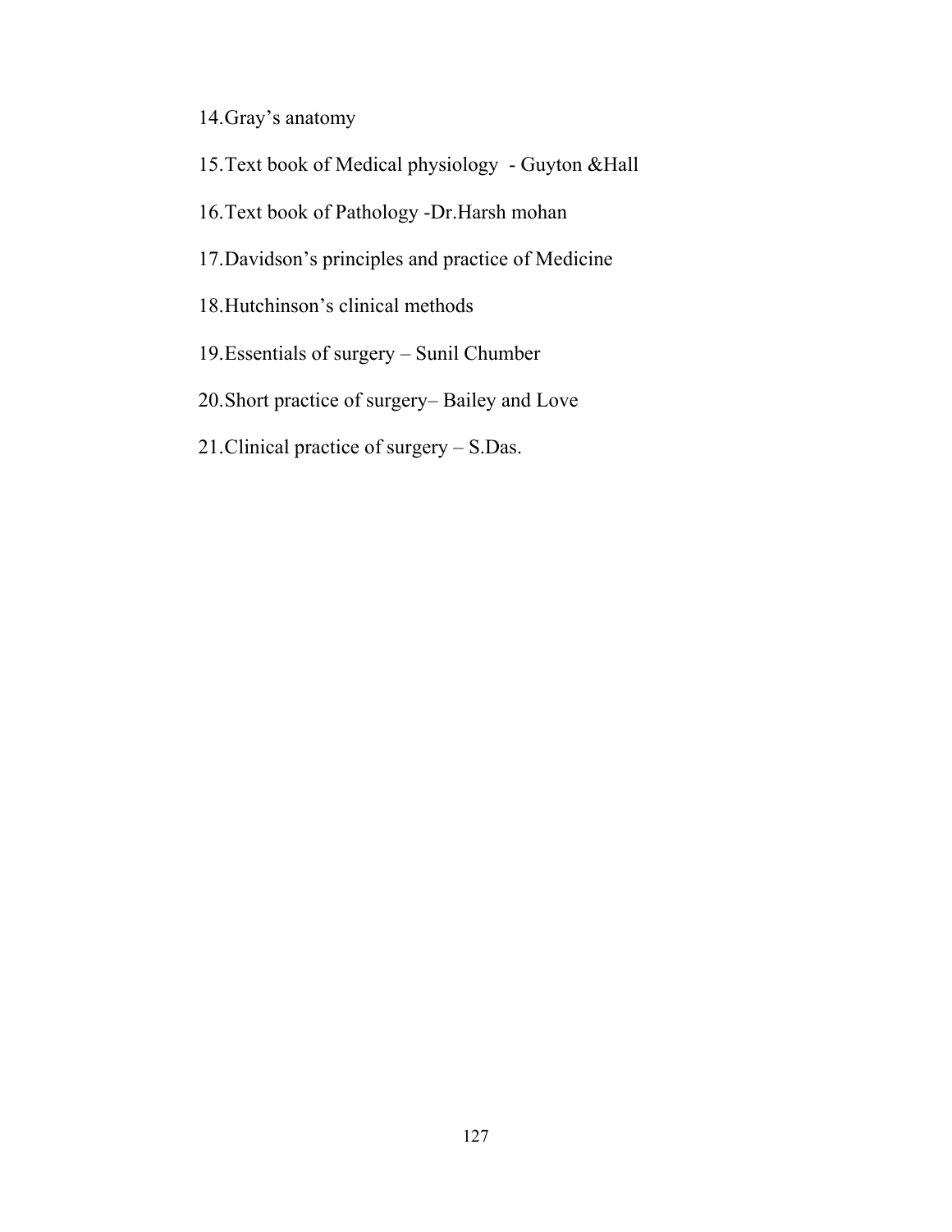14. Gray's anatomy
15. Text book of Medical physiology - Guyton &Hall
16. Text book of Pathology -Dr.Harsh mohan
17. Davidson's principles and practice of Medicine
18. Hutchinson's clinical methods
19. Essentials of surgery – Sunil Chumber
20. Short practice of surgery– Bailey and Love
21. Clinical practice of surgery – S.Das.